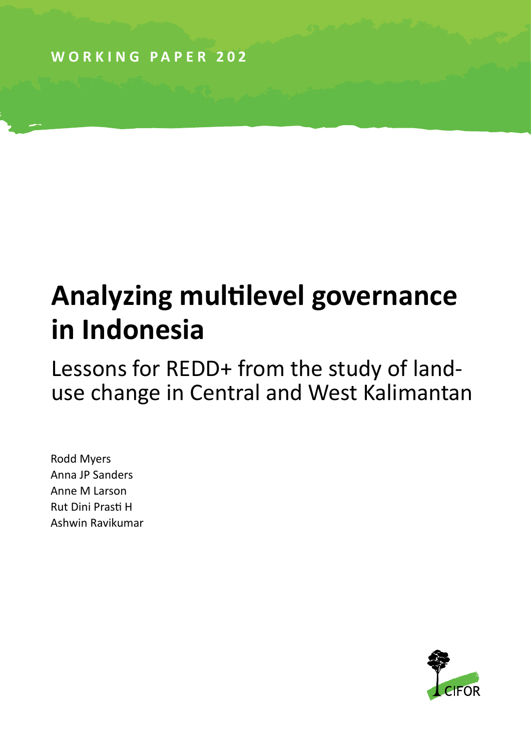WORKING PAPER 202

# Analyzing multilevel governance in Indonesia

## Lessons for REDD+ from the study of land-use change in Central and West Kalimantan

Rodd Myers
Anna JP Sanders
Anne M Larson
Rut Dini Prasti H
Ashwin Ravikumar

CIFOR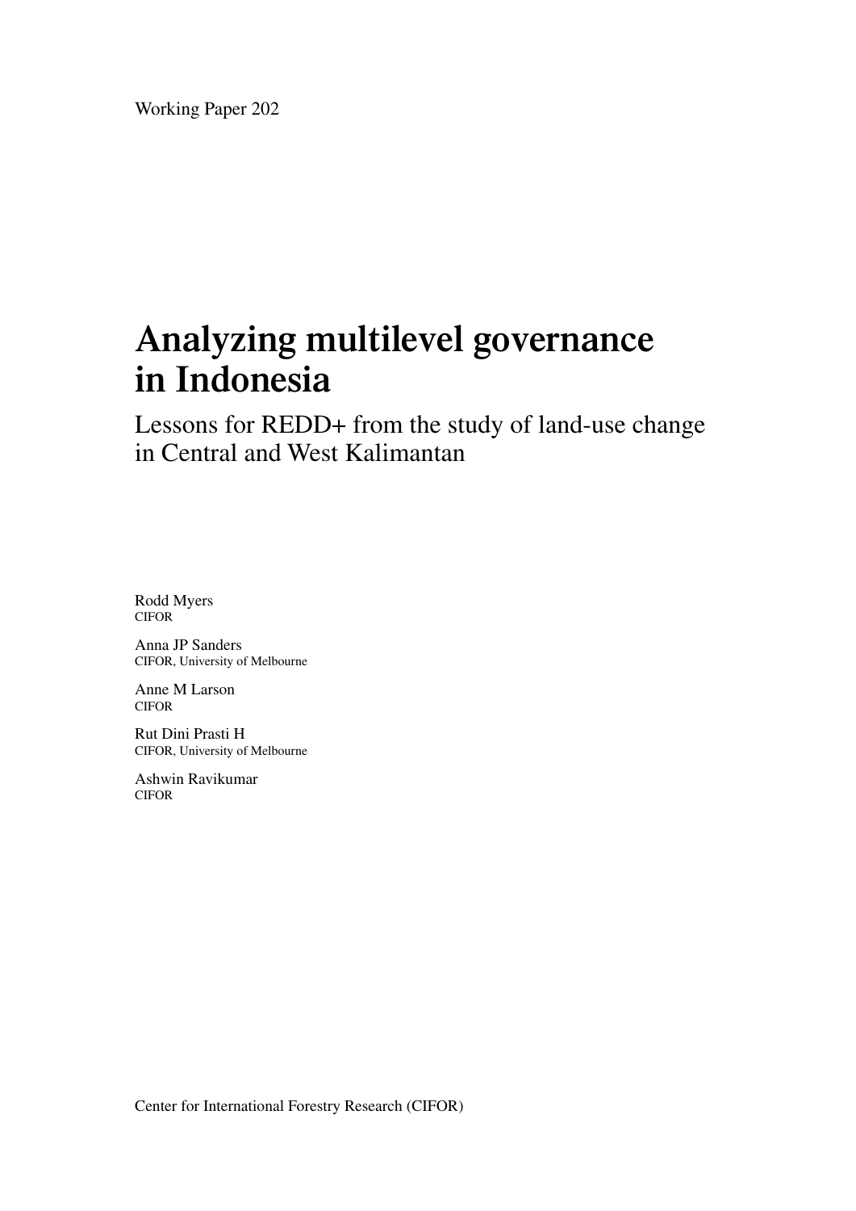Working Paper 202

# Analyzing multilevel governance in Indonesia

## Lessons for REDD+ from the study of land-use change in Central and West Kalimantan

Rodd Myers
CIFOR

Anna JP Sanders
CIFOR, University of Melbourne

Anne M Larson
CIFOR

Rut Dini Prasti H
CIFOR, University of Melbourne

Ashwin Ravikumar
CIFOR

Center for International Forestry Research (CIFOR)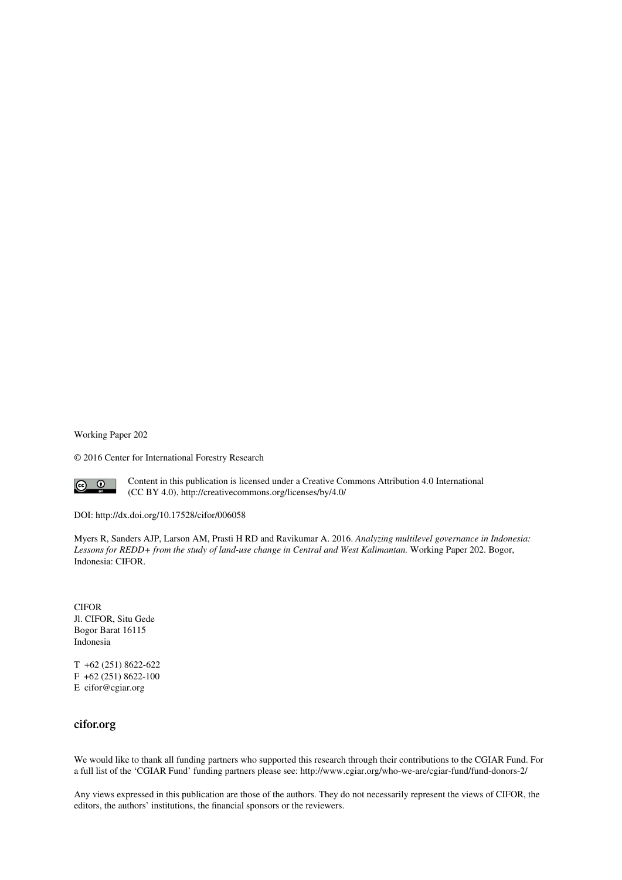Working Paper 202

© 2016 Center for International Forestry Research

Content in this publication is licensed under a Creative Commons Attribution 4.0 International (CC BY 4.0), http://creativecommons.org/licenses/by/4.0/

DOI: http://dx.doi.org/10.17528/cifor/006058

Myers R, Sanders AJP, Larson AM, Prasti H RD and Ravikumar A. 2016. *Analyzing multilevel governance in Indonesia: Lessons for REDD+ from the study of land-use change in Central and West Kalimantan.* Working Paper 202. Bogor, Indonesia: CIFOR.

CIFOR
Jl. CIFOR, Situ Gede
Bogor Barat 16115
Indonesia

T +62 (251) 8622-622
F +62 (251) 8622-100
E cifor@cgiar.org

**cifor.org**

We would like to thank all funding partners who supported this research through their contributions to the CGIAR Fund. For a full list of the 'CGIAR Fund' funding partners please see: http://www.cgiar.org/who-we-are/cgiar-fund/fund-donors-2/

Any views expressed in this publication are those of the authors. They do not necessarily represent the views of CIFOR, the editors, the authors' institutions, the financial sponsors or the reviewers.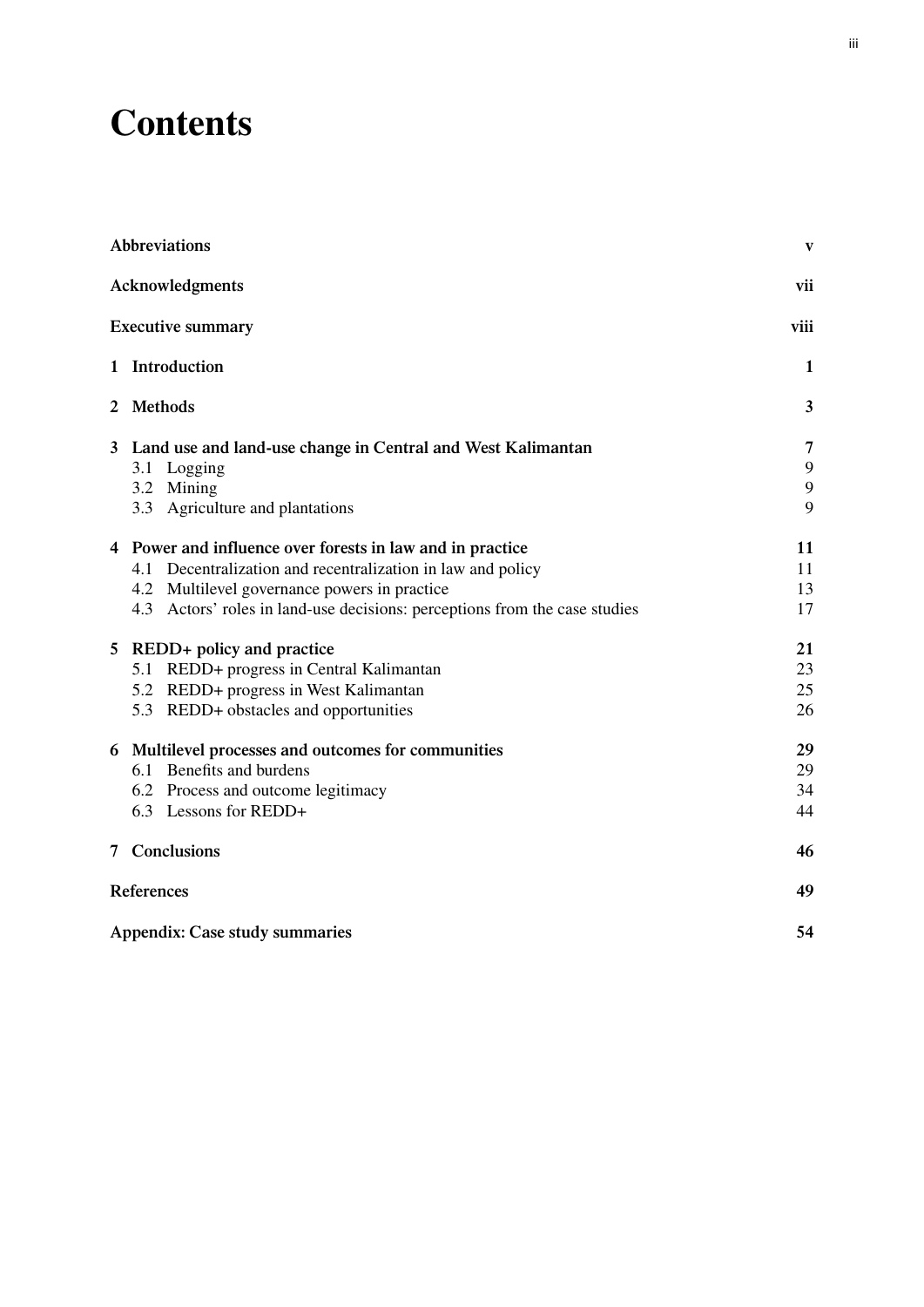# Contents

| | |
|---|---|
| **Abbreviations** | **v** |
| **Acknowledgments** | **vii** |
| **Executive summary** | **viii** |
| **1 Introduction** | **1** |
| **2 Methods** | **3** |
| **3 Land use and land-use change in Central and West Kalimantan** | **7** |
| 3.1 Logging | 9 |
| 3.2 Mining | 9 |
| 3.3 Agriculture and plantations | 9 |
| **4 Power and influence over forests in law and in practice** | **11** |
| 4.1 Decentralization and recentralization in law and policy | 11 |
| 4.2 Multilevel governance powers in practice | 13 |
| 4.3 Actors' roles in land-use decisions: perceptions from the case studies | 17 |
| **5 REDD+ policy and practice** | **21** |
| 5.1 REDD+ progress in Central Kalimantan | 23 |
| 5.2 REDD+ progress in West Kalimantan | 25 |
| 5.3 REDD+ obstacles and opportunities | 26 |
| **6 Multilevel processes and outcomes for communities** | **29** |
| 6.1 Benefits and burdens | 29 |
| 6.2 Process and outcome legitimacy | 34 |
| 6.3 Lessons for REDD+ | 44 |
| **7 Conclusions** | **46** |
| **References** | **49** |
| **Appendix: Case study summaries** | **54** |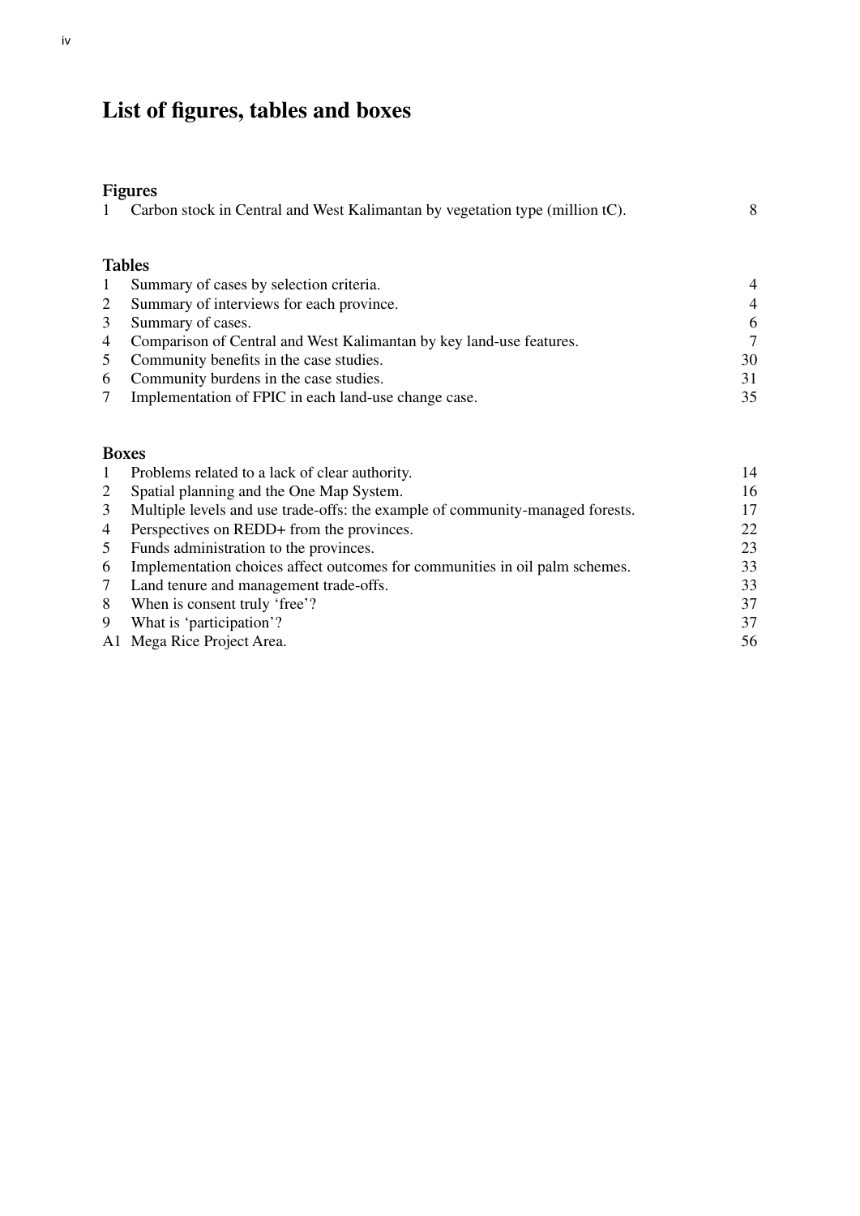# List of figures, tables and boxes

## Figures

| | | |
|---|---|---|
| 1 | Carbon stock in Central and West Kalimantan by vegetation type (million tC). | 8 |

## Tables

| | | |
|---|---|---|
| 1 | Summary of cases by selection criteria. | 4 |
| 2 | Summary of interviews for each province. | 4 |
| 3 | Summary of cases. | 6 |
| 4 | Comparison of Central and West Kalimantan by key land-use features. | 7 |
| 5 | Community benefits in the case studies. | 30 |
| 6 | Community burdens in the case studies. | 31 |
| 7 | Implementation of FPIC in each land-use change case. | 35 |

## Boxes

| | | |
|---|---|---|
| 1 | Problems related to a lack of clear authority. | 14 |
| 2 | Spatial planning and the One Map System. | 16 |
| 3 | Multiple levels and use trade-offs: the example of community-managed forests. | 17 |
| 4 | Perspectives on REDD+ from the provinces. | 22 |
| 5 | Funds administration to the provinces. | 23 |
| 6 | Implementation choices affect outcomes for communities in oil palm schemes. | 33 |
| 7 | Land tenure and management trade-offs. | 33 |
| 8 | When is consent truly 'free'? | 37 |
| 9 | What is 'participation'? | 37 |
| A1 | Mega Rice Project Area. | 56 |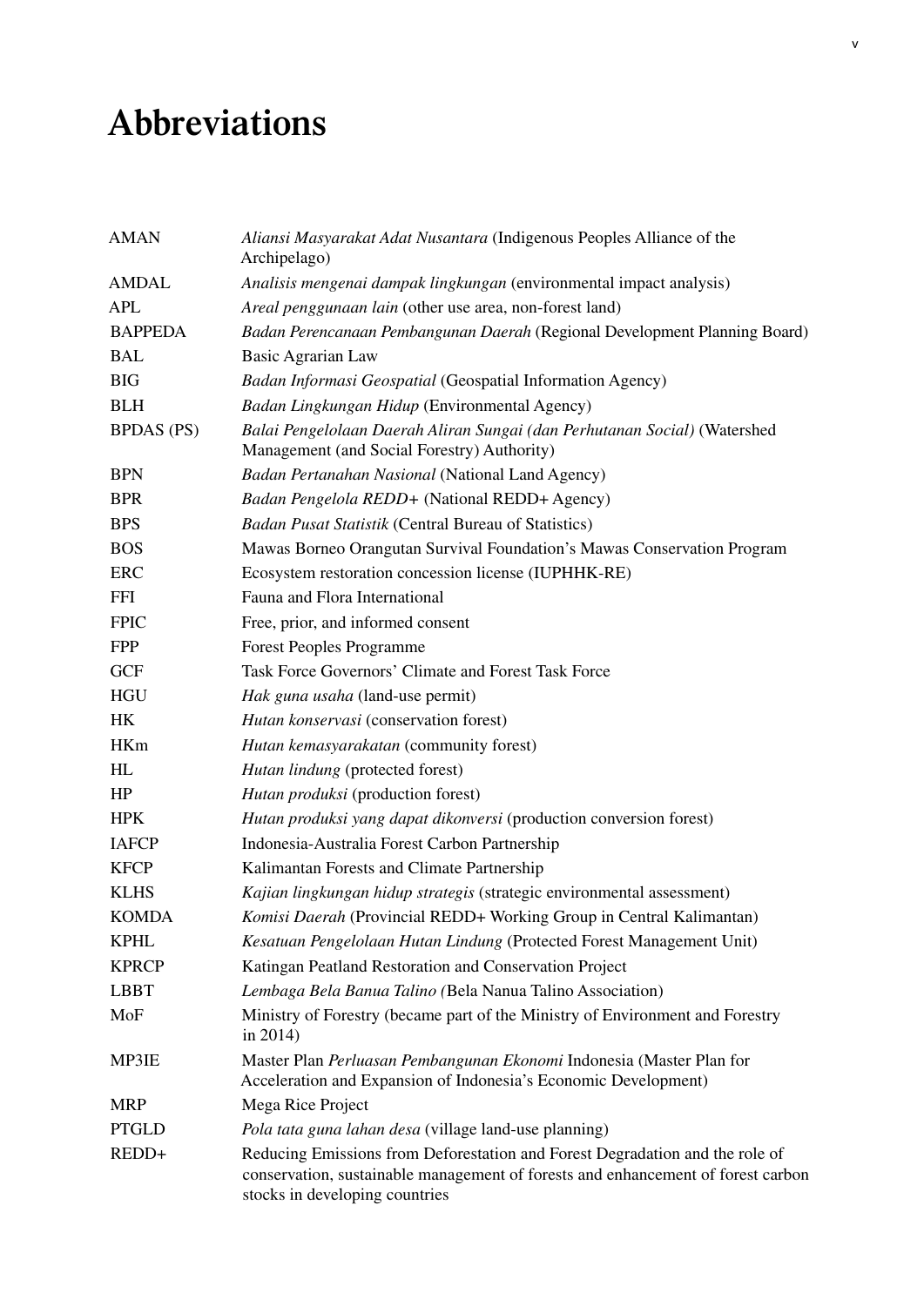# Abbreviations

| | |
|---|---|
| AMAN | *Aliansi Masyarakat Adat Nusantara* (Indigenous Peoples Alliance of the Archipelago) |
| AMDAL | *Analisis mengenai dampak lingkungan* (environmental impact analysis) |
| APL | *Areal penggunaan lain* (other use area, non-forest land) |
| BAPPEDA | *Badan Perencanaan Pembangunan Daerah* (Regional Development Planning Board) |
| BAL | Basic Agrarian Law |
| BIG | *Badan Informasi Geospatial* (Geospatial Information Agency) |
| BLH | *Badan Lingkungan Hidup* (Environmental Agency) |
| BPDAS (PS) | *Balai Pengelolaan Daerah Aliran Sungai (dan Perhutanan Social)* (Watershed Management (and Social Forestry) Authority) |
| BPN | *Badan Pertanahan Nasional* (National Land Agency) |
| BPR | *Badan Pengelola REDD+* (National REDD+ Agency) |
| BPS | *Badan Pusat Statistik* (Central Bureau of Statistics) |
| BOS | Mawas Borneo Orangutan Survival Foundation's Mawas Conservation Program |
| ERC | Ecosystem restoration concession license (IUPHHK-RE) |
| FFI | Fauna and Flora International |
| FPIC | Free, prior, and informed consent |
| FPP | Forest Peoples Programme |
| GCF | Task Force Governors' Climate and Forest Task Force |
| HGU | *Hak guna usaha* (land-use permit) |
| HK | *Hutan konservasi* (conservation forest) |
| HKm | *Hutan kemasyarakatan* (community forest) |
| HL | *Hutan lindung* (protected forest) |
| HP | *Hutan produksi* (production forest) |
| HPK | *Hutan produksi yang dapat dikonversi* (production conversion forest) |
| IAFCP | Indonesia-Australia Forest Carbon Partnership |
| KFCP | Kalimantan Forests and Climate Partnership |
| KLHS | *Kajian lingkungan hidup strategis* (strategic environmental assessment) |
| KOMDA | *Komisi Daerah* (Provincial REDD+ Working Group in Central Kalimantan) |
| KPHL | *Kesatuan Pengelolaan Hutan Lindung* (Protected Forest Management Unit) |
| KPRCP | Katingan Peatland Restoration and Conservation Project |
| LBBT | *Lembaga Bela Banua Talino (*Bela Nanua Talino Association) |
| MoF | Ministry of Forestry (became part of the Ministry of Environment and Forestry in 2014) |
| MP3IE | Master Plan *Perluasan Pembangunan Ekonomi* Indonesia (Master Plan for Acceleration and Expansion of Indonesia's Economic Development) |
| MRP | Mega Rice Project |
| PTGLD | *Pola tata guna lahan desa* (village land-use planning) |
| REDD+ | Reducing Emissions from Deforestation and Forest Degradation and the role of conservation, sustainable management of forests and enhancement of forest carbon stocks in developing countries |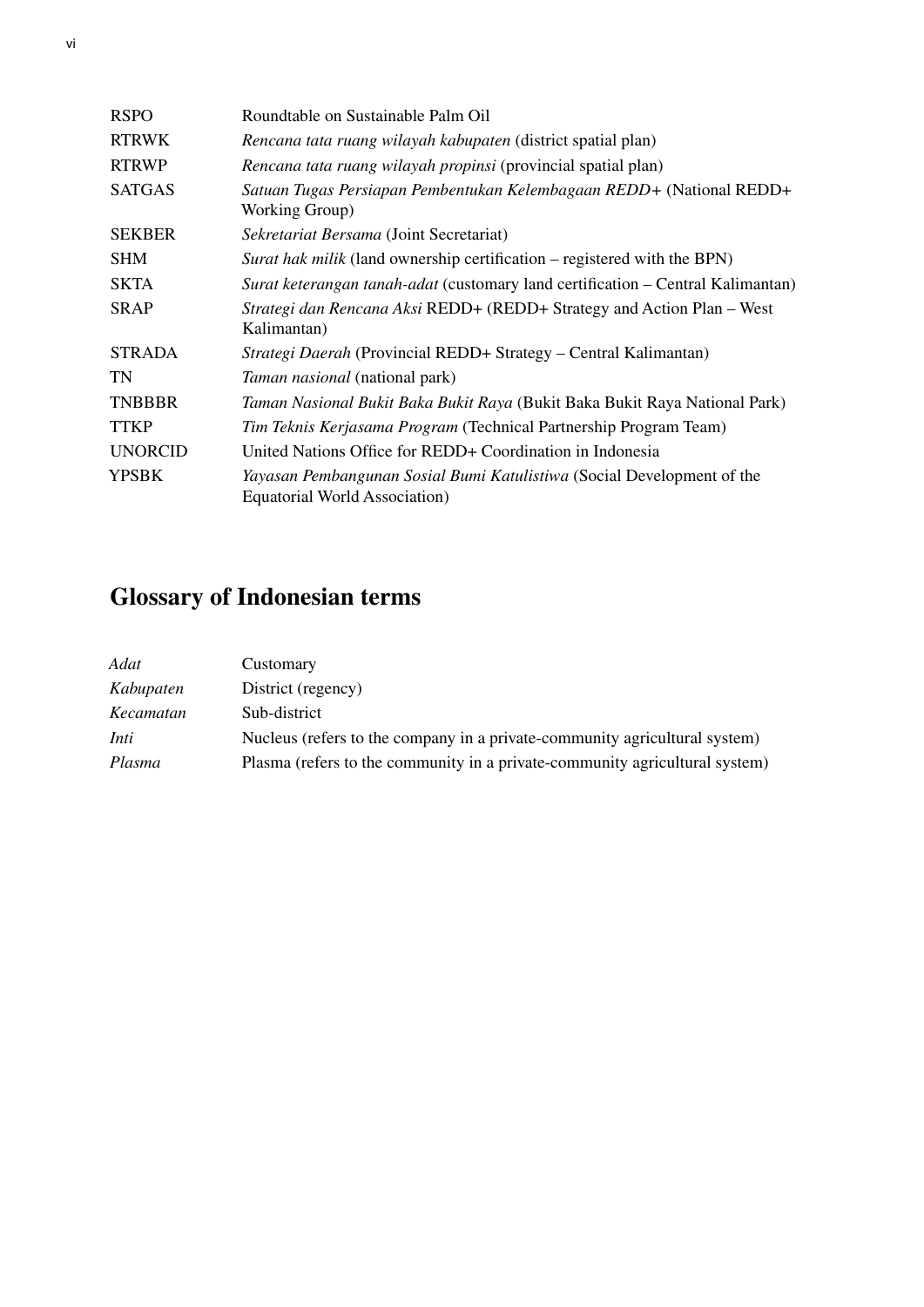| | |
|---|---|
| RSPO | Roundtable on Sustainable Palm Oil |
| RTRWK | *Rencana tata ruang wilayah kabupaten* (district spatial plan) |
| RTRWP | *Rencana tata ruang wilayah propinsi* (provincial spatial plan) |
| SATGAS | *Satuan Tugas Persiapan Pembentukan Kelembagaan REDD+* (National REDD+ Working Group) |
| SEKBER | *Sekretariat Bersama* (Joint Secretariat) |
| SHM | *Surat hak milik* (land ownership certification – registered with the BPN) |
| SKTA | *Surat keterangan tanah-adat* (customary land certification – Central Kalimantan) |
| SRAP | *Strategi dan Rencana Aksi* REDD+ (REDD+ Strategy and Action Plan – West Kalimantan) |
| STRADA | *Strategi Daerah* (Provincial REDD+ Strategy – Central Kalimantan) |
| TN | *Taman nasional* (national park) |
| TNBBBR | *Taman Nasional Bukit Baka Bukit Raya* (Bukit Baka Bukit Raya National Park) |
| TTKP | *Tim Teknis Kerjasama Program* (Technical Partnership Program Team) |
| UNORCID | United Nations Office for REDD+ Coordination in Indonesia |
| YPSBK | *Yayasan Pembangunan Sosial Bumi Katulistiwa* (Social Development of the Equatorial World Association) |

## Glossary of Indonesian terms

| | |
|---|---|
| *Adat* | Customary |
| *Kabupaten* | District (regency) |
| *Kecamatan* | Sub-district |
| *Inti* | Nucleus (refers to the company in a private-community agricultural system) |
| *Plasma* | Plasma (refers to the community in a private-community agricultural system) |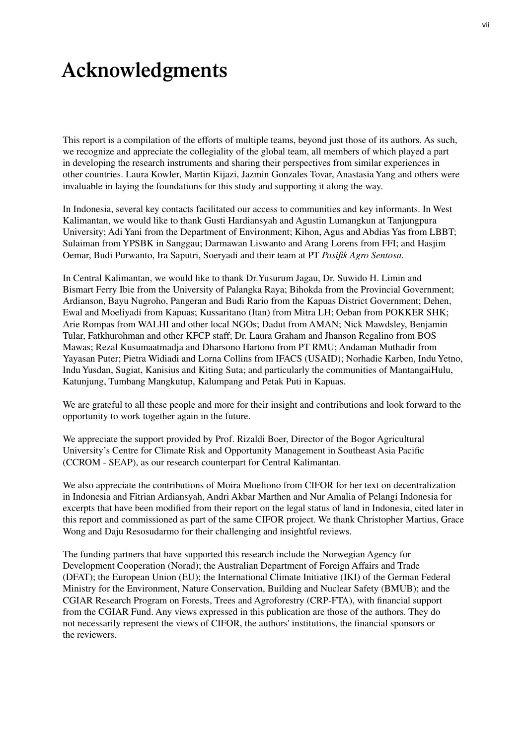# Acknowledgments

This report is a compilation of the efforts of multiple teams, beyond just those of its authors. As such, we recognize and appreciate the collegiality of the global team, all members of which played a part in developing the research instruments and sharing their perspectives from similar experiences in other countries. Laura Kowler, Martin Kijazi, Jazmin Gonzales Tovar, Anastasia Yang and others were invaluable in laying the foundations for this study and supporting it along the way.

In Indonesia, several key contacts facilitated our access to communities and key informants. In West Kalimantan, we would like to thank Gusti Hardiansyah and Agustin Lumangkun at Tanjungpura University; Adi Yani from the Department of Environment; Kihon, Agus and Abdias Yas from LBBT; Sulaiman from YPSBK in Sanggau; Darmawan Liswanto and Arang Lorens from FFI; and Hasjim Oemar, Budi Purwanto, Ira Saputri, Soeryadi and their team at PT *Pasifik Agro Sentosa*.

In Central Kalimantan, we would like to thank Dr.Yusurum Jagau, Dr. Suwido H. Limin and Bismart Ferry Ibie from the University of Palangka Raya; Bihokda from the Provincial Government; Ardianson, Bayu Nugroho, Pangeran and Budi Rario from the Kapuas District Government; Dehen, Ewal and Moeliyadi from Kapuas; Kussaritano (Itan) from Mitra LH; Oeban from POKKER SHK; Arie Rompas from WALHI and other local NGOs; Dadut from AMAN; Nick Mawdsley, Benjamin Tular, Fatkhurohman and other KFCP staff; Dr. Laura Graham and Jhanson Regalino from BOS Mawas; Rezal Kusumaatmadja and Dharsono Hartono from PT RMU; Andaman Muthadir from Yayasan Puter; Pietra Widiadi and Lorna Collins from IFACS (USAID); Norhadie Karben, Indu Yetno, Indu Yusdan, Sugiat, Kanisius and Kiting Suta; and particularly the communities of MantangaiHulu, Katunjung, Tumbang Mangkutup, Kalumpang and Petak Puti in Kapuas.

We are grateful to all these people and more for their insight and contributions and look forward to the opportunity to work together again in the future.

We appreciate the support provided by Prof. Rizaldi Boer, Director of the Bogor Agricultural University's Centre for Climate Risk and Opportunity Management in Southeast Asia Pacific (CCROM - SEAP), as our research counterpart for Central Kalimantan.

We also appreciate the contributions of Moira Moeliono from CIFOR for her text on decentralization in Indonesia and Fitrian Ardiansyah, Andri Akbar Marthen and Nur Amalia of Pelangi Indonesia for excerpts that have been modified from their report on the legal status of land in Indonesia, cited later in this report and commissioned as part of the same CIFOR project. We thank Christopher Martius, Grace Wong and Daju Resosudarmo for their challenging and insightful reviews.

The funding partners that have supported this research include the Norwegian Agency for Development Cooperation (Norad); the Australian Department of Foreign Affairs and Trade (DFAT); the European Union (EU); the International Climate Initiative (IKI) of the German Federal Ministry for the Environment, Nature Conservation, Building and Nuclear Safety (BMUB); and the CGIAR Research Program on Forests, Trees and Agroforestry (CRP-FTA), with financial support from the CGIAR Fund. Any views expressed in this publication are those of the authors. They do not necessarily represent the views of CIFOR, the authors' institutions, the financial sponsors or the reviewers.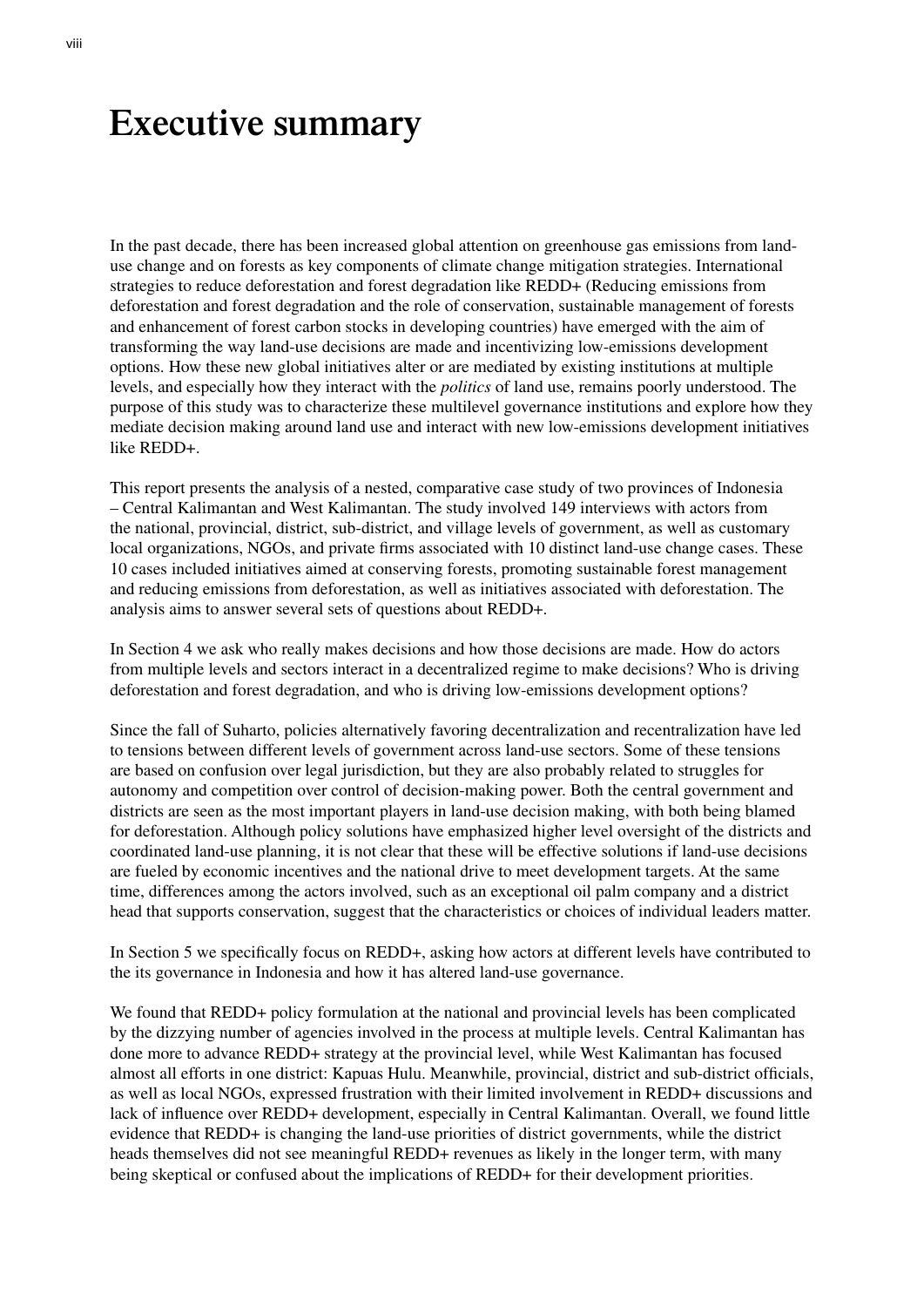# Executive summary

In the past decade, there has been increased global attention on greenhouse gas emissions from land-use change and on forests as key components of climate change mitigation strategies. International strategies to reduce deforestation and forest degradation like REDD+ (Reducing emissions from deforestation and forest degradation and the role of conservation, sustainable management of forests and enhancement of forest carbon stocks in developing countries) have emerged with the aim of transforming the way land-use decisions are made and incentivizing low-emissions development options. How these new global initiatives alter or are mediated by existing institutions at multiple levels, and especially how they interact with the *politics* of land use, remains poorly understood. The purpose of this study was to characterize these multilevel governance institutions and explore how they mediate decision making around land use and interact with new low-emissions development initiatives like REDD+.

This report presents the analysis of a nested, comparative case study of two provinces of Indonesia – Central Kalimantan and West Kalimantan. The study involved 149 interviews with actors from the national, provincial, district, sub-district, and village levels of government, as well as customary local organizations, NGOs, and private firms associated with 10 distinct land-use change cases. These 10 cases included initiatives aimed at conserving forests, promoting sustainable forest management and reducing emissions from deforestation, as well as initiatives associated with deforestation. The analysis aims to answer several sets of questions about REDD+.

In Section 4 we ask who really makes decisions and how those decisions are made. How do actors from multiple levels and sectors interact in a decentralized regime to make decisions? Who is driving deforestation and forest degradation, and who is driving low-emissions development options?

Since the fall of Suharto, policies alternatively favoring decentralization and recentralization have led to tensions between different levels of government across land-use sectors. Some of these tensions are based on confusion over legal jurisdiction, but they are also probably related to struggles for autonomy and competition over control of decision-making power. Both the central government and districts are seen as the most important players in land-use decision making, with both being blamed for deforestation. Although policy solutions have emphasized higher level oversight of the districts and coordinated land-use planning, it is not clear that these will be effective solutions if land-use decisions are fueled by economic incentives and the national drive to meet development targets. At the same time, differences among the actors involved, such as an exceptional oil palm company and a district head that supports conservation, suggest that the characteristics or choices of individual leaders matter.

In Section 5 we specifically focus on REDD+, asking how actors at different levels have contributed to the its governance in Indonesia and how it has altered land-use governance.

We found that REDD+ policy formulation at the national and provincial levels has been complicated by the dizzying number of agencies involved in the process at multiple levels. Central Kalimantan has done more to advance REDD+ strategy at the provincial level, while West Kalimantan has focused almost all efforts in one district: Kapuas Hulu. Meanwhile, provincial, district and sub-district officials, as well as local NGOs, expressed frustration with their limited involvement in REDD+ discussions and lack of influence over REDD+ development, especially in Central Kalimantan. Overall, we found little evidence that REDD+ is changing the land-use priorities of district governments, while the district heads themselves did not see meaningful REDD+ revenues as likely in the longer term, with many being skeptical or confused about the implications of REDD+ for their development priorities.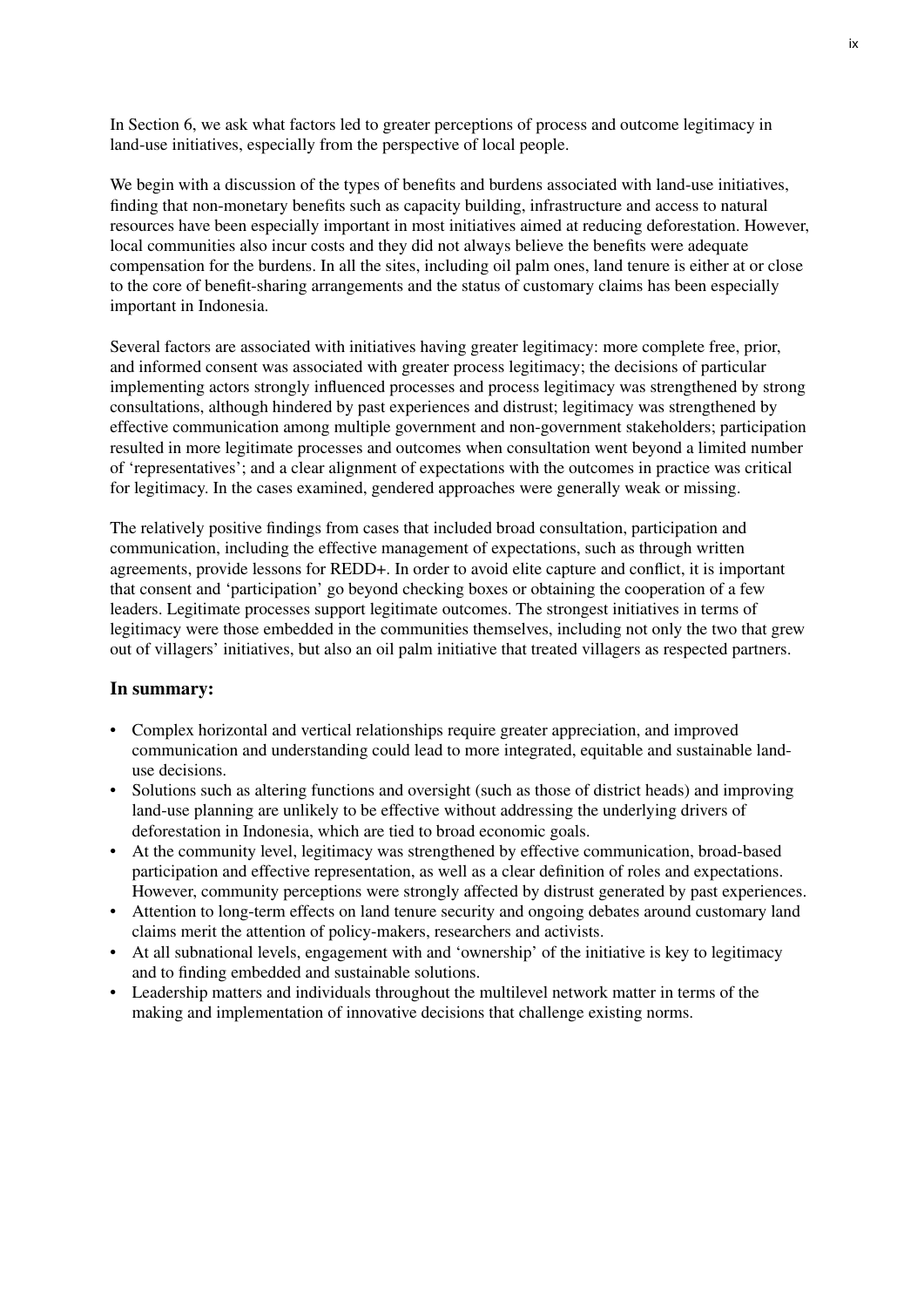In Section 6, we ask what factors led to greater perceptions of process and outcome legitimacy in land-use initiatives, especially from the perspective of local people.

We begin with a discussion of the types of benefits and burdens associated with land-use initiatives, finding that non-monetary benefits such as capacity building, infrastructure and access to natural resources have been especially important in most initiatives aimed at reducing deforestation. However, local communities also incur costs and they did not always believe the benefits were adequate compensation for the burdens. In all the sites, including oil palm ones, land tenure is either at or close to the core of benefit-sharing arrangements and the status of customary claims has been especially important in Indonesia.

Several factors are associated with initiatives having greater legitimacy: more complete free, prior, and informed consent was associated with greater process legitimacy; the decisions of particular implementing actors strongly influenced processes and process legitimacy was strengthened by strong consultations, although hindered by past experiences and distrust; legitimacy was strengthened by effective communication among multiple government and non-government stakeholders; participation resulted in more legitimate processes and outcomes when consultation went beyond a limited number of 'representatives'; and a clear alignment of expectations with the outcomes in practice was critical for legitimacy. In the cases examined, gendered approaches were generally weak or missing.

The relatively positive findings from cases that included broad consultation, participation and communication, including the effective management of expectations, such as through written agreements, provide lessons for REDD+. In order to avoid elite capture and conflict, it is important that consent and 'participation' go beyond checking boxes or obtaining the cooperation of a few leaders. Legitimate processes support legitimate outcomes. The strongest initiatives in terms of legitimacy were those embedded in the communities themselves, including not only the two that grew out of villagers' initiatives, but also an oil palm initiative that treated villagers as respected partners.

### In summary:

- Complex horizontal and vertical relationships require greater appreciation, and improved communication and understanding could lead to more integrated, equitable and sustainable land-use decisions.
- Solutions such as altering functions and oversight (such as those of district heads) and improving land-use planning are unlikely to be effective without addressing the underlying drivers of deforestation in Indonesia, which are tied to broad economic goals.
- At the community level, legitimacy was strengthened by effective communication, broad-based participation and effective representation, as well as a clear definition of roles and expectations. However, community perceptions were strongly affected by distrust generated by past experiences.
- Attention to long-term effects on land tenure security and ongoing debates around customary land claims merit the attention of policy-makers, researchers and activists.
- At all subnational levels, engagement with and 'ownership' of the initiative is key to legitimacy and to finding embedded and sustainable solutions.
- Leadership matters and individuals throughout the multilevel network matter in terms of the making and implementation of innovative decisions that challenge existing norms.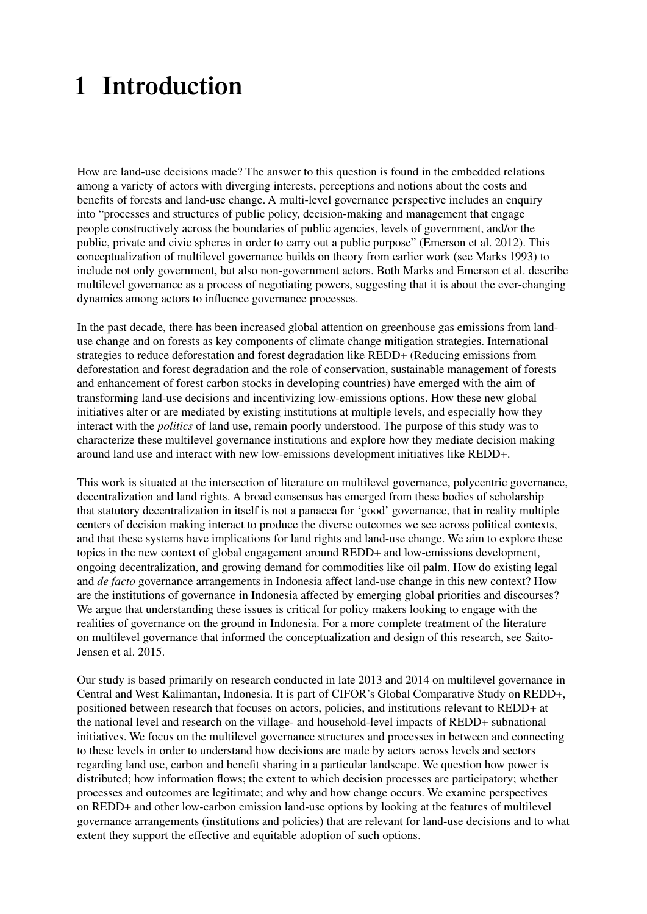# 1 Introduction

How are land-use decisions made? The answer to this question is found in the embedded relations among a variety of actors with diverging interests, perceptions and notions about the costs and benefits of forests and land-use change. A multi-level governance perspective includes an enquiry into "processes and structures of public policy, decision-making and management that engage people constructively across the boundaries of public agencies, levels of government, and/or the public, private and civic spheres in order to carry out a public purpose" (Emerson et al. 2012). This conceptualization of multilevel governance builds on theory from earlier work (see Marks 1993) to include not only government, but also non-government actors. Both Marks and Emerson et al. describe multilevel governance as a process of negotiating powers, suggesting that it is about the ever-changing dynamics among actors to influence governance processes.

In the past decade, there has been increased global attention on greenhouse gas emissions from land-use change and on forests as key components of climate change mitigation strategies. International strategies to reduce deforestation and forest degradation like REDD+ (Reducing emissions from deforestation and forest degradation and the role of conservation, sustainable management of forests and enhancement of forest carbon stocks in developing countries) have emerged with the aim of transforming land-use decisions and incentivizing low-emissions options. How these new global initiatives alter or are mediated by existing institutions at multiple levels, and especially how they interact with the *politics* of land use, remain poorly understood. The purpose of this study was to characterize these multilevel governance institutions and explore how they mediate decision making around land use and interact with new low-emissions development initiatives like REDD+.

This work is situated at the intersection of literature on multilevel governance, polycentric governance, decentralization and land rights. A broad consensus has emerged from these bodies of scholarship that statutory decentralization in itself is not a panacea for 'good' governance, that in reality multiple centers of decision making interact to produce the diverse outcomes we see across political contexts, and that these systems have implications for land rights and land-use change. We aim to explore these topics in the new context of global engagement around REDD+ and low-emissions development, ongoing decentralization, and growing demand for commodities like oil palm. How do existing legal and *de facto* governance arrangements in Indonesia affect land-use change in this new context? How are the institutions of governance in Indonesia affected by emerging global priorities and discourses? We argue that understanding these issues is critical for policy makers looking to engage with the realities of governance on the ground in Indonesia. For a more complete treatment of the literature on multilevel governance that informed the conceptualization and design of this research, see Saito-Jensen et al. 2015.

Our study is based primarily on research conducted in late 2013 and 2014 on multilevel governance in Central and West Kalimantan, Indonesia. It is part of CIFOR's Global Comparative Study on REDD+, positioned between research that focuses on actors, policies, and institutions relevant to REDD+ at the national level and research on the village- and household-level impacts of REDD+ subnational initiatives. We focus on the multilevel governance structures and processes in between and connecting to these levels in order to understand how decisions are made by actors across levels and sectors regarding land use, carbon and benefit sharing in a particular landscape. We question how power is distributed; how information flows; the extent to which decision processes are participatory; whether processes and outcomes are legitimate; and why and how change occurs. We examine perspectives on REDD+ and other low-carbon emission land-use options by looking at the features of multilevel governance arrangements (institutions and policies) that are relevant for land-use decisions and to what extent they support the effective and equitable adoption of such options.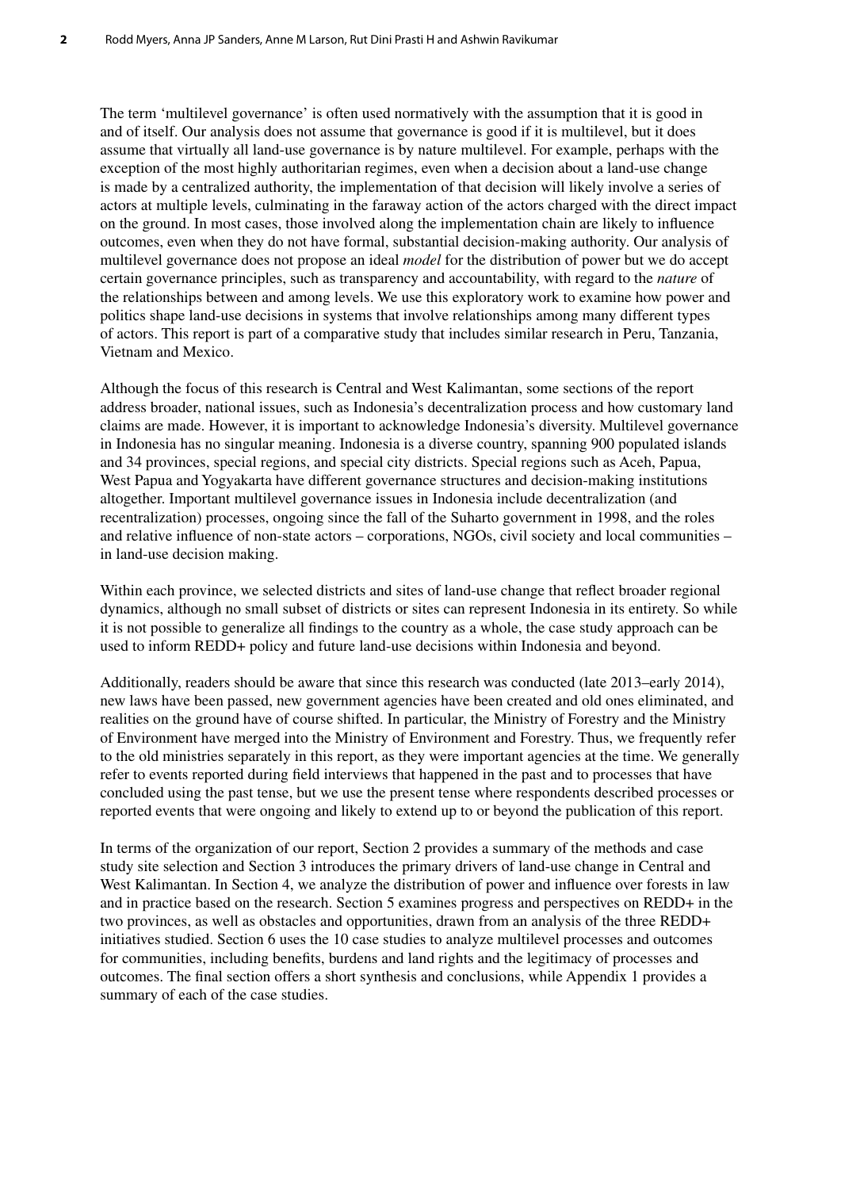The term 'multilevel governance' is often used normatively with the assumption that it is good in and of itself. Our analysis does not assume that governance is good if it is multilevel, but it does assume that virtually all land-use governance is by nature multilevel. For example, perhaps with the exception of the most highly authoritarian regimes, even when a decision about a land-use change is made by a centralized authority, the implementation of that decision will likely involve a series of actors at multiple levels, culminating in the faraway action of the actors charged with the direct impact on the ground. In most cases, those involved along the implementation chain are likely to influence outcomes, even when they do not have formal, substantial decision-making authority. Our analysis of multilevel governance does not propose an ideal *model* for the distribution of power but we do accept certain governance principles, such as transparency and accountability, with regard to the *nature* of the relationships between and among levels. We use this exploratory work to examine how power and politics shape land-use decisions in systems that involve relationships among many different types of actors. This report is part of a comparative study that includes similar research in Peru, Tanzania, Vietnam and Mexico.

Although the focus of this research is Central and West Kalimantan, some sections of the report address broader, national issues, such as Indonesia's decentralization process and how customary land claims are made. However, it is important to acknowledge Indonesia's diversity. Multilevel governance in Indonesia has no singular meaning. Indonesia is a diverse country, spanning 900 populated islands and 34 provinces, special regions, and special city districts. Special regions such as Aceh, Papua, West Papua and Yogyakarta have different governance structures and decision-making institutions altogether. Important multilevel governance issues in Indonesia include decentralization (and recentralization) processes, ongoing since the fall of the Suharto government in 1998, and the roles and relative influence of non-state actors – corporations, NGOs, civil society and local communities – in land-use decision making.

Within each province, we selected districts and sites of land-use change that reflect broader regional dynamics, although no small subset of districts or sites can represent Indonesia in its entirety. So while it is not possible to generalize all findings to the country as a whole, the case study approach can be used to inform REDD+ policy and future land-use decisions within Indonesia and beyond.

Additionally, readers should be aware that since this research was conducted (late 2013–early 2014), new laws have been passed, new government agencies have been created and old ones eliminated, and realities on the ground have of course shifted. In particular, the Ministry of Forestry and the Ministry of Environment have merged into the Ministry of Environment and Forestry. Thus, we frequently refer to the old ministries separately in this report, as they were important agencies at the time. We generally refer to events reported during field interviews that happened in the past and to processes that have concluded using the past tense, but we use the present tense where respondents described processes or reported events that were ongoing and likely to extend up to or beyond the publication of this report.

In terms of the organization of our report, Section 2 provides a summary of the methods and case study site selection and Section 3 introduces the primary drivers of land-use change in Central and West Kalimantan. In Section 4, we analyze the distribution of power and influence over forests in law and in practice based on the research. Section 5 examines progress and perspectives on REDD+ in the two provinces, as well as obstacles and opportunities, drawn from an analysis of the three REDD+ initiatives studied. Section 6 uses the 10 case studies to analyze multilevel processes and outcomes for communities, including benefits, burdens and land rights and the legitimacy of processes and outcomes. The final section offers a short synthesis and conclusions, while Appendix 1 provides a summary of each of the case studies.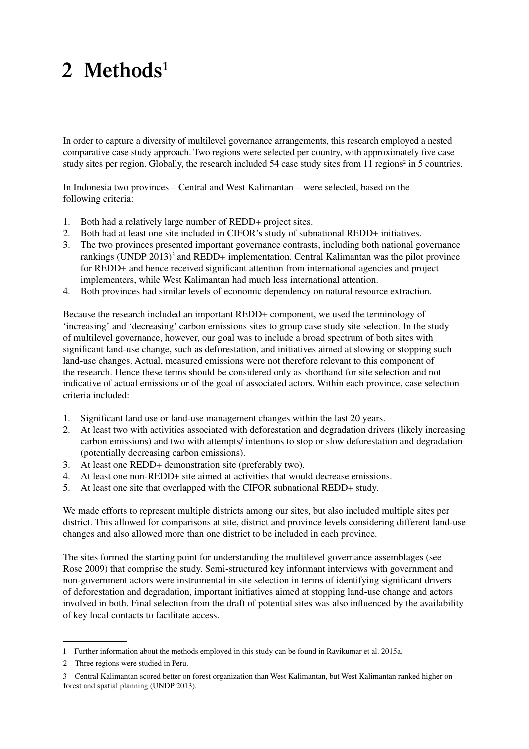# 2 Methods[1]

In order to capture a diversity of multilevel governance arrangements, this research employed a nested comparative case study approach. Two regions were selected per country, with approximately five case study sites per region. Globally, the research included 54 case study sites from 11 regions[2] in 5 countries.

In Indonesia two provinces – Central and West Kalimantan – were selected, based on the following criteria:

1. Both had a relatively large number of REDD+ project sites.
2. Both had at least one site included in CIFOR's study of subnational REDD+ initiatives.
3. The two provinces presented important governance contrasts, including both national governance rankings (UNDP 2013)[3] and REDD+ implementation. Central Kalimantan was the pilot province for REDD+ and hence received significant attention from international agencies and project implementers, while West Kalimantan had much less international attention.
4. Both provinces had similar levels of economic dependency on natural resource extraction.

Because the research included an important REDD+ component, we used the terminology of 'increasing' and 'decreasing' carbon emissions sites to group case study site selection. In the study of multilevel governance, however, our goal was to include a broad spectrum of both sites with significant land-use change, such as deforestation, and initiatives aimed at slowing or stopping such land-use changes. Actual, measured emissions were not therefore relevant to this component of the research. Hence these terms should be considered only as shorthand for site selection and not indicative of actual emissions or of the goal of associated actors. Within each province, case selection criteria included:

1. Significant land use or land-use management changes within the last 20 years.
2. At least two with activities associated with deforestation and degradation drivers (likely increasing carbon emissions) and two with attempts/ intentions to stop or slow deforestation and degradation (potentially decreasing carbon emissions).
3. At least one REDD+ demonstration site (preferably two).
4. At least one non-REDD+ site aimed at activities that would decrease emissions.
5. At least one site that overlapped with the CIFOR subnational REDD+ study.

We made efforts to represent multiple districts among our sites, but also included multiple sites per district. This allowed for comparisons at site, district and province levels considering different land-use changes and also allowed more than one district to be included in each province.

The sites formed the starting point for understanding the multilevel governance assemblages (see Rose 2009) that comprise the study. Semi-structured key informant interviews with government and non-government actors were instrumental in site selection in terms of identifying significant drivers of deforestation and degradation, important initiatives aimed at stopping land-use change and actors involved in both. Final selection from the draft of potential sites was also influenced by the availability of key local contacts to facilitate access.

---

1 Further information about the methods employed in this study can be found in Ravikumar et al. 2015a.

2 Three regions were studied in Peru.

3 Central Kalimantan scored better on forest organization than West Kalimantan, but West Kalimantan ranked higher on forest and spatial planning (UNDP 2013).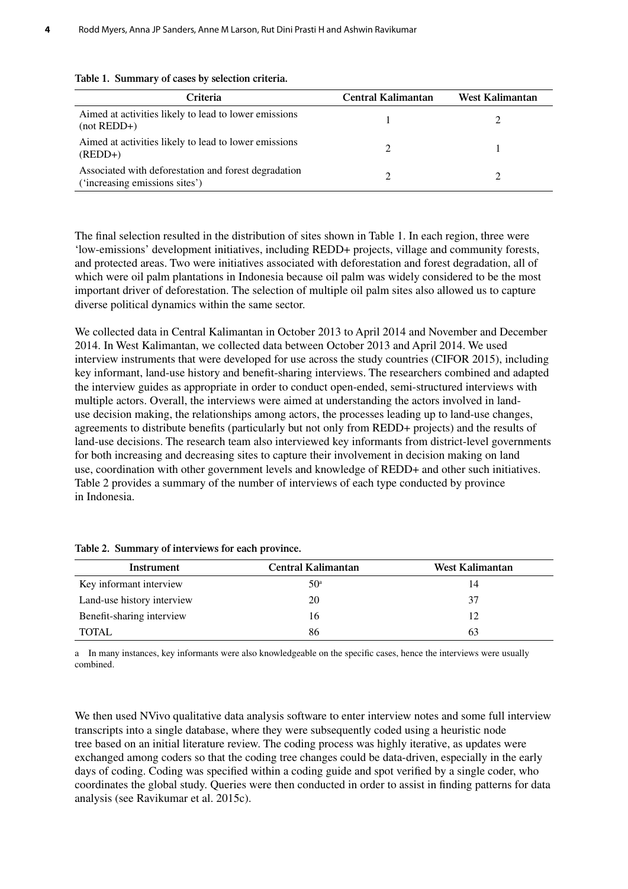**Table 1. Summary of cases by selection criteria.**

| Criteria | Central Kalimantan | West Kalimantan |
|---|---|---|
| Aimed at activities likely to lead to lower emissions (not REDD+) | 1 | 2 |
| Aimed at activities likely to lead to lower emissions (REDD+) | 2 | 1 |
| Associated with deforestation and forest degradation ('increasing emissions sites') | 2 | 2 |

The final selection resulted in the distribution of sites shown in Table 1. In each region, three were 'low-emissions' development initiatives, including REDD+ projects, village and community forests, and protected areas. Two were initiatives associated with deforestation and forest degradation, all of which were oil palm plantations in Indonesia because oil palm was widely considered to be the most important driver of deforestation. The selection of multiple oil palm sites also allowed us to capture diverse political dynamics within the same sector.

We collected data in Central Kalimantan in October 2013 to April 2014 and November and December 2014. In West Kalimantan, we collected data between October 2013 and April 2014. We used interview instruments that were developed for use across the study countries (CIFOR 2015), including key informant, land-use history and benefit-sharing interviews. The researchers combined and adapted the interview guides as appropriate in order to conduct open-ended, semi-structured interviews with multiple actors. Overall, the interviews were aimed at understanding the actors involved in land-use decision making, the relationships among actors, the processes leading up to land-use changes, agreements to distribute benefits (particularly but not only from REDD+ projects) and the results of land-use decisions. The research team also interviewed key informants from district-level governments for both increasing and decreasing sites to capture their involvement in decision making on land use, coordination with other government levels and knowledge of REDD+ and other such initiatives. Table 2 provides a summary of the number of interviews of each type conducted by province in Indonesia.

**Table 2. Summary of interviews for each province.**

| Instrument | Central Kalimantan | West Kalimantan |
|---|---|---|
| Key informant interview | 50[a] | 14 |
| Land-use history interview | 20 | 37 |
| Benefit-sharing interview | 16 | 12 |
| TOTAL | 86 | 63 |

a In many instances, key informants were also knowledgeable on the specific cases, hence the interviews were usually combined.

We then used NVivo qualitative data analysis software to enter interview notes and some full interview transcripts into a single database, where they were subsequently coded using a heuristic node tree based on an initial literature review. The coding process was highly iterative, as updates were exchanged among coders so that the coding tree changes could be data-driven, especially in the early days of coding. Coding was specified within a coding guide and spot verified by a single coder, who coordinates the global study. Queries were then conducted in order to assist in finding patterns for data analysis (see Ravikumar et al. 2015c).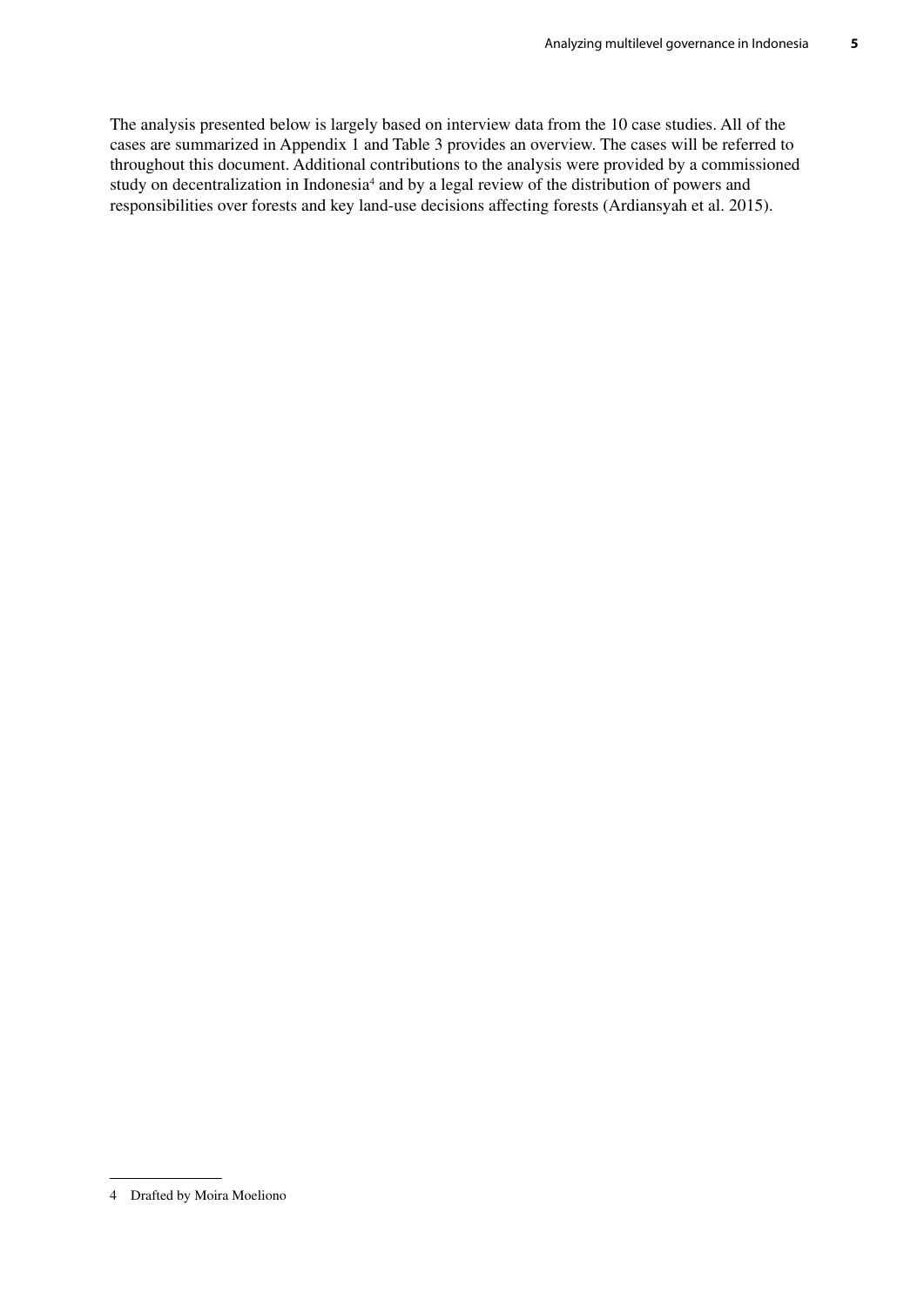The analysis presented below is largely based on interview data from the 10 case studies. All of the cases are summarized in Appendix 1 and Table 3 provides an overview. The cases will be referred to throughout this document. Additional contributions to the analysis were provided by a commissioned study on decentralization in Indonesia[4] and by a legal review of the distribution of powers and responsibilities over forests and key land-use decisions affecting forests (Ardiansyah et al. 2015).

4 Drafted by Moira Moeliono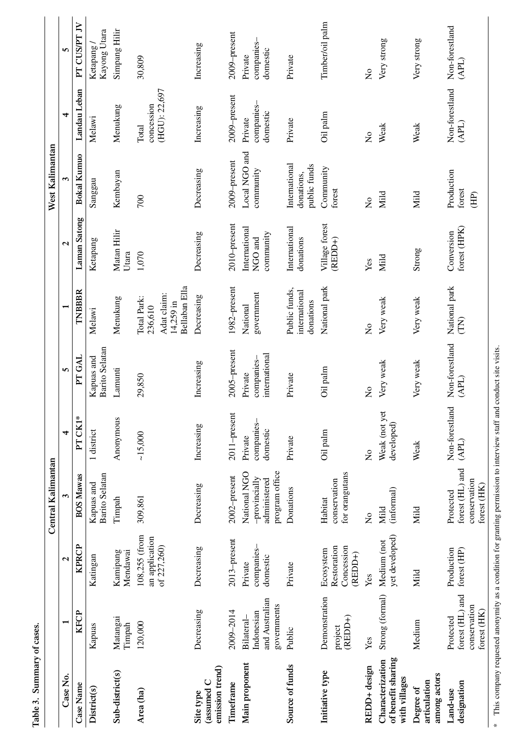**Table 3. Summary of cases.**

| | Central Kalimantan | | | | | West Kalimantan | | | | |
|---|---|---|---|---|---|---|---|---|---|---|
| **Case No.** | **1** | **2** | **3** | **4** | **5** | **1** | **2** | **3** | **4** | **5** |
| **Case Name** | **KFCP** | **KPRCP** | **BOS Mawas** | **PT CK1*** | **PT GAL** | **TNBBBR** | **Laman Satong** | **Bokal Kumuo** | **Landau Leban** | **PT CUS/PT JV** |
| **District(s)** | Kapuas | Katingan | Kapuas and Barito Selatan | 1 district | Kapuas and Barito Selatan | Melawi | Ketapang | Sanggau | Melawi | Ketapang / Kayong Utara |
| **Sub-district(s)** | Matangai Timpah | Kamipang Mendawai | Timpah | Anonymous | Lamunti | Menukung | Matan Hilir Utara | Kembayan | Menukung | Simpang Hilir |
| **Area (ha)** | 120,000 | 108,255 (from an application of 227,260) | 309,861 | ~15,000 | 29,850 | Total Park: 236,610 Adat claim: 14,259 in Bellaban Ella | 1,070 | 700 | Total concession (HGU): 22,697 | 30,809 |
| **Site type (assumed C emission trend)** | Decreasing | Decreasing | Decreasing | Increasing | Increasing | Decreasing | Decreasing | Decreasing | Increasing | Increasing |
| **Timeframe** | 2009–2014 | 2013–present | 2002–present | 2011–present | 2005–present | 1982–present | 2010–present | 2009–present | 2009–present | 2009–present |
| **Main proponent** | Bilateral–Indonesian and Australian governments | Private companies–domestic | National NGO –provincially administered program office | Private companies–domestic | Private companies–international | National government | International NGO and community | Local NGO and community | Private companies–domestic | Private companies–domestic |
| **Source of funds** | Public | Private | Donations | Private | Private | Public funds, international donations | International donations | International donations, public funds | Private | Private |
| **Initiative type** | Demonstration project (REDD+) | Ecosystem Restoration Concession (REDD+) | Habitat conservation for orangutans | Oil palm | Oil palm | National park | Village forest (REDD+) | Community forest | Oil palm | Timber/oil palm |
| **REDD+ design** | Yes | Yes | No | No | No | No | Yes | No | No | No |
| **Characterization of benefit sharing with villages** | Strong (formal) | Medium (not yet developed) | Mild (informal) | Weak (not yet developed) | Very weak | Very weak | Mild | Mild | Weak | Very strong |
| **Degree of articulation among actors** | Medium | Mild | Mild | Weak | Very weak | Very weak | Strong | Mild | Weak | Very strong |
| **Land-use designation** | Protected forest (HL) and conservation forest (HK) | Production forest (HP) | Protected forest (HL) and conservation forest (HK) | Non-forestland (APL) | Non-forestland (APL) | National park (TN) | Conversion forest (HPK) | Production forest (HP) | Non-forestland (APL) | Non-forestland (APL) |

\* This company requested anonymity as a condition for granting permission to interview staff and conduct site visits.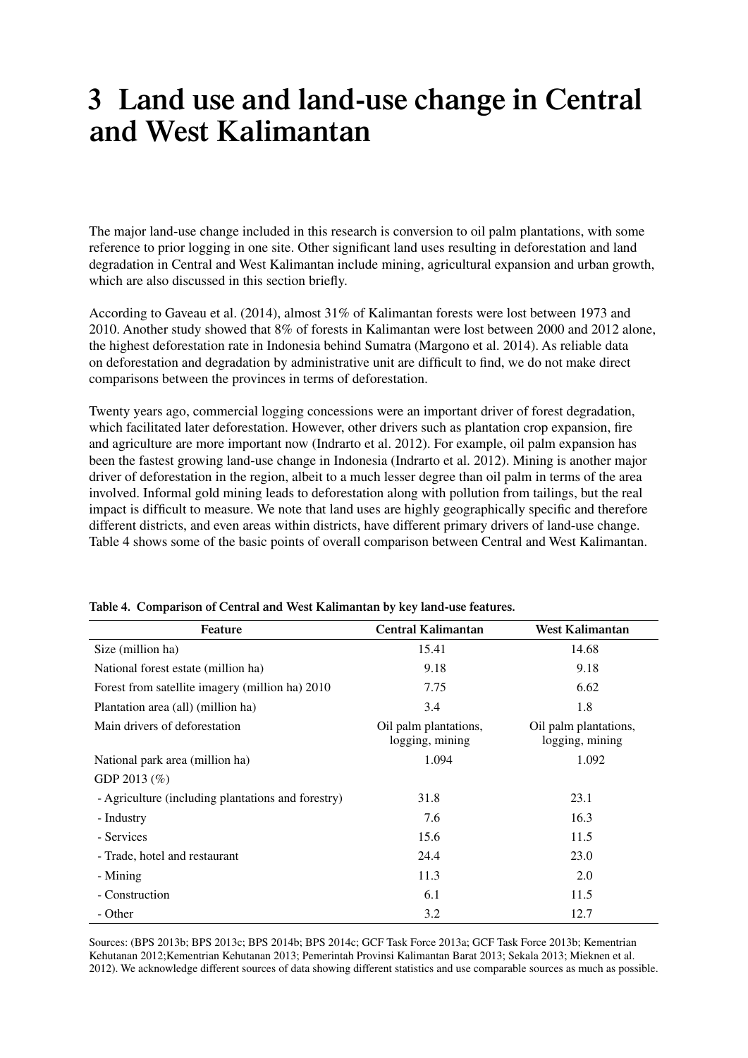# 3 Land use and land-use change in Central and West Kalimantan

The major land-use change included in this research is conversion to oil palm plantations, with some reference to prior logging in one site. Other significant land uses resulting in deforestation and land degradation in Central and West Kalimantan include mining, agricultural expansion and urban growth, which are also discussed in this section briefly.

According to Gaveau et al. (2014), almost 31% of Kalimantan forests were lost between 1973 and 2010. Another study showed that 8% of forests in Kalimantan were lost between 2000 and 2012 alone, the highest deforestation rate in Indonesia behind Sumatra (Margono et al. 2014). As reliable data on deforestation and degradation by administrative unit are difficult to find, we do not make direct comparisons between the provinces in terms of deforestation.

Twenty years ago, commercial logging concessions were an important driver of forest degradation, which facilitated later deforestation. However, other drivers such as plantation crop expansion, fire and agriculture are more important now (Indrarto et al. 2012). For example, oil palm expansion has been the fastest growing land-use change in Indonesia (Indrarto et al. 2012). Mining is another major driver of deforestation in the region, albeit to a much lesser degree than oil palm in terms of the area involved. Informal gold mining leads to deforestation along with pollution from tailings, but the real impact is difficult to measure. We note that land uses are highly geographically specific and therefore different districts, and even areas within districts, have different primary drivers of land-use change. Table 4 shows some of the basic points of overall comparison between Central and West Kalimantan.

**Table 4. Comparison of Central and West Kalimantan by key land-use features.**

| Feature | Central Kalimantan | West Kalimantan |
|---|---|---|
| Size (million ha) | 15.41 | 14.68 |
| National forest estate (million ha) | 9.18 | 9.18 |
| Forest from satellite imagery (million ha) 2010 | 7.75 | 6.62 |
| Plantation area (all) (million ha) | 3.4 | 1.8 |
| Main drivers of deforestation | Oil palm plantations, logging, mining | Oil palm plantations, logging, mining |
| National park area (million ha) | 1.094 | 1.092 |
| GDP 2013 (%) | | |
| - Agriculture (including plantations and forestry) | 31.8 | 23.1 |
| - Industry | 7.6 | 16.3 |
| - Services | 15.6 | 11.5 |
| - Trade, hotel and restaurant | 24.4 | 23.0 |
| - Mining | 11.3 | 2.0 |
| - Construction | 6.1 | 11.5 |
| - Other | 3.2 | 12.7 |

Sources: (BPS 2013b; BPS 2013c; BPS 2014b; BPS 2014c; GCF Task Force 2013a; GCF Task Force 2013b; Kementrian Kehutanan 2012;Kementrian Kehutanan 2013; Pemerintah Provinsi Kalimantan Barat 2013; Sekala 2013; Mieknen et al. 2012). We acknowledge different sources of data showing different statistics and use comparable sources as much as possible.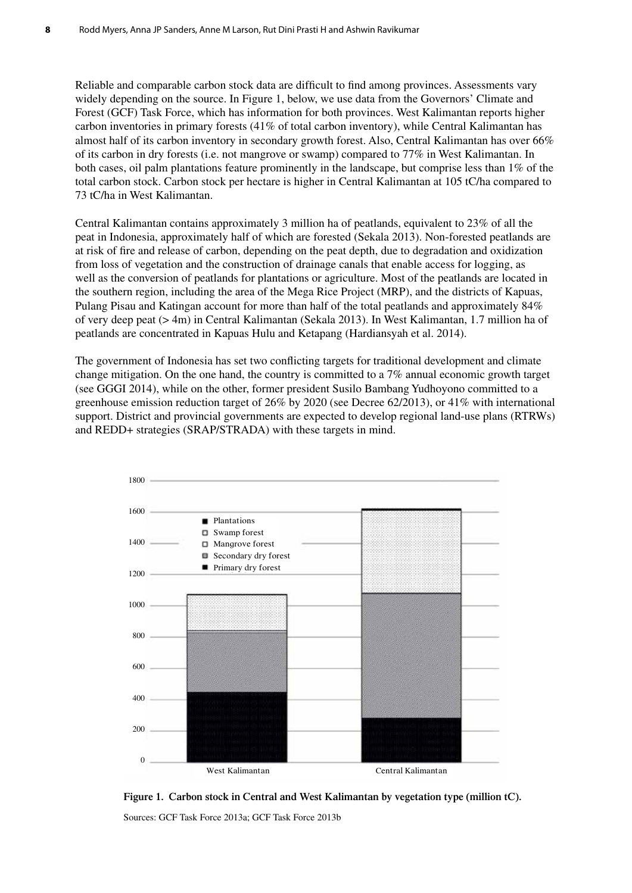Reliable and comparable carbon stock data are difficult to find among provinces. Assessments vary widely depending on the source. In Figure 1, below, we use data from the Governors' Climate and Forest (GCF) Task Force, which has information for both provinces. West Kalimantan reports higher carbon inventories in primary forests (41% of total carbon inventory), while Central Kalimantan has almost half of its carbon inventory in secondary growth forest. Also, Central Kalimantan has over 66% of its carbon in dry forests (i.e. not mangrove or swamp) compared to 77% in West Kalimantan. In both cases, oil palm plantations feature prominently in the landscape, but comprise less than 1% of the total carbon stock. Carbon stock per hectare is higher in Central Kalimantan at 105 tC/ha compared to 73 tC/ha in West Kalimantan.

Central Kalimantan contains approximately 3 million ha of peatlands, equivalent to 23% of all the peat in Indonesia, approximately half of which are forested (Sekala 2013). Non-forested peatlands are at risk of fire and release of carbon, depending on the peat depth, due to degradation and oxidization from loss of vegetation and the construction of drainage canals that enable access for logging, as well as the conversion of peatlands for plantations or agriculture. Most of the peatlands are located in the southern region, including the area of the Mega Rice Project (MRP), and the districts of Kapuas, Pulang Pisau and Katingan account for more than half of the total peatlands and approximately 84% of very deep peat (> 4m) in Central Kalimantan (Sekala 2013). In West Kalimantan, 1.7 million ha of peatlands are concentrated in Kapuas Hulu and Ketapang (Hardiansyah et al. 2014).

The government of Indonesia has set two conflicting targets for traditional development and climate change mitigation. On the one hand, the country is committed to a 7% annual economic growth target (see GGGI 2014), while on the other, former president Susilo Bambang Yudhoyono committed to a greenhouse emission reduction target of 26% by 2020 (see Decree 62/2013), or 41% with international support. District and provincial governments are expected to develop regional land-use plans (RTRWs) and REDD+ strategies (SRAP/STRADA) with these targets in mind.

1800
1600
1400
1200
1000
800
600
400
200
0

Plantations
Swamp forest
Mangrove forest
Secondary dry forest
Primary dry forest

West Kalimantan
Central Kalimantan

**Figure 1. Carbon stock in Central and West Kalimantan by vegetation type (million tC).**

Sources: GCF Task Force 2013a; GCF Task Force 2013b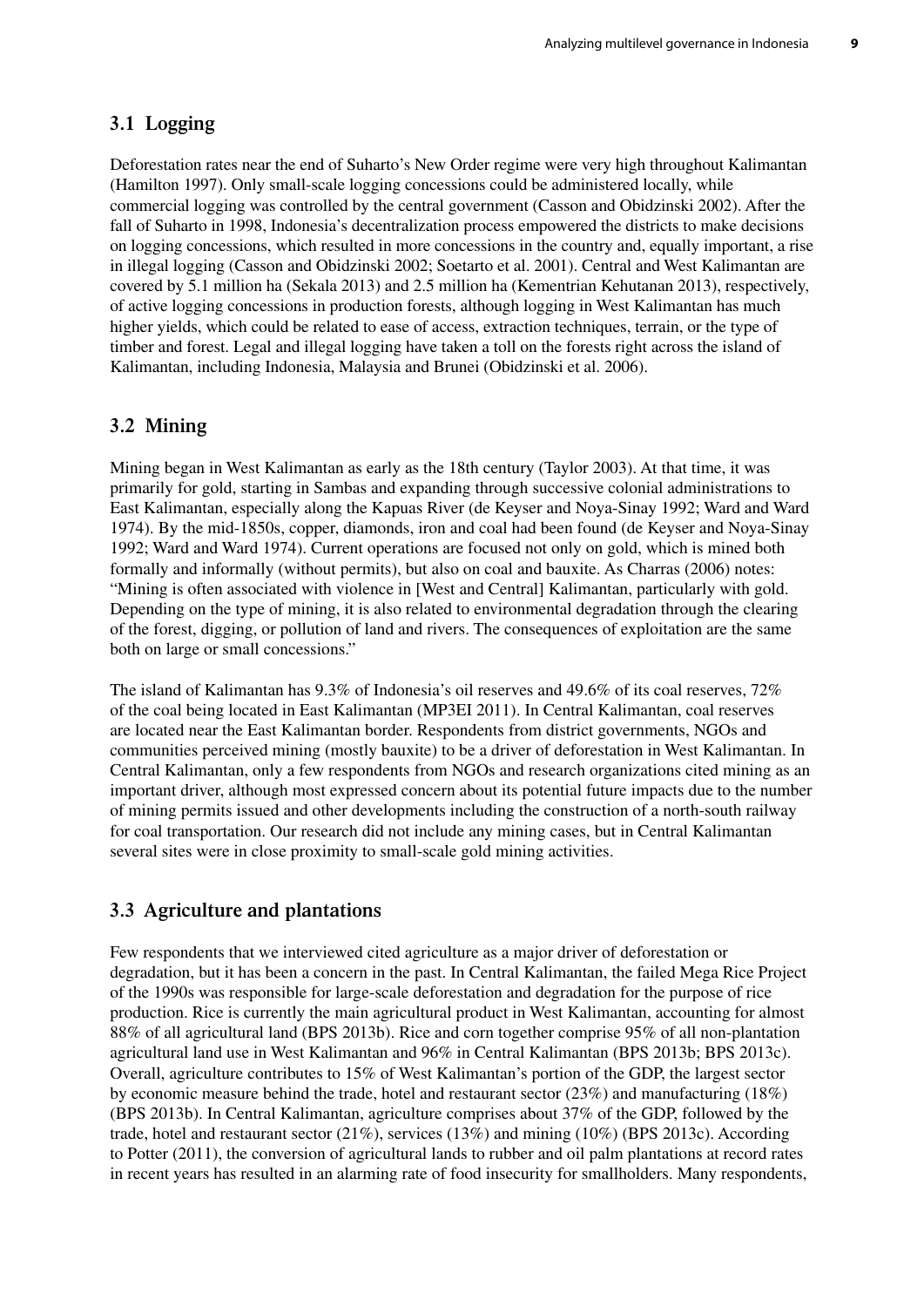## 3.1 Logging

Deforestation rates near the end of Suharto's New Order regime were very high throughout Kalimantan (Hamilton 1997). Only small-scale logging concessions could be administered locally, while commercial logging was controlled by the central government (Casson and Obidzinski 2002). After the fall of Suharto in 1998, Indonesia's decentralization process empowered the districts to make decisions on logging concessions, which resulted in more concessions in the country and, equally important, a rise in illegal logging (Casson and Obidzinski 2002; Soetarto et al. 2001). Central and West Kalimantan are covered by 5.1 million ha (Sekala 2013) and 2.5 million ha (Kementrian Kehutanan 2013), respectively, of active logging concessions in production forests, although logging in West Kalimantan has much higher yields, which could be related to ease of access, extraction techniques, terrain, or the type of timber and forest. Legal and illegal logging have taken a toll on the forests right across the island of Kalimantan, including Indonesia, Malaysia and Brunei (Obidzinski et al. 2006).

## 3.2 Mining

Mining began in West Kalimantan as early as the 18th century (Taylor 2003). At that time, it was primarily for gold, starting in Sambas and expanding through successive colonial administrations to East Kalimantan, especially along the Kapuas River (de Keyser and Noya-Sinay 1992; Ward and Ward 1974). By the mid-1850s, copper, diamonds, iron and coal had been found (de Keyser and Noya-Sinay 1992; Ward and Ward 1974). Current operations are focused not only on gold, which is mined both formally and informally (without permits), but also on coal and bauxite. As Charras (2006) notes: "Mining is often associated with violence in [West and Central] Kalimantan, particularly with gold. Depending on the type of mining, it is also related to environmental degradation through the clearing of the forest, digging, or pollution of land and rivers. The consequences of exploitation are the same both on large or small concessions."

The island of Kalimantan has 9.3% of Indonesia's oil reserves and 49.6% of its coal reserves, 72% of the coal being located in East Kalimantan (MP3EI 2011). In Central Kalimantan, coal reserves are located near the East Kalimantan border. Respondents from district governments, NGOs and communities perceived mining (mostly bauxite) to be a driver of deforestation in West Kalimantan. In Central Kalimantan, only a few respondents from NGOs and research organizations cited mining as an important driver, although most expressed concern about its potential future impacts due to the number of mining permits issued and other developments including the construction of a north-south railway for coal transportation. Our research did not include any mining cases, but in Central Kalimantan several sites were in close proximity to small-scale gold mining activities.

## 3.3 Agriculture and plantations

Few respondents that we interviewed cited agriculture as a major driver of deforestation or degradation, but it has been a concern in the past. In Central Kalimantan, the failed Mega Rice Project of the 1990s was responsible for large-scale deforestation and degradation for the purpose of rice production. Rice is currently the main agricultural product in West Kalimantan, accounting for almost 88% of all agricultural land (BPS 2013b). Rice and corn together comprise 95% of all non-plantation agricultural land use in West Kalimantan and 96% in Central Kalimantan (BPS 2013b; BPS 2013c). Overall, agriculture contributes to 15% of West Kalimantan's portion of the GDP, the largest sector by economic measure behind the trade, hotel and restaurant sector (23%) and manufacturing (18%) (BPS 2013b). In Central Kalimantan, agriculture comprises about 37% of the GDP, followed by the trade, hotel and restaurant sector (21%), services (13%) and mining (10%) (BPS 2013c). According to Potter (2011), the conversion of agricultural lands to rubber and oil palm plantations at record rates in recent years has resulted in an alarming rate of food insecurity for smallholders. Many respondents,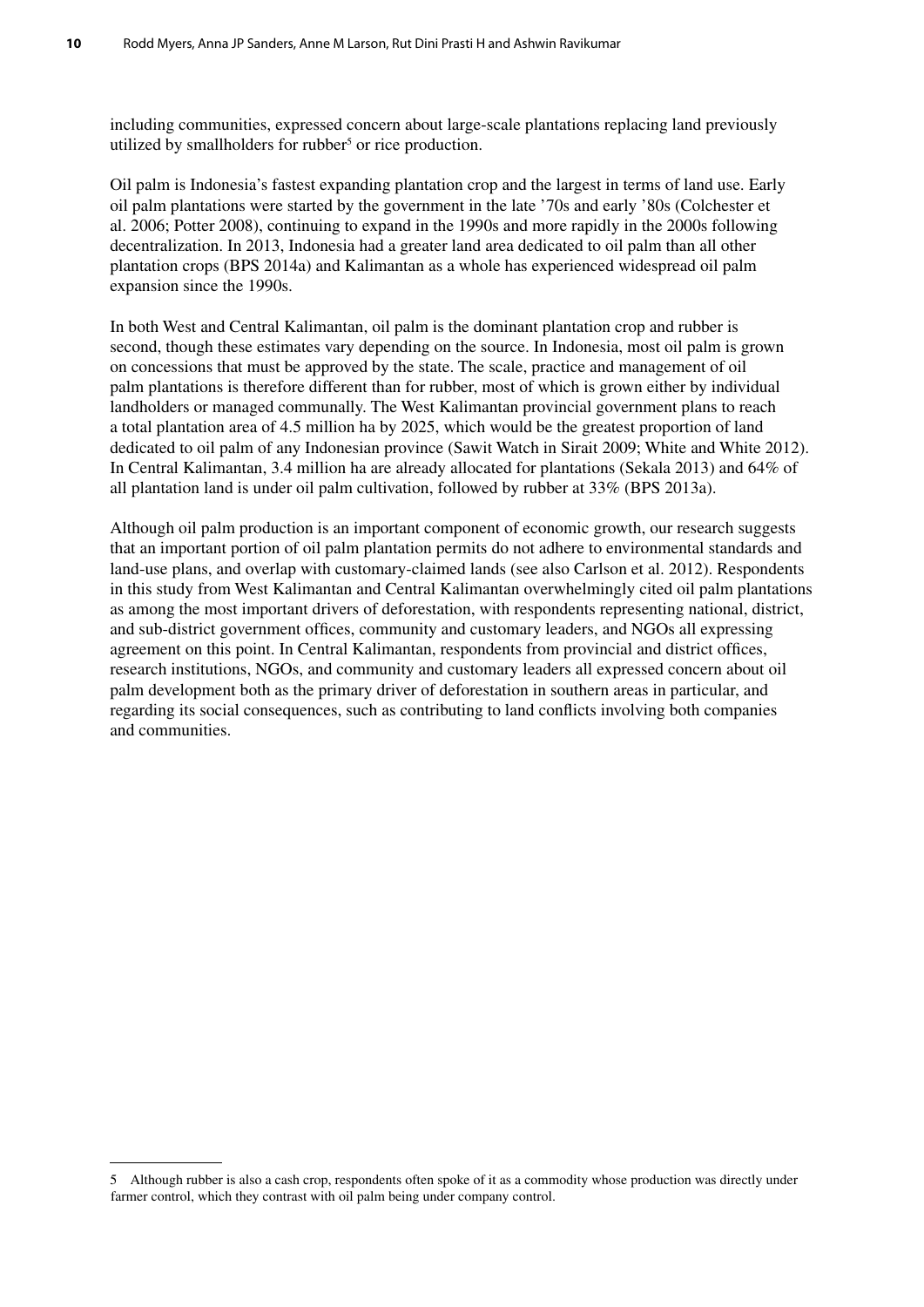including communities, expressed concern about large-scale plantations replacing land previously utilized by smallholders for rubber[5] or rice production.

Oil palm is Indonesia's fastest expanding plantation crop and the largest in terms of land use. Early oil palm plantations were started by the government in the late '70s and early '80s (Colchester et al. 2006; Potter 2008), continuing to expand in the 1990s and more rapidly in the 2000s following decentralization. In 2013, Indonesia had a greater land area dedicated to oil palm than all other plantation crops (BPS 2014a) and Kalimantan as a whole has experienced widespread oil palm expansion since the 1990s.

In both West and Central Kalimantan, oil palm is the dominant plantation crop and rubber is second, though these estimates vary depending on the source. In Indonesia, most oil palm is grown on concessions that must be approved by the state. The scale, practice and management of oil palm plantations is therefore different than for rubber, most of which is grown either by individual landholders or managed communally. The West Kalimantan provincial government plans to reach a total plantation area of 4.5 million ha by 2025, which would be the greatest proportion of land dedicated to oil palm of any Indonesian province (Sawit Watch in Sirait 2009; White and White 2012). In Central Kalimantan, 3.4 million ha are already allocated for plantations (Sekala 2013) and 64% of all plantation land is under oil palm cultivation, followed by rubber at 33% (BPS 2013a).

Although oil palm production is an important component of economic growth, our research suggests that an important portion of oil palm plantation permits do not adhere to environmental standards and land-use plans, and overlap with customary-claimed lands (see also Carlson et al. 2012). Respondents in this study from West Kalimantan and Central Kalimantan overwhelmingly cited oil palm plantations as among the most important drivers of deforestation, with respondents representing national, district, and sub-district government offices, community and customary leaders, and NGOs all expressing agreement on this point. In Central Kalimantan, respondents from provincial and district offices, research institutions, NGOs, and community and customary leaders all expressed concern about oil palm development both as the primary driver of deforestation in southern areas in particular, and regarding its social consequences, such as contributing to land conflicts involving both companies and communities.

---

5 Although rubber is also a cash crop, respondents often spoke of it as a commodity whose production was directly under farmer control, which they contrast with oil palm being under company control.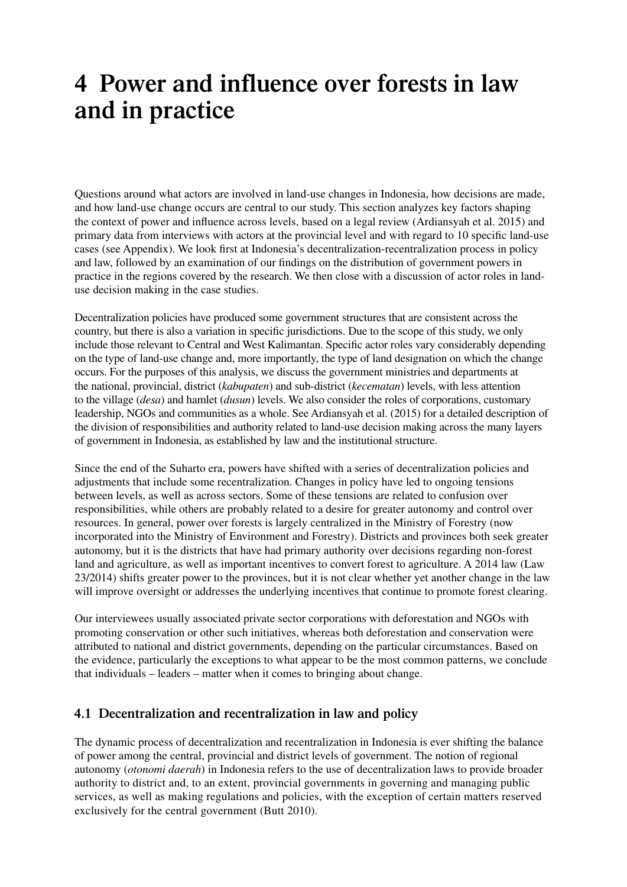# 4 Power and influence over forests in law and in practice

Questions around what actors are involved in land-use changes in Indonesia, how decisions are made, and how land-use change occurs are central to our study. This section analyzes key factors shaping the context of power and influence across levels, based on a legal review (Ardiansyah et al. 2015) and primary data from interviews with actors at the provincial level and with regard to 10 specific land-use cases (see Appendix). We look first at Indonesia's decentralization-recentralization process in policy and law, followed by an examination of our findings on the distribution of government powers in practice in the regions covered by the research. We then close with a discussion of actor roles in land-use decision making in the case studies.

Decentralization policies have produced some government structures that are consistent across the country, but there is also a variation in specific jurisdictions. Due to the scope of this study, we only include those relevant to Central and West Kalimantan. Specific actor roles vary considerably depending on the type of land-use change and, more importantly, the type of land designation on which the change occurs. For the purposes of this analysis, we discuss the government ministries and departments at the national, provincial, district (*kabupaten*) and sub-district (*kecematan*) levels, with less attention to the village (*desa*) and hamlet (*dusun*) levels. We also consider the roles of corporations, customary leadership, NGOs and communities as a whole. See Ardiansyah et al. (2015) for a detailed description of the division of responsibilities and authority related to land-use decision making across the many layers of government in Indonesia, as established by law and the institutional structure.

Since the end of the Suharto era, powers have shifted with a series of decentralization policies and adjustments that include some recentralization. Changes in policy have led to ongoing tensions between levels, as well as across sectors. Some of these tensions are related to confusion over responsibilities, while others are probably related to a desire for greater autonomy and control over resources. In general, power over forests is largely centralized in the Ministry of Forestry (now incorporated into the Ministry of Environment and Forestry). Districts and provinces both seek greater autonomy, but it is the districts that have had primary authority over decisions regarding non-forest land and agriculture, as well as important incentives to convert forest to agriculture. A 2014 law (Law 23/2014) shifts greater power to the provinces, but it is not clear whether yet another change in the law will improve oversight or addresses the underlying incentives that continue to promote forest clearing.

Our interviewees usually associated private sector corporations with deforestation and NGOs with promoting conservation or other such initiatives, whereas both deforestation and conservation were attributed to national and district governments, depending on the particular circumstances. Based on the evidence, particularly the exceptions to what appear to be the most common patterns, we conclude that individuals – leaders – matter when it comes to bringing about change.

## 4.1 Decentralization and recentralization in law and policy

The dynamic process of decentralization and recentralization in Indonesia is ever shifting the balance of power among the central, provincial and district levels of government. The notion of regional autonomy (*otonomi daerah*) in Indonesia refers to the use of decentralization laws to provide broader authority to district and, to an extent, provincial governments in governing and managing public services, as well as making regulations and policies, with the exception of certain matters reserved exclusively for the central government (Butt 2010).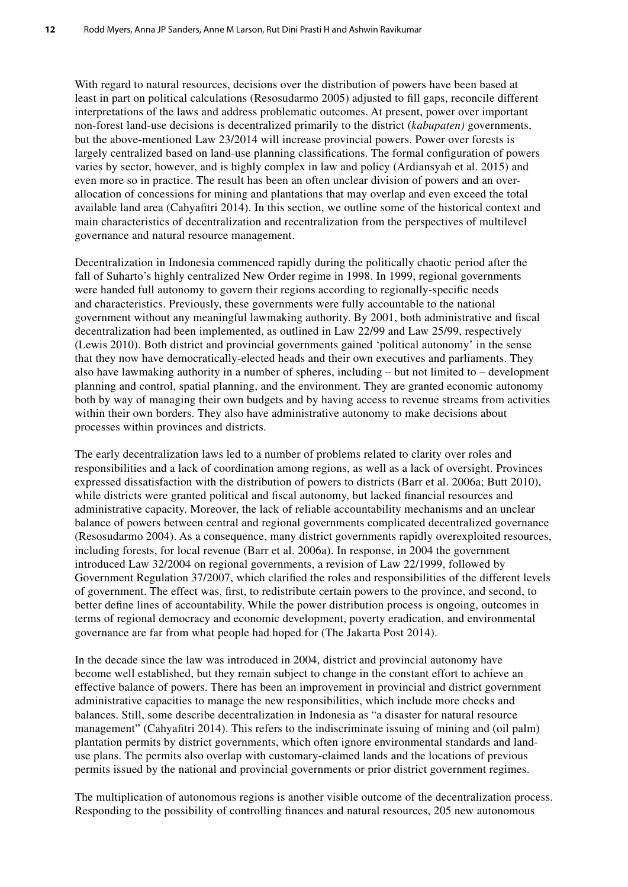With regard to natural resources, decisions over the distribution of powers have been based at least in part on political calculations (Resosudarmo 2005) adjusted to fill gaps, reconcile different interpretations of the laws and address problematic outcomes. At present, power over important non-forest land-use decisions is decentralized primarily to the district (*kabupaten)* governments, but the above-mentioned Law 23/2014 will increase provincial powers. Power over forests is largely centralized based on land-use planning classifications. The formal configuration of powers varies by sector, however, and is highly complex in law and policy (Ardiansyah et al. 2015) and even more so in practice. The result has been an often unclear division of powers and an over-allocation of concessions for mining and plantations that may overlap and even exceed the total available land area (Cahyafitri 2014). In this section, we outline some of the historical context and main characteristics of decentralization and recentralization from the perspectives of multilevel governance and natural resource management.

Decentralization in Indonesia commenced rapidly during the politically chaotic period after the fall of Suharto's highly centralized New Order regime in 1998. In 1999, regional governments were handed full autonomy to govern their regions according to regionally-specific needs and characteristics. Previously, these governments were fully accountable to the national government without any meaningful lawmaking authority. By 2001, both administrative and fiscal decentralization had been implemented, as outlined in Law 22/99 and Law 25/99, respectively (Lewis 2010). Both district and provincial governments gained 'political autonomy' in the sense that they now have democratically-elected heads and their own executives and parliaments. They also have lawmaking authority in a number of spheres, including – but not limited to – development planning and control, spatial planning, and the environment. They are granted economic autonomy both by way of managing their own budgets and by having access to revenue streams from activities within their own borders. They also have administrative autonomy to make decisions about processes within provinces and districts.

The early decentralization laws led to a number of problems related to clarity over roles and responsibilities and a lack of coordination among regions, as well as a lack of oversight. Provinces expressed dissatisfaction with the distribution of powers to districts (Barr et al. 2006a; Butt 2010), while districts were granted political and fiscal autonomy, but lacked financial resources and administrative capacity. Moreover, the lack of reliable accountability mechanisms and an unclear balance of powers between central and regional governments complicated decentralized governance (Resosudarmo 2004). As a consequence, many district governments rapidly overexploited resources, including forests, for local revenue (Barr et al. 2006a). In response, in 2004 the government introduced Law 32/2004 on regional governments, a revision of Law 22/1999, followed by Government Regulation 37/2007, which clarified the roles and responsibilities of the different levels of government. The effect was, first, to redistribute certain powers to the province, and second, to better define lines of accountability. While the power distribution process is ongoing, outcomes in terms of regional democracy and economic development, poverty eradication, and environmental governance are far from what people had hoped for (The Jakarta Post 2014).

In the decade since the law was introduced in 2004, district and provincial autonomy have become well established, but they remain subject to change in the constant effort to achieve an effective balance of powers. There has been an improvement in provincial and district government administrative capacities to manage the new responsibilities, which include more checks and balances. Still, some describe decentralization in Indonesia as "a disaster for natural resource management" (Cahyafitri 2014). This refers to the indiscriminate issuing of mining and (oil palm) plantation permits by district governments, which often ignore environmental standards and land-use plans. The permits also overlap with customary-claimed lands and the locations of previous permits issued by the national and provincial governments or prior district government regimes.

The multiplication of autonomous regions is another visible outcome of the decentralization process. Responding to the possibility of controlling finances and natural resources, 205 new autonomous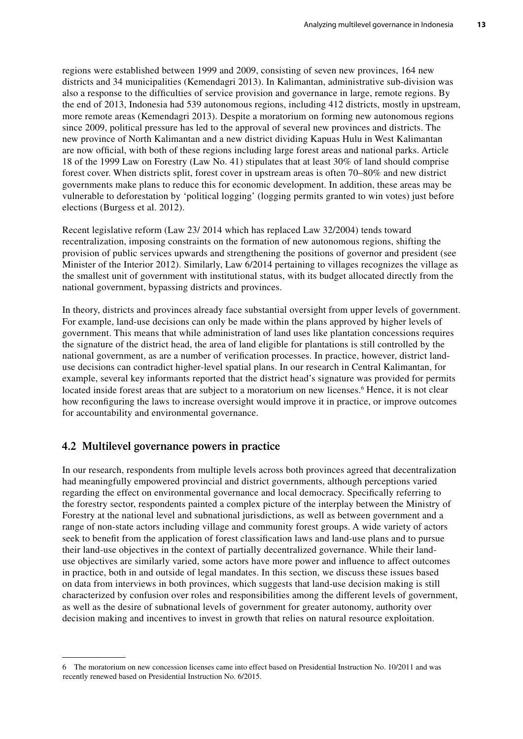regions were established between 1999 and 2009, consisting of seven new provinces, 164 new districts and 34 municipalities (Kemendagri 2013). In Kalimantan, administrative sub-division was also a response to the difficulties of service provision and governance in large, remote regions. By the end of 2013, Indonesia had 539 autonomous regions, including 412 districts, mostly in upstream, more remote areas (Kemendagri 2013). Despite a moratorium on forming new autonomous regions since 2009, political pressure has led to the approval of several new provinces and districts. The new province of North Kalimantan and a new district dividing Kapuas Hulu in West Kalimantan are now official, with both of these regions including large forest areas and national parks. Article 18 of the 1999 Law on Forestry (Law No. 41) stipulates that at least 30% of land should comprise forest cover. When districts split, forest cover in upstream areas is often 70–80% and new district governments make plans to reduce this for economic development. In addition, these areas may be vulnerable to deforestation by 'political logging' (logging permits granted to win votes) just before elections (Burgess et al. 2012).

Recent legislative reform (Law 23/ 2014 which has replaced Law 32/2004) tends toward recentralization, imposing constraints on the formation of new autonomous regions, shifting the provision of public services upwards and strengthening the positions of governor and president (see Minister of the Interior 2012). Similarly, Law 6/2014 pertaining to villages recognizes the village as the smallest unit of government with institutional status, with its budget allocated directly from the national government, bypassing districts and provinces.

In theory, districts and provinces already face substantial oversight from upper levels of government. For example, land-use decisions can only be made within the plans approved by higher levels of government. This means that while administration of land uses like plantation concessions requires the signature of the district head, the area of land eligible for plantations is still controlled by the national government, as are a number of verification processes. In practice, however, district land-use decisions can contradict higher-level spatial plans. In our research in Central Kalimantan, for example, several key informants reported that the district head's signature was provided for permits located inside forest areas that are subject to a moratorium on new licenses.[6] Hence, it is not clear how reconfiguring the laws to increase oversight would improve it in practice, or improve outcomes for accountability and environmental governance.

## 4.2 Multilevel governance powers in practice

In our research, respondents from multiple levels across both provinces agreed that decentralization had meaningfully empowered provincial and district governments, although perceptions varied regarding the effect on environmental governance and local democracy. Specifically referring to the forestry sector, respondents painted a complex picture of the interplay between the Ministry of Forestry at the national level and subnational jurisdictions, as well as between government and a range of non-state actors including village and community forest groups. A wide variety of actors seek to benefit from the application of forest classification laws and land-use plans and to pursue their land-use objectives in the context of partially decentralized governance. While their land-use objectives are similarly varied, some actors have more power and influence to affect outcomes in practice, both in and outside of legal mandates. In this section, we discuss these issues based on data from interviews in both provinces, which suggests that land-use decision making is still characterized by confusion over roles and responsibilities among the different levels of government, as well as the desire of subnational levels of government for greater autonomy, authority over decision making and incentives to invest in growth that relies on natural resource exploitation.

---

6 The moratorium on new concession licenses came into effect based on Presidential Instruction No. 10/2011 and was recently renewed based on Presidential Instruction No. 6/2015.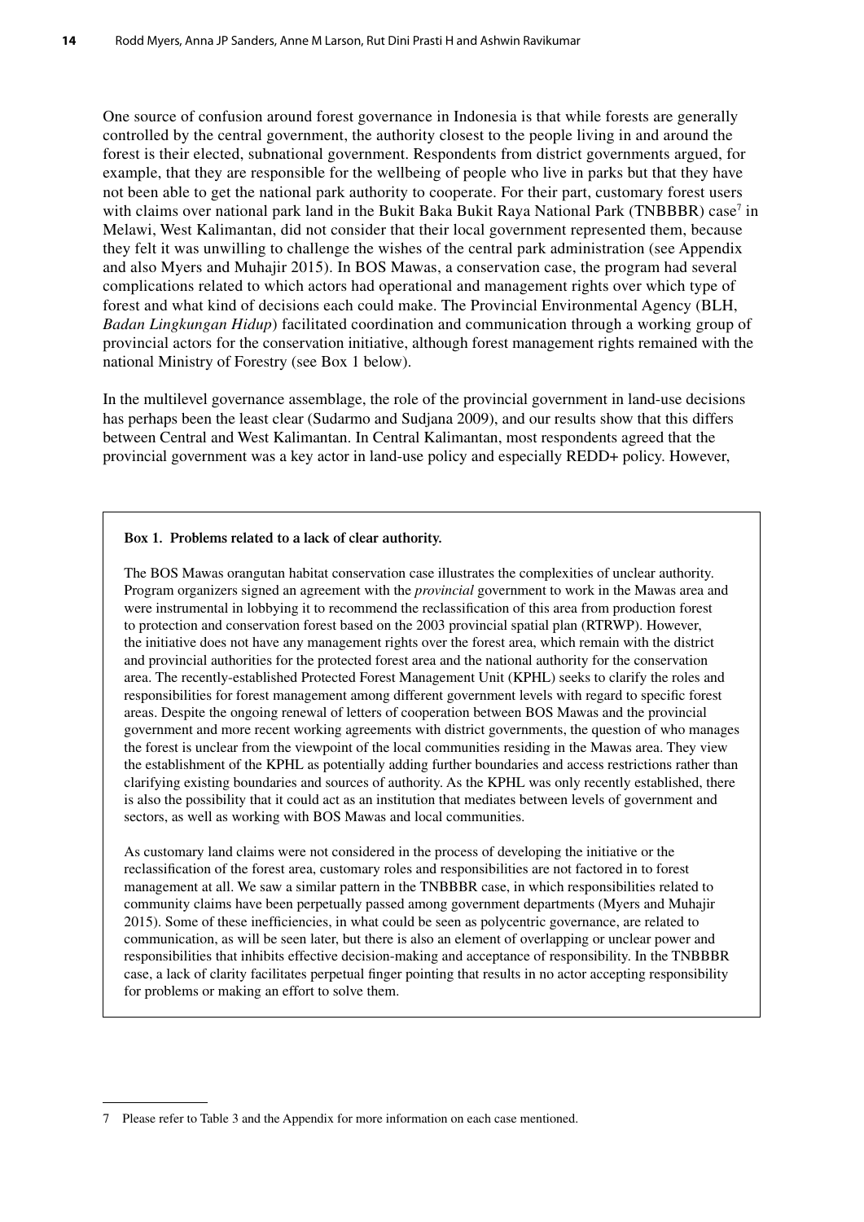One source of confusion around forest governance in Indonesia is that while forests are generally controlled by the central government, the authority closest to the people living in and around the forest is their elected, subnational government. Respondents from district governments argued, for example, that they are responsible for the wellbeing of people who live in parks but that they have not been able to get the national park authority to cooperate. For their part, customary forest users with claims over national park land in the Bukit Baka Bukit Raya National Park (TNBBBR) case[7] in Melawi, West Kalimantan, did not consider that their local government represented them, because they felt it was unwilling to challenge the wishes of the central park administration (see Appendix and also Myers and Muhajir 2015). In BOS Mawas, a conservation case, the program had several complications related to which actors had operational and management rights over which type of forest and what kind of decisions each could make. The Provincial Environmental Agency (BLH, *Badan Lingkungan Hidup*) facilitated coordination and communication through a working group of provincial actors for the conservation initiative, although forest management rights remained with the national Ministry of Forestry (see Box 1 below).

In the multilevel governance assemblage, the role of the provincial government in land-use decisions has perhaps been the least clear (Sudarmo and Sudjana 2009), and our results show that this differs between Central and West Kalimantan. In Central Kalimantan, most respondents agreed that the provincial government was a key actor in land-use policy and especially REDD+ policy. However,

**Box 1. Problems related to a lack of clear authority.**

The BOS Mawas orangutan habitat conservation case illustrates the complexities of unclear authority. Program organizers signed an agreement with the *provincial* government to work in the Mawas area and were instrumental in lobbying it to recommend the reclassification of this area from production forest to protection and conservation forest based on the 2003 provincial spatial plan (RTRWP). However, the initiative does not have any management rights over the forest area, which remain with the district and provincial authorities for the protected forest area and the national authority for the conservation area. The recently-established Protected Forest Management Unit (KPHL) seeks to clarify the roles and responsibilities for forest management among different government levels with regard to specific forest areas. Despite the ongoing renewal of letters of cooperation between BOS Mawas and the provincial government and more recent working agreements with district governments, the question of who manages the forest is unclear from the viewpoint of the local communities residing in the Mawas area. They view the establishment of the KPHL as potentially adding further boundaries and access restrictions rather than clarifying existing boundaries and sources of authority. As the KPHL was only recently established, there is also the possibility that it could act as an institution that mediates between levels of government and sectors, as well as working with BOS Mawas and local communities.

As customary land claims were not considered in the process of developing the initiative or the reclassification of the forest area, customary roles and responsibilities are not factored in to forest management at all. We saw a similar pattern in the TNBBBR case, in which responsibilities related to community claims have been perpetually passed among government departments (Myers and Muhajir 2015). Some of these inefficiencies, in what could be seen as polycentric governance, are related to communication, as will be seen later, but there is also an element of overlapping or unclear power and responsibilities that inhibits effective decision-making and acceptance of responsibility. In the TNBBBR case, a lack of clarity facilitates perpetual finger pointing that results in no actor accepting responsibility for problems or making an effort to solve them.

---

7 Please refer to Table 3 and the Appendix for more information on each case mentioned.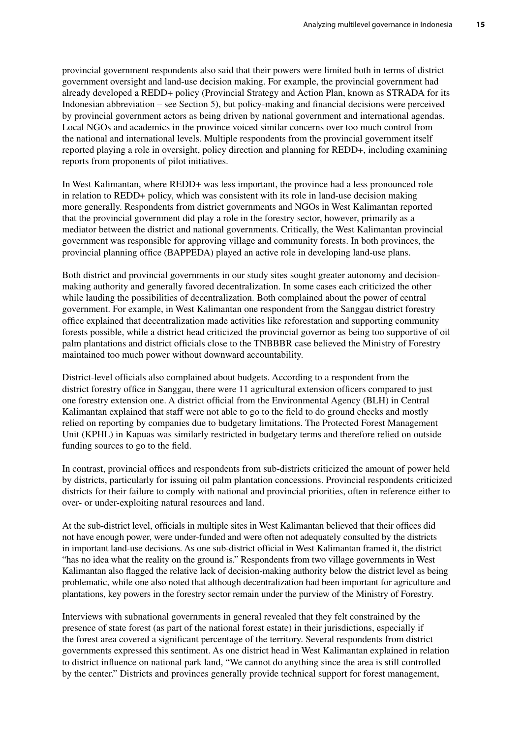provincial government respondents also said that their powers were limited both in terms of district government oversight and land-use decision making. For example, the provincial government had already developed a REDD+ policy (Provincial Strategy and Action Plan, known as STRADA for its Indonesian abbreviation – see Section 5), but policy-making and financial decisions were perceived by provincial government actors as being driven by national government and international agendas. Local NGOs and academics in the province voiced similar concerns over too much control from the national and international levels. Multiple respondents from the provincial government itself reported playing a role in oversight, policy direction and planning for REDD+, including examining reports from proponents of pilot initiatives.

In West Kalimantan, where REDD+ was less important, the province had a less pronounced role in relation to REDD+ policy, which was consistent with its role in land-use decision making more generally. Respondents from district governments and NGOs in West Kalimantan reported that the provincial government did play a role in the forestry sector, however, primarily as a mediator between the district and national governments. Critically, the West Kalimantan provincial government was responsible for approving village and community forests. In both provinces, the provincial planning office (BAPPEDA) played an active role in developing land-use plans.

Both district and provincial governments in our study sites sought greater autonomy and decision-making authority and generally favored decentralization. In some cases each criticized the other while lauding the possibilities of decentralization. Both complained about the power of central government. For example, in West Kalimantan one respondent from the Sanggau district forestry office explained that decentralization made activities like reforestation and supporting community forests possible, while a district head criticized the provincial governor as being too supportive of oil palm plantations and district officials close to the TNBBBR case believed the Ministry of Forestry maintained too much power without downward accountability.

District-level officials also complained about budgets. According to a respondent from the district forestry office in Sanggau, there were 11 agricultural extension officers compared to just one forestry extension one. A district official from the Environmental Agency (BLH) in Central Kalimantan explained that staff were not able to go to the field to do ground checks and mostly relied on reporting by companies due to budgetary limitations. The Protected Forest Management Unit (KPHL) in Kapuas was similarly restricted in budgetary terms and therefore relied on outside funding sources to go to the field.

In contrast, provincial offices and respondents from sub-districts criticized the amount of power held by districts, particularly for issuing oil palm plantation concessions. Provincial respondents criticized districts for their failure to comply with national and provincial priorities, often in reference either to over- or under-exploiting natural resources and land.

At the sub-district level, officials in multiple sites in West Kalimantan believed that their offices did not have enough power, were under-funded and were often not adequately consulted by the districts in important land-use decisions. As one sub-district official in West Kalimantan framed it, the district "has no idea what the reality on the ground is." Respondents from two village governments in West Kalimantan also flagged the relative lack of decision-making authority below the district level as being problematic, while one also noted that although decentralization had been important for agriculture and plantations, key powers in the forestry sector remain under the purview of the Ministry of Forestry.

Interviews with subnational governments in general revealed that they felt constrained by the presence of state forest (as part of the national forest estate) in their jurisdictions, especially if the forest area covered a significant percentage of the territory. Several respondents from district governments expressed this sentiment. As one district head in West Kalimantan explained in relation to district influence on national park land, "We cannot do anything since the area is still controlled by the center." Districts and provinces generally provide technical support for forest management,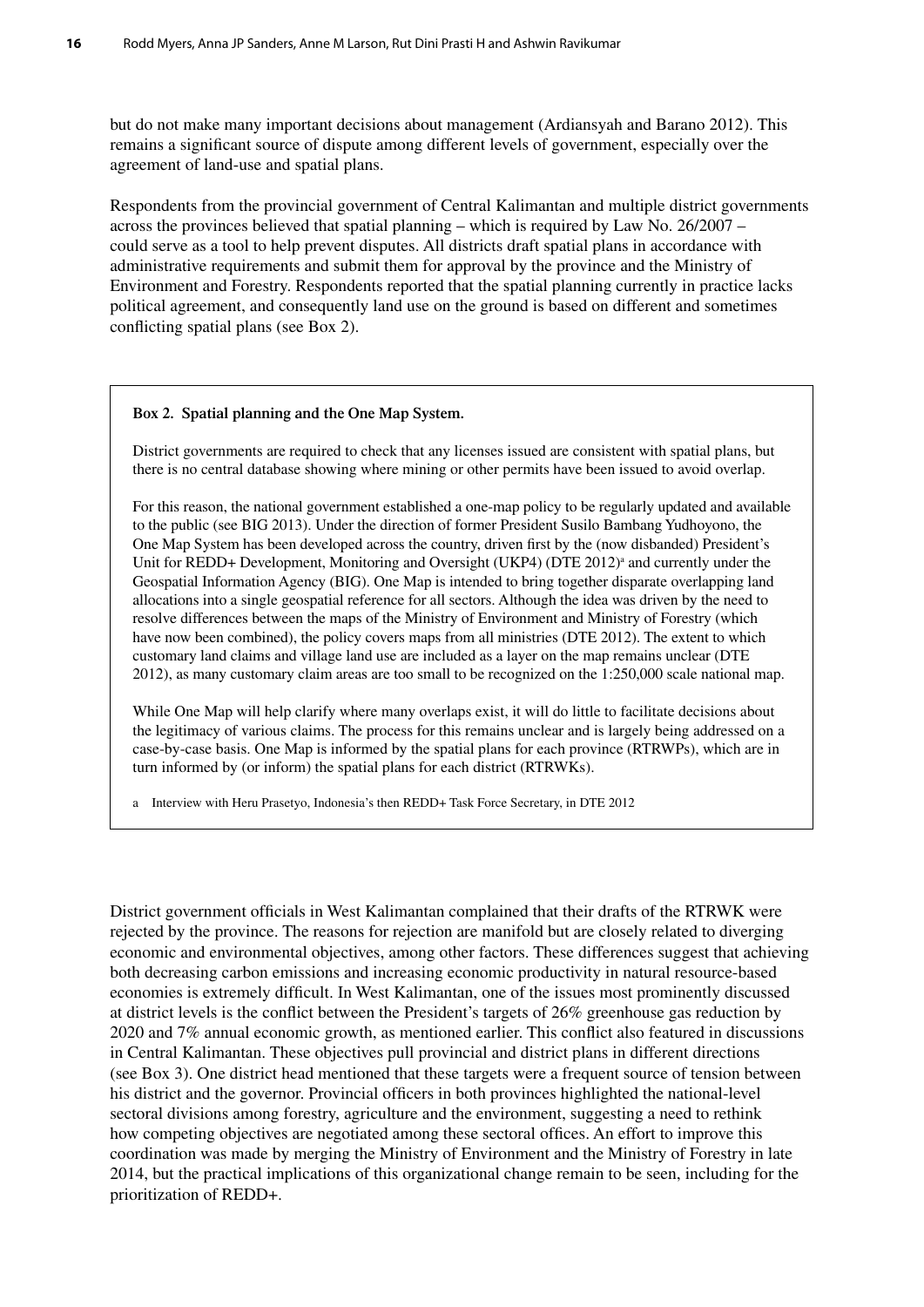but do not make many important decisions about management (Ardiansyah and Barano 2012). This remains a significant source of dispute among different levels of government, especially over the agreement of land-use and spatial plans.

Respondents from the provincial government of Central Kalimantan and multiple district governments across the provinces believed that spatial planning – which is required by Law No. 26/2007 – could serve as a tool to help prevent disputes. All districts draft spatial plans in accordance with administrative requirements and submit them for approval by the province and the Ministry of Environment and Forestry. Respondents reported that the spatial planning currently in practice lacks political agreement, and consequently land use on the ground is based on different and sometimes conflicting spatial plans (see Box 2).

**Box 2. Spatial planning and the One Map System.**

District governments are required to check that any licenses issued are consistent with spatial plans, but there is no central database showing where mining or other permits have been issued to avoid overlap.

For this reason, the national government established a one-map policy to be regularly updated and available to the public (see BIG 2013). Under the direction of former President Susilo Bambang Yudhoyono, the One Map System has been developed across the country, driven first by the (now disbanded) President's Unit for REDD+ Development, Monitoring and Oversight (UKP4) (DTE 2012)[a] and currently under the Geospatial Information Agency (BIG). One Map is intended to bring together disparate overlapping land allocations into a single geospatial reference for all sectors. Although the idea was driven by the need to resolve differences between the maps of the Ministry of Environment and Ministry of Forestry (which have now been combined), the policy covers maps from all ministries (DTE 2012). The extent to which customary land claims and village land use are included as a layer on the map remains unclear (DTE 2012), as many customary claim areas are too small to be recognized on the 1:250,000 scale national map.

While One Map will help clarify where many overlaps exist, it will do little to facilitate decisions about the legitimacy of various claims. The process for this remains unclear and is largely being addressed on a case-by-case basis. One Map is informed by the spatial plans for each province (RTRWPs), which are in turn informed by (or inform) the spatial plans for each district (RTRWKs).

a Interview with Heru Prasetyo, Indonesia's then REDD+ Task Force Secretary, in DTE 2012

District government officials in West Kalimantan complained that their drafts of the RTRWK were rejected by the province. The reasons for rejection are manifold but are closely related to diverging economic and environmental objectives, among other factors. These differences suggest that achieving both decreasing carbon emissions and increasing economic productivity in natural resource-based economies is extremely difficult. In West Kalimantan, one of the issues most prominently discussed at district levels is the conflict between the President's targets of 26% greenhouse gas reduction by 2020 and 7% annual economic growth, as mentioned earlier. This conflict also featured in discussions in Central Kalimantan. These objectives pull provincial and district plans in different directions (see Box 3). One district head mentioned that these targets were a frequent source of tension between his district and the governor. Provincial officers in both provinces highlighted the national-level sectoral divisions among forestry, agriculture and the environment, suggesting a need to rethink how competing objectives are negotiated among these sectoral offices. An effort to improve this coordination was made by merging the Ministry of Environment and the Ministry of Forestry in late 2014, but the practical implications of this organizational change remain to be seen, including for the prioritization of REDD+.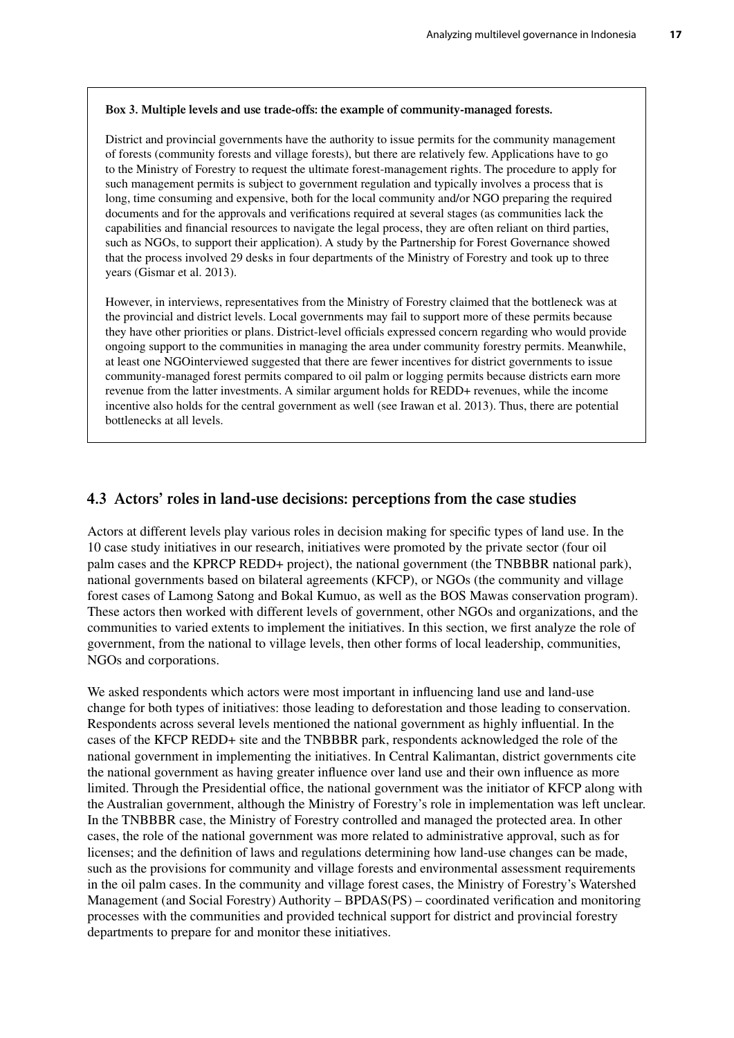**Box 3. Multiple levels and use trade-offs: the example of community-managed forests.**

District and provincial governments have the authority to issue permits for the community management of forests (community forests and village forests), but there are relatively few. Applications have to go to the Ministry of Forestry to request the ultimate forest-management rights. The procedure to apply for such management permits is subject to government regulation and typically involves a process that is long, time consuming and expensive, both for the local community and/or NGO preparing the required documents and for the approvals and verifications required at several stages (as communities lack the capabilities and financial resources to navigate the legal process, they are often reliant on third parties, such as NGOs, to support their application). A study by the Partnership for Forest Governance showed that the process involved 29 desks in four departments of the Ministry of Forestry and took up to three years (Gismar et al. 2013).

However, in interviews, representatives from the Ministry of Forestry claimed that the bottleneck was at the provincial and district levels. Local governments may fail to support more of these permits because they have other priorities or plans. District-level officials expressed concern regarding who would provide ongoing support to the communities in managing the area under community forestry permits. Meanwhile, at least one NGOinterviewed suggested that there are fewer incentives for district governments to issue community-managed forest permits compared to oil palm or logging permits because districts earn more revenue from the latter investments. A similar argument holds for REDD+ revenues, while the income incentive also holds for the central government as well (see Irawan et al. 2013). Thus, there are potential bottlenecks at all levels.

## 4.3 Actors' roles in land-use decisions: perceptions from the case studies

Actors at different levels play various roles in decision making for specific types of land use. In the 10 case study initiatives in our research, initiatives were promoted by the private sector (four oil palm cases and the KPRCP REDD+ project), the national government (the TNBBBR national park), national governments based on bilateral agreements (KFCP), or NGOs (the community and village forest cases of Lamong Satong and Bokal Kumuo, as well as the BOS Mawas conservation program). These actors then worked with different levels of government, other NGOs and organizations, and the communities to varied extents to implement the initiatives. In this section, we first analyze the role of government, from the national to village levels, then other forms of local leadership, communities, NGOs and corporations.

We asked respondents which actors were most important in influencing land use and land-use change for both types of initiatives: those leading to deforestation and those leading to conservation. Respondents across several levels mentioned the national government as highly influential. In the cases of the KFCP REDD+ site and the TNBBBR park, respondents acknowledged the role of the national government in implementing the initiatives. In Central Kalimantan, district governments cite the national government as having greater influence over land use and their own influence as more limited. Through the Presidential office, the national government was the initiator of KFCP along with the Australian government, although the Ministry of Forestry's role in implementation was left unclear. In the TNBBBR case, the Ministry of Forestry controlled and managed the protected area. In other cases, the role of the national government was more related to administrative approval, such as for licenses; and the definition of laws and regulations determining how land-use changes can be made, such as the provisions for community and village forests and environmental assessment requirements in the oil palm cases. In the community and village forest cases, the Ministry of Forestry's Watershed Management (and Social Forestry) Authority – BPDAS(PS) – coordinated verification and monitoring processes with the communities and provided technical support for district and provincial forestry departments to prepare for and monitor these initiatives.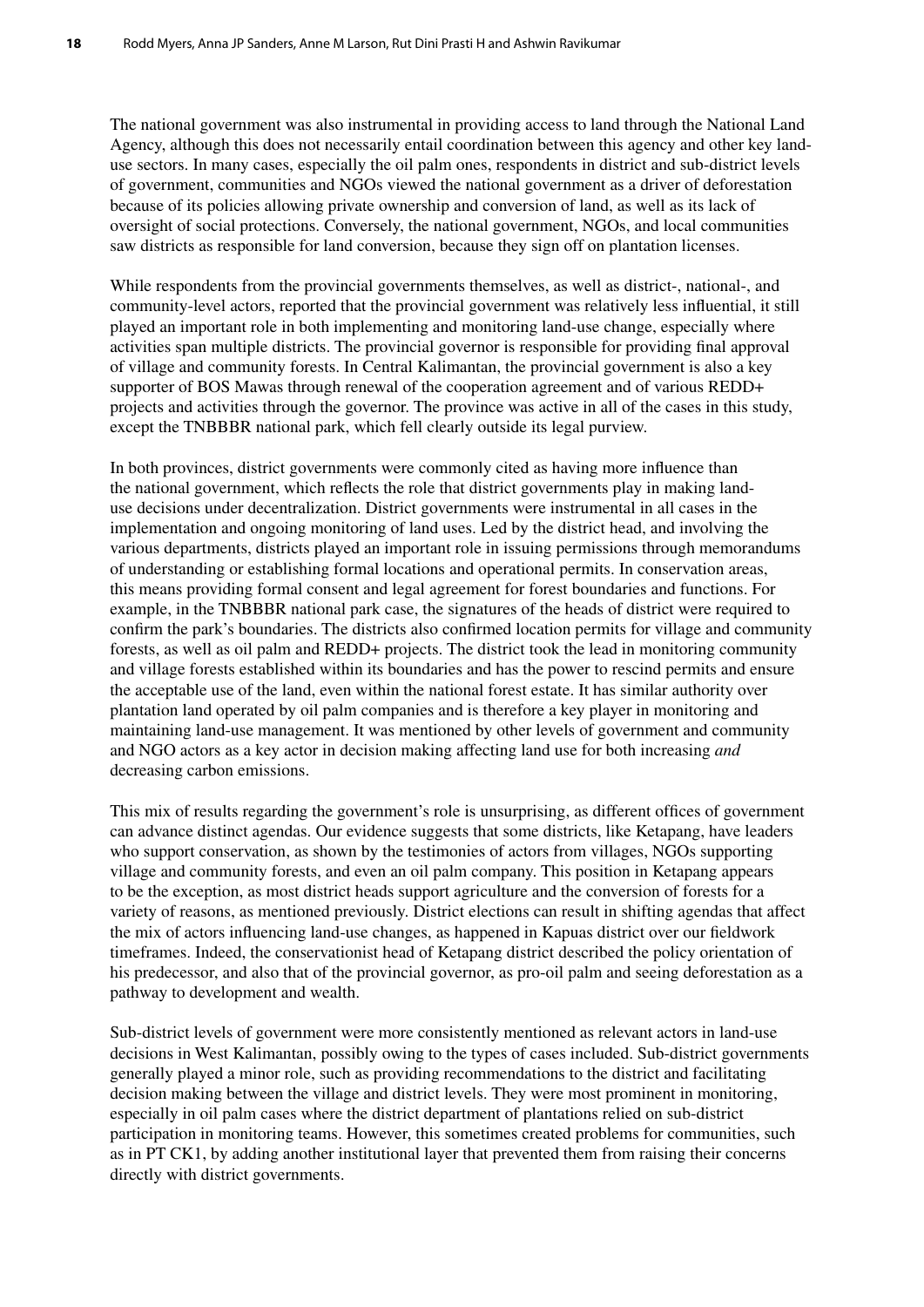The national government was also instrumental in providing access to land through the National Land Agency, although this does not necessarily entail coordination between this agency and other key land-use sectors. In many cases, especially the oil palm ones, respondents in district and sub-district levels of government, communities and NGOs viewed the national government as a driver of deforestation because of its policies allowing private ownership and conversion of land, as well as its lack of oversight of social protections. Conversely, the national government, NGOs, and local communities saw districts as responsible for land conversion, because they sign off on plantation licenses.

While respondents from the provincial governments themselves, as well as district-, national-, and community-level actors, reported that the provincial government was relatively less influential, it still played an important role in both implementing and monitoring land-use change, especially where activities span multiple districts. The provincial governor is responsible for providing final approval of village and community forests. In Central Kalimantan, the provincial government is also a key supporter of BOS Mawas through renewal of the cooperation agreement and of various REDD+ projects and activities through the governor. The province was active in all of the cases in this study, except the TNBBBR national park, which fell clearly outside its legal purview.

In both provinces, district governments were commonly cited as having more influence than the national government, which reflects the role that district governments play in making land-use decisions under decentralization. District governments were instrumental in all cases in the implementation and ongoing monitoring of land uses. Led by the district head, and involving the various departments, districts played an important role in issuing permissions through memorandums of understanding or establishing formal locations and operational permits. In conservation areas, this means providing formal consent and legal agreement for forest boundaries and functions. For example, in the TNBBBR national park case, the signatures of the heads of district were required to confirm the park's boundaries. The districts also confirmed location permits for village and community forests, as well as oil palm and REDD+ projects. The district took the lead in monitoring community and village forests established within its boundaries and has the power to rescind permits and ensure the acceptable use of the land, even within the national forest estate. It has similar authority over plantation land operated by oil palm companies and is therefore a key player in monitoring and maintaining land-use management. It was mentioned by other levels of government and community and NGO actors as a key actor in decision making affecting land use for both increasing *and* decreasing carbon emissions.

This mix of results regarding the government's role is unsurprising, as different offices of government can advance distinct agendas. Our evidence suggests that some districts, like Ketapang, have leaders who support conservation, as shown by the testimonies of actors from villages, NGOs supporting village and community forests, and even an oil palm company. This position in Ketapang appears to be the exception, as most district heads support agriculture and the conversion of forests for a variety of reasons, as mentioned previously. District elections can result in shifting agendas that affect the mix of actors influencing land-use changes, as happened in Kapuas district over our fieldwork timeframes. Indeed, the conservationist head of Ketapang district described the policy orientation of his predecessor, and also that of the provincial governor, as pro-oil palm and seeing deforestation as a pathway to development and wealth.

Sub-district levels of government were more consistently mentioned as relevant actors in land-use decisions in West Kalimantan, possibly owing to the types of cases included. Sub-district governments generally played a minor role, such as providing recommendations to the district and facilitating decision making between the village and district levels. They were most prominent in monitoring, especially in oil palm cases where the district department of plantations relied on sub-district participation in monitoring teams. However, this sometimes created problems for communities, such as in PT CK1, by adding another institutional layer that prevented them from raising their concerns directly with district governments.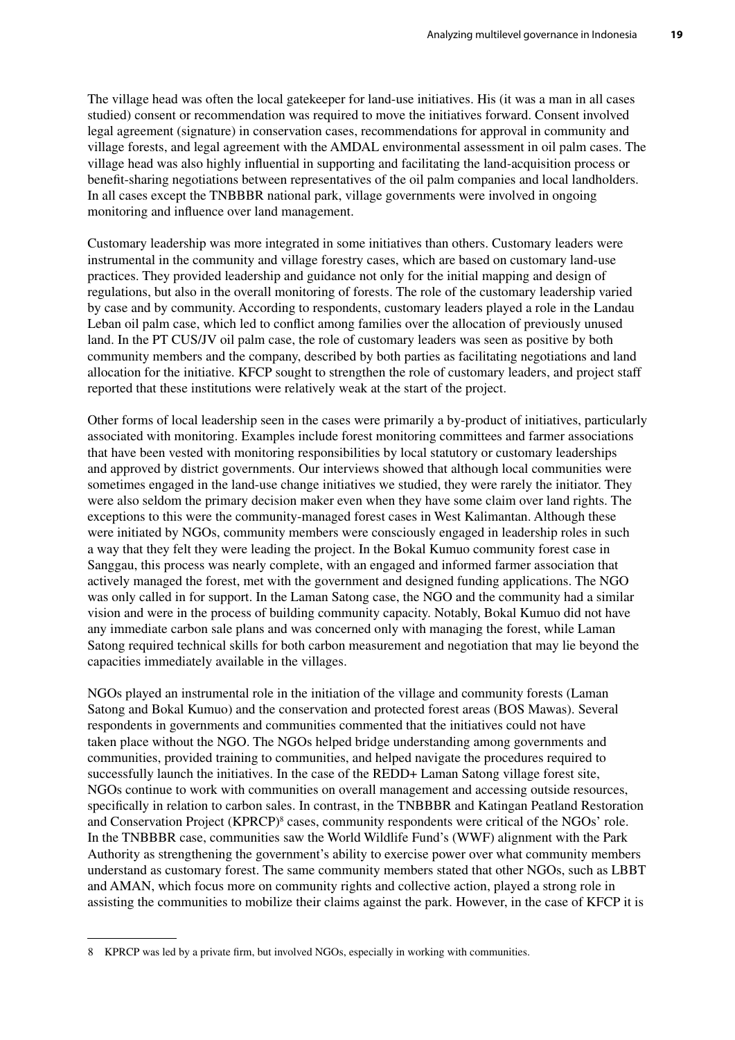The village head was often the local gatekeeper for land-use initiatives. His (it was a man in all cases studied) consent or recommendation was required to move the initiatives forward. Consent involved legal agreement (signature) in conservation cases, recommendations for approval in community and village forests, and legal agreement with the AMDAL environmental assessment in oil palm cases. The village head was also highly influential in supporting and facilitating the land-acquisition process or benefit-sharing negotiations between representatives of the oil palm companies and local landholders. In all cases except the TNBBBR national park, village governments were involved in ongoing monitoring and influence over land management.

Customary leadership was more integrated in some initiatives than others. Customary leaders were instrumental in the community and village forestry cases, which are based on customary land-use practices. They provided leadership and guidance not only for the initial mapping and design of regulations, but also in the overall monitoring of forests. The role of the customary leadership varied by case and by community. According to respondents, customary leaders played a role in the Landau Leban oil palm case, which led to conflict among families over the allocation of previously unused land. In the PT CUS/JV oil palm case, the role of customary leaders was seen as positive by both community members and the company, described by both parties as facilitating negotiations and land allocation for the initiative. KFCP sought to strengthen the role of customary leaders, and project staff reported that these institutions were relatively weak at the start of the project.

Other forms of local leadership seen in the cases were primarily a by-product of initiatives, particularly associated with monitoring. Examples include forest monitoring committees and farmer associations that have been vested with monitoring responsibilities by local statutory or customary leaderships and approved by district governments. Our interviews showed that although local communities were sometimes engaged in the land-use change initiatives we studied, they were rarely the initiator. They were also seldom the primary decision maker even when they have some claim over land rights. The exceptions to this were the community-managed forest cases in West Kalimantan. Although these were initiated by NGOs, community members were consciously engaged in leadership roles in such a way that they felt they were leading the project. In the Bokal Kumuo community forest case in Sanggau, this process was nearly complete, with an engaged and informed farmer association that actively managed the forest, met with the government and designed funding applications. The NGO was only called in for support. In the Laman Satong case, the NGO and the community had a similar vision and were in the process of building community capacity. Notably, Bokal Kumuo did not have any immediate carbon sale plans and was concerned only with managing the forest, while Laman Satong required technical skills for both carbon measurement and negotiation that may lie beyond the capacities immediately available in the villages.

NGOs played an instrumental role in the initiation of the village and community forests (Laman Satong and Bokal Kumuo) and the conservation and protected forest areas (BOS Mawas). Several respondents in governments and communities commented that the initiatives could not have taken place without the NGO. The NGOs helped bridge understanding among governments and communities, provided training to communities, and helped navigate the procedures required to successfully launch the initiatives. In the case of the REDD+ Laman Satong village forest site, NGOs continue to work with communities on overall management and accessing outside resources, specifically in relation to carbon sales. In contrast, in the TNBBBR and Katingan Peatland Restoration and Conservation Project (KPRCP)[8] cases, community respondents were critical of the NGOs' role. In the TNBBBR case, communities saw the World Wildlife Fund's (WWF) alignment with the Park Authority as strengthening the government's ability to exercise power over what community members understand as customary forest. The same community members stated that other NGOs, such as LBBT and AMAN, which focus more on community rights and collective action, played a strong role in assisting the communities to mobilize their claims against the park. However, in the case of KFCP it is

---

8 KPRCP was led by a private firm, but involved NGOs, especially in working with communities.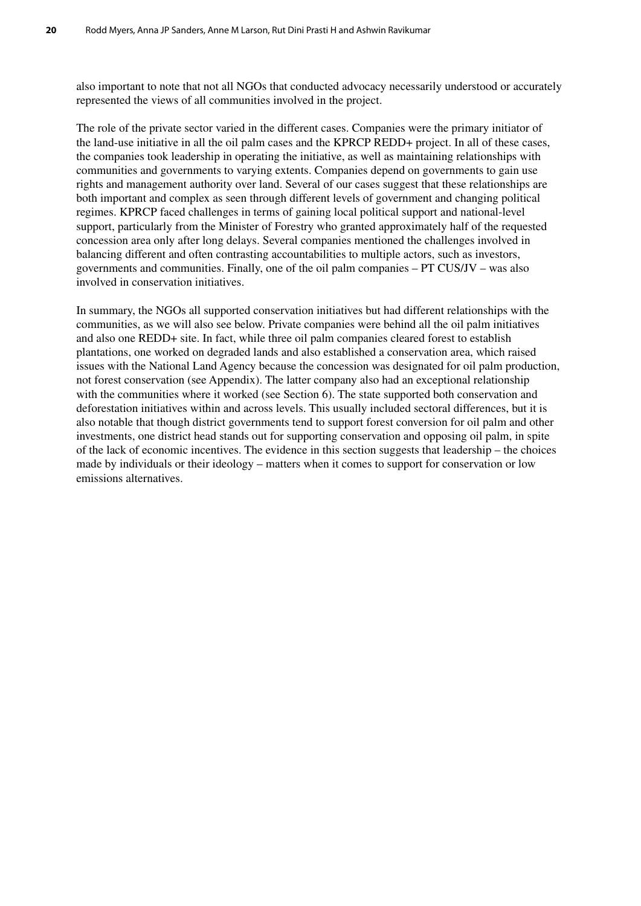also important to note that not all NGOs that conducted advocacy necessarily understood or accurately represented the views of all communities involved in the project.

The role of the private sector varied in the different cases. Companies were the primary initiator of the land-use initiative in all the oil palm cases and the KPRCP REDD+ project. In all of these cases, the companies took leadership in operating the initiative, as well as maintaining relationships with communities and governments to varying extents. Companies depend on governments to gain use rights and management authority over land. Several of our cases suggest that these relationships are both important and complex as seen through different levels of government and changing political regimes. KPRCP faced challenges in terms of gaining local political support and national-level support, particularly from the Minister of Forestry who granted approximately half of the requested concession area only after long delays. Several companies mentioned the challenges involved in balancing different and often contrasting accountabilities to multiple actors, such as investors, governments and communities. Finally, one of the oil palm companies – PT CUS/JV – was also involved in conservation initiatives.

In summary, the NGOs all supported conservation initiatives but had different relationships with the communities, as we will also see below. Private companies were behind all the oil palm initiatives and also one REDD+ site. In fact, while three oil palm companies cleared forest to establish plantations, one worked on degraded lands and also established a conservation area, which raised issues with the National Land Agency because the concession was designated for oil palm production, not forest conservation (see Appendix). The latter company also had an exceptional relationship with the communities where it worked (see Section 6). The state supported both conservation and deforestation initiatives within and across levels. This usually included sectoral differences, but it is also notable that though district governments tend to support forest conversion for oil palm and other investments, one district head stands out for supporting conservation and opposing oil palm, in spite of the lack of economic incentives. The evidence in this section suggests that leadership – the choices made by individuals or their ideology – matters when it comes to support for conservation or low emissions alternatives.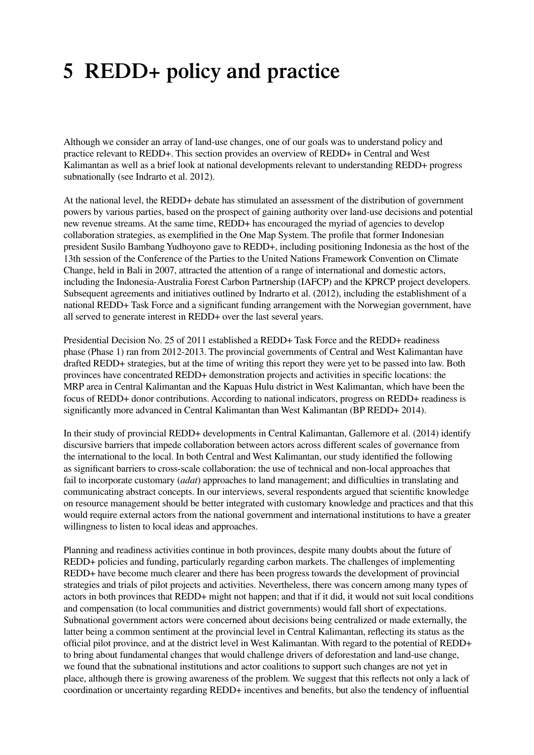# 5 REDD+ policy and practice

Although we consider an array of land-use changes, one of our goals was to understand policy and practice relevant to REDD+. This section provides an overview of REDD+ in Central and West Kalimantan as well as a brief look at national developments relevant to understanding REDD+ progress subnationally (see Indrarto et al. 2012).

At the national level, the REDD+ debate has stimulated an assessment of the distribution of government powers by various parties, based on the prospect of gaining authority over land-use decisions and potential new revenue streams. At the same time, REDD+ has encouraged the myriad of agencies to develop collaboration strategies, as exemplified in the One Map System. The profile that former Indonesian president Susilo Bambang Yudhoyono gave to REDD+, including positioning Indonesia as the host of the 13th session of the Conference of the Parties to the United Nations Framework Convention on Climate Change, held in Bali in 2007, attracted the attention of a range of international and domestic actors, including the Indonesia-Australia Forest Carbon Partnership (IAFCP) and the KPRCP project developers. Subsequent agreements and initiatives outlined by Indrarto et al. (2012), including the establishment of a national REDD+ Task Force and a significant funding arrangement with the Norwegian government, have all served to generate interest in REDD+ over the last several years.

Presidential Decision No. 25 of 2011 established a REDD+ Task Force and the REDD+ readiness phase (Phase 1) ran from 2012-2013. The provincial governments of Central and West Kalimantan have drafted REDD+ strategies, but at the time of writing this report they were yet to be passed into law. Both provinces have concentrated REDD+ demonstration projects and activities in specific locations: the MRP area in Central Kalimantan and the Kapuas Hulu district in West Kalimantan, which have been the focus of REDD+ donor contributions. According to national indicators, progress on REDD+ readiness is significantly more advanced in Central Kalimantan than West Kalimantan (BP REDD+ 2014).

In their study of provincial REDD+ developments in Central Kalimantan, Gallemore et al. (2014) identify discursive barriers that impede collaboration between actors across different scales of governance from the international to the local. In both Central and West Kalimantan, our study identified the following as significant barriers to cross-scale collaboration: the use of technical and non-local approaches that fail to incorporate customary (*adat*) approaches to land management; and difficulties in translating and communicating abstract concepts. In our interviews, several respondents argued that scientific knowledge on resource management should be better integrated with customary knowledge and practices and that this would require external actors from the national government and international institutions to have a greater willingness to listen to local ideas and approaches.

Planning and readiness activities continue in both provinces, despite many doubts about the future of REDD+ policies and funding, particularly regarding carbon markets. The challenges of implementing REDD+ have become much clearer and there has been progress towards the development of provincial strategies and trials of pilot projects and activities. Nevertheless, there was concern among many types of actors in both provinces that REDD+ might not happen; and that if it did, it would not suit local conditions and compensation (to local communities and district governments) would fall short of expectations. Subnational government actors were concerned about decisions being centralized or made externally, the latter being a common sentiment at the provincial level in Central Kalimantan, reflecting its status as the official pilot province, and at the district level in West Kalimantan. With regard to the potential of REDD+ to bring about fundamental changes that would challenge drivers of deforestation and land-use change, we found that the subnational institutions and actor coalitions to support such changes are not yet in place, although there is growing awareness of the problem. We suggest that this reflects not only a lack of coordination or uncertainty regarding REDD+ incentives and benefits, but also the tendency of influential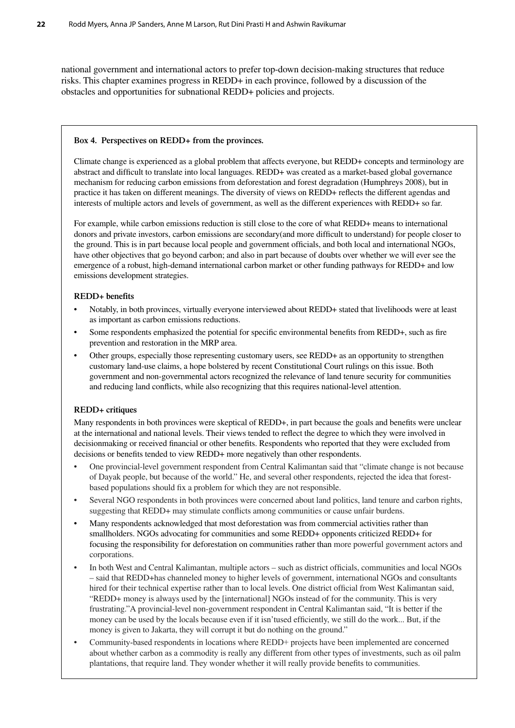national government and international actors to prefer top-down decision-making structures that reduce risks. This chapter examines progress in REDD+ in each province, followed by a discussion of the obstacles and opportunities for subnational REDD+ policies and projects.

**Box 4. Perspectives on REDD+ from the provinces.**

Climate change is experienced as a global problem that affects everyone, but REDD+ concepts and terminology are abstract and difficult to translate into local languages. REDD+ was created as a market-based global governance mechanism for reducing carbon emissions from deforestation and forest degradation (Humphreys 2008), but in practice it has taken on different meanings. The diversity of views on REDD+ reflects the different agendas and interests of multiple actors and levels of government, as well as the different experiences with REDD+ so far.

For example, while carbon emissions reduction is still close to the core of what REDD+ means to international donors and private investors, carbon emissions are secondary(and more difficult to understand) for people closer to the ground. This is in part because local people and government officials, and both local and international NGOs, have other objectives that go beyond carbon; and also in part because of doubts over whether we will ever see the emergence of a robust, high-demand international carbon market or other funding pathways for REDD+ and low emissions development strategies.

**REDD+ benefits**

- Notably, in both provinces, virtually everyone interviewed about REDD+ stated that livelihoods were at least as important as carbon emissions reductions.
- Some respondents emphasized the potential for specific environmental benefits from REDD+, such as fire prevention and restoration in the MRP area.
- Other groups, especially those representing customary users, see REDD+ as an opportunity to strengthen customary land-use claims, a hope bolstered by recent Constitutional Court rulings on this issue. Both government and non-governmental actors recognized the relevance of land tenure security for communities and reducing land conflicts, while also recognizing that this requires national-level attention.

**REDD+ critiques**

Many respondents in both provinces were skeptical of REDD+, in part because the goals and benefits were unclear at the international and national levels. Their views tended to reflect the degree to which they were involved in decisionmaking or received financial or other benefits. Respondents who reported that they were excluded from decisions or benefits tended to view REDD+ more negatively than other respondents.

- One provincial-level government respondent from Central Kalimantan said that "climate change is not because of Dayak people, but because of the world." He, and several other respondents, rejected the idea that forest-based populations should fix a problem for which they are not responsible.
- Several NGO respondents in both provinces were concerned about land politics, land tenure and carbon rights, suggesting that REDD+ may stimulate conflicts among communities or cause unfair burdens.
- Many respondents acknowledged that most deforestation was from commercial activities rather than smallholders. NGOs advocating for communities and some REDD+ opponents criticized REDD+ for focusing the responsibility for deforestation on communities rather than more powerful government actors and corporations.
- In both West and Central Kalimantan, multiple actors – such as district officials, communities and local NGOs – said that REDD+has channeled money to higher levels of government, international NGOs and consultants hired for their technical expertise rather than to local levels. One district official from West Kalimantan said, "REDD+ money is always used by the [international] NGOs instead of for the community. This is very frustrating."A provincial-level non-government respondent in Central Kalimantan said, "It is better if the money can be used by the locals because even if it isn'tused efficiently, we still do the work... But, if the money is given to Jakarta, they will corrupt it but do nothing on the ground."
- Community-based respondents in locations where REDD+ projects have been implemented are concerned about whether carbon as a commodity is really any different from other types of investments, such as oil palm plantations, that require land. They wonder whether it will really provide benefits to communities.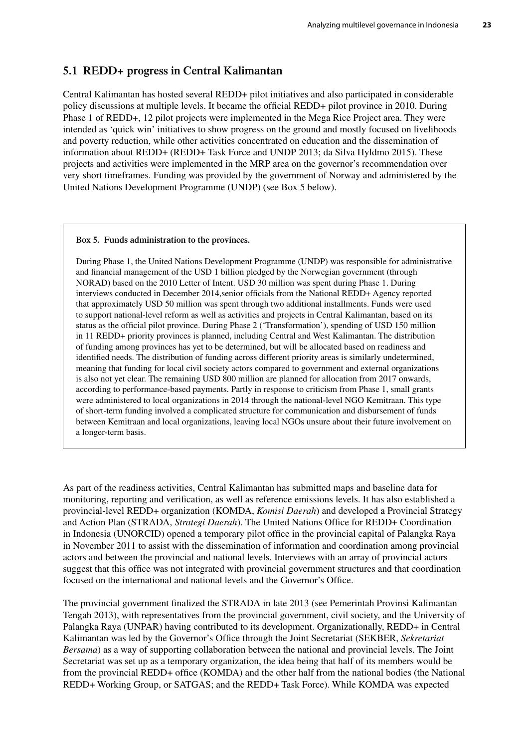## 5.1 REDD+ progress in Central Kalimantan

Central Kalimantan has hosted several REDD+ pilot initiatives and also participated in considerable policy discussions at multiple levels. It became the official REDD+ pilot province in 2010. During Phase 1 of REDD+, 12 pilot projects were implemented in the Mega Rice Project area. They were intended as 'quick win' initiatives to show progress on the ground and mostly focused on livelihoods and poverty reduction, while other activities concentrated on education and the dissemination of information about REDD+ (REDD+ Task Force and UNDP 2013; da Silva Hyldmo 2015). These projects and activities were implemented in the MRP area on the governor's recommendation over very short timeframes. Funding was provided by the government of Norway and administered by the United Nations Development Programme (UNDP) (see Box 5 below).

> **Box 5. Funds administration to the provinces.**
>
> During Phase 1, the United Nations Development Programme (UNDP) was responsible for administrative and financial management of the USD 1 billion pledged by the Norwegian government (through NORAD) based on the 2010 Letter of Intent. USD 30 million was spent during Phase 1. During interviews conducted in December 2014,senior officials from the National REDD+ Agency reported that approximately USD 50 million was spent through two additional installments. Funds were used to support national-level reform as well as activities and projects in Central Kalimantan, based on its status as the official pilot province. During Phase 2 ('Transformation'), spending of USD 150 million in 11 REDD+ priority provinces is planned, including Central and West Kalimantan. The distribution of funding among provinces has yet to be determined, but will be allocated based on readiness and identified needs. The distribution of funding across different priority areas is similarly undetermined, meaning that funding for local civil society actors compared to government and external organizations is also not yet clear. The remaining USD 800 million are planned for allocation from 2017 onwards, according to performance-based payments. Partly in response to criticism from Phase 1, small grants were administered to local organizations in 2014 through the national-level NGO Kemitraan. This type of short-term funding involved a complicated structure for communication and disbursement of funds between Kemitraan and local organizations, leaving local NGOs unsure about their future involvement on a longer-term basis.

As part of the readiness activities, Central Kalimantan has submitted maps and baseline data for monitoring, reporting and verification, as well as reference emissions levels. It has also established a provincial-level REDD+ organization (KOMDA, *Komisi Daerah*) and developed a Provincial Strategy and Action Plan (STRADA, *Strategi Daerah*). The United Nations Office for REDD+ Coordination in Indonesia (UNORCID) opened a temporary pilot office in the provincial capital of Palangka Raya in November 2011 to assist with the dissemination of information and coordination among provincial actors and between the provincial and national levels. Interviews with an array of provincial actors suggest that this office was not integrated with provincial government structures and that coordination focused on the international and national levels and the Governor's Office.

The provincial government finalized the STRADA in late 2013 (see Pemerintah Provinsi Kalimantan Tengah 2013), with representatives from the provincial government, civil society, and the University of Palangka Raya (UNPAR) having contributed to its development. Organizationally, REDD+ in Central Kalimantan was led by the Governor's Office through the Joint Secretariat (SEKBER, *Sekretariat Bersama*) as a way of supporting collaboration between the national and provincial levels. The Joint Secretariat was set up as a temporary organization, the idea being that half of its members would be from the provincial REDD+ office (KOMDA) and the other half from the national bodies (the National REDD+ Working Group, or SATGAS; and the REDD+ Task Force). While KOMDA was expected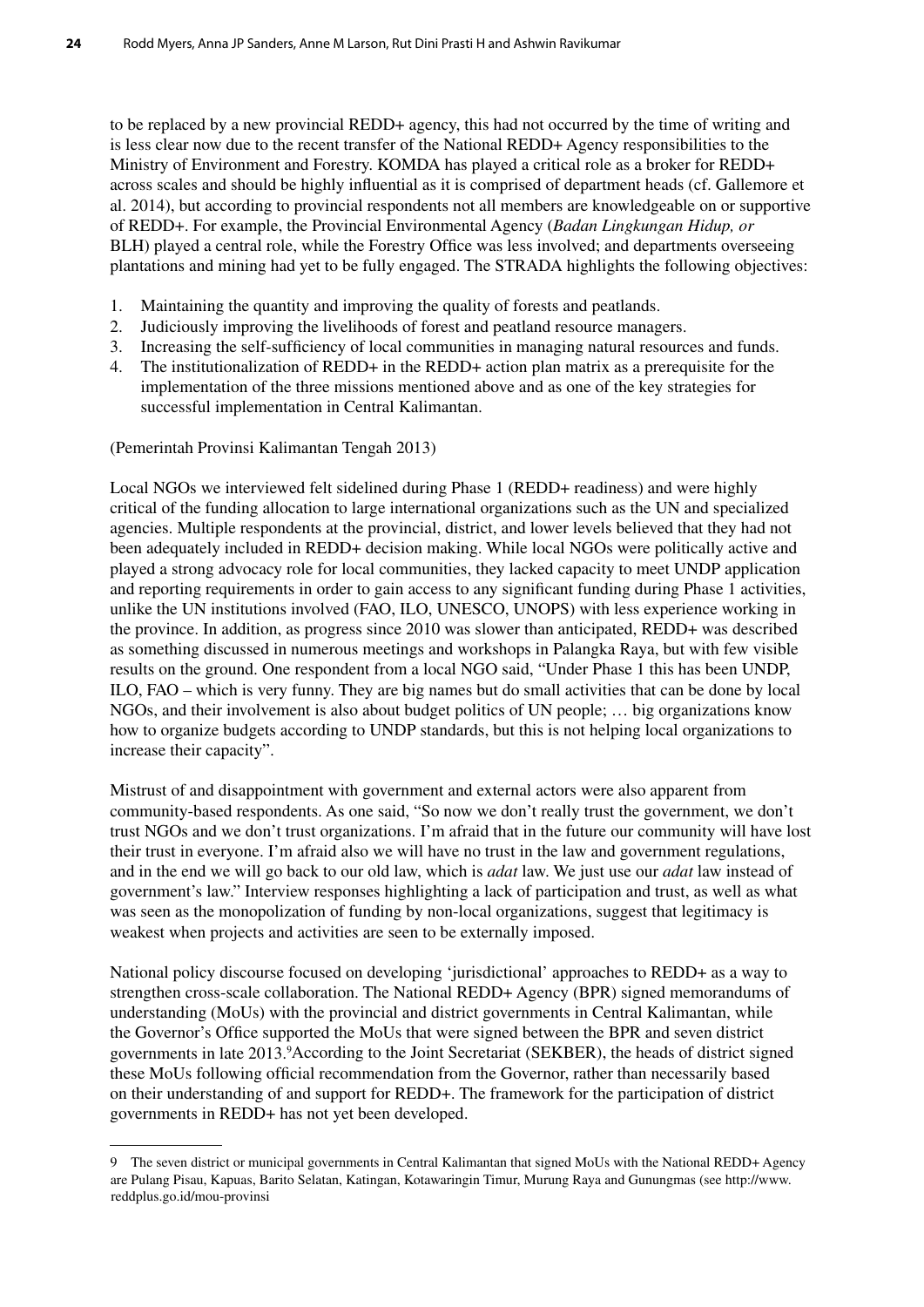to be replaced by a new provincial REDD+ agency, this had not occurred by the time of writing and is less clear now due to the recent transfer of the National REDD+ Agency responsibilities to the Ministry of Environment and Forestry. KOMDA has played a critical role as a broker for REDD+ across scales and should be highly influential as it is comprised of department heads (cf. Gallemore et al. 2014), but according to provincial respondents not all members are knowledgeable on or supportive of REDD+. For example, the Provincial Environmental Agency (*Badan Lingkungan Hidup, or* BLH) played a central role, while the Forestry Office was less involved; and departments overseeing plantations and mining had yet to be fully engaged. The STRADA highlights the following objectives:

1. Maintaining the quantity and improving the quality of forests and peatlands.
2. Judiciously improving the livelihoods of forest and peatland resource managers.
3. Increasing the self-sufficiency of local communities in managing natural resources and funds.
4. The institutionalization of REDD+ in the REDD+ action plan matrix as a prerequisite for the implementation of the three missions mentioned above and as one of the key strategies for successful implementation in Central Kalimantan.

(Pemerintah Provinsi Kalimantan Tengah 2013)

Local NGOs we interviewed felt sidelined during Phase 1 (REDD+ readiness) and were highly critical of the funding allocation to large international organizations such as the UN and specialized agencies. Multiple respondents at the provincial, district, and lower levels believed that they had not been adequately included in REDD+ decision making. While local NGOs were politically active and played a strong advocacy role for local communities, they lacked capacity to meet UNDP application and reporting requirements in order to gain access to any significant funding during Phase 1 activities, unlike the UN institutions involved (FAO, ILO, UNESCO, UNOPS) with less experience working in the province. In addition, as progress since 2010 was slower than anticipated, REDD+ was described as something discussed in numerous meetings and workshops in Palangka Raya, but with few visible results on the ground. One respondent from a local NGO said, "Under Phase 1 this has been UNDP, ILO, FAO – which is very funny. They are big names but do small activities that can be done by local NGOs, and their involvement is also about budget politics of UN people; … big organizations know how to organize budgets according to UNDP standards, but this is not helping local organizations to increase their capacity".

Mistrust of and disappointment with government and external actors were also apparent from community-based respondents. As one said, "So now we don't really trust the government, we don't trust NGOs and we don't trust organizations. I'm afraid that in the future our community will have lost their trust in everyone. I'm afraid also we will have no trust in the law and government regulations, and in the end we will go back to our old law, which is *adat* law. We just use our *adat* law instead of government's law." Interview responses highlighting a lack of participation and trust, as well as what was seen as the monopolization of funding by non-local organizations, suggest that legitimacy is weakest when projects and activities are seen to be externally imposed.

National policy discourse focused on developing 'jurisdictional' approaches to REDD+ as a way to strengthen cross-scale collaboration. The National REDD+ Agency (BPR) signed memorandums of understanding (MoUs) with the provincial and district governments in Central Kalimantan, while the Governor's Office supported the MoUs that were signed between the BPR and seven district governments in late 2013.[9] According to the Joint Secretariat (SEKBER), the heads of district signed these MoUs following official recommendation from the Governor, rather than necessarily based on their understanding of and support for REDD+. The framework for the participation of district governments in REDD+ has not yet been developed.

---

9 The seven district or municipal governments in Central Kalimantan that signed MoUs with the National REDD+ Agency are Pulang Pisau, Kapuas, Barito Selatan, Katingan, Kotawaringin Timur, Murung Raya and Gunungmas (see http://www.reddplus.go.id/mou-provinsi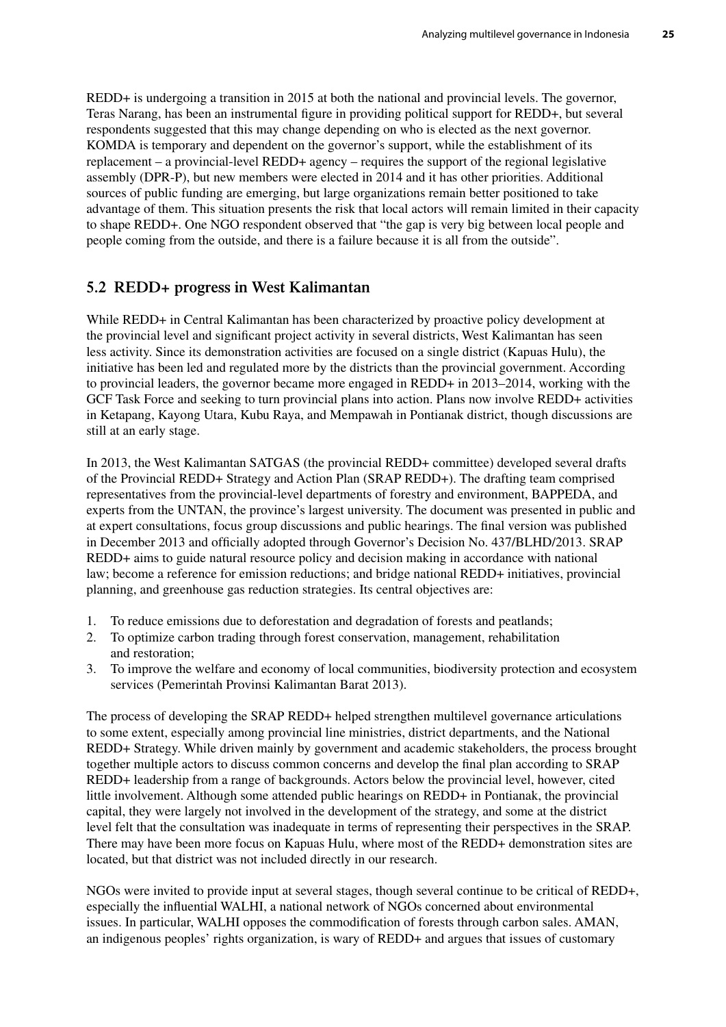REDD+ is undergoing a transition in 2015 at both the national and provincial levels. The governor, Teras Narang, has been an instrumental figure in providing political support for REDD+, but several respondents suggested that this may change depending on who is elected as the next governor. KOMDA is temporary and dependent on the governor's support, while the establishment of its replacement – a provincial-level REDD+ agency – requires the support of the regional legislative assembly (DPR-P), but new members were elected in 2014 and it has other priorities. Additional sources of public funding are emerging, but large organizations remain better positioned to take advantage of them. This situation presents the risk that local actors will remain limited in their capacity to shape REDD+. One NGO respondent observed that "the gap is very big between local people and people coming from the outside, and there is a failure because it is all from the outside".

## 5.2 REDD+ progress in West Kalimantan

While REDD+ in Central Kalimantan has been characterized by proactive policy development at the provincial level and significant project activity in several districts, West Kalimantan has seen less activity. Since its demonstration activities are focused on a single district (Kapuas Hulu), the initiative has been led and regulated more by the districts than the provincial government. According to provincial leaders, the governor became more engaged in REDD+ in 2013–2014, working with the GCF Task Force and seeking to turn provincial plans into action. Plans now involve REDD+ activities in Ketapang, Kayong Utara, Kubu Raya, and Mempawah in Pontianak district, though discussions are still at an early stage.

In 2013, the West Kalimantan SATGAS (the provincial REDD+ committee) developed several drafts of the Provincial REDD+ Strategy and Action Plan (SRAP REDD+). The drafting team comprised representatives from the provincial-level departments of forestry and environment, BAPPEDA, and experts from the UNTAN, the province's largest university. The document was presented in public and at expert consultations, focus group discussions and public hearings. The final version was published in December 2013 and officially adopted through Governor's Decision No. 437/BLHD/2013. SRAP REDD+ aims to guide natural resource policy and decision making in accordance with national law; become a reference for emission reductions; and bridge national REDD+ initiatives, provincial planning, and greenhouse gas reduction strategies. Its central objectives are:

1. To reduce emissions due to deforestation and degradation of forests and peatlands;
2. To optimize carbon trading through forest conservation, management, rehabilitation and restoration;
3. To improve the welfare and economy of local communities, biodiversity protection and ecosystem services (Pemerintah Provinsi Kalimantan Barat 2013).

The process of developing the SRAP REDD+ helped strengthen multilevel governance articulations to some extent, especially among provincial line ministries, district departments, and the National REDD+ Strategy. While driven mainly by government and academic stakeholders, the process brought together multiple actors to discuss common concerns and develop the final plan according to SRAP REDD+ leadership from a range of backgrounds. Actors below the provincial level, however, cited little involvement. Although some attended public hearings on REDD+ in Pontianak, the provincial capital, they were largely not involved in the development of the strategy, and some at the district level felt that the consultation was inadequate in terms of representing their perspectives in the SRAP. There may have been more focus on Kapuas Hulu, where most of the REDD+ demonstration sites are located, but that district was not included directly in our research.

NGOs were invited to provide input at several stages, though several continue to be critical of REDD+, especially the influential WALHI, a national network of NGOs concerned about environmental issues. In particular, WALHI opposes the commodification of forests through carbon sales. AMAN, an indigenous peoples' rights organization, is wary of REDD+ and argues that issues of customary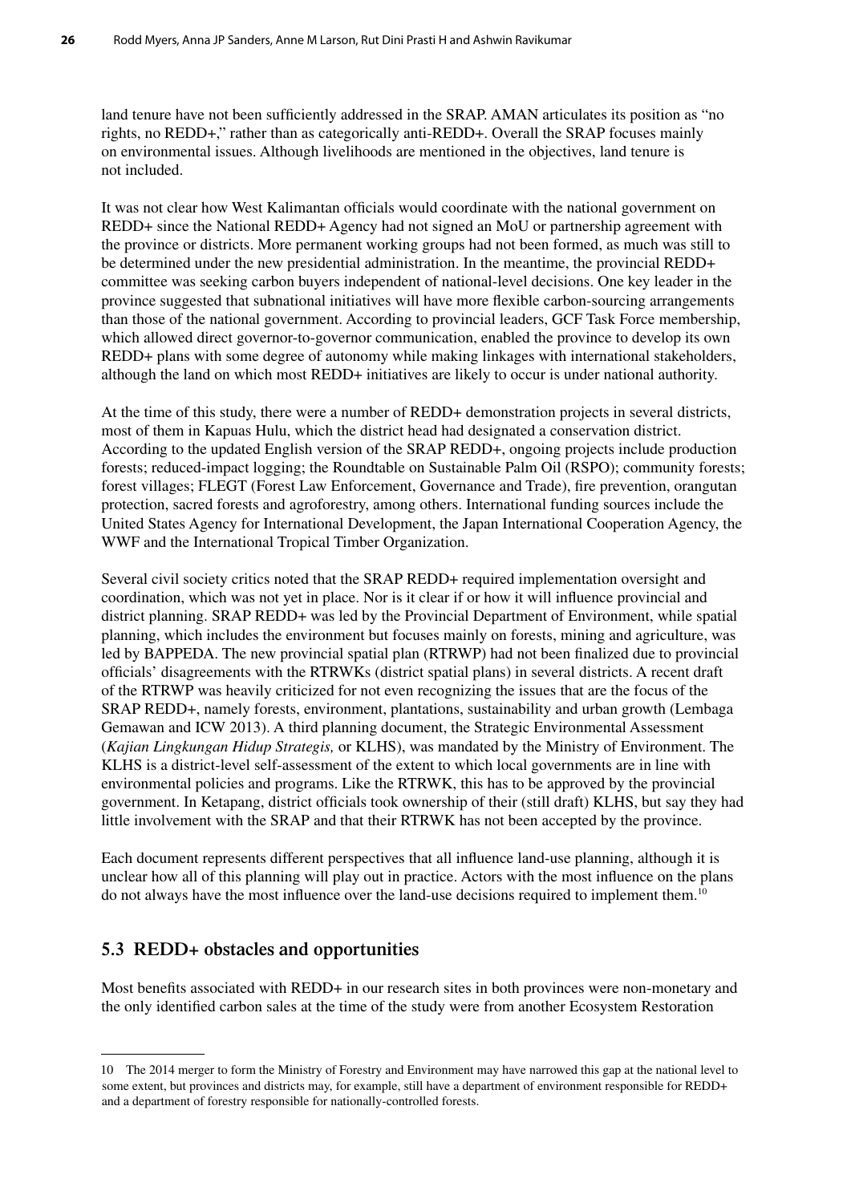land tenure have not been sufficiently addressed in the SRAP. AMAN articulates its position as "no rights, no REDD+," rather than as categorically anti-REDD+. Overall the SRAP focuses mainly on environmental issues. Although livelihoods are mentioned in the objectives, land tenure is not included.

It was not clear how West Kalimantan officials would coordinate with the national government on REDD+ since the National REDD+ Agency had not signed an MoU or partnership agreement with the province or districts. More permanent working groups had not been formed, as much was still to be determined under the new presidential administration. In the meantime, the provincial REDD+ committee was seeking carbon buyers independent of national-level decisions. One key leader in the province suggested that subnational initiatives will have more flexible carbon-sourcing arrangements than those of the national government. According to provincial leaders, GCF Task Force membership, which allowed direct governor-to-governor communication, enabled the province to develop its own REDD+ plans with some degree of autonomy while making linkages with international stakeholders, although the land on which most REDD+ initiatives are likely to occur is under national authority.

At the time of this study, there were a number of REDD+ demonstration projects in several districts, most of them in Kapuas Hulu, which the district head had designated a conservation district. According to the updated English version of the SRAP REDD+, ongoing projects include production forests; reduced-impact logging; the Roundtable on Sustainable Palm Oil (RSPO); community forests; forest villages; FLEGT (Forest Law Enforcement, Governance and Trade), fire prevention, orangutan protection, sacred forests and agroforestry, among others. International funding sources include the United States Agency for International Development, the Japan International Cooperation Agency, the WWF and the International Tropical Timber Organization.

Several civil society critics noted that the SRAP REDD+ required implementation oversight and coordination, which was not yet in place. Nor is it clear if or how it will influence provincial and district planning. SRAP REDD+ was led by the Provincial Department of Environment, while spatial planning, which includes the environment but focuses mainly on forests, mining and agriculture, was led by BAPPEDA. The new provincial spatial plan (RTRWP) had not been finalized due to provincial officials' disagreements with the RTRWKs (district spatial plans) in several districts. A recent draft of the RTRWP was heavily criticized for not even recognizing the issues that are the focus of the SRAP REDD+, namely forests, environment, plantations, sustainability and urban growth (Lembaga Gemawan and ICW 2013). A third planning document, the Strategic Environmental Assessment (*Kajian Lingkungan Hidup Strategis,* or KLHS), was mandated by the Ministry of Environment. The KLHS is a district-level self-assessment of the extent to which local governments are in line with environmental policies and programs. Like the RTRWK, this has to be approved by the provincial government. In Ketapang, district officials took ownership of their (still draft) KLHS, but say they had little involvement with the SRAP and that their RTRWK has not been accepted by the province.

Each document represents different perspectives that all influence land-use planning, although it is unclear how all of this planning will play out in practice. Actors with the most influence on the plans do not always have the most influence over the land-use decisions required to implement them.[10]

## 5.3 REDD+ obstacles and opportunities

Most benefits associated with REDD+ in our research sites in both provinces were non-monetary and the only identified carbon sales at the time of the study were from another Ecosystem Restoration

10 The 2014 merger to form the Ministry of Forestry and Environment may have narrowed this gap at the national level to some extent, but provinces and districts may, for example, still have a department of environment responsible for REDD+ and a department of forestry responsible for nationally-controlled forests.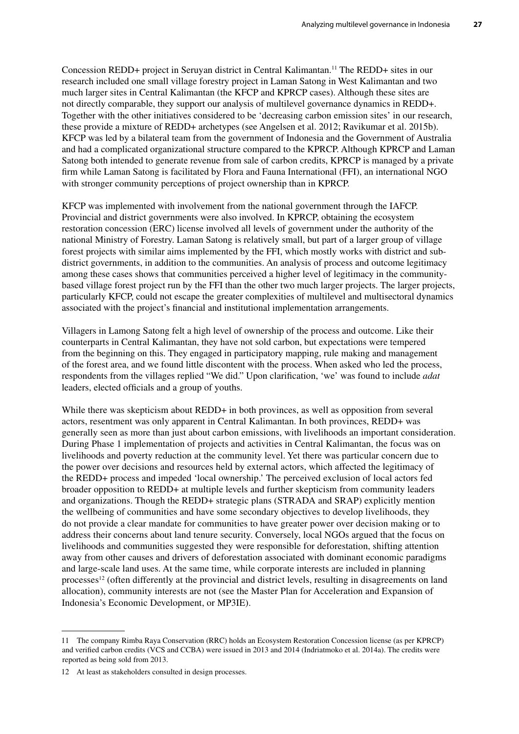Concession REDD+ project in Seruyan district in Central Kalimantan.[11] The REDD+ sites in our research included one small village forestry project in Laman Satong in West Kalimantan and two much larger sites in Central Kalimantan (the KFCP and KPRCP cases). Although these sites are not directly comparable, they support our analysis of multilevel governance dynamics in REDD+. Together with the other initiatives considered to be 'decreasing carbon emission sites' in our research, these provide a mixture of REDD+ archetypes (see Angelsen et al. 2012; Ravikumar et al. 2015b). KFCP was led by a bilateral team from the government of Indonesia and the Government of Australia and had a complicated organizational structure compared to the KPRCP. Although KPRCP and Laman Satong both intended to generate revenue from sale of carbon credits, KPRCP is managed by a private firm while Laman Satong is facilitated by Flora and Fauna International (FFI), an international NGO with stronger community perceptions of project ownership than in KPRCP.

KFCP was implemented with involvement from the national government through the IAFCP. Provincial and district governments were also involved. In KPRCP, obtaining the ecosystem restoration concession (ERC) license involved all levels of government under the authority of the national Ministry of Forestry. Laman Satong is relatively small, but part of a larger group of village forest projects with similar aims implemented by the FFI, which mostly works with district and sub-district governments, in addition to the communities. An analysis of process and outcome legitimacy among these cases shows that communities perceived a higher level of legitimacy in the community-based village forest project run by the FFI than the other two much larger projects. The larger projects, particularly KFCP, could not escape the greater complexities of multilevel and multisectoral dynamics associated with the project's financial and institutional implementation arrangements.

Villagers in Lamong Satong felt a high level of ownership of the process and outcome. Like their counterparts in Central Kalimantan, they have not sold carbon, but expectations were tempered from the beginning on this. They engaged in participatory mapping, rule making and management of the forest area, and we found little discontent with the process. When asked who led the process, respondents from the villages replied "We did." Upon clarification, 'we' was found to include *adat* leaders, elected officials and a group of youths.

While there was skepticism about REDD+ in both provinces, as well as opposition from several actors, resentment was only apparent in Central Kalimantan. In both provinces, REDD+ was generally seen as more than just about carbon emissions, with livelihoods an important consideration. During Phase 1 implementation of projects and activities in Central Kalimantan, the focus was on livelihoods and poverty reduction at the community level. Yet there was particular concern due to the power over decisions and resources held by external actors, which affected the legitimacy of the REDD+ process and impeded 'local ownership.' The perceived exclusion of local actors fed broader opposition to REDD+ at multiple levels and further skepticism from community leaders and organizations. Though the REDD+ strategic plans (STRADA and SRAP) explicitly mention the wellbeing of communities and have some secondary objectives to develop livelihoods, they do not provide a clear mandate for communities to have greater power over decision making or to address their concerns about land tenure security. Conversely, local NGOs argued that the focus on livelihoods and communities suggested they were responsible for deforestation, shifting attention away from other causes and drivers of deforestation associated with dominant economic paradigms and large-scale land uses. At the same time, while corporate interests are included in planning processes[12] (often differently at the provincial and district levels, resulting in disagreements on land allocation), community interests are not (see the Master Plan for Acceleration and Expansion of Indonesia's Economic Development, or MP3IE).

11 The company Rimba Raya Conservation (RRC) holds an Ecosystem Restoration Concession license (as per KPRCP) and verified carbon credits (VCS and CCBA) were issued in 2013 and 2014 (Indriatmoko et al. 2014a). The credits were reported as being sold from 2013.

12 At least as stakeholders consulted in design processes.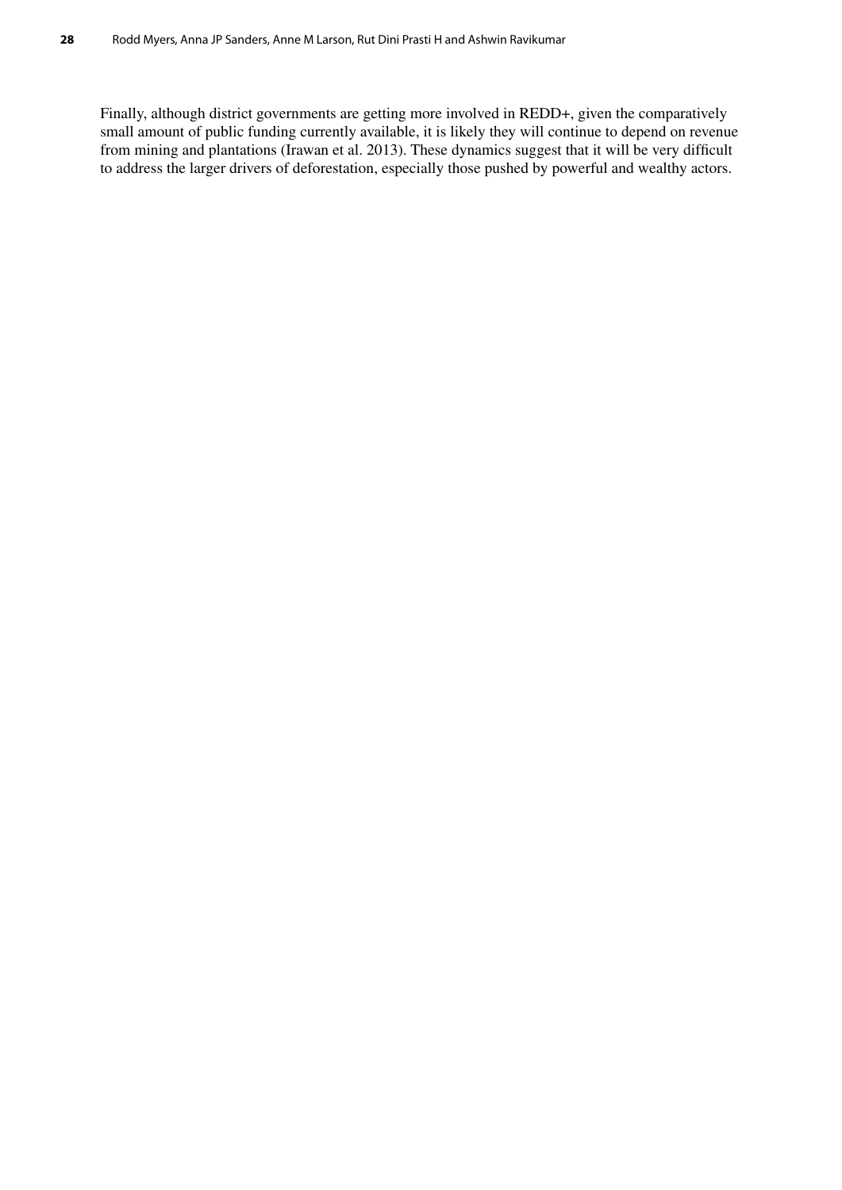Finally, although district governments are getting more involved in REDD+, given the comparatively small amount of public funding currently available, it is likely they will continue to depend on revenue from mining and plantations (Irawan et al. 2013). These dynamics suggest that it will be very difficult to address the larger drivers of deforestation, especially those pushed by powerful and wealthy actors.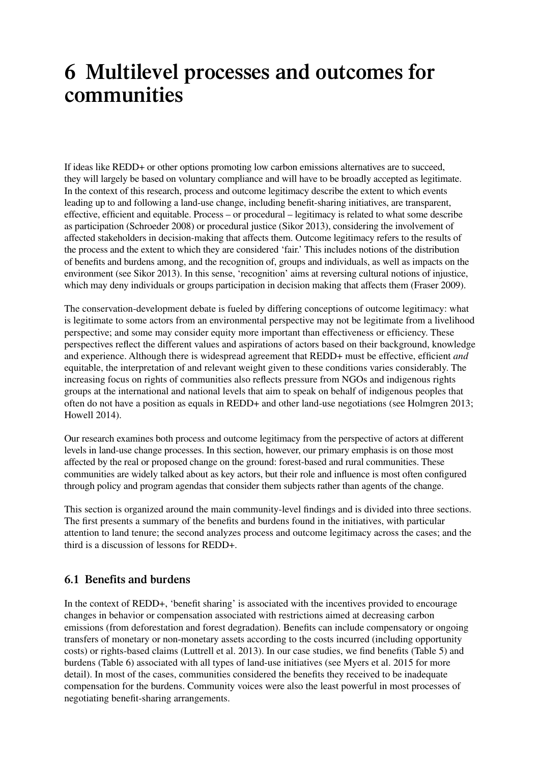# 6 Multilevel processes and outcomes for communities

If ideas like REDD+ or other options promoting low carbon emissions alternatives are to succeed, they will largely be based on voluntary compliance and will have to be broadly accepted as legitimate. In the context of this research, process and outcome legitimacy describe the extent to which events leading up to and following a land-use change, including benefit-sharing initiatives, are transparent, effective, efficient and equitable. Process – or procedural – legitimacy is related to what some describe as participation (Schroeder 2008) or procedural justice (Sikor 2013), considering the involvement of affected stakeholders in decision-making that affects them. Outcome legitimacy refers to the results of the process and the extent to which they are considered 'fair.' This includes notions of the distribution of benefits and burdens among, and the recognition of, groups and individuals, as well as impacts on the environment (see Sikor 2013). In this sense, 'recognition' aims at reversing cultural notions of injustice, which may deny individuals or groups participation in decision making that affects them (Fraser 2009).

The conservation-development debate is fueled by differing conceptions of outcome legitimacy: what is legitimate to some actors from an environmental perspective may not be legitimate from a livelihood perspective; and some may consider equity more important than effectiveness or efficiency. These perspectives reflect the different values and aspirations of actors based on their background, knowledge and experience. Although there is widespread agreement that REDD+ must be effective, efficient *and* equitable, the interpretation of and relevant weight given to these conditions varies considerably. The increasing focus on rights of communities also reflects pressure from NGOs and indigenous rights groups at the international and national levels that aim to speak on behalf of indigenous peoples that often do not have a position as equals in REDD+ and other land-use negotiations (see Holmgren 2013; Howell 2014).

Our research examines both process and outcome legitimacy from the perspective of actors at different levels in land-use change processes. In this section, however, our primary emphasis is on those most affected by the real or proposed change on the ground: forest-based and rural communities. These communities are widely talked about as key actors, but their role and influence is most often configured through policy and program agendas that consider them subjects rather than agents of the change.

This section is organized around the main community-level findings and is divided into three sections. The first presents a summary of the benefits and burdens found in the initiatives, with particular attention to land tenure; the second analyzes process and outcome legitimacy across the cases; and the third is a discussion of lessons for REDD+.

## 6.1 Benefits and burdens

In the context of REDD+, 'benefit sharing' is associated with the incentives provided to encourage changes in behavior or compensation associated with restrictions aimed at decreasing carbon emissions (from deforestation and forest degradation). Benefits can include compensatory or ongoing transfers of monetary or non-monetary assets according to the costs incurred (including opportunity costs) or rights-based claims (Luttrell et al. 2013). In our case studies, we find benefits (Table 5) and burdens (Table 6) associated with all types of land-use initiatives (see Myers et al. 2015 for more detail). In most of the cases, communities considered the benefits they received to be inadequate compensation for the burdens. Community voices were also the least powerful in most processes of negotiating benefit-sharing arrangements.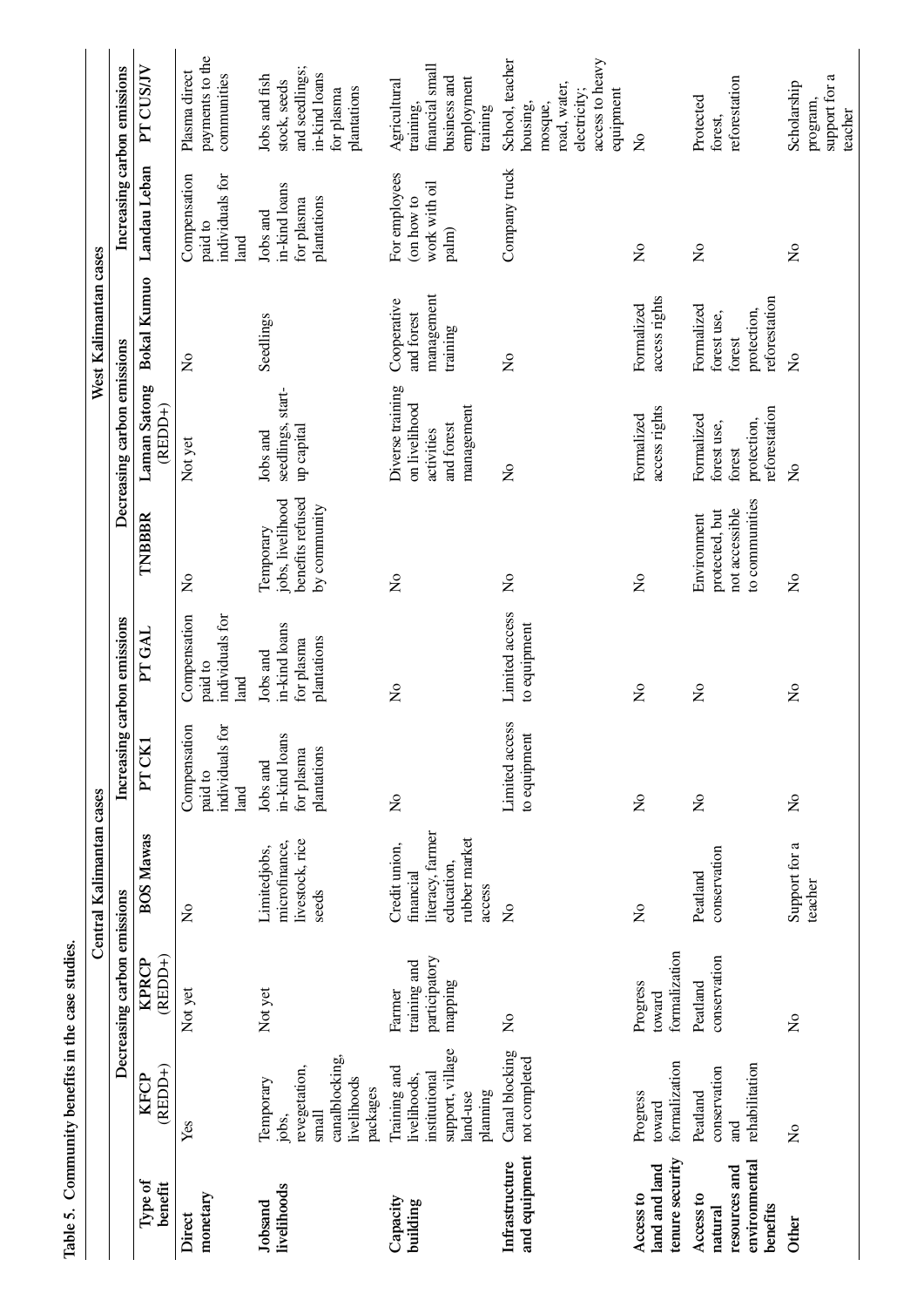**Table 5. Community benefits in the case studies.**

| Type of benefit | Central Kalimantan cases | | | | | West Kalimantan cases | | | | |
|---|---|---|---|---|---|---|---|---|---|---|
| | Decreasing carbon emissions | | | Increasing carbon emissions | | Decreasing carbon emissions | | | Increasing carbon emissions | |
| | KFCP (REDD+) | KPRCP (REDD+) | BOS Mawas | PT CK1 | PT GAL | TNBBBR | Laman Satong (REDD+) | Bokal Kumuo | Landau Leban | PT CUS/JV |
| **Direct monetary** | Yes | Not yet | No | Compensation paid to individuals for land | Compensation paid to individuals for land | No | Not yet | No | Compensation paid to individuals for land | Plasma direct payments to the communities |
| **Jobsand livelihoods** | Temporary jobs, revegetation, small canalblocking, livelihoods packages | Not yet | Limitedjobs, microfinance, livestock, rice seeds | Jobs and in-kind loans for plasma plantations | Jobs and in-kind loans for plasma plantations | Temporary jobs, livelihood benefits refused by community | Jobs and seedlings, start-up capital | Seedlings | Jobs and in-kind loans for plasma plantations | Jobs and fish stock, seeds and seedlings; in-kind loans for plasma plantations |
| **Capacity building** | Training and livelihoods, institutional support, village land-use planning | Farmer training and participatory mapping | Credit union, financial literacy, farmer education, rubber market access | No | No | No | Diverse training on livelihood activities and forest management | Cooperative and forest management training | For employees (on how to work with oil palm) | Agricultural training, financial small business and employment training |
| **Infrastructure and equipment** | Canal blocking not completed | No | No | Limited access to equipment | Limited access to equipment | No | No | No | Company truck | School, teacher housing, mosque, road, water, electricity; access to heavy equipment |
| **Access to land and land tenure security** | Progress toward formalization | Progress toward formalization | No | No | No | No | Formalized access rights | Formalized access rights | No | No |
| **Access to natural resources and environmental benefits** | Peatland conservation and rehabilitation | Peatland conservation | Peatland conservation | No | No | Environment protected, but not accessible to communities | Formalized forest use, forest protection, reforestation | Formalized forest use, forest protection, reforestation | No | Protected forest, reforestation |
| **Other** | No | No | Support for a teacher | No | No | No | No | No | No | Scholarship program, support for a teacher |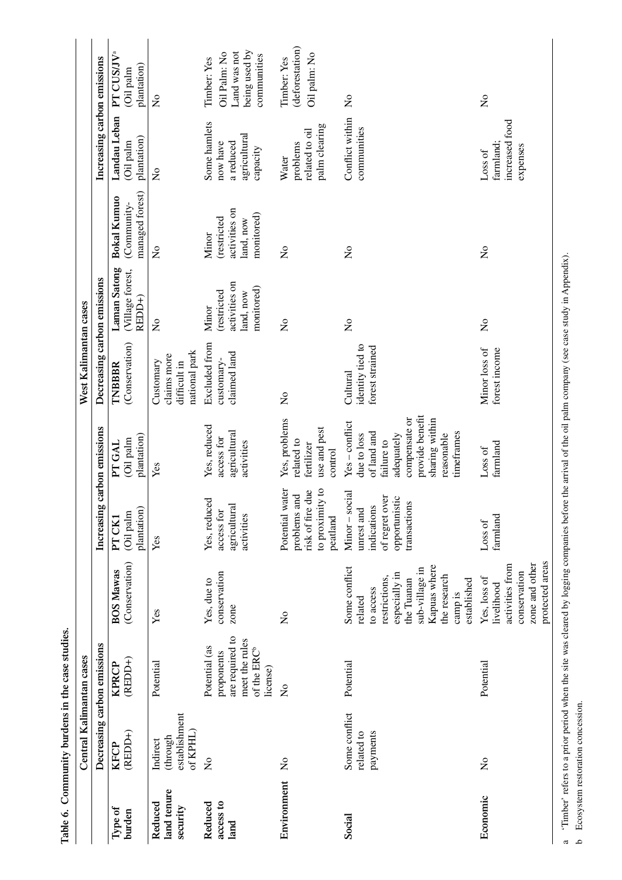**Table 6. Community burdens in the case studies.**

| | Central Kalimantan cases | | | | | West Kalimantan cases | | | | |
|---|---|---|---|---|---|---|---|---|---|---|
| | Decreasing carbon emissions | | | Increasing carbon emissions | | Decreasing carbon emissions | | | Increasing carbon emissions | |
| **Type of burden** | **KFCP** (REDD+) | **KPRCP** (REDD+) | **BOS Mawas** (Conservation) | **PT CK1** (Oil palm plantation) | **PT GAL** (Oil palm plantation) | **TNBBBR** (Conservation) | **Laman Satong** (Village forest, REDD+) | **Bokal Kumuo** (Community-managed forest) | **Landau Leban** (Oil palm plantation) | **PT CUS/JV**[a] (Oil palm plantation) |
| **Reduced land tenure security** | Indirect (through establishment of KPHL) | Potential | Yes | Yes | Yes | Customary claims more difficult in national park | No | No | No | No |
| **Reduced access to land** | No | Potential (as proponents are required to meet the rules of the ERC[b] license) | Yes, due to conservation zone | Yes, reduced access for agricultural activities | Yes, reduced access for agricultural activities | Excluded from customary-claimed land | Minor (restricted activities on land, now monitored) | Minor (restricted activities on land, now monitored) | Some hamlets now have a reduced agricultural capacity | Timber: Yes Oil Palm: No Land was not being used by communities |
| **Environment** | No | No | No | Potential water problems and risk of fire due to proximity to peatland | Yes, problems related to fertilizer use and pest control | No | No | No | Water problems related to oil palm clearing | Timber: Yes (deforestation) Oil palm: No |
| **Social** | Some conflict related to payments | Potential | Some conflict related to access restrictions, especially in the Tuanan sub-village in Kapuas where the research camp is established | Minor – social unrest and indications of regret over opportunistic transactions | Yes – conflict due to loss of land and failure to adequately compensate or provide benefit sharing within reasonable timeframes | Cultural identity tied to forest strained | No | No | Conflict within communities | No |
| **Economic** | No | Potential | Yes, loss of livelihood activities from conservation zone and other protected areas | Loss of farmland | Loss of farmland | Minor loss of forest income | No | No | Loss of farmland; increased food expenses | No |

a 'Timber' refers to a prior period when the site was cleared by logging companies before the arrival of the oil palm company (see case study in Appendix).
b Ecosystem restoration concession.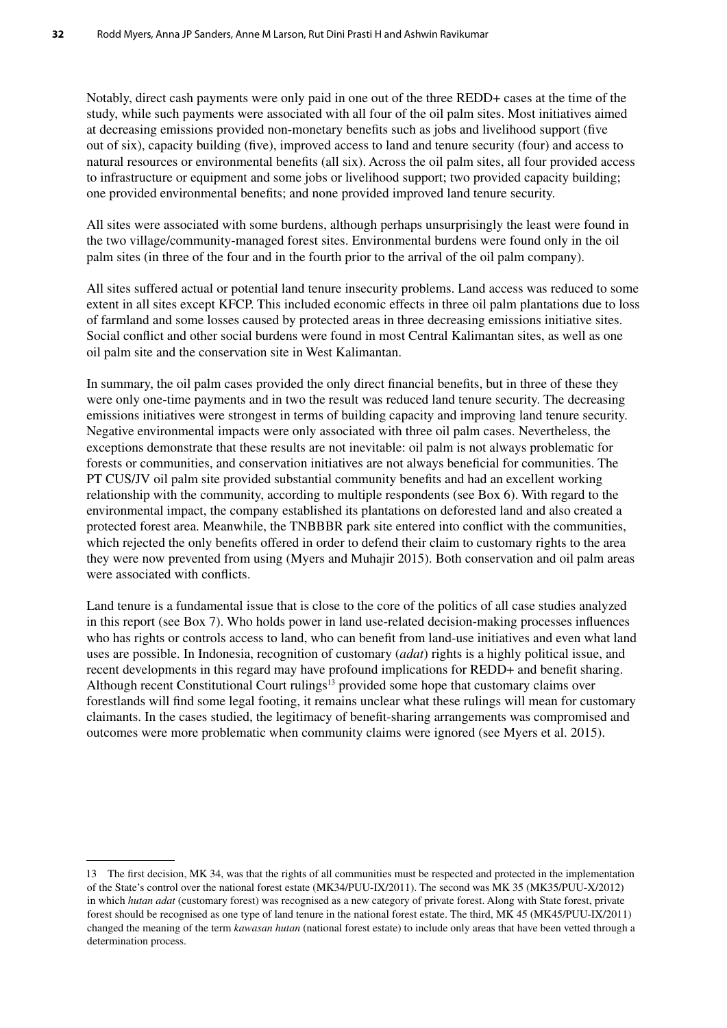Notably, direct cash payments were only paid in one out of the three REDD+ cases at the time of the study, while such payments were associated with all four of the oil palm sites. Most initiatives aimed at decreasing emissions provided non-monetary benefits such as jobs and livelihood support (five out of six), capacity building (five), improved access to land and tenure security (four) and access to natural resources or environmental benefits (all six). Across the oil palm sites, all four provided access to infrastructure or equipment and some jobs or livelihood support; two provided capacity building; one provided environmental benefits; and none provided improved land tenure security.

All sites were associated with some burdens, although perhaps unsurprisingly the least were found in the two village/community-managed forest sites. Environmental burdens were found only in the oil palm sites (in three of the four and in the fourth prior to the arrival of the oil palm company).

All sites suffered actual or potential land tenure insecurity problems. Land access was reduced to some extent in all sites except KFCP. This included economic effects in three oil palm plantations due to loss of farmland and some losses caused by protected areas in three decreasing emissions initiative sites. Social conflict and other social burdens were found in most Central Kalimantan sites, as well as one oil palm site and the conservation site in West Kalimantan.

In summary, the oil palm cases provided the only direct financial benefits, but in three of these they were only one-time payments and in two the result was reduced land tenure security. The decreasing emissions initiatives were strongest in terms of building capacity and improving land tenure security. Negative environmental impacts were only associated with three oil palm cases. Nevertheless, the exceptions demonstrate that these results are not inevitable: oil palm is not always problematic for forests or communities, and conservation initiatives are not always beneficial for communities. The PT CUS/JV oil palm site provided substantial community benefits and had an excellent working relationship with the community, according to multiple respondents (see Box 6). With regard to the environmental impact, the company established its plantations on deforested land and also created a protected forest area. Meanwhile, the TNBBBR park site entered into conflict with the communities, which rejected the only benefits offered in order to defend their claim to customary rights to the area they were now prevented from using (Myers and Muhajir 2015). Both conservation and oil palm areas were associated with conflicts.

Land tenure is a fundamental issue that is close to the core of the politics of all case studies analyzed in this report (see Box 7). Who holds power in land use-related decision-making processes influences who has rights or controls access to land, who can benefit from land-use initiatives and even what land uses are possible. In Indonesia, recognition of customary (*adat*) rights is a highly political issue, and recent developments in this regard may have profound implications for REDD+ and benefit sharing. Although recent Constitutional Court rulings[13] provided some hope that customary claims over forestlands will find some legal footing, it remains unclear what these rulings will mean for customary claimants. In the cases studied, the legitimacy of benefit-sharing arrangements was compromised and outcomes were more problematic when community claims were ignored (see Myers et al. 2015).

---

13 The first decision, MK 34, was that the rights of all communities must be respected and protected in the implementation of the State's control over the national forest estate (MK34/PUU-IX/2011). The second was MK 35 (MK35/PUU-X/2012) in which *hutan adat* (customary forest) was recognised as a new category of private forest. Along with State forest, private forest should be recognised as one type of land tenure in the national forest estate. The third, MK 45 (MK45/PUU-IX/2011) changed the meaning of the term *kawasan hutan* (national forest estate) to include only areas that have been vetted through a determination process.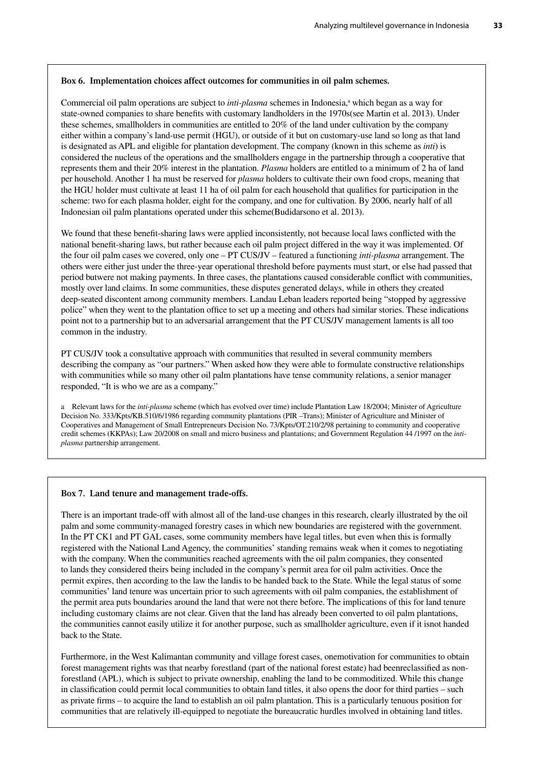**Box 6. Implementation choices affect outcomes for communities in oil palm schemes.**

Commercial oil palm operations are subject to *inti-plasma* schemes in Indonesia,[a] which began as a way for state-owned companies to share benefits with customary landholders in the 1970s(see Martin et al. 2013). Under these schemes, smallholders in communities are entitled to 20% of the land under cultivation by the company either within a company's land-use permit (HGU), or outside of it but on customary-use land so long as that land is designated as APL and eligible for plantation development. The company (known in this scheme as *inti*) is considered the nucleus of the operations and the smallholders engage in the partnership through a cooperative that represents them and their 20% interest in the plantation. *Plasma* holders are entitled to a minimum of 2 ha of land per household. Another 1 ha must be reserved for *plasma* holders to cultivate their own food crops, meaning that the HGU holder must cultivate at least 11 ha of oil palm for each household that qualifies for participation in the scheme: two for each plasma holder, eight for the company, and one for cultivation. By 2006, nearly half of all Indonesian oil palm plantations operated under this scheme(Budidarsono et al. 2013).

We found that these benefit-sharing laws were applied inconsistently, not because local laws conflicted with the national benefit-sharing laws, but rather because each oil palm project differed in the way it was implemented. Of the four oil palm cases we covered, only one – PT CUS/JV – featured a functioning *inti-plasma* arrangement. The others were either just under the three-year operational threshold before payments must start, or else had passed that period butwere not making payments. In three cases, the plantations caused considerable conflict with communities, mostly over land claims. In some communities, these disputes generated delays, while in others they created deep-seated discontent among community members. Landau Leban leaders reported being "stopped by aggressive police" when they went to the plantation office to set up a meeting and others had similar stories. These indications point not to a partnership but to an adversarial arrangement that the PT CUS/JV management laments is all too common in the industry.

PT CUS/JV took a consultative approach with communities that resulted in several community members describing the company as "our partners." When asked how they were able to formulate constructive relationships with communities while so many other oil palm plantations have tense community relations, a senior manager responded, "It is who we are as a company."

a Relevant laws for the *inti-plasma* scheme (which has evolved over time) include Plantation Law 18/2004; Minister of Agriculture Decision No. 333/Kpts/KB.510/6/1986 regarding community plantations (PIR –Trans); Minister of Agriculture and Minister of Cooperatives and Management of Small Entrepreneurs Decision No. 73/Kpts/OT.210/2/98 pertaining to community and cooperative credit schemes (KKPAs); Law 20/2008 on small and micro business and plantations; and Government Regulation 44 /1997 on the *inti-plasma* partnership arrangement.

**Box 7. Land tenure and management trade-offs.**

There is an important trade-off with almost all of the land-use changes in this research, clearly illustrated by the oil palm and some community-managed forestry cases in which new boundaries are registered with the government. In the PT CK1 and PT GAL cases, some community members have legal titles, but even when this is formally registered with the National Land Agency, the communities' standing remains weak when it comes to negotiating with the company. When the communities reached agreements with the oil palm companies, they consented to lands they considered theirs being included in the company's permit area for oil palm activities. Once the permit expires, then according to the law the landis to be handed back to the State. While the legal status of some communities' land tenure was uncertain prior to such agreements with oil palm companies, the establishment of the permit area puts boundaries around the land that were not there before. The implications of this for land tenure including customary claims are not clear. Given that the land has already been converted to oil palm plantations, the communities cannot easily utilize it for another purpose, such as smallholder agriculture, even if it isnot handed back to the State.

Furthermore, in the West Kalimantan community and village forest cases, onemotivation for communities to obtain forest management rights was that nearby forestland (part of the national forest estate) had beenreclassified as non-forestland (APL), which is subject to private ownership, enabling the land to be commoditized. While this change in classification could permit local communities to obtain land titles, it also opens the door for third parties – such as private firms – to acquire the land to establish an oil palm plantation. This is a particularly tenuous position for communities that are relatively ill-equipped to negotiate the bureaucratic hurdles involved in obtaining land titles.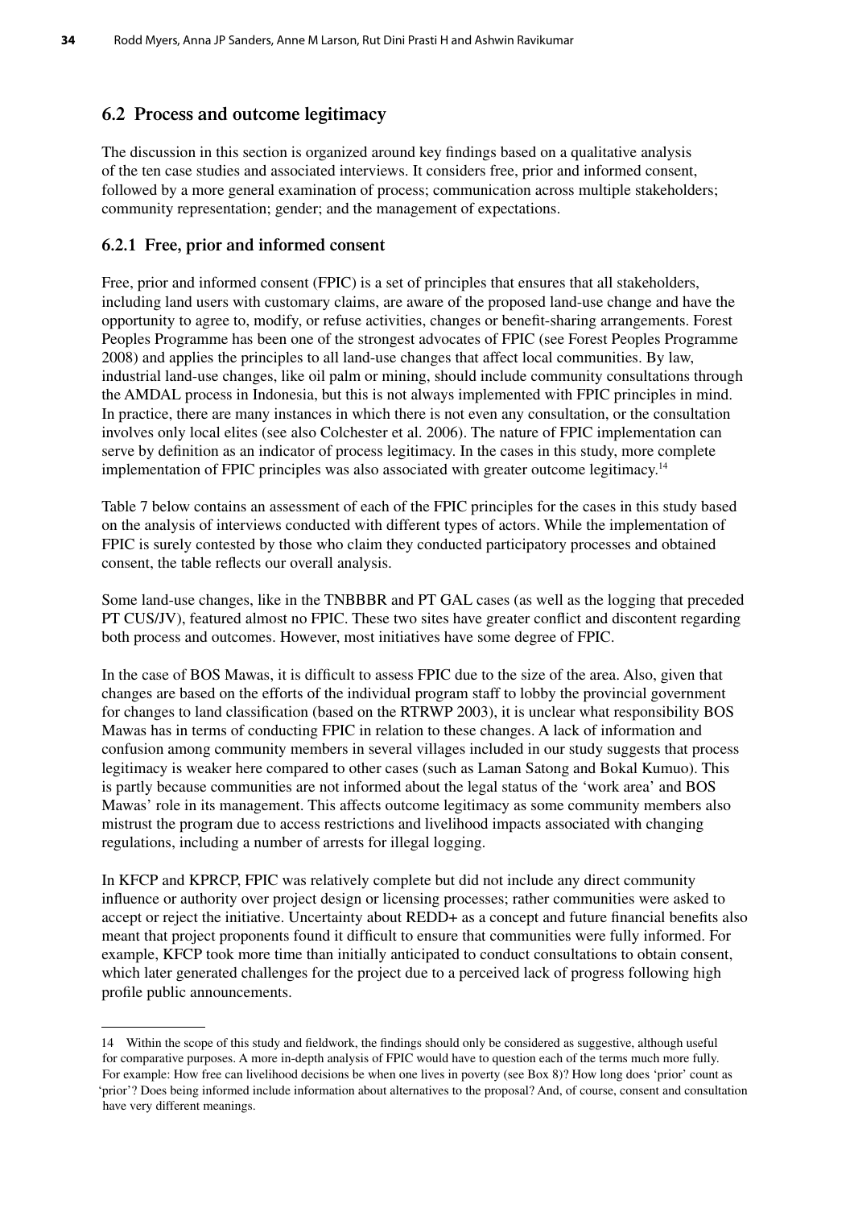## 6.2 Process and outcome legitimacy

The discussion in this section is organized around key findings based on a qualitative analysis of the ten case studies and associated interviews. It considers free, prior and informed consent, followed by a more general examination of process; communication across multiple stakeholders; community representation; gender; and the management of expectations.

### 6.2.1 Free, prior and informed consent

Free, prior and informed consent (FPIC) is a set of principles that ensures that all stakeholders, including land users with customary claims, are aware of the proposed land-use change and have the opportunity to agree to, modify, or refuse activities, changes or benefit-sharing arrangements. Forest Peoples Programme has been one of the strongest advocates of FPIC (see Forest Peoples Programme 2008) and applies the principles to all land-use changes that affect local communities. By law, industrial land-use changes, like oil palm or mining, should include community consultations through the AMDAL process in Indonesia, but this is not always implemented with FPIC principles in mind. In practice, there are many instances in which there is not even any consultation, or the consultation involves only local elites (see also Colchester et al. 2006). The nature of FPIC implementation can serve by definition as an indicator of process legitimacy. In the cases in this study, more complete implementation of FPIC principles was also associated with greater outcome legitimacy.[14]

Table 7 below contains an assessment of each of the FPIC principles for the cases in this study based on the analysis of interviews conducted with different types of actors. While the implementation of FPIC is surely contested by those who claim they conducted participatory processes and obtained consent, the table reflects our overall analysis.

Some land-use changes, like in the TNBBBR and PT GAL cases (as well as the logging that preceded PT CUS/JV), featured almost no FPIC. These two sites have greater conflict and discontent regarding both process and outcomes. However, most initiatives have some degree of FPIC.

In the case of BOS Mawas, it is difficult to assess FPIC due to the size of the area. Also, given that changes are based on the efforts of the individual program staff to lobby the provincial government for changes to land classification (based on the RTRWP 2003), it is unclear what responsibility BOS Mawas has in terms of conducting FPIC in relation to these changes. A lack of information and confusion among community members in several villages included in our study suggests that process legitimacy is weaker here compared to other cases (such as Laman Satong and Bokal Kumuo). This is partly because communities are not informed about the legal status of the 'work area' and BOS Mawas' role in its management. This affects outcome legitimacy as some community members also mistrust the program due to access restrictions and livelihood impacts associated with changing regulations, including a number of arrests for illegal logging.

In KFCP and KPRCP, FPIC was relatively complete but did not include any direct community influence or authority over project design or licensing processes; rather communities were asked to accept or reject the initiative. Uncertainty about REDD+ as a concept and future financial benefits also meant that project proponents found it difficult to ensure that communities were fully informed. For example, KFCP took more time than initially anticipated to conduct consultations to obtain consent, which later generated challenges for the project due to a perceived lack of progress following high profile public announcements.

---

14 Within the scope of this study and fieldwork, the findings should only be considered as suggestive, although useful for comparative purposes. A more in-depth analysis of FPIC would have to question each of the terms much more fully. For example: How free can livelihood decisions be when one lives in poverty (see Box 8)? How long does 'prior' count as 'prior'? Does being informed include information about alternatives to the proposal? And, of course, consent and consultation have very different meanings.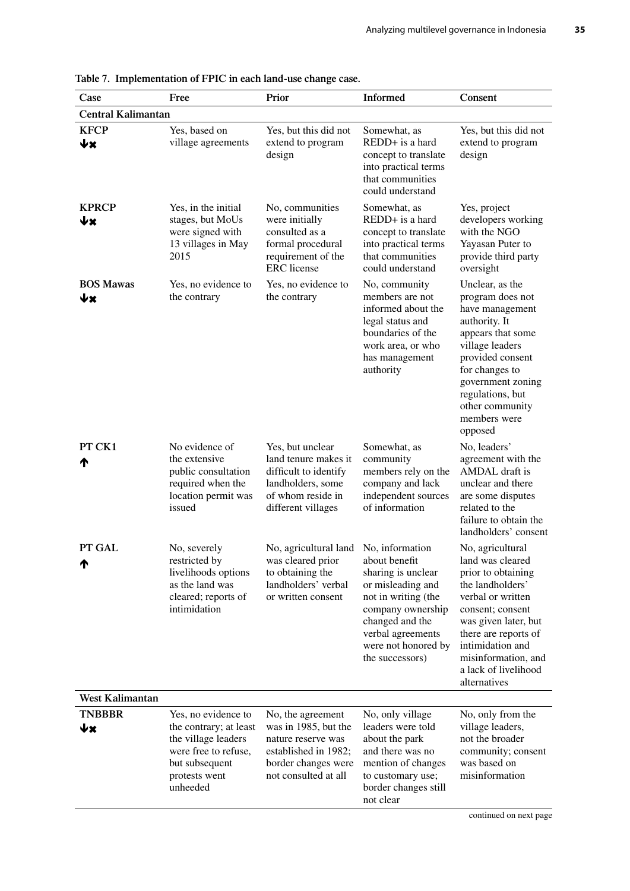**Table 7. Implementation of FPIC in each land-use change case.**

| Case | Free | Prior | Informed | Consent |
|---|---|---|---|---|
| **Central Kalimantan** | | | | |
| **KFCP** ↓✖ | Yes, based on village agreements | Yes, but this did not extend to program design | Somewhat, as REDD+ is a hard concept to translate into practical terms that communities could understand | Yes, but this did not extend to program design |
| **KPRCP** ↓✖ | Yes, in the initial stages, but MoUs were signed with 13 villages in May 2015 | No, communities were initially consulted as a formal procedural requirement of the ERC license | Somewhat, as REDD+ is a hard concept to translate into practical terms that communities could understand | Yes, project developers working with the NGO Yayasan Puter to provide third party oversight |
| **BOS Mawas** ↓✖ | Yes, no evidence to the contrary | Yes, no evidence to the contrary | No, community members are not informed about the legal status and boundaries of the work area, or who has management authority | Unclear, as the program does not have management authority. It appears that some village leaders provided consent for changes to government zoning regulations, but other community members were opposed |
| **PT CK1** ↑ | No evidence of the extensive public consultation required when the location permit was issued | Yes, but unclear land tenure makes it difficult to identify landholders, some of whom reside in different villages | Somewhat, as community members rely on the company and lack independent sources of information | No, leaders' agreement with the AMDAL draft is unclear and there are some disputes related to the failure to obtain the landholders' consent |
| **PT GAL** ↑ | No, severely restricted by livelihoods options as the land was cleared; reports of intimidation | No, agricultural land was cleared prior to obtaining the landholders' verbal or written consent | No, information about benefit sharing is unclear or misleading and not in writing (the company ownership changed and the verbal agreements were not honored by the successors) | No, agricultural land was cleared prior to obtaining the landholders' verbal or written consent; consent was given later, but there are reports of intimidation and misinformation, and a lack of livelihood alternatives |
| **West Kalimantan** | | | | |
| **TNBBBR** ↓✖ | Yes, no evidence to the contrary; at least the village leaders were free to refuse, but subsequent protests went unheeded | No, the agreement was in 1985, but the nature reserve was established in 1982; border changes were not consulted at all | No, only village leaders were told about the park and there was no mention of changes to customary use; border changes still not clear | No, only from the village leaders, not the broader community; consent was based on misinformation |

continued on next page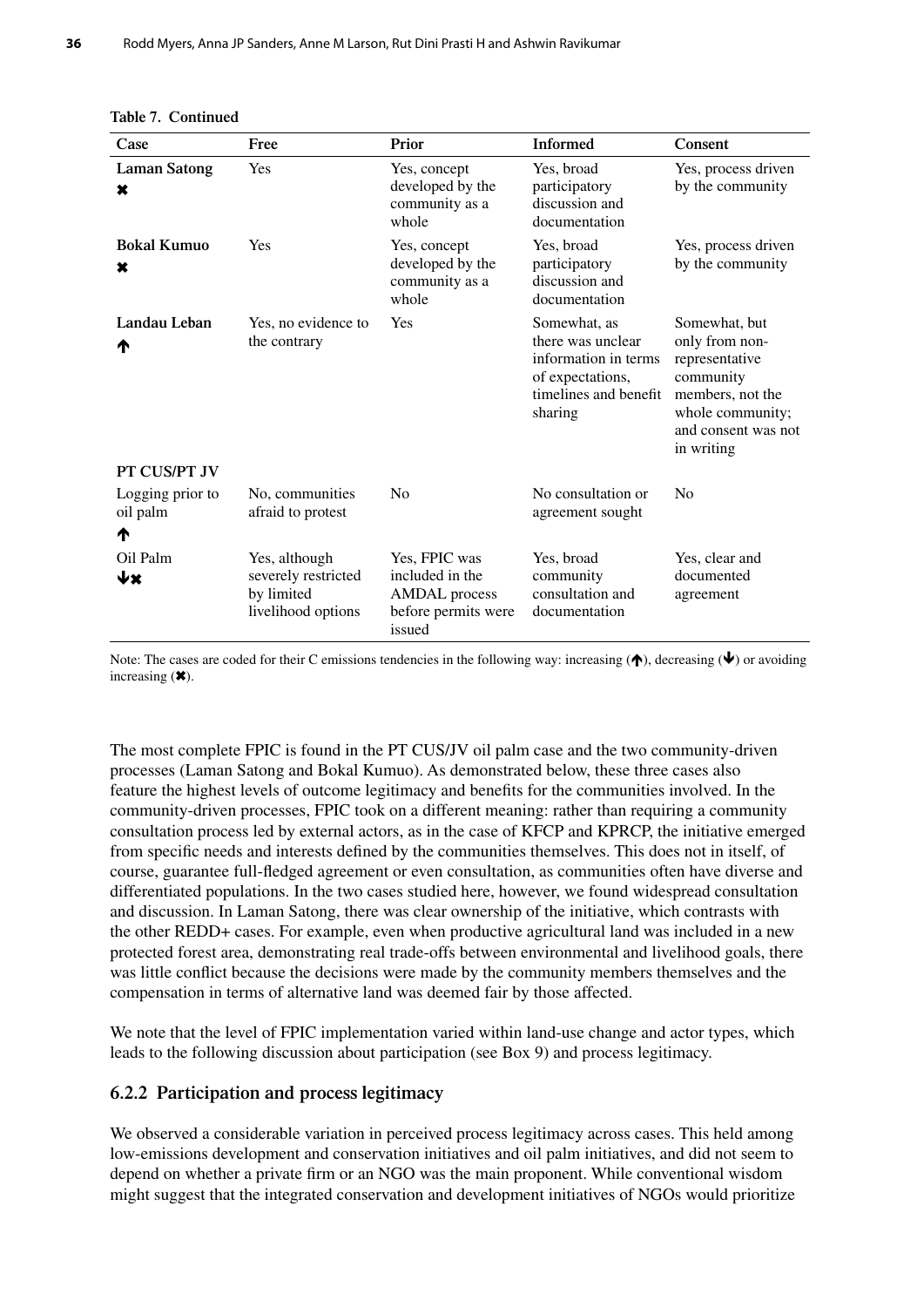**Table 7. Continued**

| Case | Free | Prior | Informed | Consent |
|---|---|---|---|---|
| **Laman Satong** ✖ | Yes | Yes, concept developed by the community as a whole | Yes, broad participatory discussion and documentation | Yes, process driven by the community |
| **Bokal Kumuo** ✖ | Yes | Yes, concept developed by the community as a whole | Yes, broad participatory discussion and documentation | Yes, process driven by the community |
| **Landau Leban** 🡅 | Yes, no evidence to the contrary | Yes | Somewhat, as there was unclear information in terms of expectations, timelines and benefit sharing | Somewhat, but only from non-representative community members, not the whole community; and consent was not in writing |
| **PT CUS/PT JV** | | | | |
| Logging prior to oil palm 🡅 | No, communities afraid to protest | No | No consultation or agreement sought | No |
| Oil Palm 🡇✖ | Yes, although severely restricted by limited livelihood options | Yes, FPIC was included in the AMDAL process before permits were issued | Yes, broad community consultation and documentation | Yes, clear and documented agreement |

Note: The cases are coded for their C emissions tendencies in the following way: increasing (🡅), decreasing (🡇) or avoiding increasing (✖).

The most complete FPIC is found in the PT CUS/JV oil palm case and the two community-driven processes (Laman Satong and Bokal Kumuo). As demonstrated below, these three cases also feature the highest levels of outcome legitimacy and benefits for the communities involved. In the community-driven processes, FPIC took on a different meaning: rather than requiring a community consultation process led by external actors, as in the case of KFCP and KPRCP, the initiative emerged from specific needs and interests defined by the communities themselves. This does not in itself, of course, guarantee full-fledged agreement or even consultation, as communities often have diverse and differentiated populations. In the two cases studied here, however, we found widespread consultation and discussion. In Laman Satong, there was clear ownership of the initiative, which contrasts with the other REDD+ cases. For example, even when productive agricultural land was included in a new protected forest area, demonstrating real trade-offs between environmental and livelihood goals, there was little conflict because the decisions were made by the community members themselves and the compensation in terms of alternative land was deemed fair by those affected.

We note that the level of FPIC implementation varied within land-use change and actor types, which leads to the following discussion about participation (see Box 9) and process legitimacy.

### 6.2.2 Participation and process legitimacy

We observed a considerable variation in perceived process legitimacy across cases. This held among low-emissions development and conservation initiatives and oil palm initiatives, and did not seem to depend on whether a private firm or an NGO was the main proponent. While conventional wisdom might suggest that the integrated conservation and development initiatives of NGOs would prioritize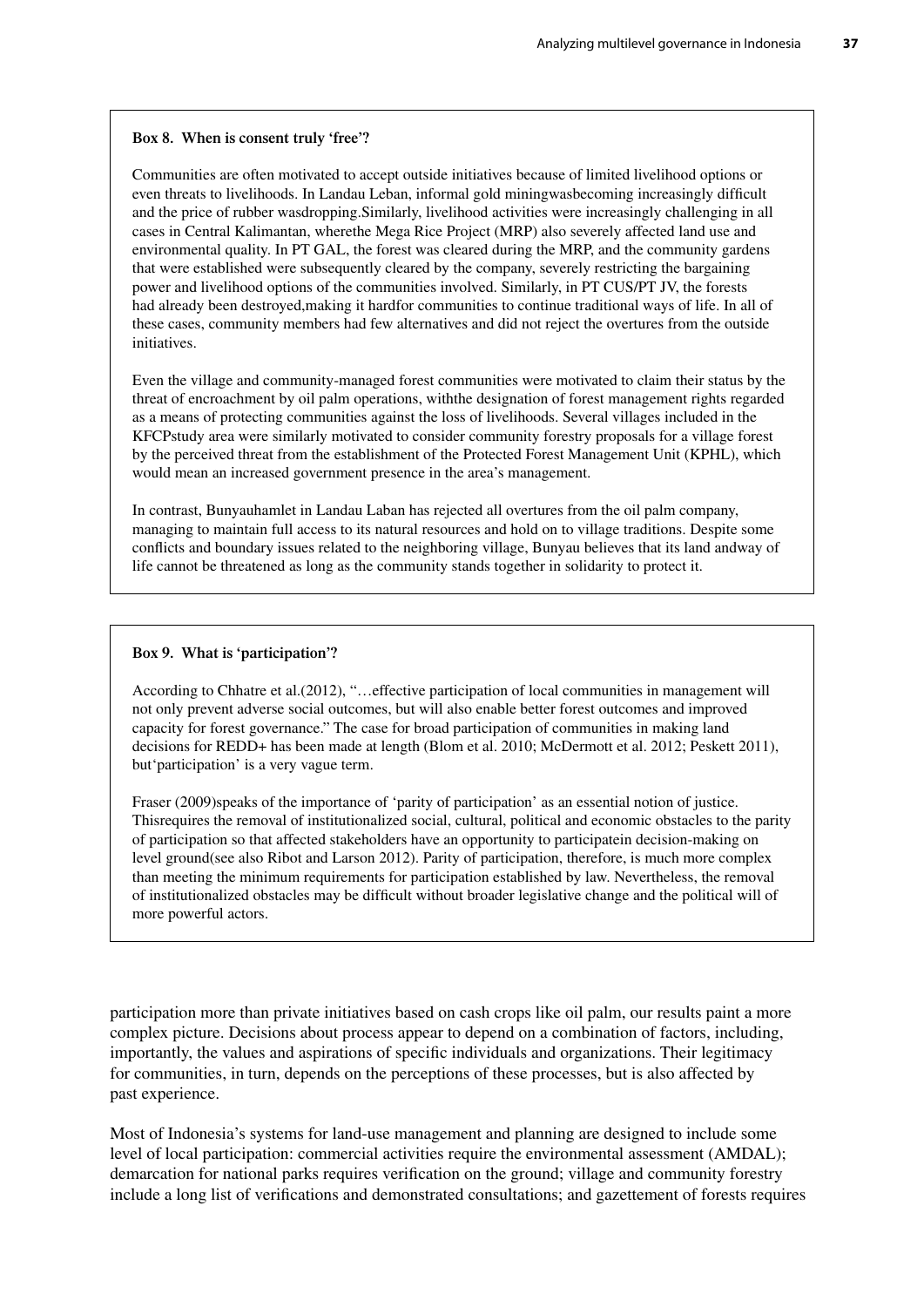**Box 8. When is consent truly 'free'?**

Communities are often motivated to accept outside initiatives because of limited livelihood options or even threats to livelihoods. In Landau Leban, informal gold miningwasbecoming increasingly difficult and the price of rubber wasdropping.Similarly, livelihood activities were increasingly challenging in all cases in Central Kalimantan, wherethe Mega Rice Project (MRP) also severely affected land use and environmental quality. In PT GAL, the forest was cleared during the MRP, and the community gardens that were established were subsequently cleared by the company, severely restricting the bargaining power and livelihood options of the communities involved. Similarly, in PT CUS/PT JV, the forests had already been destroyed,making it hardfor communities to continue traditional ways of life. In all of these cases, community members had few alternatives and did not reject the overtures from the outside initiatives.

Even the village and community-managed forest communities were motivated to claim their status by the threat of encroachment by oil palm operations, withthe designation of forest management rights regarded as a means of protecting communities against the loss of livelihoods. Several villages included in the KFCPstudy area were similarly motivated to consider community forestry proposals for a village forest by the perceived threat from the establishment of the Protected Forest Management Unit (KPHL), which would mean an increased government presence in the area's management.

In contrast, Bunyauhamlet in Landau Laban has rejected all overtures from the oil palm company, managing to maintain full access to its natural resources and hold on to village traditions. Despite some conflicts and boundary issues related to the neighboring village, Bunyau believes that its land andway of life cannot be threatened as long as the community stands together in solidarity to protect it.

**Box 9. What is 'participation'?**

According to Chhatre et al.(2012), "…effective participation of local communities in management will not only prevent adverse social outcomes, but will also enable better forest outcomes and improved capacity for forest governance." The case for broad participation of communities in making land decisions for REDD+ has been made at length (Blom et al. 2010; McDermott et al. 2012; Peskett 2011), but'participation' is a very vague term.

Fraser (2009)speaks of the importance of 'parity of participation' as an essential notion of justice. Thisrequires the removal of institutionalized social, cultural, political and economic obstacles to the parity of participation so that affected stakeholders have an opportunity to participatein decision-making on level ground(see also Ribot and Larson 2012). Parity of participation, therefore, is much more complex than meeting the minimum requirements for participation established by law. Nevertheless, the removal of institutionalized obstacles may be difficult without broader legislative change and the political will of more powerful actors.

participation more than private initiatives based on cash crops like oil palm, our results paint a more complex picture. Decisions about process appear to depend on a combination of factors, including, importantly, the values and aspirations of specific individuals and organizations. Their legitimacy for communities, in turn, depends on the perceptions of these processes, but is also affected by past experience.

Most of Indonesia's systems for land-use management and planning are designed to include some level of local participation: commercial activities require the environmental assessment (AMDAL); demarcation for national parks requires verification on the ground; village and community forestry include a long list of verifications and demonstrated consultations; and gazettement of forests requires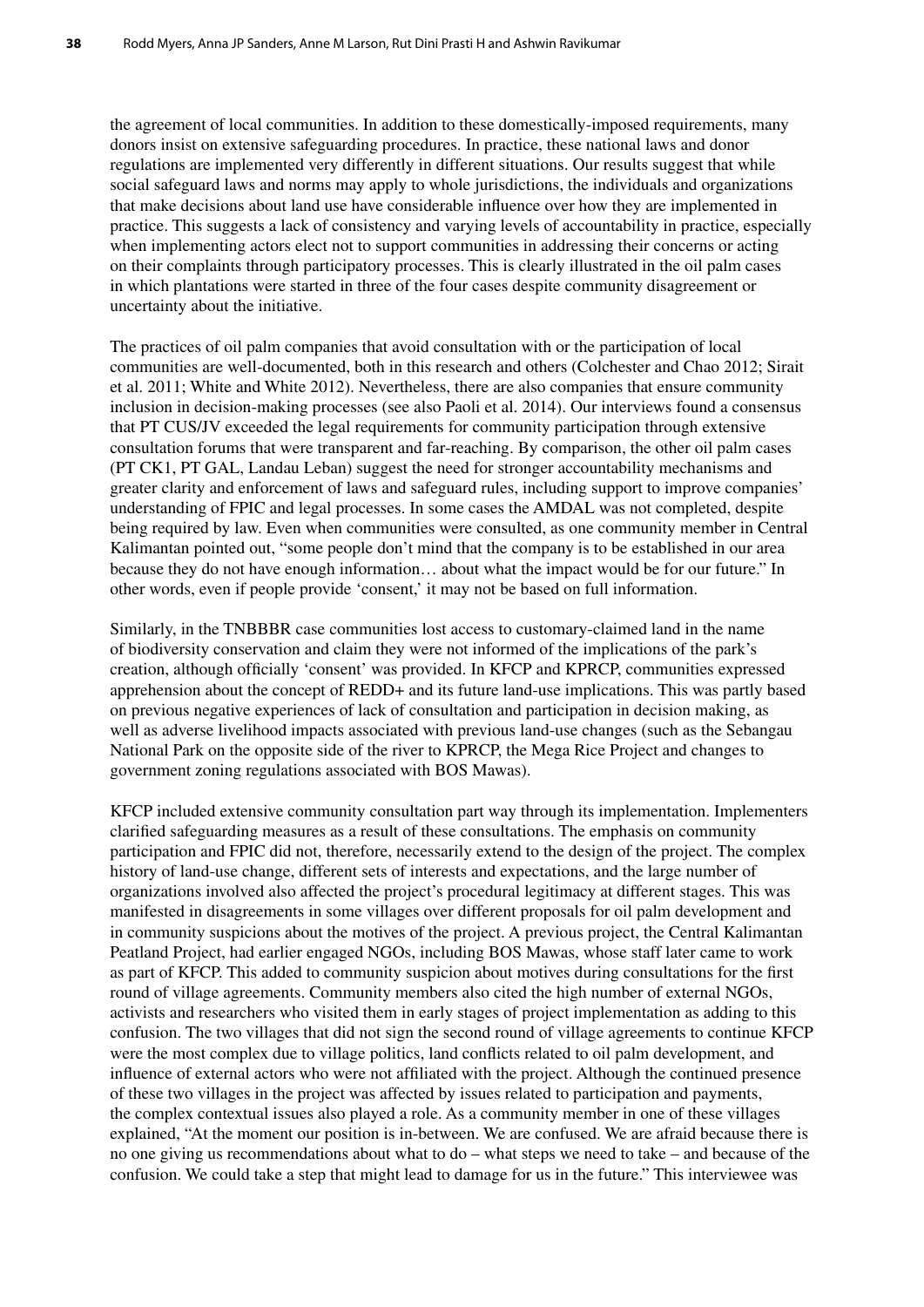the agreement of local communities. In addition to these domestically-imposed requirements, many donors insist on extensive safeguarding procedures. In practice, these national laws and donor regulations are implemented very differently in different situations. Our results suggest that while social safeguard laws and norms may apply to whole jurisdictions, the individuals and organizations that make decisions about land use have considerable influence over how they are implemented in practice. This suggests a lack of consistency and varying levels of accountability in practice, especially when implementing actors elect not to support communities in addressing their concerns or acting on their complaints through participatory processes. This is clearly illustrated in the oil palm cases in which plantations were started in three of the four cases despite community disagreement or uncertainty about the initiative.

The practices of oil palm companies that avoid consultation with or the participation of local communities are well-documented, both in this research and others (Colchester and Chao 2012; Sirait et al. 2011; White and White 2012). Nevertheless, there are also companies that ensure community inclusion in decision-making processes (see also Paoli et al. 2014). Our interviews found a consensus that PT CUS/JV exceeded the legal requirements for community participation through extensive consultation forums that were transparent and far-reaching. By comparison, the other oil palm cases (PT CK1, PT GAL, Landau Leban) suggest the need for stronger accountability mechanisms and greater clarity and enforcement of laws and safeguard rules, including support to improve companies' understanding of FPIC and legal processes. In some cases the AMDAL was not completed, despite being required by law. Even when communities were consulted, as one community member in Central Kalimantan pointed out, "some people don't mind that the company is to be established in our area because they do not have enough information… about what the impact would be for our future." In other words, even if people provide 'consent,' it may not be based on full information.

Similarly, in the TNBBBR case communities lost access to customary-claimed land in the name of biodiversity conservation and claim they were not informed of the implications of the park's creation, although officially 'consent' was provided. In KFCP and KPRCP, communities expressed apprehension about the concept of REDD+ and its future land-use implications. This was partly based on previous negative experiences of lack of consultation and participation in decision making, as well as adverse livelihood impacts associated with previous land-use changes (such as the Sebangau National Park on the opposite side of the river to KPRCP, the Mega Rice Project and changes to government zoning regulations associated with BOS Mawas).

KFCP included extensive community consultation part way through its implementation. Implementers clarified safeguarding measures as a result of these consultations. The emphasis on community participation and FPIC did not, therefore, necessarily extend to the design of the project. The complex history of land-use change, different sets of interests and expectations, and the large number of organizations involved also affected the project's procedural legitimacy at different stages. This was manifested in disagreements in some villages over different proposals for oil palm development and in community suspicions about the motives of the project. A previous project, the Central Kalimantan Peatland Project, had earlier engaged NGOs, including BOS Mawas, whose staff later came to work as part of KFCP. This added to community suspicion about motives during consultations for the first round of village agreements. Community members also cited the high number of external NGOs, activists and researchers who visited them in early stages of project implementation as adding to this confusion. The two villages that did not sign the second round of village agreements to continue KFCP were the most complex due to village politics, land conflicts related to oil palm development, and influence of external actors who were not affiliated with the project. Although the continued presence of these two villages in the project was affected by issues related to participation and payments, the complex contextual issues also played a role. As a community member in one of these villages explained, "At the moment our position is in-between. We are confused. We are afraid because there is no one giving us recommendations about what to do – what steps we need to take – and because of the confusion. We could take a step that might lead to damage for us in the future." This interviewee was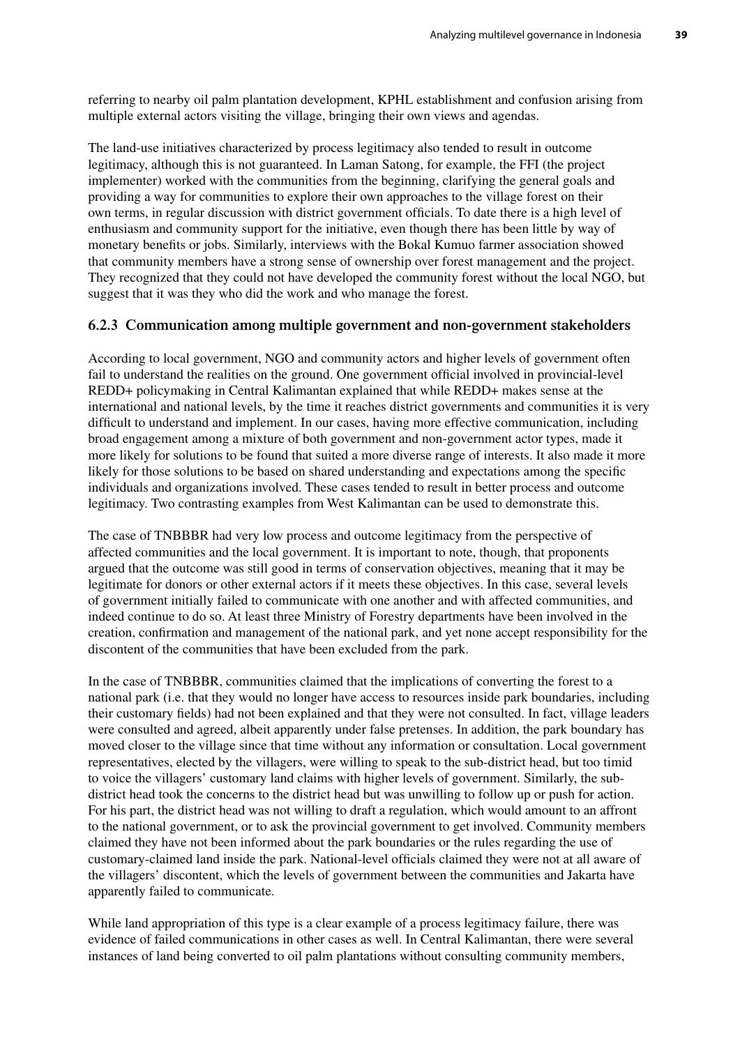referring to nearby oil palm plantation development, KPHL establishment and confusion arising from multiple external actors visiting the village, bringing their own views and agendas.

The land-use initiatives characterized by process legitimacy also tended to result in outcome legitimacy, although this is not guaranteed. In Laman Satong, for example, the FFI (the project implementer) worked with the communities from the beginning, clarifying the general goals and providing a way for communities to explore their own approaches to the village forest on their own terms, in regular discussion with district government officials. To date there is a high level of enthusiasm and community support for the initiative, even though there has been little by way of monetary benefits or jobs. Similarly, interviews with the Bokal Kumuo farmer association showed that community members have a strong sense of ownership over forest management and the project. They recognized that they could not have developed the community forest without the local NGO, but suggest that it was they who did the work and who manage the forest.

### 6.2.3 Communication among multiple government and non-government stakeholders

According to local government, NGO and community actors and higher levels of government often fail to understand the realities on the ground. One government official involved in provincial-level REDD+ policymaking in Central Kalimantan explained that while REDD+ makes sense at the international and national levels, by the time it reaches district governments and communities it is very difficult to understand and implement. In our cases, having more effective communication, including broad engagement among a mixture of both government and non-government actor types, made it more likely for solutions to be found that suited a more diverse range of interests. It also made it more likely for those solutions to be based on shared understanding and expectations among the specific individuals and organizations involved. These cases tended to result in better process and outcome legitimacy. Two contrasting examples from West Kalimantan can be used to demonstrate this.

The case of TNBBBR had very low process and outcome legitimacy from the perspective of affected communities and the local government. It is important to note, though, that proponents argued that the outcome was still good in terms of conservation objectives, meaning that it may be legitimate for donors or other external actors if it meets these objectives. In this case, several levels of government initially failed to communicate with one another and with affected communities, and indeed continue to do so. At least three Ministry of Forestry departments have been involved in the creation, confirmation and management of the national park, and yet none accept responsibility for the discontent of the communities that have been excluded from the park.

In the case of TNBBBR, communities claimed that the implications of converting the forest to a national park (i.e. that they would no longer have access to resources inside park boundaries, including their customary fields) had not been explained and that they were not consulted. In fact, village leaders were consulted and agreed, albeit apparently under false pretenses. In addition, the park boundary has moved closer to the village since that time without any information or consultation. Local government representatives, elected by the villagers, were willing to speak to the sub-district head, but too timid to voice the villagers' customary land claims with higher levels of government. Similarly, the sub-district head took the concerns to the district head but was unwilling to follow up or push for action. For his part, the district head was not willing to draft a regulation, which would amount to an affront to the national government, or to ask the provincial government to get involved. Community members claimed they have not been informed about the park boundaries or the rules regarding the use of customary-claimed land inside the park. National-level officials claimed they were not at all aware of the villagers' discontent, which the levels of government between the communities and Jakarta have apparently failed to communicate.

While land appropriation of this type is a clear example of a process legitimacy failure, there was evidence of failed communications in other cases as well. In Central Kalimantan, there were several instances of land being converted to oil palm plantations without consulting community members,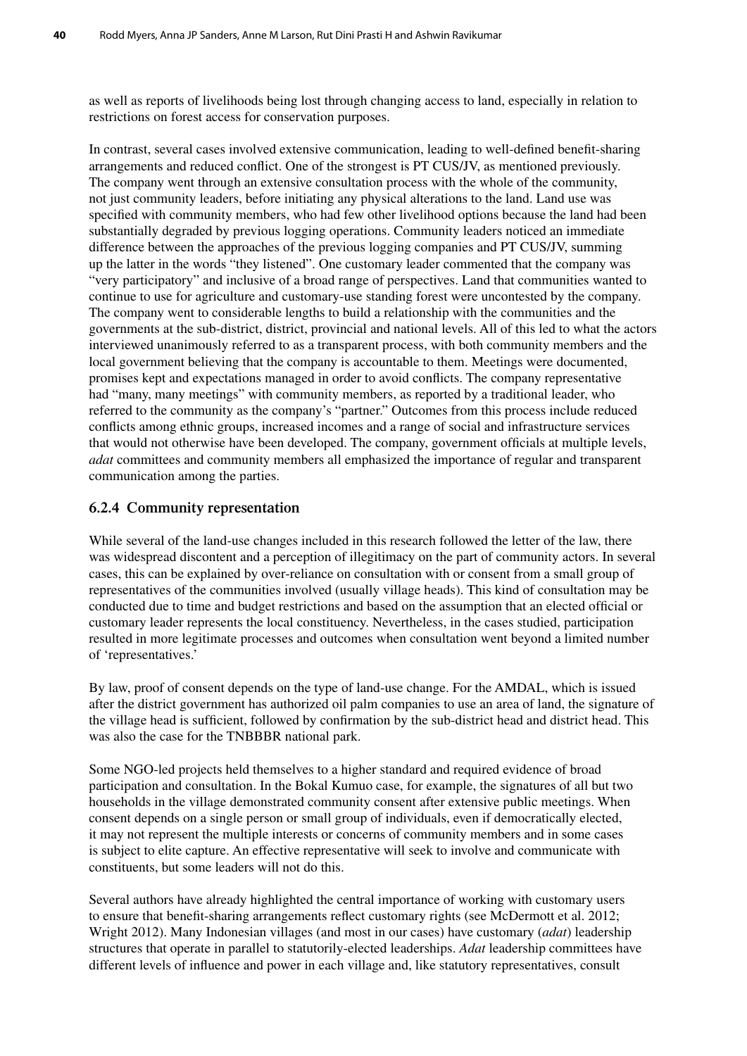as well as reports of livelihoods being lost through changing access to land, especially in relation to restrictions on forest access for conservation purposes.

In contrast, several cases involved extensive communication, leading to well-defined benefit-sharing arrangements and reduced conflict. One of the strongest is PT CUS/JV, as mentioned previously. The company went through an extensive consultation process with the whole of the community, not just community leaders, before initiating any physical alterations to the land. Land use was specified with community members, who had few other livelihood options because the land had been substantially degraded by previous logging operations. Community leaders noticed an immediate difference between the approaches of the previous logging companies and PT CUS/JV, summing up the latter in the words "they listened". One customary leader commented that the company was "very participatory" and inclusive of a broad range of perspectives. Land that communities wanted to continue to use for agriculture and customary-use standing forest were uncontested by the company. The company went to considerable lengths to build a relationship with the communities and the governments at the sub-district, district, provincial and national levels. All of this led to what the actors interviewed unanimously referred to as a transparent process, with both community members and the local government believing that the company is accountable to them. Meetings were documented, promises kept and expectations managed in order to avoid conflicts. The company representative had "many, many meetings" with community members, as reported by a traditional leader, who referred to the community as the company's "partner." Outcomes from this process include reduced conflicts among ethnic groups, increased incomes and a range of social and infrastructure services that would not otherwise have been developed. The company, government officials at multiple levels, *adat* committees and community members all emphasized the importance of regular and transparent communication among the parties.

### 6.2.4 Community representation

While several of the land-use changes included in this research followed the letter of the law, there was widespread discontent and a perception of illegitimacy on the part of community actors. In several cases, this can be explained by over-reliance on consultation with or consent from a small group of representatives of the communities involved (usually village heads). This kind of consultation may be conducted due to time and budget restrictions and based on the assumption that an elected official or customary leader represents the local constituency. Nevertheless, in the cases studied, participation resulted in more legitimate processes and outcomes when consultation went beyond a limited number of 'representatives.'

By law, proof of consent depends on the type of land-use change. For the AMDAL, which is issued after the district government has authorized oil palm companies to use an area of land, the signature of the village head is sufficient, followed by confirmation by the sub-district head and district head. This was also the case for the TNBBBR national park.

Some NGO-led projects held themselves to a higher standard and required evidence of broad participation and consultation. In the Bokal Kumuo case, for example, the signatures of all but two households in the village demonstrated community consent after extensive public meetings. When consent depends on a single person or small group of individuals, even if democratically elected, it may not represent the multiple interests or concerns of community members and in some cases is subject to elite capture. An effective representative will seek to involve and communicate with constituents, but some leaders will not do this.

Several authors have already highlighted the central importance of working with customary users to ensure that benefit-sharing arrangements reflect customary rights (see McDermott et al. 2012; Wright 2012). Many Indonesian villages (and most in our cases) have customary (*adat*) leadership structures that operate in parallel to statutorily-elected leaderships. *Adat* leadership committees have different levels of influence and power in each village and, like statutory representatives, consult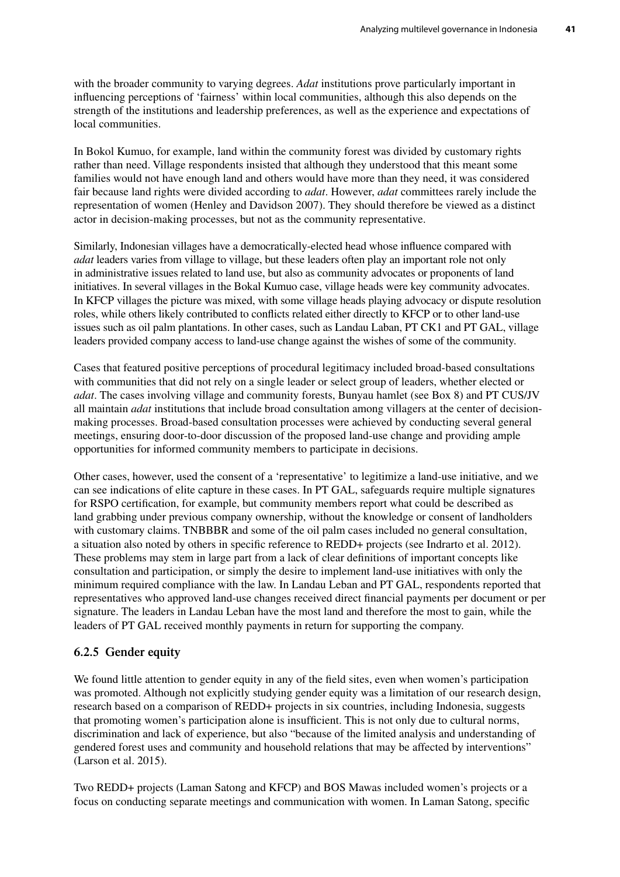with the broader community to varying degrees. *Adat* institutions prove particularly important in influencing perceptions of 'fairness' within local communities, although this also depends on the strength of the institutions and leadership preferences, as well as the experience and expectations of local communities.

In Bokol Kumuo, for example, land within the community forest was divided by customary rights rather than need. Village respondents insisted that although they understood that this meant some families would not have enough land and others would have more than they need, it was considered fair because land rights were divided according to *adat*. However, *adat* committees rarely include the representation of women (Henley and Davidson 2007). They should therefore be viewed as a distinct actor in decision-making processes, but not as the community representative.

Similarly, Indonesian villages have a democratically-elected head whose influence compared with *adat* leaders varies from village to village, but these leaders often play an important role not only in administrative issues related to land use, but also as community advocates or proponents of land initiatives. In several villages in the Bokal Kumuo case, village heads were key community advocates. In KFCP villages the picture was mixed, with some village heads playing advocacy or dispute resolution roles, while others likely contributed to conflicts related either directly to KFCP or to other land-use issues such as oil palm plantations. In other cases, such as Landau Laban, PT CK1 and PT GAL, village leaders provided company access to land-use change against the wishes of some of the community.

Cases that featured positive perceptions of procedural legitimacy included broad-based consultations with communities that did not rely on a single leader or select group of leaders, whether elected or *adat*. The cases involving village and community forests, Bunyau hamlet (see Box 8) and PT CUS/JV all maintain *adat* institutions that include broad consultation among villagers at the center of decision-making processes. Broad-based consultation processes were achieved by conducting several general meetings, ensuring door-to-door discussion of the proposed land-use change and providing ample opportunities for informed community members to participate in decisions.

Other cases, however, used the consent of a 'representative' to legitimize a land-use initiative, and we can see indications of elite capture in these cases. In PT GAL, safeguards require multiple signatures for RSPO certification, for example, but community members report what could be described as land grabbing under previous company ownership, without the knowledge or consent of landholders with customary claims. TNBBBR and some of the oil palm cases included no general consultation, a situation also noted by others in specific reference to REDD+ projects (see Indrarto et al. 2012). These problems may stem in large part from a lack of clear definitions of important concepts like consultation and participation, or simply the desire to implement land-use initiatives with only the minimum required compliance with the law. In Landau Leban and PT GAL, respondents reported that representatives who approved land-use changes received direct financial payments per document or per signature. The leaders in Landau Leban have the most land and therefore the most to gain, while the leaders of PT GAL received monthly payments in return for supporting the company.

### 6.2.5 Gender equity

We found little attention to gender equity in any of the field sites, even when women's participation was promoted. Although not explicitly studying gender equity was a limitation of our research design, research based on a comparison of REDD+ projects in six countries, including Indonesia, suggests that promoting women's participation alone is insufficient. This is not only due to cultural norms, discrimination and lack of experience, but also "because of the limited analysis and understanding of gendered forest uses and community and household relations that may be affected by interventions" (Larson et al. 2015).

Two REDD+ projects (Laman Satong and KFCP) and BOS Mawas included women's projects or a focus on conducting separate meetings and communication with women. In Laman Satong, specific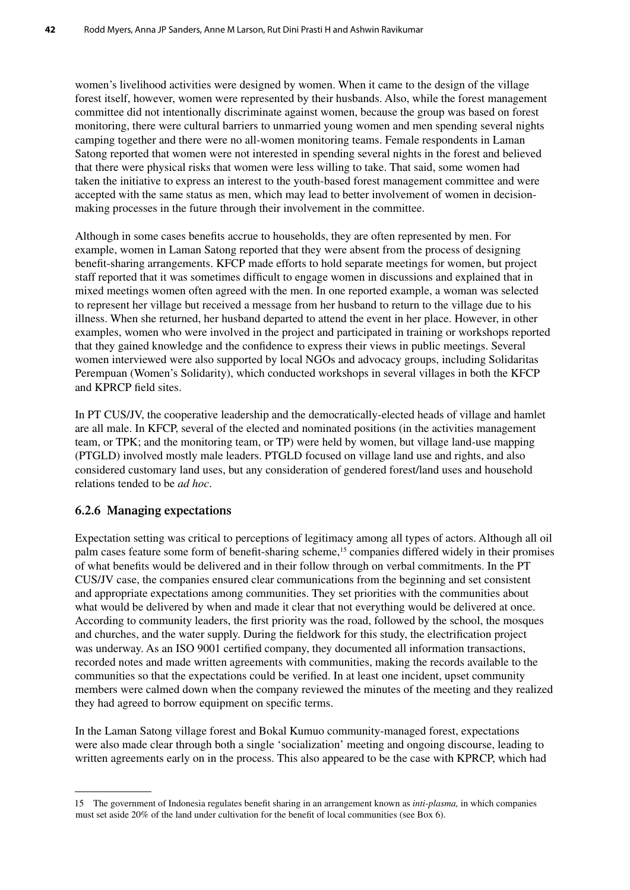women's livelihood activities were designed by women. When it came to the design of the village forest itself, however, women were represented by their husbands. Also, while the forest management committee did not intentionally discriminate against women, because the group was based on forest monitoring, there were cultural barriers to unmarried young women and men spending several nights camping together and there were no all-women monitoring teams. Female respondents in Laman Satong reported that women were not interested in spending several nights in the forest and believed that there were physical risks that women were less willing to take. That said, some women had taken the initiative to express an interest to the youth-based forest management committee and were accepted with the same status as men, which may lead to better involvement of women in decision-making processes in the future through their involvement in the committee.

Although in some cases benefits accrue to households, they are often represented by men. For example, women in Laman Satong reported that they were absent from the process of designing benefit-sharing arrangements. KFCP made efforts to hold separate meetings for women, but project staff reported that it was sometimes difficult to engage women in discussions and explained that in mixed meetings women often agreed with the men. In one reported example, a woman was selected to represent her village but received a message from her husband to return to the village due to his illness. When she returned, her husband departed to attend the event in her place. However, in other examples, women who were involved in the project and participated in training or workshops reported that they gained knowledge and the confidence to express their views in public meetings. Several women interviewed were also supported by local NGOs and advocacy groups, including Solidaritas Perempuan (Women's Solidarity), which conducted workshops in several villages in both the KFCP and KPRCP field sites.

In PT CUS/JV, the cooperative leadership and the democratically-elected heads of village and hamlet are all male. In KFCP, several of the elected and nominated positions (in the activities management team, or TPK; and the monitoring team, or TP) were held by women, but village land-use mapping (PTGLD) involved mostly male leaders. PTGLD focused on village land use and rights, and also considered customary land uses, but any consideration of gendered forest/land uses and household relations tended to be *ad hoc*.

### 6.2.6 Managing expectations

Expectation setting was critical to perceptions of legitimacy among all types of actors. Although all oil palm cases feature some form of benefit-sharing scheme,[15] companies differed widely in their promises of what benefits would be delivered and in their follow through on verbal commitments. In the PT CUS/JV case, the companies ensured clear communications from the beginning and set consistent and appropriate expectations among communities. They set priorities with the communities about what would be delivered by when and made it clear that not everything would be delivered at once. According to community leaders, the first priority was the road, followed by the school, the mosques and churches, and the water supply. During the fieldwork for this study, the electrification project was underway. As an ISO 9001 certified company, they documented all information transactions, recorded notes and made written agreements with communities, making the records available to the communities so that the expectations could be verified. In at least one incident, upset community members were calmed down when the company reviewed the minutes of the meeting and they realized they had agreed to borrow equipment on specific terms.

In the Laman Satong village forest and Bokal Kumuo community-managed forest, expectations were also made clear through both a single 'socialization' meeting and ongoing discourse, leading to written agreements early on in the process. This also appeared to be the case with KPRCP, which had

15 The government of Indonesia regulates benefit sharing in an arrangement known as *inti-plasma,* in which companies must set aside 20% of the land under cultivation for the benefit of local communities (see Box 6).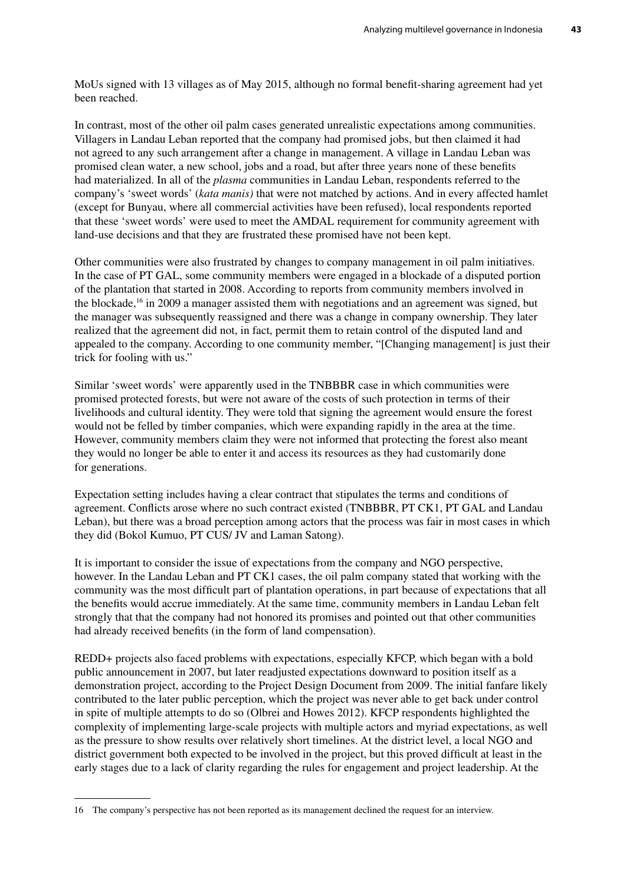MoUs signed with 13 villages as of May 2015, although no formal benefit-sharing agreement had yet been reached.

In contrast, most of the other oil palm cases generated unrealistic expectations among communities. Villagers in Landau Leban reported that the company had promised jobs, but then claimed it had not agreed to any such arrangement after a change in management. A village in Landau Leban was promised clean water, a new school, jobs and a road, but after three years none of these benefits had materialized. In all of the *plasma* communities in Landau Leban, respondents referred to the company's 'sweet words' (*kata manis)* that were not matched by actions. And in every affected hamlet (except for Bunyau, where all commercial activities have been refused), local respondents reported that these 'sweet words' were used to meet the AMDAL requirement for community agreement with land-use decisions and that they are frustrated these promised have not been kept.

Other communities were also frustrated by changes to company management in oil palm initiatives. In the case of PT GAL, some community members were engaged in a blockade of a disputed portion of the plantation that started in 2008. According to reports from community members involved in the blockade,[16] in 2009 a manager assisted them with negotiations and an agreement was signed, but the manager was subsequently reassigned and there was a change in company ownership. They later realized that the agreement did not, in fact, permit them to retain control of the disputed land and appealed to the company. According to one community member, "[Changing management] is just their trick for fooling with us."

Similar 'sweet words' were apparently used in the TNBBBR case in which communities were promised protected forests, but were not aware of the costs of such protection in terms of their livelihoods and cultural identity. They were told that signing the agreement would ensure the forest would not be felled by timber companies, which were expanding rapidly in the area at the time. However, community members claim they were not informed that protecting the forest also meant they would no longer be able to enter it and access its resources as they had customarily done for generations.

Expectation setting includes having a clear contract that stipulates the terms and conditions of agreement. Conflicts arose where no such contract existed (TNBBBR, PT CK1, PT GAL and Landau Leban), but there was a broad perception among actors that the process was fair in most cases in which they did (Bokol Kumuo, PT CUS/ JV and Laman Satong).

It is important to consider the issue of expectations from the company and NGO perspective, however. In the Landau Leban and PT CK1 cases, the oil palm company stated that working with the community was the most difficult part of plantation operations, in part because of expectations that all the benefits would accrue immediately. At the same time, community members in Landau Leban felt strongly that that the company had not honored its promises and pointed out that other communities had already received benefits (in the form of land compensation).

REDD+ projects also faced problems with expectations, especially KFCP, which began with a bold public announcement in 2007, but later readjusted expectations downward to position itself as a demonstration project, according to the Project Design Document from 2009. The initial fanfare likely contributed to the later public perception, which the project was never able to get back under control in spite of multiple attempts to do so (Olbrei and Howes 2012). KFCP respondents highlighted the complexity of implementing large-scale projects with multiple actors and myriad expectations, as well as the pressure to show results over relatively short timelines. At the district level, a local NGO and district government both expected to be involved in the project, but this proved difficult at least in the early stages due to a lack of clarity regarding the rules for engagement and project leadership. At the

---

16 The company's perspective has not been reported as its management declined the request for an interview.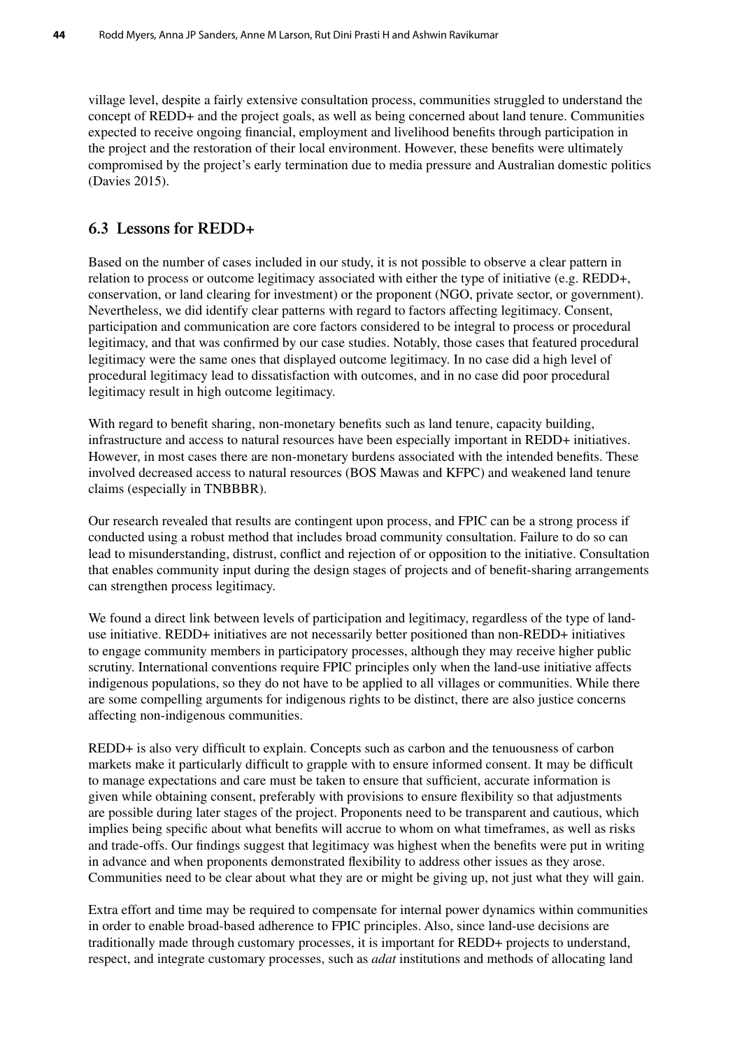village level, despite a fairly extensive consultation process, communities struggled to understand the concept of REDD+ and the project goals, as well as being concerned about land tenure. Communities expected to receive ongoing financial, employment and livelihood benefits through participation in the project and the restoration of their local environment. However, these benefits were ultimately compromised by the project's early termination due to media pressure and Australian domestic politics (Davies 2015).

## 6.3 Lessons for REDD+

Based on the number of cases included in our study, it is not possible to observe a clear pattern in relation to process or outcome legitimacy associated with either the type of initiative (e.g. REDD+, conservation, or land clearing for investment) or the proponent (NGO, private sector, or government). Nevertheless, we did identify clear patterns with regard to factors affecting legitimacy. Consent, participation and communication are core factors considered to be integral to process or procedural legitimacy, and that was confirmed by our case studies. Notably, those cases that featured procedural legitimacy were the same ones that displayed outcome legitimacy. In no case did a high level of procedural legitimacy lead to dissatisfaction with outcomes, and in no case did poor procedural legitimacy result in high outcome legitimacy.

With regard to benefit sharing, non-monetary benefits such as land tenure, capacity building, infrastructure and access to natural resources have been especially important in REDD+ initiatives. However, in most cases there are non-monetary burdens associated with the intended benefits. These involved decreased access to natural resources (BOS Mawas and KFPC) and weakened land tenure claims (especially in TNBBBR).

Our research revealed that results are contingent upon process, and FPIC can be a strong process if conducted using a robust method that includes broad community consultation. Failure to do so can lead to misunderstanding, distrust, conflict and rejection of or opposition to the initiative. Consultation that enables community input during the design stages of projects and of benefit-sharing arrangements can strengthen process legitimacy.

We found a direct link between levels of participation and legitimacy, regardless of the type of land-use initiative. REDD+ initiatives are not necessarily better positioned than non-REDD+ initiatives to engage community members in participatory processes, although they may receive higher public scrutiny. International conventions require FPIC principles only when the land-use initiative affects indigenous populations, so they do not have to be applied to all villages or communities. While there are some compelling arguments for indigenous rights to be distinct, there are also justice concerns affecting non-indigenous communities.

REDD+ is also very difficult to explain. Concepts such as carbon and the tenuousness of carbon markets make it particularly difficult to grapple with to ensure informed consent. It may be difficult to manage expectations and care must be taken to ensure that sufficient, accurate information is given while obtaining consent, preferably with provisions to ensure flexibility so that adjustments are possible during later stages of the project. Proponents need to be transparent and cautious, which implies being specific about what benefits will accrue to whom on what timeframes, as well as risks and trade-offs. Our findings suggest that legitimacy was highest when the benefits were put in writing in advance and when proponents demonstrated flexibility to address other issues as they arose. Communities need to be clear about what they are or might be giving up, not just what they will gain.

Extra effort and time may be required to compensate for internal power dynamics within communities in order to enable broad-based adherence to FPIC principles. Also, since land-use decisions are traditionally made through customary processes, it is important for REDD+ projects to understand, respect, and integrate customary processes, such as *adat* institutions and methods of allocating land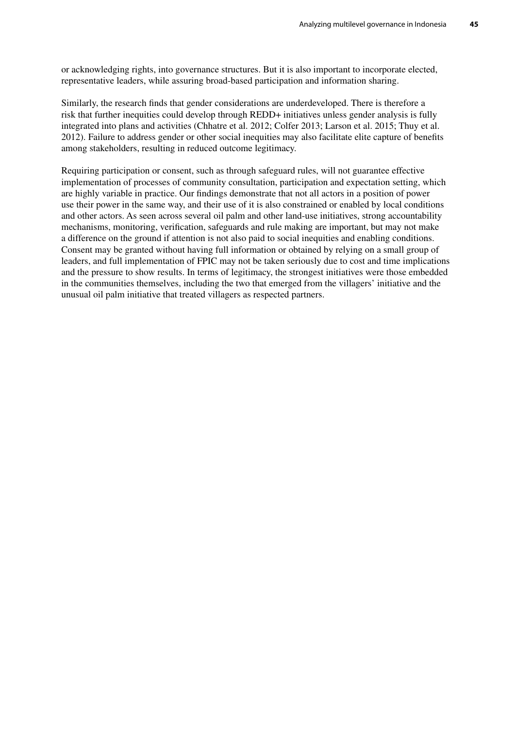or acknowledging rights, into governance structures. But it is also important to incorporate elected, representative leaders, while assuring broad-based participation and information sharing.

Similarly, the research finds that gender considerations are underdeveloped. There is therefore a risk that further inequities could develop through REDD+ initiatives unless gender analysis is fully integrated into plans and activities (Chhatre et al. 2012; Colfer 2013; Larson et al. 2015; Thuy et al. 2012). Failure to address gender or other social inequities may also facilitate elite capture of benefits among stakeholders, resulting in reduced outcome legitimacy.

Requiring participation or consent, such as through safeguard rules, will not guarantee effective implementation of processes of community consultation, participation and expectation setting, which are highly variable in practice. Our findings demonstrate that not all actors in a position of power use their power in the same way, and their use of it is also constrained or enabled by local conditions and other actors. As seen across several oil palm and other land-use initiatives, strong accountability mechanisms, monitoring, verification, safeguards and rule making are important, but may not make a difference on the ground if attention is not also paid to social inequities and enabling conditions. Consent may be granted without having full information or obtained by relying on a small group of leaders, and full implementation of FPIC may not be taken seriously due to cost and time implications and the pressure to show results. In terms of legitimacy, the strongest initiatives were those embedded in the communities themselves, including the two that emerged from the villagers' initiative and the unusual oil palm initiative that treated villagers as respected partners.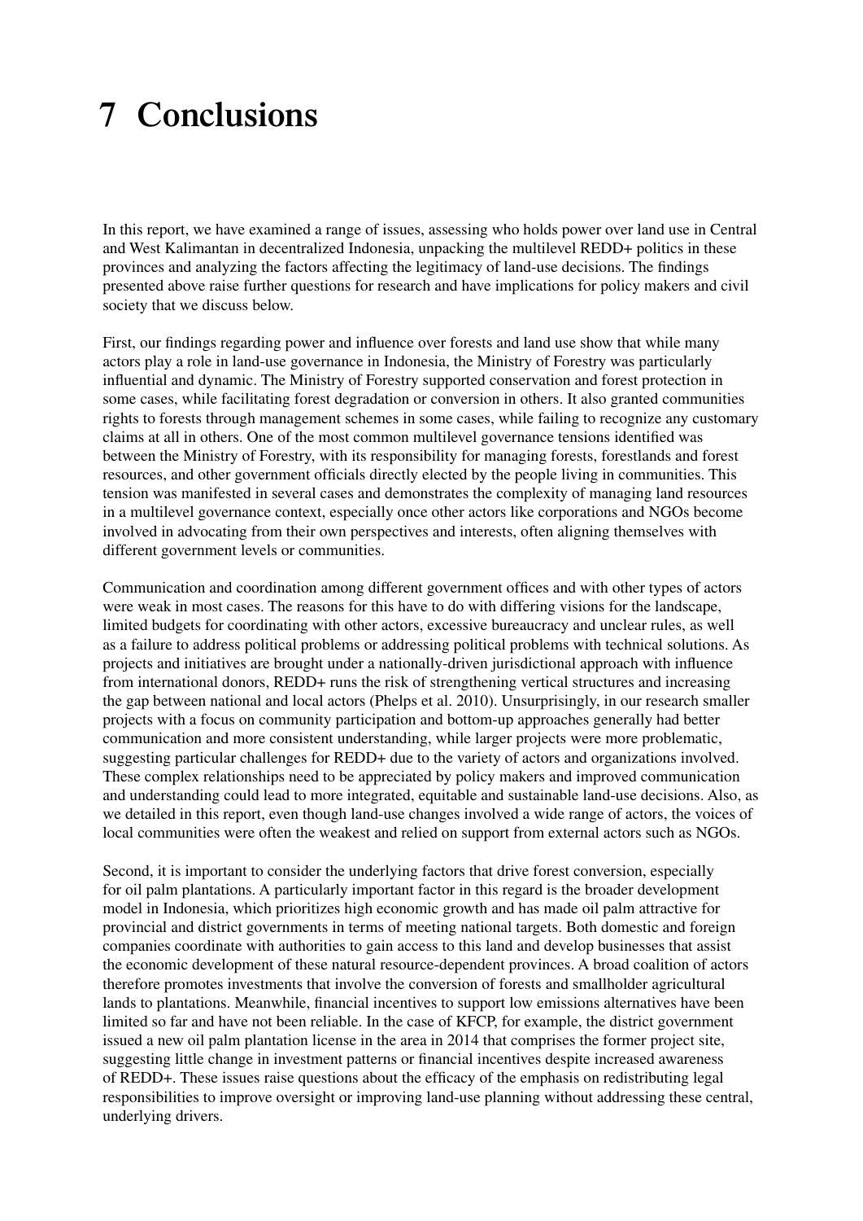# 7 Conclusions

In this report, we have examined a range of issues, assessing who holds power over land use in Central and West Kalimantan in decentralized Indonesia, unpacking the multilevel REDD+ politics in these provinces and analyzing the factors affecting the legitimacy of land-use decisions. The findings presented above raise further questions for research and have implications for policy makers and civil society that we discuss below.

First, our findings regarding power and influence over forests and land use show that while many actors play a role in land-use governance in Indonesia, the Ministry of Forestry was particularly influential and dynamic. The Ministry of Forestry supported conservation and forest protection in some cases, while facilitating forest degradation or conversion in others. It also granted communities rights to forests through management schemes in some cases, while failing to recognize any customary claims at all in others. One of the most common multilevel governance tensions identified was between the Ministry of Forestry, with its responsibility for managing forests, forestlands and forest resources, and other government officials directly elected by the people living in communities. This tension was manifested in several cases and demonstrates the complexity of managing land resources in a multilevel governance context, especially once other actors like corporations and NGOs become involved in advocating from their own perspectives and interests, often aligning themselves with different government levels or communities.

Communication and coordination among different government offices and with other types of actors were weak in most cases. The reasons for this have to do with differing visions for the landscape, limited budgets for coordinating with other actors, excessive bureaucracy and unclear rules, as well as a failure to address political problems or addressing political problems with technical solutions. As projects and initiatives are brought under a nationally-driven jurisdictional approach with influence from international donors, REDD+ runs the risk of strengthening vertical structures and increasing the gap between national and local actors (Phelps et al. 2010). Unsurprisingly, in our research smaller projects with a focus on community participation and bottom-up approaches generally had better communication and more consistent understanding, while larger projects were more problematic, suggesting particular challenges for REDD+ due to the variety of actors and organizations involved. These complex relationships need to be appreciated by policy makers and improved communication and understanding could lead to more integrated, equitable and sustainable land-use decisions. Also, as we detailed in this report, even though land-use changes involved a wide range of actors, the voices of local communities were often the weakest and relied on support from external actors such as NGOs.

Second, it is important to consider the underlying factors that drive forest conversion, especially for oil palm plantations. A particularly important factor in this regard is the broader development model in Indonesia, which prioritizes high economic growth and has made oil palm attractive for provincial and district governments in terms of meeting national targets. Both domestic and foreign companies coordinate with authorities to gain access to this land and develop businesses that assist the economic development of these natural resource-dependent provinces. A broad coalition of actors therefore promotes investments that involve the conversion of forests and smallholder agricultural lands to plantations. Meanwhile, financial incentives to support low emissions alternatives have been limited so far and have not been reliable. In the case of KFCP, for example, the district government issued a new oil palm plantation license in the area in 2014 that comprises the former project site, suggesting little change in investment patterns or financial incentives despite increased awareness of REDD+. These issues raise questions about the efficacy of the emphasis on redistributing legal responsibilities to improve oversight or improving land-use planning without addressing these central, underlying drivers.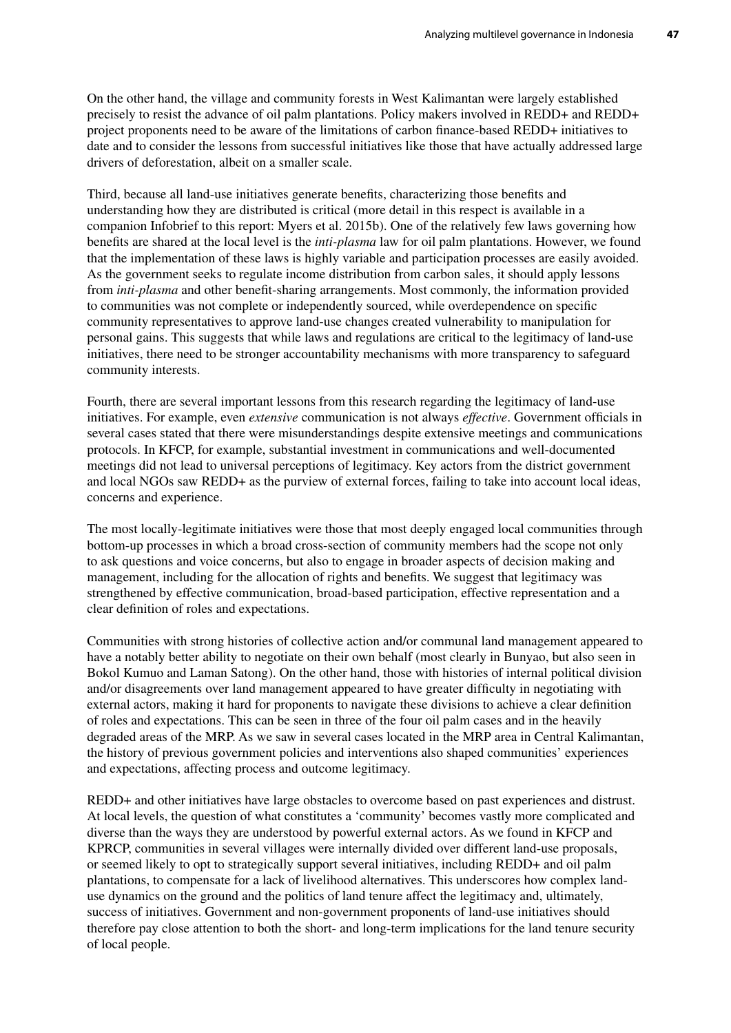On the other hand, the village and community forests in West Kalimantan were largely established precisely to resist the advance of oil palm plantations. Policy makers involved in REDD+ and REDD+ project proponents need to be aware of the limitations of carbon finance-based REDD+ initiatives to date and to consider the lessons from successful initiatives like those that have actually addressed large drivers of deforestation, albeit on a smaller scale.

Third, because all land-use initiatives generate benefits, characterizing those benefits and understanding how they are distributed is critical (more detail in this respect is available in a companion Infobrief to this report: Myers et al. 2015b). One of the relatively few laws governing how benefits are shared at the local level is the *inti-plasma* law for oil palm plantations. However, we found that the implementation of these laws is highly variable and participation processes are easily avoided. As the government seeks to regulate income distribution from carbon sales, it should apply lessons from *inti-plasma* and other benefit-sharing arrangements. Most commonly, the information provided to communities was not complete or independently sourced, while overdependence on specific community representatives to approve land-use changes created vulnerability to manipulation for personal gains. This suggests that while laws and regulations are critical to the legitimacy of land-use initiatives, there need to be stronger accountability mechanisms with more transparency to safeguard community interests.

Fourth, there are several important lessons from this research regarding the legitimacy of land-use initiatives. For example, even *extensive* communication is not always *effective*. Government officials in several cases stated that there were misunderstandings despite extensive meetings and communications protocols. In KFCP, for example, substantial investment in communications and well-documented meetings did not lead to universal perceptions of legitimacy. Key actors from the district government and local NGOs saw REDD+ as the purview of external forces, failing to take into account local ideas, concerns and experience.

The most locally-legitimate initiatives were those that most deeply engaged local communities through bottom-up processes in which a broad cross-section of community members had the scope not only to ask questions and voice concerns, but also to engage in broader aspects of decision making and management, including for the allocation of rights and benefits. We suggest that legitimacy was strengthened by effective communication, broad-based participation, effective representation and a clear definition of roles and expectations.

Communities with strong histories of collective action and/or communal land management appeared to have a notably better ability to negotiate on their own behalf (most clearly in Bunyao, but also seen in Bokol Kumuo and Laman Satong). On the other hand, those with histories of internal political division and/or disagreements over land management appeared to have greater difficulty in negotiating with external actors, making it hard for proponents to navigate these divisions to achieve a clear definition of roles and expectations. This can be seen in three of the four oil palm cases and in the heavily degraded areas of the MRP. As we saw in several cases located in the MRP area in Central Kalimantan, the history of previous government policies and interventions also shaped communities' experiences and expectations, affecting process and outcome legitimacy.

REDD+ and other initiatives have large obstacles to overcome based on past experiences and distrust. At local levels, the question of what constitutes a 'community' becomes vastly more complicated and diverse than the ways they are understood by powerful external actors. As we found in KFCP and KPRCP, communities in several villages were internally divided over different land-use proposals, or seemed likely to opt to strategically support several initiatives, including REDD+ and oil palm plantations, to compensate for a lack of livelihood alternatives. This underscores how complex land-use dynamics on the ground and the politics of land tenure affect the legitimacy and, ultimately, success of initiatives. Government and non-government proponents of land-use initiatives should therefore pay close attention to both the short- and long-term implications for the land tenure security of local people.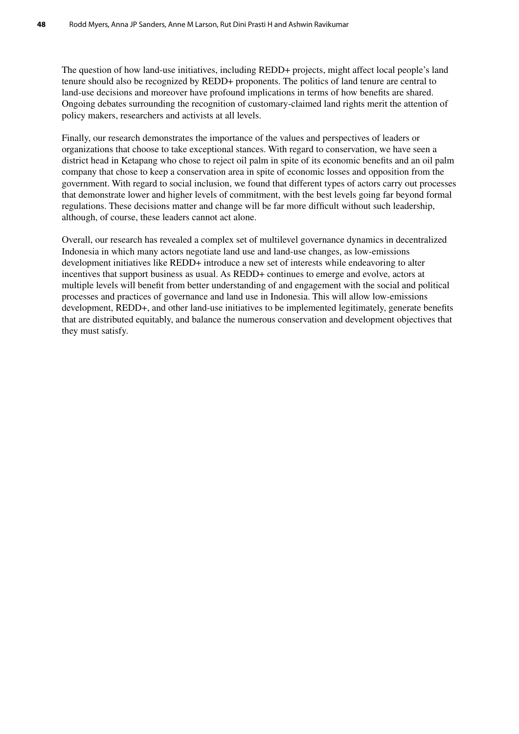The question of how land-use initiatives, including REDD+ projects, might affect local people's land tenure should also be recognized by REDD+ proponents. The politics of land tenure are central to land-use decisions and moreover have profound implications in terms of how benefits are shared. Ongoing debates surrounding the recognition of customary-claimed land rights merit the attention of policy makers, researchers and activists at all levels.

Finally, our research demonstrates the importance of the values and perspectives of leaders or organizations that choose to take exceptional stances. With regard to conservation, we have seen a district head in Ketapang who chose to reject oil palm in spite of its economic benefits and an oil palm company that chose to keep a conservation area in spite of economic losses and opposition from the government. With regard to social inclusion, we found that different types of actors carry out processes that demonstrate lower and higher levels of commitment, with the best levels going far beyond formal regulations. These decisions matter and change will be far more difficult without such leadership, although, of course, these leaders cannot act alone.

Overall, our research has revealed a complex set of multilevel governance dynamics in decentralized Indonesia in which many actors negotiate land use and land-use changes, as low-emissions development initiatives like REDD+ introduce a new set of interests while endeavoring to alter incentives that support business as usual. As REDD+ continues to emerge and evolve, actors at multiple levels will benefit from better understanding of and engagement with the social and political processes and practices of governance and land use in Indonesia. This will allow low-emissions development, REDD+, and other land-use initiatives to be implemented legitimately, generate benefits that are distributed equitably, and balance the numerous conservation and development objectives that they must satisfy.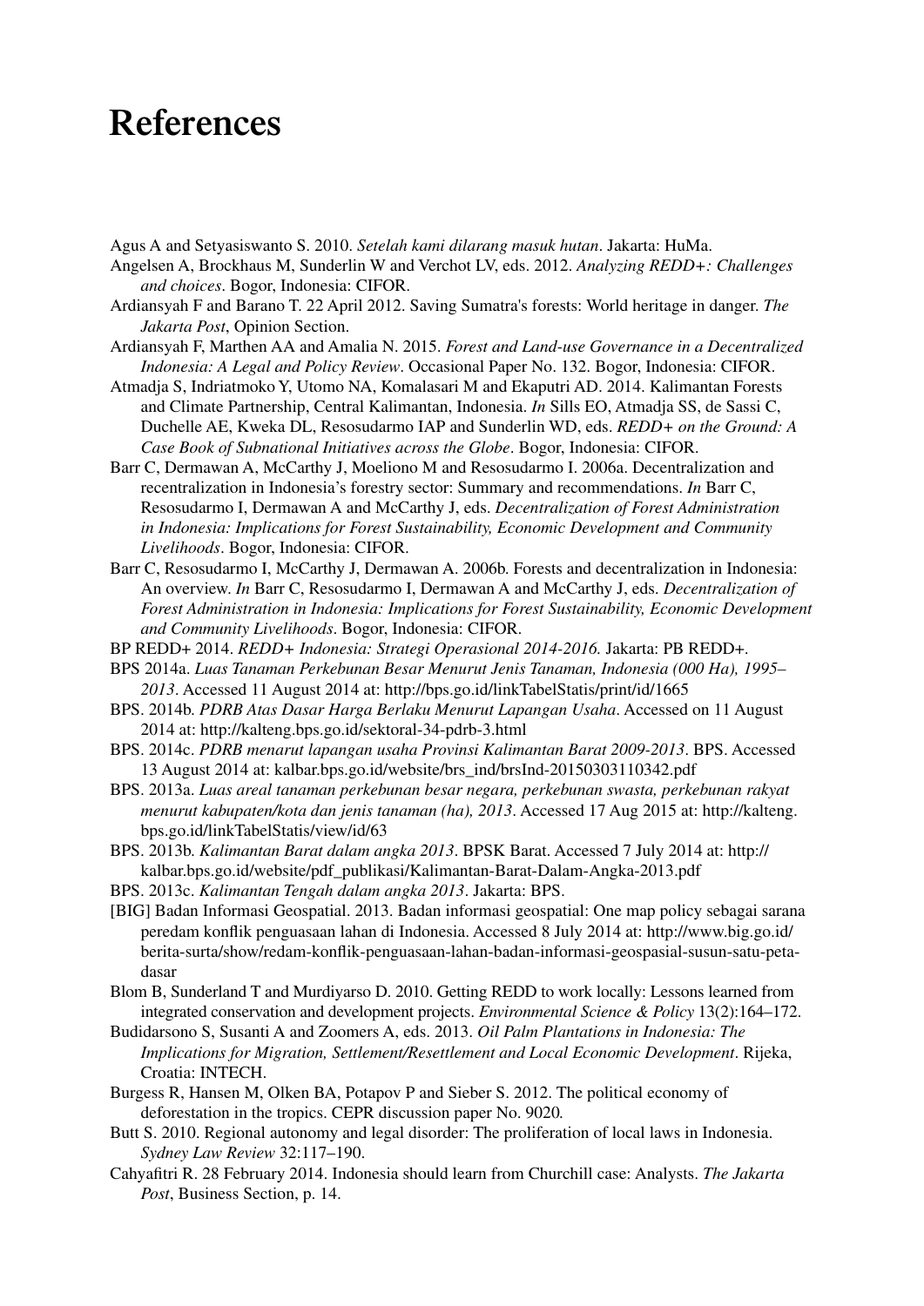# References

Agus A and Setyasiswanto S. 2010. *Setelah kami dilarang masuk hutan*. Jakarta: HuMa.

Angelsen A, Brockhaus M, Sunderlin W and Verchot LV, eds. 2012. *Analyzing REDD+: Challenges and choices*. Bogor, Indonesia: CIFOR.

Ardiansyah F and Barano T. 22 April 2012. Saving Sumatra's forests: World heritage in danger. *The Jakarta Post*, Opinion Section.

Ardiansyah F, Marthen AA and Amalia N. 2015. *Forest and Land-use Governance in a Decentralized Indonesia: A Legal and Policy Review*. Occasional Paper No. 132. Bogor, Indonesia: CIFOR.

Atmadja S, Indriatmoko Y, Utomo NA, Komalasari M and Ekaputri AD. 2014. Kalimantan Forests and Climate Partnership, Central Kalimantan, Indonesia. *In* Sills EO, Atmadja SS, de Sassi C, Duchelle AE, Kweka DL, Resosudarmo IAP and Sunderlin WD, eds. *REDD+ on the Ground: A Case Book of Subnational Initiatives across the Globe*. Bogor, Indonesia: CIFOR.

Barr C, Dermawan A, McCarthy J, Moeliono M and Resosudarmo I. 2006a. Decentralization and recentralization in Indonesia's forestry sector: Summary and recommendations. *In* Barr C, Resosudarmo I, Dermawan A and McCarthy J, eds. *Decentralization of Forest Administration in Indonesia: Implications for Forest Sustainability, Economic Development and Community Livelihoods*. Bogor, Indonesia: CIFOR.

Barr C, Resosudarmo I, McCarthy J, Dermawan A. 2006b. Forests and decentralization in Indonesia: An overview. *In* Barr C, Resosudarmo I, Dermawan A and McCarthy J, eds. *Decentralization of Forest Administration in Indonesia: Implications for Forest Sustainability, Economic Development and Community Livelihoods*. Bogor, Indonesia: CIFOR.

BP REDD+ 2014. *REDD+ Indonesia: Strategi Operasional 2014-2016.* Jakarta: PB REDD+.

BPS 2014a. *Luas Tanaman Perkebunan Besar Menurut Jenis Tanaman, Indonesia (000 Ha), 1995–2013*. Accessed 11 August 2014 at: http://bps.go.id/linkTabelStatis/print/id/1665

BPS. 2014b. *PDRB Atas Dasar Harga Berlaku Menurut Lapangan Usaha*. Accessed on 11 August 2014 at: http://kalteng.bps.go.id/sektoral-34-pdrb-3.html

BPS. 2014c. *PDRB menarut lapangan usaha Provinsi Kalimantan Barat 2009-2013*. BPS. Accessed 13 August 2014 at: kalbar.bps.go.id/website/brs_ind/brsInd-20150303110342.pdf

BPS. 2013a. *Luas areal tanaman perkebunan besar negara, perkebunan swasta, perkebunan rakyat menurut kabupaten/kota dan jenis tanaman (ha), 2013*. Accessed 17 Aug 2015 at: http://kalteng.bps.go.id/linkTabelStatis/view/id/63

BPS. 2013b. *Kalimantan Barat dalam angka 2013*. BPSK Barat. Accessed 7 July 2014 at: http://kalbar.bps.go.id/website/pdf_publikasi/Kalimantan-Barat-Dalam-Angka-2013.pdf

BPS. 2013c. *Kalimantan Tengah dalam angka 2013*. Jakarta: BPS.

[BIG] Badan Informasi Geospatial. 2013. Badan informasi geospatial: One map policy sebagai sarana peredam konflik penguasaan lahan di Indonesia. Accessed 8 July 2014 at: http://www.big.go.id/berita-surta/show/redam-konflik-penguasaan-lahan-badan-informasi-geospasial-susun-satu-peta-dasar

Blom B, Sunderland T and Murdiyarso D. 2010. Getting REDD to work locally: Lessons learned from integrated conservation and development projects. *Environmental Science & Policy* 13(2):164–172.

Budidarsono S, Susanti A and Zoomers A, eds. 2013. *Oil Palm Plantations in Indonesia: The Implications for Migration, Settlement/Resettlement and Local Economic Development*. Rijeka, Croatia: INTECH.

Burgess R, Hansen M, Olken BA, Potapov P and Sieber S. 2012. The political economy of deforestation in the tropics. CEPR discussion paper No. 9020.

Butt S. 2010. Regional autonomy and legal disorder: The proliferation of local laws in Indonesia. *Sydney Law Review* 32:117–190.

Cahyafitri R. 28 February 2014. Indonesia should learn from Churchill case: Analysts. *The Jakarta Post*, Business Section, p. 14.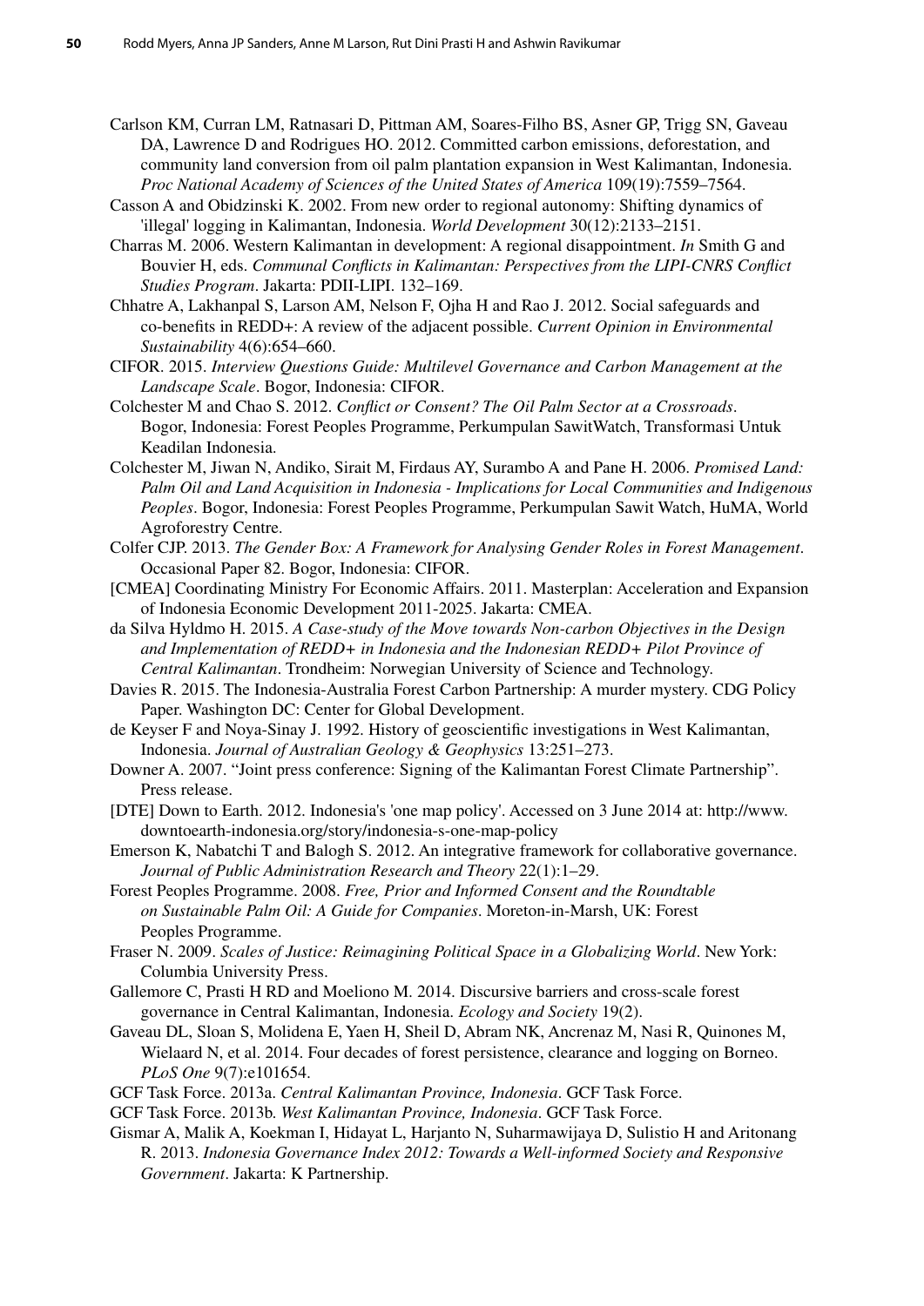Carlson KM, Curran LM, Ratnasari D, Pittman AM, Soares-Filho BS, Asner GP, Trigg SN, Gaveau DA, Lawrence D and Rodrigues HO. 2012. Committed carbon emissions, deforestation, and community land conversion from oil palm plantation expansion in West Kalimantan, Indonesia. *Proc National Academy of Sciences of the United States of America* 109(19):7559–7564.

Casson A and Obidzinski K. 2002. From new order to regional autonomy: Shifting dynamics of 'illegal' logging in Kalimantan, Indonesia. *World Development* 30(12):2133–2151.

Charras M. 2006. Western Kalimantan in development: A regional disappointment. *In* Smith G and Bouvier H, eds. *Communal Conflicts in Kalimantan: Perspectives from the LIPI-CNRS Conflict Studies Program*. Jakarta: PDII-LIPI. 132–169.

Chhatre A, Lakhanpal S, Larson AM, Nelson F, Ojha H and Rao J. 2012. Social safeguards and co-benefits in REDD+: A review of the adjacent possible. *Current Opinion in Environmental Sustainability* 4(6):654–660.

CIFOR. 2015. *Interview Questions Guide: Multilevel Governance and Carbon Management at the Landscape Scale*. Bogor, Indonesia: CIFOR.

Colchester M and Chao S. 2012. *Conflict or Consent? The Oil Palm Sector at a Crossroads*. Bogor, Indonesia: Forest Peoples Programme, Perkumpulan SawitWatch, Transformasi Untuk Keadilan Indonesia.

Colchester M, Jiwan N, Andiko, Sirait M, Firdaus AY, Surambo A and Pane H. 2006. *Promised Land: Palm Oil and Land Acquisition in Indonesia - Implications for Local Communities and Indigenous Peoples*. Bogor, Indonesia: Forest Peoples Programme, Perkumpulan Sawit Watch, HuMA, World Agroforestry Centre.

Colfer CJP. 2013. *The Gender Box: A Framework for Analysing Gender Roles in Forest Management*. Occasional Paper 82. Bogor, Indonesia: CIFOR.

[CMEA] Coordinating Ministry For Economic Affairs. 2011. Masterplan: Acceleration and Expansion of Indonesia Economic Development 2011-2025. Jakarta: CMEA.

da Silva Hyldmo H. 2015. *A Case-study of the Move towards Non-carbon Objectives in the Design and Implementation of REDD+ in Indonesia and the Indonesian REDD+ Pilot Province of Central Kalimantan*. Trondheim: Norwegian University of Science and Technology.

Davies R. 2015. The Indonesia-Australia Forest Carbon Partnership: A murder mystery. CDG Policy Paper. Washington DC: Center for Global Development.

de Keyser F and Noya-Sinay J. 1992. History of geoscientific investigations in West Kalimantan, Indonesia. *Journal of Australian Geology & Geophysics* 13:251–273.

Downer A. 2007. "Joint press conference: Signing of the Kalimantan Forest Climate Partnership". Press release.

[DTE] Down to Earth. 2012. Indonesia's 'one map policy'. Accessed on 3 June 2014 at: http://www.downtoearth-indonesia.org/story/indonesia-s-one-map-policy

Emerson K, Nabatchi T and Balogh S. 2012. An integrative framework for collaborative governance. *Journal of Public Administration Research and Theory* 22(1):1–29.

Forest Peoples Programme. 2008. *Free, Prior and Informed Consent and the Roundtable on Sustainable Palm Oil: A Guide for Companies*. Moreton-in-Marsh, UK: Forest Peoples Programme.

Fraser N. 2009. *Scales of Justice: Reimagining Political Space in a Globalizing World*. New York: Columbia University Press.

Gallemore C, Prasti H RD and Moeliono M. 2014. Discursive barriers and cross-scale forest governance in Central Kalimantan, Indonesia. *Ecology and Society* 19(2).

Gaveau DL, Sloan S, Molidena E, Yaen H, Sheil D, Abram NK, Ancrenaz M, Nasi R, Quinones M, Wielaard N, et al. 2014. Four decades of forest persistence, clearance and logging on Borneo. *PLoS One* 9(7):e101654.

GCF Task Force. 2013a. *Central Kalimantan Province, Indonesia*. GCF Task Force.

GCF Task Force. 2013b. *West Kalimantan Province, Indonesia*. GCF Task Force.

Gismar A, Malik A, Koekman I, Hidayat L, Harjanto N, Suharmawijaya D, Sulistio H and Aritonang R. 2013. *Indonesia Governance Index 2012: Towards a Well-informed Society and Responsive Government*. Jakarta: K Partnership.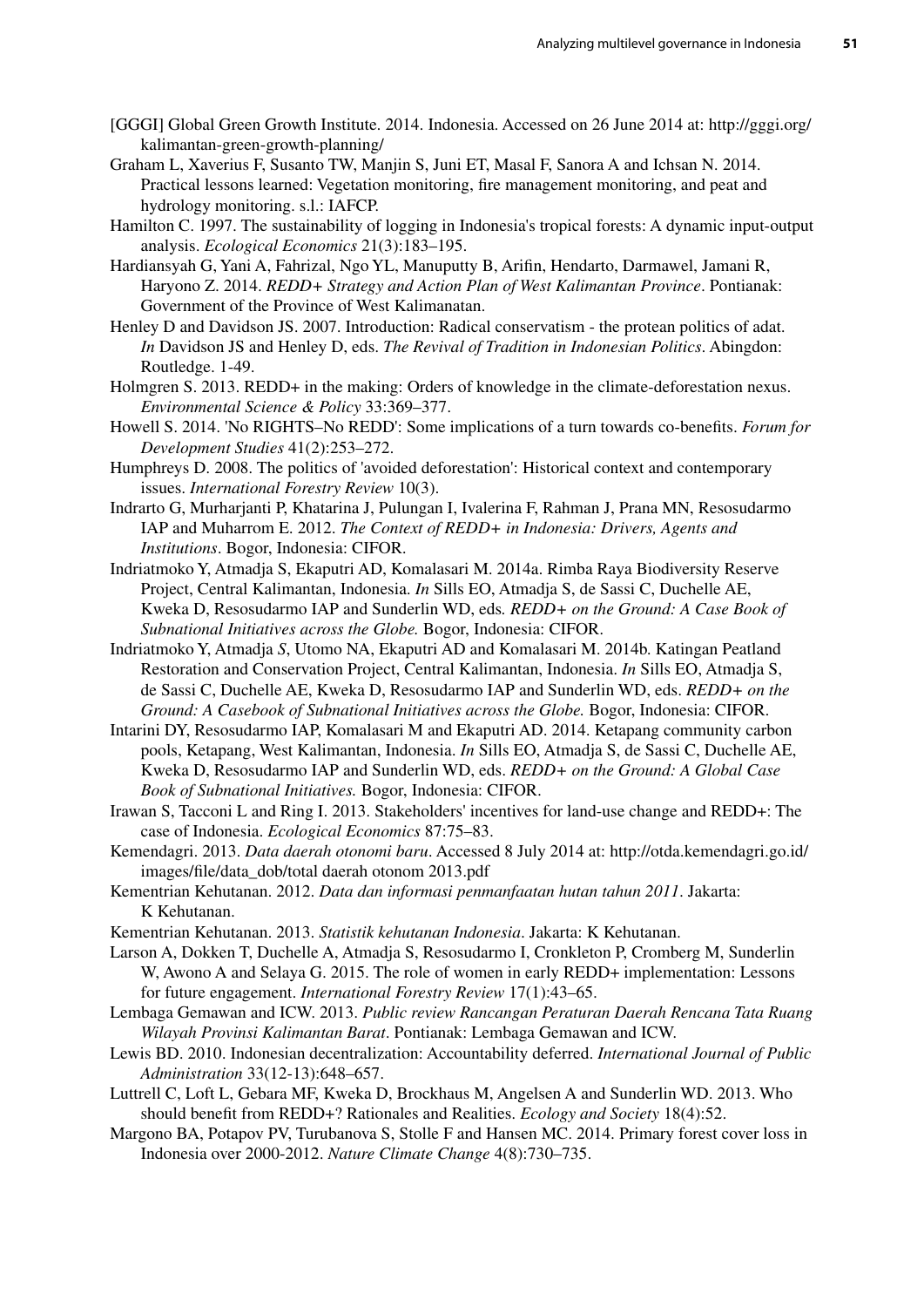[GGGI] Global Green Growth Institute. 2014. Indonesia. Accessed on 26 June 2014 at: http://gggi.org/kalimantan-green-growth-planning/

Graham L, Xaverius F, Susanto TW, Manjin S, Juni ET, Masal F, Sanora A and Ichsan N. 2014. Practical lessons learned: Vegetation monitoring, fire management monitoring, and peat and hydrology monitoring. s.l.: IAFCP.

Hamilton C. 1997. The sustainability of logging in Indonesia's tropical forests: A dynamic input-output analysis. *Ecological Economics* 21(3):183–195.

Hardiansyah G, Yani A, Fahrizal, Ngo YL, Manuputty B, Arifin, Hendarto, Darmawel, Jamani R, Haryono Z. 2014. *REDD+ Strategy and Action Plan of West Kalimantan Province*. Pontianak: Government of the Province of West Kalimanatan.

Henley D and Davidson JS. 2007. Introduction: Radical conservatism - the protean politics of adat. *In* Davidson JS and Henley D, eds. *The Revival of Tradition in Indonesian Politics*. Abingdon: Routledge. 1-49.

Holmgren S. 2013. REDD+ in the making: Orders of knowledge in the climate-deforestation nexus. *Environmental Science & Policy* 33:369–377.

Howell S. 2014. 'No RIGHTS–No REDD': Some implications of a turn towards co-benefits. *Forum for Development Studies* 41(2):253–272.

Humphreys D. 2008. The politics of 'avoided deforestation': Historical context and contemporary issues. *International Forestry Review* 10(3).

Indrarto G, Murharjanti P, Khatarina J, Pulungan I, Ivalerina F, Rahman J, Prana MN, Resosudarmo IAP and Muharrom E. 2012. *The Context of REDD+ in Indonesia: Drivers, Agents and Institutions*. Bogor, Indonesia: CIFOR.

Indriatmoko Y, Atmadja S, Ekaputri AD, Komalasari M. 2014a. Rimba Raya Biodiversity Reserve Project, Central Kalimantan, Indonesia. *In* Sills EO, Atmadja S, de Sassi C, Duchelle AE, Kweka D, Resosudarmo IAP and Sunderlin WD, eds. *REDD+ on the Ground: A Case Book of Subnational Initiatives across the Globe.* Bogor, Indonesia: CIFOR.

Indriatmoko Y, Atmadja *S*, Utomo NA, Ekaputri AD and Komalasari M. 2014b. Katingan Peatland Restoration and Conservation Project, Central Kalimantan, Indonesia. *In* Sills EO, Atmadja S, de Sassi C, Duchelle AE, Kweka D, Resosudarmo IAP and Sunderlin WD, eds. *REDD+ on the Ground: A Casebook of Subnational Initiatives across the Globe.* Bogor, Indonesia: CIFOR.

Intarini DY, Resosudarmo IAP, Komalasari M and Ekaputri AD. 2014. Ketapang community carbon pools, Ketapang, West Kalimantan, Indonesia. *In* Sills EO, Atmadja S, de Sassi C, Duchelle AE, Kweka D, Resosudarmo IAP and Sunderlin WD, eds. *REDD+ on the Ground: A Global Case Book of Subnational Initiatives.* Bogor, Indonesia: CIFOR.

Irawan S, Tacconi L and Ring I. 2013. Stakeholders' incentives for land-use change and REDD+: The case of Indonesia. *Ecological Economics* 87:75–83.

Kemendagri. 2013. *Data daerah otonomi baru*. Accessed 8 July 2014 at: http://otda.kemendagri.go.id/images/file/data_dob/total daerah otonom 2013.pdf

Kementrian Kehutanan. 2012. *Data dan informasi penmanfaatan hutan tahun 2011*. Jakarta: K Kehutanan.

Kementrian Kehutanan. 2013. *Statistik kehutanan Indonesia*. Jakarta: K Kehutanan.

Larson A, Dokken T, Duchelle A, Atmadja S, Resosudarmo I, Cronkleton P, Cromberg M, Sunderlin W, Awono A and Selaya G. 2015. The role of women in early REDD+ implementation: Lessons for future engagement. *International Forestry Review* 17(1):43–65.

Lembaga Gemawan and ICW. 2013. *Public review Rancangan Peraturan Daerah Rencana Tata Ruang Wilayah Provinsi Kalimantan Barat*. Pontianak: Lembaga Gemawan and ICW.

Lewis BD. 2010. Indonesian decentralization: Accountability deferred. *International Journal of Public Administration* 33(12-13):648–657.

Luttrell C, Loft L, Gebara MF, Kweka D, Brockhaus M, Angelsen A and Sunderlin WD. 2013. Who should benefit from REDD+? Rationales and Realities. *Ecology and Society* 18(4):52.

Margono BA, Potapov PV, Turubanova S, Stolle F and Hansen MC. 2014. Primary forest cover loss in Indonesia over 2000-2012. *Nature Climate Change* 4(8):730–735.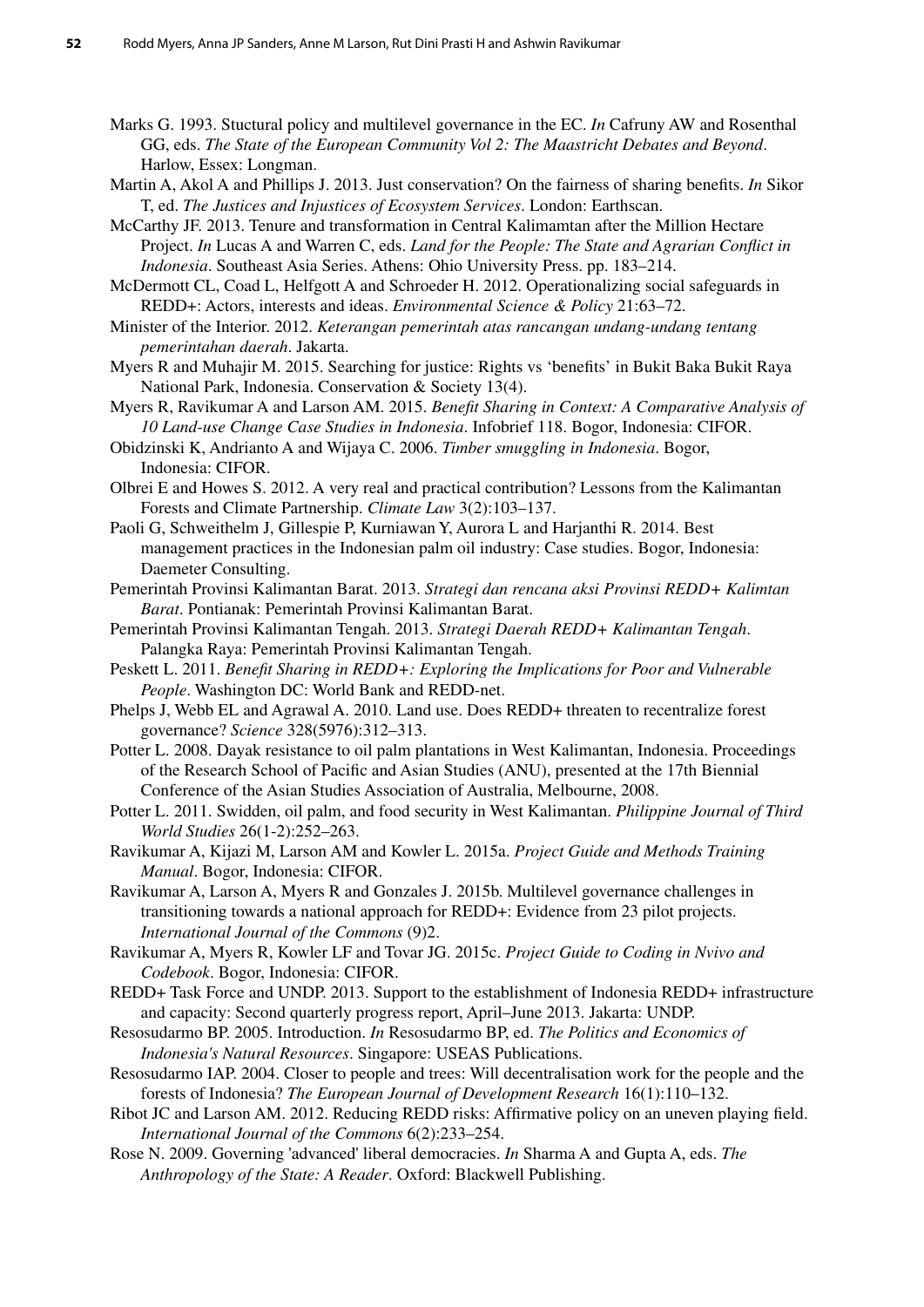Marks G. 1993. Stuctural policy and multilevel governance in the EC. *In* Cafruny AW and Rosenthal GG, eds. *The State of the European Community Vol 2: The Maastricht Debates and Beyond*. Harlow, Essex: Longman.

Martin A, Akol A and Phillips J. 2013. Just conservation? On the fairness of sharing benefits. *In* Sikor T, ed. *The Justices and Injustices of Ecosystem Services*. London: Earthscan.

McCarthy JF. 2013. Tenure and transformation in Central Kalimamtan after the Million Hectare Project. *In* Lucas A and Warren C, eds. *Land for the People: The State and Agrarian Conflict in Indonesia*. Southeast Asia Series. Athens: Ohio University Press. pp. 183–214.

McDermott CL, Coad L, Helfgott A and Schroeder H. 2012. Operationalizing social safeguards in REDD+: Actors, interests and ideas. *Environmental Science & Policy* 21:63–72.

Minister of the Interior. 2012. *Keterangan pemerintah atas rancangan undang-undang tentang pemerintahan daerah*. Jakarta.

Myers R and Muhajir M. 2015. Searching for justice: Rights vs 'benefits' in Bukit Baka Bukit Raya National Park, Indonesia. Conservation & Society 13(4).

Myers R, Ravikumar A and Larson AM. 2015. *Benefit Sharing in Context: A Comparative Analysis of 10 Land-use Change Case Studies in Indonesia*. Infobrief 118. Bogor, Indonesia: CIFOR.

Obidzinski K, Andrianto A and Wijaya C. 2006. *Timber smuggling in Indonesia*. Bogor, Indonesia: CIFOR.

Olbrei E and Howes S. 2012. A very real and practical contribution? Lessons from the Kalimantan Forests and Climate Partnership. *Climate Law* 3(2):103–137.

Paoli G, Schweithelm J, Gillespie P, Kurniawan Y, Aurora L and Harjanthi R. 2014. Best management practices in the Indonesian palm oil industry: Case studies. Bogor, Indonesia: Daemeter Consulting.

Pemerintah Provinsi Kalimantan Barat. 2013. *Strategi dan rencana aksi Provinsi REDD+ Kalimtan Barat*. Pontianak: Pemerintah Provinsi Kalimantan Barat.

Pemerintah Provinsi Kalimantan Tengah. 2013. *Strategi Daerah REDD+ Kalimantan Tengah*. Palangka Raya: Pemerintah Provinsi Kalimantan Tengah.

Peskett L. 2011. *Benefit Sharing in REDD+: Exploring the Implications for Poor and Vulnerable People*. Washington DC: World Bank and REDD-net.

Phelps J, Webb EL and Agrawal A. 2010. Land use. Does REDD+ threaten to recentralize forest governance? *Science* 328(5976):312–313.

Potter L. 2008. Dayak resistance to oil palm plantations in West Kalimantan, Indonesia. Proceedings of the Research School of Pacific and Asian Studies (ANU), presented at the 17th Biennial Conference of the Asian Studies Association of Australia, Melbourne, 2008.

Potter L. 2011. Swidden, oil palm, and food security in West Kalimantan. *Philippine Journal of Third World Studies* 26(1-2):252–263.

Ravikumar A, Kijazi M, Larson AM and Kowler L. 2015a. *Project Guide and Methods Training Manual*. Bogor, Indonesia: CIFOR.

Ravikumar A, Larson A, Myers R and Gonzales J. 2015b. Multilevel governance challenges in transitioning towards a national approach for REDD+: Evidence from 23 pilot projects. *International Journal of the Commons* (9)2.

Ravikumar A, Myers R, Kowler LF and Tovar JG. 2015c. *Project Guide to Coding in Nvivo and Codebook*. Bogor, Indonesia: CIFOR.

REDD+ Task Force and UNDP. 2013. Support to the establishment of Indonesia REDD+ infrastructure and capacity: Second quarterly progress report, April–June 2013. Jakarta: UNDP.

Resosudarmo BP. 2005. Introduction. *In* Resosudarmo BP, ed. *The Politics and Economics of Indonesia's Natural Resources*. Singapore: USEAS Publications.

Resosudarmo IAP. 2004. Closer to people and trees: Will decentralisation work for the people and the forests of Indonesia? *The European Journal of Development Research* 16(1):110–132.

Ribot JC and Larson AM. 2012. Reducing REDD risks: Affirmative policy on an uneven playing field. *International Journal of the Commons* 6(2):233–254.

Rose N. 2009. Governing 'advanced' liberal democracies. *In* Sharma A and Gupta A, eds. *The Anthropology of the State: A Reader*. Oxford: Blackwell Publishing.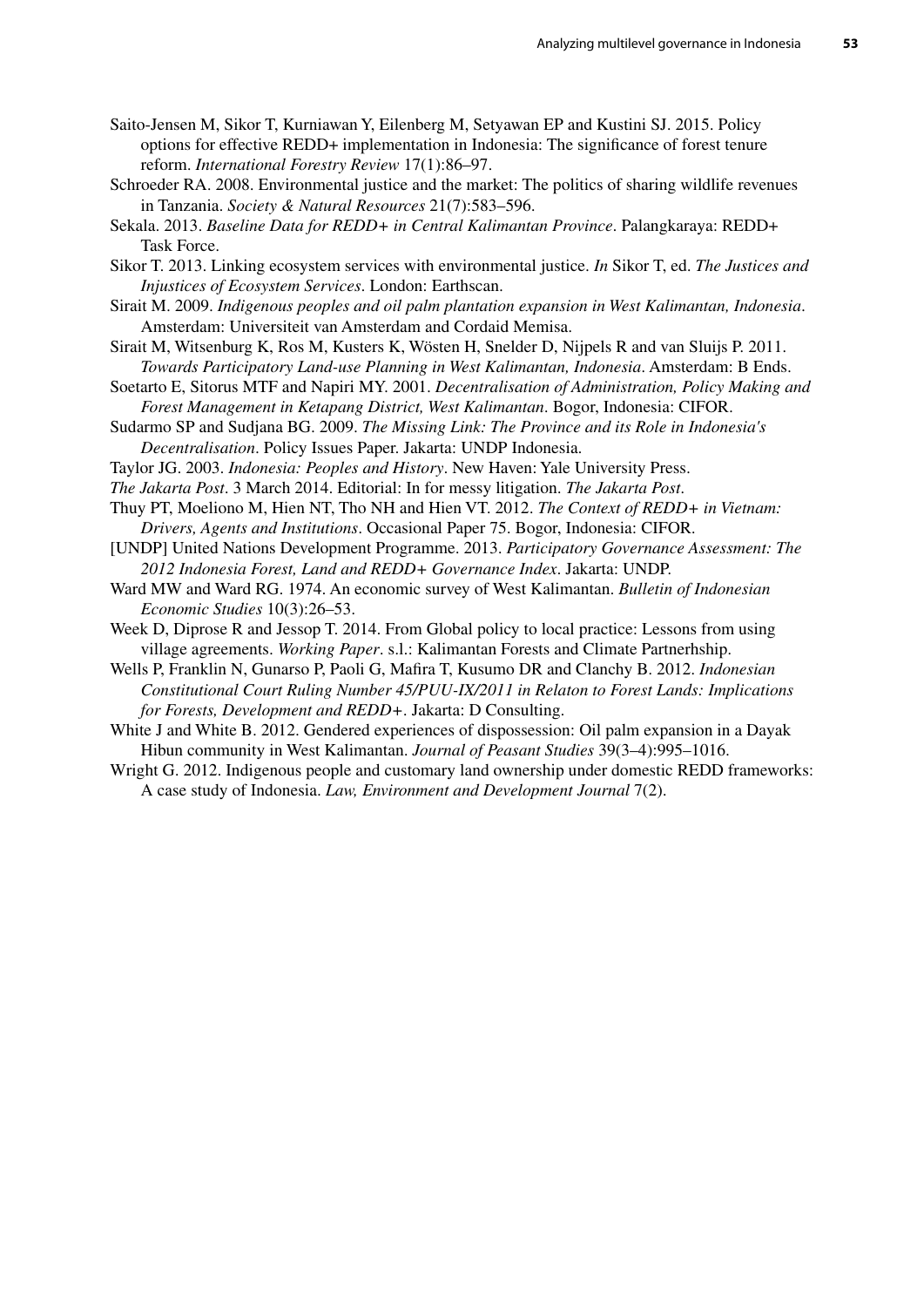Saito-Jensen M, Sikor T, Kurniawan Y, Eilenberg M, Setyawan EP and Kustini SJ. 2015. Policy options for effective REDD+ implementation in Indonesia: The significance of forest tenure reform. *International Forestry Review* 17(1):86–97.

Schroeder RA. 2008. Environmental justice and the market: The politics of sharing wildlife revenues in Tanzania. *Society & Natural Resources* 21(7):583–596.

Sekala. 2013. *Baseline Data for REDD+ in Central Kalimantan Province*. Palangkaraya: REDD+ Task Force.

Sikor T. 2013. Linking ecosystem services with environmental justice. *In* Sikor T, ed. *The Justices and Injustices of Ecosystem Services*. London: Earthscan.

Sirait M. 2009. *Indigenous peoples and oil palm plantation expansion in West Kalimantan, Indonesia*. Amsterdam: Universiteit van Amsterdam and Cordaid Memisa.

Sirait M, Witsenburg K, Ros M, Kusters K, Wösten H, Snelder D, Nijpels R and van Sluijs P. 2011. *Towards Participatory Land-use Planning in West Kalimantan, Indonesia*. Amsterdam: B Ends.

Soetarto E, Sitorus MTF and Napiri MY. 2001. *Decentralisation of Administration, Policy Making and Forest Management in Ketapang District, West Kalimantan*. Bogor, Indonesia: CIFOR.

Sudarmo SP and Sudjana BG. 2009. *The Missing Link: The Province and its Role in Indonesia's Decentralisation*. Policy Issues Paper. Jakarta: UNDP Indonesia.

Taylor JG. 2003. *Indonesia: Peoples and History*. New Haven: Yale University Press.

*The Jakarta Post*. 3 March 2014. Editorial: In for messy litigation. *The Jakarta Post*.

Thuy PT, Moeliono M, Hien NT, Tho NH and Hien VT. 2012. *The Context of REDD+ in Vietnam: Drivers, Agents and Institutions*. Occasional Paper 75. Bogor, Indonesia: CIFOR.

[UNDP] United Nations Development Programme. 2013. *Participatory Governance Assessment: The 2012 Indonesia Forest, Land and REDD+ Governance Index*. Jakarta: UNDP.

Ward MW and Ward RG. 1974. An economic survey of West Kalimantan. *Bulletin of Indonesian Economic Studies* 10(3):26–53.

Week D, Diprose R and Jessop T. 2014. From Global policy to local practice: Lessons from using village agreements. *Working Paper*. s.l.: Kalimantan Forests and Climate Partnerhship.

Wells P, Franklin N, Gunarso P, Paoli G, Mafira T, Kusumo DR and Clanchy B. 2012. *Indonesian Constitutional Court Ruling Number 45/PUU-IX/2011 in Relaton to Forest Lands: Implications for Forests, Development and REDD+*. Jakarta: D Consulting.

White J and White B. 2012. Gendered experiences of dispossession: Oil palm expansion in a Dayak Hibun community in West Kalimantan. *Journal of Peasant Studies* 39(3–4):995–1016.

Wright G. 2012. Indigenous people and customary land ownership under domestic REDD frameworks: A case study of Indonesia. *Law, Environment and Development Journal* 7(2).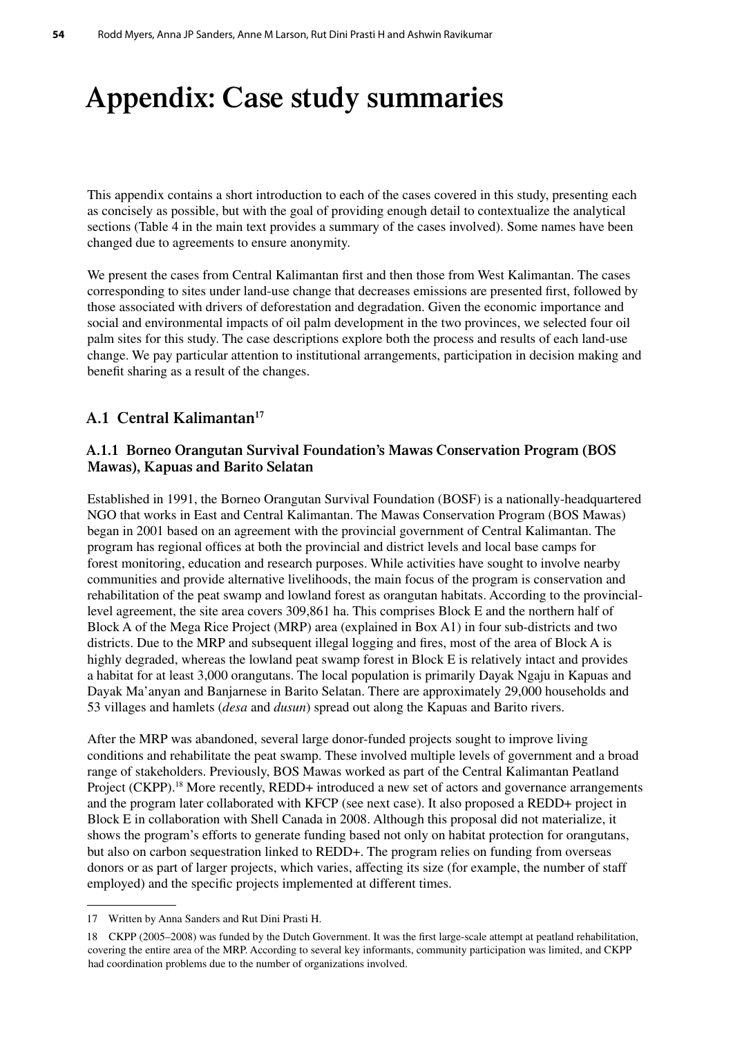# Appendix: Case study summaries

This appendix contains a short introduction to each of the cases covered in this study, presenting each as concisely as possible, but with the goal of providing enough detail to contextualize the analytical sections (Table 4 in the main text provides a summary of the cases involved). Some names have been changed due to agreements to ensure anonymity.

We present the cases from Central Kalimantan first and then those from West Kalimantan. The cases corresponding to sites under land-use change that decreases emissions are presented first, followed by those associated with drivers of deforestation and degradation. Given the economic importance and social and environmental impacts of oil palm development in the two provinces, we selected four oil palm sites for this study. The case descriptions explore both the process and results of each land-use change. We pay particular attention to institutional arrangements, participation in decision making and benefit sharing as a result of the changes.

## A.1 Central Kalimantan[17]

### A.1.1 Borneo Orangutan Survival Foundation's Mawas Conservation Program (BOS Mawas), Kapuas and Barito Selatan

Established in 1991, the Borneo Orangutan Survival Foundation (BOSF) is a nationally-headquartered NGO that works in East and Central Kalimantan. The Mawas Conservation Program (BOS Mawas) began in 2001 based on an agreement with the provincial government of Central Kalimantan. The program has regional offices at both the provincial and district levels and local base camps for forest monitoring, education and research purposes. While activities have sought to involve nearby communities and provide alternative livelihoods, the main focus of the program is conservation and rehabilitation of the peat swamp and lowland forest as orangutan habitats. According to the provincial-level agreement, the site area covers 309,861 ha. This comprises Block E and the northern half of Block A of the Mega Rice Project (MRP) area (explained in Box A1) in four sub-districts and two districts. Due to the MRP and subsequent illegal logging and fires, most of the area of Block A is highly degraded, whereas the lowland peat swamp forest in Block E is relatively intact and provides a habitat for at least 3,000 orangutans. The local population is primarily Dayak Ngaju in Kapuas and Dayak Ma'anyan and Banjarnese in Barito Selatan. There are approximately 29,000 households and 53 villages and hamlets (*desa* and *dusun*) spread out along the Kapuas and Barito rivers.

After the MRP was abandoned, several large donor-funded projects sought to improve living conditions and rehabilitate the peat swamp. These involved multiple levels of government and a broad range of stakeholders. Previously, BOS Mawas worked as part of the Central Kalimantan Peatland Project (CKPP).[18] More recently, REDD+ introduced a new set of actors and governance arrangements and the program later collaborated with KFCP (see next case). It also proposed a REDD+ project in Block E in collaboration with Shell Canada in 2008. Although this proposal did not materialize, it shows the program's efforts to generate funding based not only on habitat protection for orangutans, but also on carbon sequestration linked to REDD+. The program relies on funding from overseas donors or as part of larger projects, which varies, affecting its size (for example, the number of staff employed) and the specific projects implemented at different times.

---

17 Written by Anna Sanders and Rut Dini Prasti H.

18 CKPP (2005–2008) was funded by the Dutch Government. It was the first large-scale attempt at peatland rehabilitation, covering the entire area of the MRP. According to several key informants, community participation was limited, and CKPP had coordination problems due to the number of organizations involved.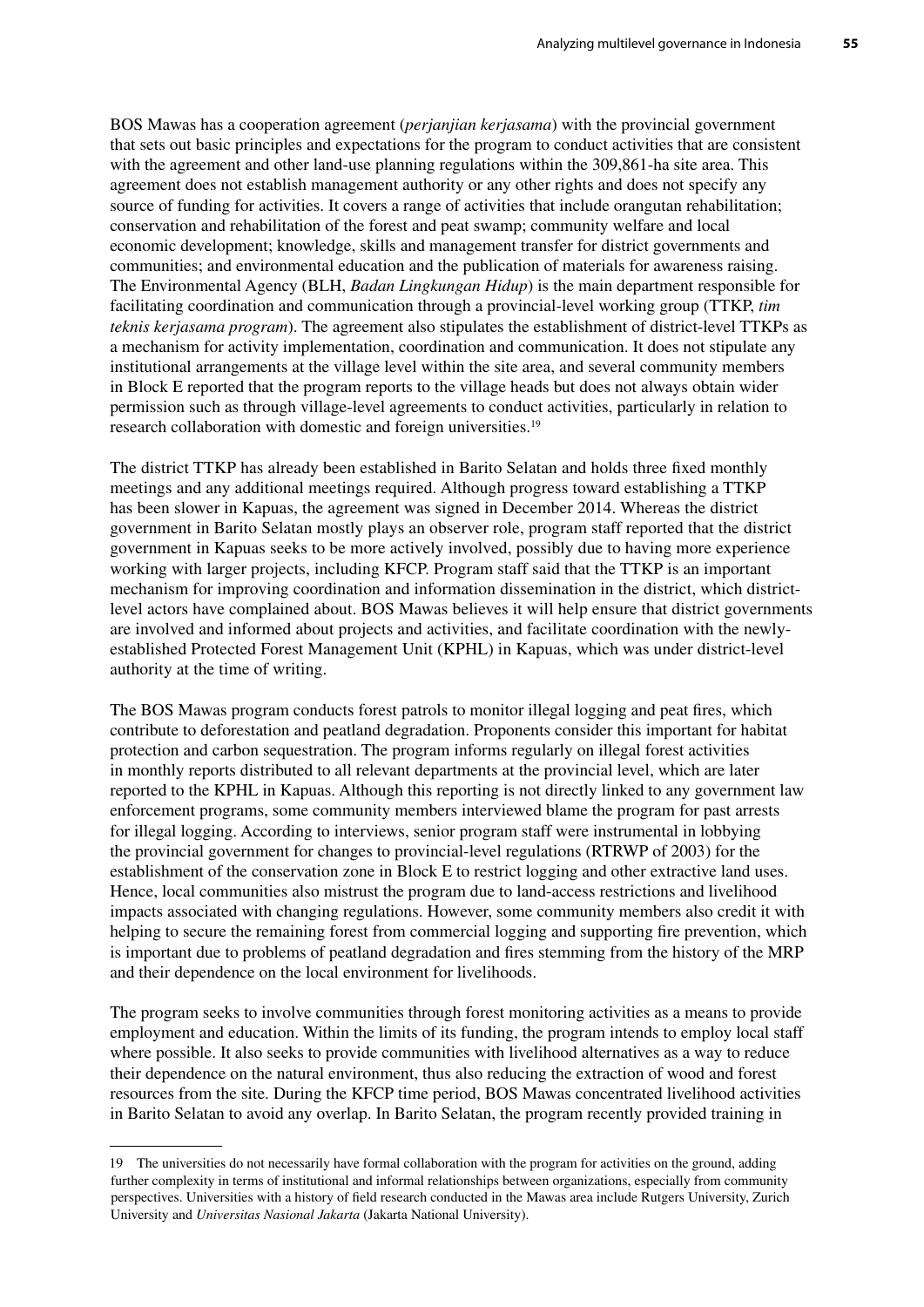BOS Mawas has a cooperation agreement (*perjanjian kerjasama*) with the provincial government that sets out basic principles and expectations for the program to conduct activities that are consistent with the agreement and other land-use planning regulations within the 309,861-ha site area. This agreement does not establish management authority or any other rights and does not specify any source of funding for activities. It covers a range of activities that include orangutan rehabilitation; conservation and rehabilitation of the forest and peat swamp; community welfare and local economic development; knowledge, skills and management transfer for district governments and communities; and environmental education and the publication of materials for awareness raising. The Environmental Agency (BLH, *Badan Lingkungan Hidup*) is the main department responsible for facilitating coordination and communication through a provincial-level working group (TTKP, *tim teknis kerjasama program*). The agreement also stipulates the establishment of district-level TTKPs as a mechanism for activity implementation, coordination and communication. It does not stipulate any institutional arrangements at the village level within the site area, and several community members in Block E reported that the program reports to the village heads but does not always obtain wider permission such as through village-level agreements to conduct activities, particularly in relation to research collaboration with domestic and foreign universities.[19]

The district TTKP has already been established in Barito Selatan and holds three fixed monthly meetings and any additional meetings required. Although progress toward establishing a TTKP has been slower in Kapuas, the agreement was signed in December 2014. Whereas the district government in Barito Selatan mostly plays an observer role, program staff reported that the district government in Kapuas seeks to be more actively involved, possibly due to having more experience working with larger projects, including KFCP. Program staff said that the TTKP is an important mechanism for improving coordination and information dissemination in the district, which district-level actors have complained about. BOS Mawas believes it will help ensure that district governments are involved and informed about projects and activities, and facilitate coordination with the newly-established Protected Forest Management Unit (KPHL) in Kapuas, which was under district-level authority at the time of writing.

The BOS Mawas program conducts forest patrols to monitor illegal logging and peat fires, which contribute to deforestation and peatland degradation. Proponents consider this important for habitat protection and carbon sequestration. The program informs regularly on illegal forest activities in monthly reports distributed to all relevant departments at the provincial level, which are later reported to the KPHL in Kapuas. Although this reporting is not directly linked to any government law enforcement programs, some community members interviewed blame the program for past arrests for illegal logging. According to interviews, senior program staff were instrumental in lobbying the provincial government for changes to provincial-level regulations (RTRWP of 2003) for the establishment of the conservation zone in Block E to restrict logging and other extractive land uses. Hence, local communities also mistrust the program due to land-access restrictions and livelihood impacts associated with changing regulations. However, some community members also credit it with helping to secure the remaining forest from commercial logging and supporting fire prevention, which is important due to problems of peatland degradation and fires stemming from the history of the MRP and their dependence on the local environment for livelihoods.

The program seeks to involve communities through forest monitoring activities as a means to provide employment and education. Within the limits of its funding, the program intends to employ local staff where possible. It also seeks to provide communities with livelihood alternatives as a way to reduce their dependence on the natural environment, thus also reducing the extraction of wood and forest resources from the site. During the KFCP time period, BOS Mawas concentrated livelihood activities in Barito Selatan to avoid any overlap. In Barito Selatan, the program recently provided training in

---

19 The universities do not necessarily have formal collaboration with the program for activities on the ground, adding further complexity in terms of institutional and informal relationships between organizations, especially from community perspectives. Universities with a history of field research conducted in the Mawas area include Rutgers University, Zurich University and *Universitas Nasional Jakarta* (Jakarta National University).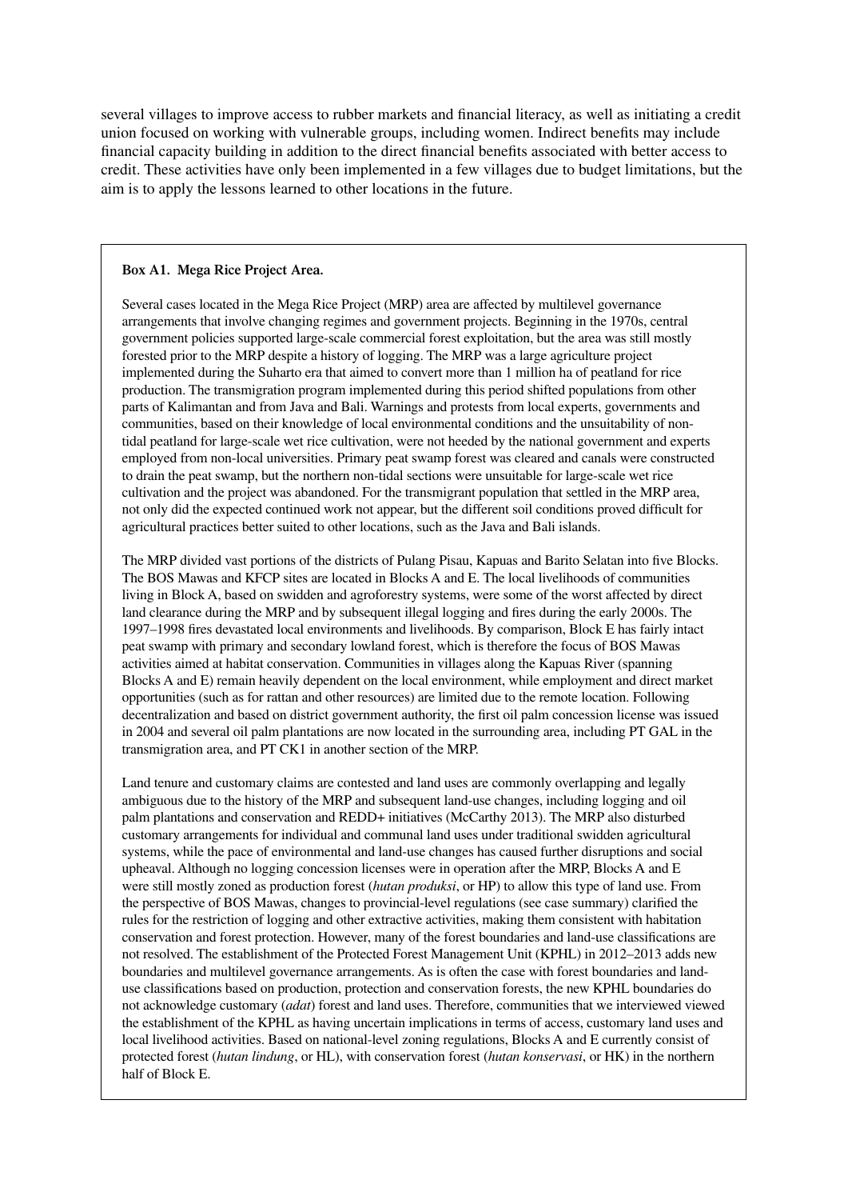several villages to improve access to rubber markets and financial literacy, as well as initiating a credit union focused on working with vulnerable groups, including women. Indirect benefits may include financial capacity building in addition to the direct financial benefits associated with better access to credit. These activities have only been implemented in a few villages due to budget limitations, but the aim is to apply the lessons learned to other locations in the future.

**Box A1. Mega Rice Project Area.**

Several cases located in the Mega Rice Project (MRP) area are affected by multilevel governance arrangements that involve changing regimes and government projects. Beginning in the 1970s, central government policies supported large-scale commercial forest exploitation, but the area was still mostly forested prior to the MRP despite a history of logging. The MRP was a large agriculture project implemented during the Suharto era that aimed to convert more than 1 million ha of peatland for rice production. The transmigration program implemented during this period shifted populations from other parts of Kalimantan and from Java and Bali. Warnings and protests from local experts, governments and communities, based on their knowledge of local environmental conditions and the unsuitability of non-tidal peatland for large-scale wet rice cultivation, were not heeded by the national government and experts employed from non-local universities. Primary peat swamp forest was cleared and canals were constructed to drain the peat swamp, but the northern non-tidal sections were unsuitable for large-scale wet rice cultivation and the project was abandoned. For the transmigrant population that settled in the MRP area, not only did the expected continued work not appear, but the different soil conditions proved difficult for agricultural practices better suited to other locations, such as the Java and Bali islands.

The MRP divided vast portions of the districts of Pulang Pisau, Kapuas and Barito Selatan into five Blocks. The BOS Mawas and KFCP sites are located in Blocks A and E. The local livelihoods of communities living in Block A, based on swidden and agroforestry systems, were some of the worst affected by direct land clearance during the MRP and by subsequent illegal logging and fires during the early 2000s. The 1997–1998 fires devastated local environments and livelihoods. By comparison, Block E has fairly intact peat swamp with primary and secondary lowland forest, which is therefore the focus of BOS Mawas activities aimed at habitat conservation. Communities in villages along the Kapuas River (spanning Blocks A and E) remain heavily dependent on the local environment, while employment and direct market opportunities (such as for rattan and other resources) are limited due to the remote location. Following decentralization and based on district government authority, the first oil palm concession license was issued in 2004 and several oil palm plantations are now located in the surrounding area, including PT GAL in the transmigration area, and PT CK1 in another section of the MRP.

Land tenure and customary claims are contested and land uses are commonly overlapping and legally ambiguous due to the history of the MRP and subsequent land-use changes, including logging and oil palm plantations and conservation and REDD+ initiatives (McCarthy 2013). The MRP also disturbed customary arrangements for individual and communal land uses under traditional swidden agricultural systems, while the pace of environmental and land-use changes has caused further disruptions and social upheaval. Although no logging concession licenses were in operation after the MRP, Blocks A and E were still mostly zoned as production forest (*hutan produksi*, or HP) to allow this type of land use. From the perspective of BOS Mawas, changes to provincial-level regulations (see case summary) clarified the rules for the restriction of logging and other extractive activities, making them consistent with habitation conservation and forest protection. However, many of the forest boundaries and land-use classifications are not resolved. The establishment of the Protected Forest Management Unit (KPHL) in 2012–2013 adds new boundaries and multilevel governance arrangements. As is often the case with forest boundaries and land-use classifications based on production, protection and conservation forests, the new KPHL boundaries do not acknowledge customary (*adat*) forest and land uses. Therefore, communities that we interviewed viewed the establishment of the KPHL as having uncertain implications in terms of access, customary land uses and local livelihood activities. Based on national-level zoning regulations, Blocks A and E currently consist of protected forest (*hutan lindung*, or HL), with conservation forest (*hutan konservasi*, or HK) in the northern half of Block E.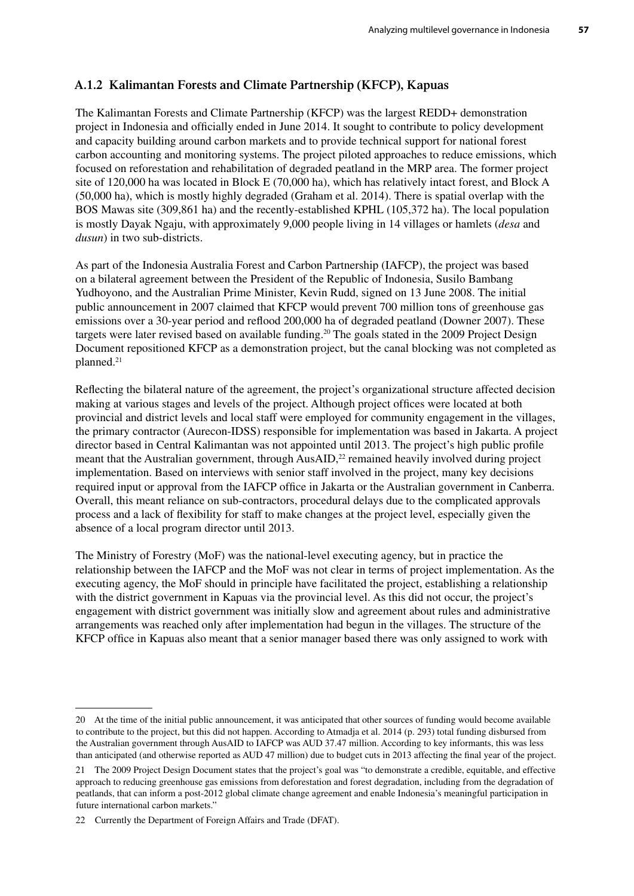### A.1.2 Kalimantan Forests and Climate Partnership (KFCP), Kapuas

The Kalimantan Forests and Climate Partnership (KFCP) was the largest REDD+ demonstration project in Indonesia and officially ended in June 2014. It sought to contribute to policy development and capacity building around carbon markets and to provide technical support for national forest carbon accounting and monitoring systems. The project piloted approaches to reduce emissions, which focused on reforestation and rehabilitation of degraded peatland in the MRP area. The former project site of 120,000 ha was located in Block E (70,000 ha), which has relatively intact forest, and Block A (50,000 ha), which is mostly highly degraded (Graham et al. 2014). There is spatial overlap with the BOS Mawas site (309,861 ha) and the recently-established KPHL (105,372 ha). The local population is mostly Dayak Ngaju, with approximately 9,000 people living in 14 villages or hamlets (*desa* and *dusun*) in two sub-districts.

As part of the Indonesia Australia Forest and Carbon Partnership (IAFCP), the project was based on a bilateral agreement between the President of the Republic of Indonesia, Susilo Bambang Yudhoyono, and the Australian Prime Minister, Kevin Rudd, signed on 13 June 2008. The initial public announcement in 2007 claimed that KFCP would prevent 700 million tons of greenhouse gas emissions over a 30-year period and reflood 200,000 ha of degraded peatland (Downer 2007). These targets were later revised based on available funding.[20] The goals stated in the 2009 Project Design Document repositioned KFCP as a demonstration project, but the canal blocking was not completed as planned.[21]

Reflecting the bilateral nature of the agreement, the project's organizational structure affected decision making at various stages and levels of the project. Although project offices were located at both provincial and district levels and local staff were employed for community engagement in the villages, the primary contractor (Aurecon-IDSS) responsible for implementation was based in Jakarta. A project director based in Central Kalimantan was not appointed until 2013. The project's high public profile meant that the Australian government, through AusAID,[22] remained heavily involved during project implementation. Based on interviews with senior staff involved in the project, many key decisions required input or approval from the IAFCP office in Jakarta or the Australian government in Canberra. Overall, this meant reliance on sub-contractors, procedural delays due to the complicated approvals process and a lack of flexibility for staff to make changes at the project level, especially given the absence of a local program director until 2013.

The Ministry of Forestry (MoF) was the national-level executing agency, but in practice the relationship between the IAFCP and the MoF was not clear in terms of project implementation. As the executing agency, the MoF should in principle have facilitated the project, establishing a relationship with the district government in Kapuas via the provincial level. As this did not occur, the project's engagement with district government was initially slow and agreement about rules and administrative arrangements was reached only after implementation had begun in the villages. The structure of the KFCP office in Kapuas also meant that a senior manager based there was only assigned to work with

---

20 At the time of the initial public announcement, it was anticipated that other sources of funding would become available to contribute to the project, but this did not happen. According to Atmadja et al. 2014 (p. 293) total funding disbursed from the Australian government through AusAID to IAFCP was AUD 37.47 million. According to key informants, this was less than anticipated (and otherwise reported as AUD 47 million) due to budget cuts in 2013 affecting the final year of the project.

21 The 2009 Project Design Document states that the project's goal was "to demonstrate a credible, equitable, and effective approach to reducing greenhouse gas emissions from deforestation and forest degradation, including from the degradation of peatlands, that can inform a post-2012 global climate change agreement and enable Indonesia's meaningful participation in future international carbon markets."

22 Currently the Department of Foreign Affairs and Trade (DFAT).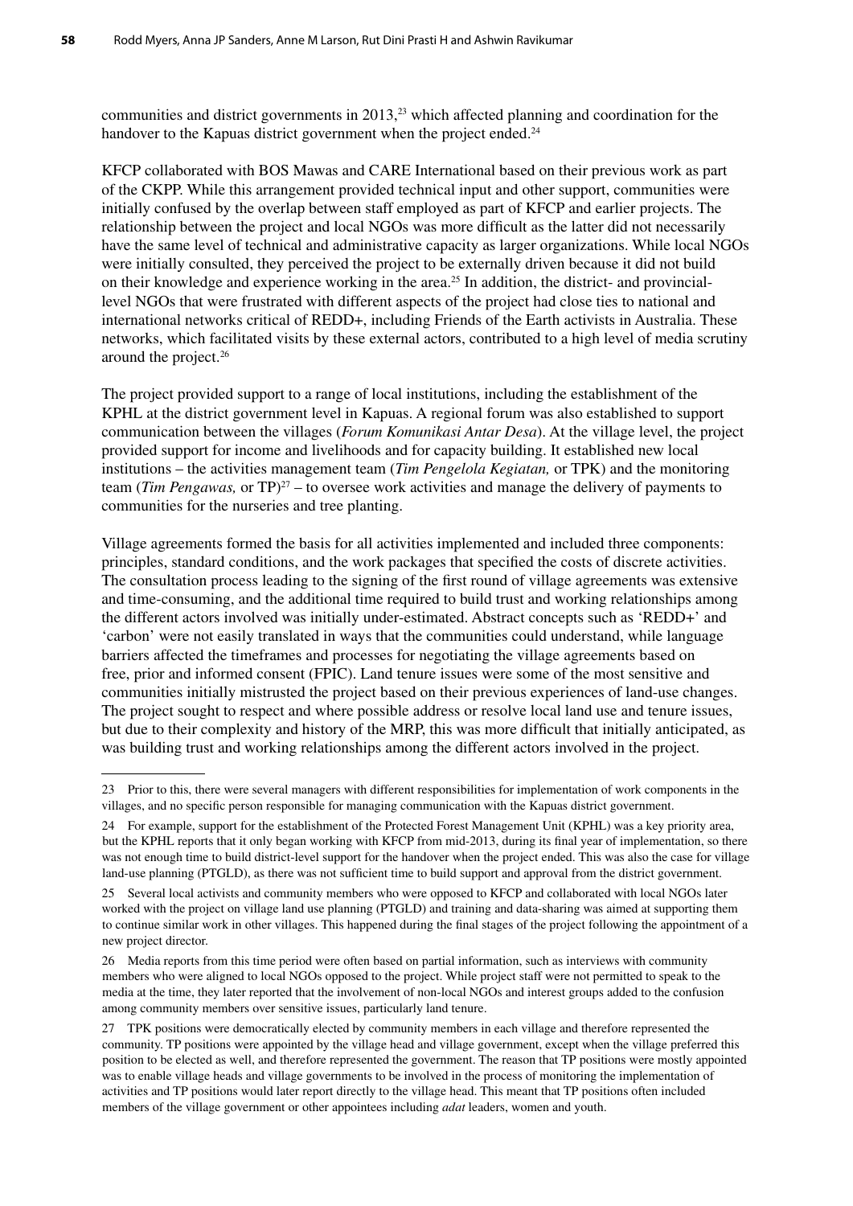communities and district governments in 2013,[23] which affected planning and coordination for the handover to the Kapuas district government when the project ended.[24]

KFCP collaborated with BOS Mawas and CARE International based on their previous work as part of the CKPP. While this arrangement provided technical input and other support, communities were initially confused by the overlap between staff employed as part of KFCP and earlier projects. The relationship between the project and local NGOs was more difficult as the latter did not necessarily have the same level of technical and administrative capacity as larger organizations. While local NGOs were initially consulted, they perceived the project to be externally driven because it did not build on their knowledge and experience working in the area.[25] In addition, the district- and provincial-level NGOs that were frustrated with different aspects of the project had close ties to national and international networks critical of REDD+, including Friends of the Earth activists in Australia. These networks, which facilitated visits by these external actors, contributed to a high level of media scrutiny around the project.[26]

The project provided support to a range of local institutions, including the establishment of the KPHL at the district government level in Kapuas. A regional forum was also established to support communication between the villages (*Forum Komunikasi Antar Desa*). At the village level, the project provided support for income and livelihoods and for capacity building. It established new local institutions – the activities management team (*Tim Pengelola Kegiatan,* or TPK) and the monitoring team (*Tim Pengawas,* or TP)[27] – to oversee work activities and manage the delivery of payments to communities for the nurseries and tree planting.

Village agreements formed the basis for all activities implemented and included three components: principles, standard conditions, and the work packages that specified the costs of discrete activities. The consultation process leading to the signing of the first round of village agreements was extensive and time-consuming, and the additional time required to build trust and working relationships among the different actors involved was initially under-estimated. Abstract concepts such as 'REDD+' and 'carbon' were not easily translated in ways that the communities could understand, while language barriers affected the timeframes and processes for negotiating the village agreements based on free, prior and informed consent (FPIC). Land tenure issues were some of the most sensitive and communities initially mistrusted the project based on their previous experiences of land-use changes. The project sought to respect and where possible address or resolve local land use and tenure issues, but due to their complexity and history of the MRP, this was more difficult that initially anticipated, as was building trust and working relationships among the different actors involved in the project.

---

23 Prior to this, there were several managers with different responsibilities for implementation of work components in the villages, and no specific person responsible for managing communication with the Kapuas district government.

24 For example, support for the establishment of the Protected Forest Management Unit (KPHL) was a key priority area, but the KPHL reports that it only began working with KFCP from mid-2013, during its final year of implementation, so there was not enough time to build district-level support for the handover when the project ended. This was also the case for village land-use planning (PTGLD), as there was not sufficient time to build support and approval from the district government.

25 Several local activists and community members who were opposed to KFCP and collaborated with local NGOs later worked with the project on village land use planning (PTGLD) and training and data-sharing was aimed at supporting them to continue similar work in other villages. This happened during the final stages of the project following the appointment of a new project director.

26 Media reports from this time period were often based on partial information, such as interviews with community members who were aligned to local NGOs opposed to the project. While project staff were not permitted to speak to the media at the time, they later reported that the involvement of non-local NGOs and interest groups added to the confusion among community members over sensitive issues, particularly land tenure.

27 TPK positions were democratically elected by community members in each village and therefore represented the community. TP positions were appointed by the village head and village government, except when the village preferred this position to be elected as well, and therefore represented the government. The reason that TP positions were mostly appointed was to enable village heads and village governments to be involved in the process of monitoring the implementation of activities and TP positions would later report directly to the village head. This meant that TP positions often included members of the village government or other appointees including *adat* leaders, women and youth.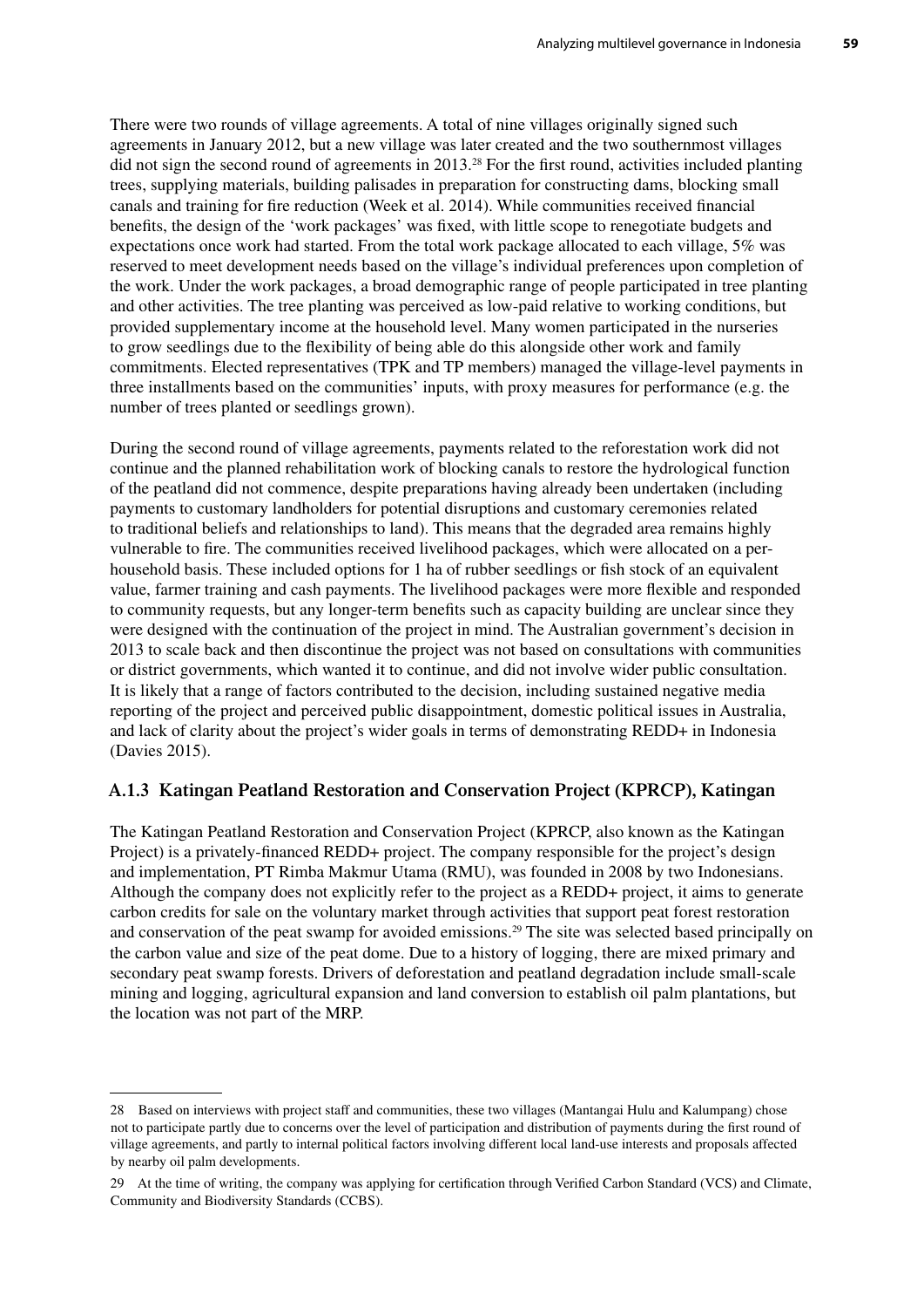There were two rounds of village agreements. A total of nine villages originally signed such agreements in January 2012, but a new village was later created and the two southernmost villages did not sign the second round of agreements in 2013.[28] For the first round, activities included planting trees, supplying materials, building palisades in preparation for constructing dams, blocking small canals and training for fire reduction (Week et al. 2014). While communities received financial benefits, the design of the 'work packages' was fixed, with little scope to renegotiate budgets and expectations once work had started. From the total work package allocated to each village, 5% was reserved to meet development needs based on the village's individual preferences upon completion of the work. Under the work packages, a broad demographic range of people participated in tree planting and other activities. The tree planting was perceived as low-paid relative to working conditions, but provided supplementary income at the household level. Many women participated in the nurseries to grow seedlings due to the flexibility of being able do this alongside other work and family commitments. Elected representatives (TPK and TP members) managed the village-level payments in three installments based on the communities' inputs, with proxy measures for performance (e.g. the number of trees planted or seedlings grown).

During the second round of village agreements, payments related to the reforestation work did not continue and the planned rehabilitation work of blocking canals to restore the hydrological function of the peatland did not commence, despite preparations having already been undertaken (including payments to customary landholders for potential disruptions and customary ceremonies related to traditional beliefs and relationships to land). This means that the degraded area remains highly vulnerable to fire. The communities received livelihood packages, which were allocated on a per-household basis. These included options for 1 ha of rubber seedlings or fish stock of an equivalent value, farmer training and cash payments. The livelihood packages were more flexible and responded to community requests, but any longer-term benefits such as capacity building are unclear since they were designed with the continuation of the project in mind. The Australian government's decision in 2013 to scale back and then discontinue the project was not based on consultations with communities or district governments, which wanted it to continue, and did not involve wider public consultation. It is likely that a range of factors contributed to the decision, including sustained negative media reporting of the project and perceived public disappointment, domestic political issues in Australia, and lack of clarity about the project's wider goals in terms of demonstrating REDD+ in Indonesia (Davies 2015).

### A.1.3 Katingan Peatland Restoration and Conservation Project (KPRCP), Katingan

The Katingan Peatland Restoration and Conservation Project (KPRCP, also known as the Katingan Project) is a privately-financed REDD+ project. The company responsible for the project's design and implementation, PT Rimba Makmur Utama (RMU), was founded in 2008 by two Indonesians. Although the company does not explicitly refer to the project as a REDD+ project, it aims to generate carbon credits for sale on the voluntary market through activities that support peat forest restoration and conservation of the peat swamp for avoided emissions.[29] The site was selected based principally on the carbon value and size of the peat dome. Due to a history of logging, there are mixed primary and secondary peat swamp forests. Drivers of deforestation and peatland degradation include small-scale mining and logging, agricultural expansion and land conversion to establish oil palm plantations, but the location was not part of the MRP.

---

28 Based on interviews with project staff and communities, these two villages (Mantangai Hulu and Kalumpang) chose not to participate partly due to concerns over the level of participation and distribution of payments during the first round of village agreements, and partly to internal political factors involving different local land-use interests and proposals affected by nearby oil palm developments.

29 At the time of writing, the company was applying for certification through Verified Carbon Standard (VCS) and Climate, Community and Biodiversity Standards (CCBS).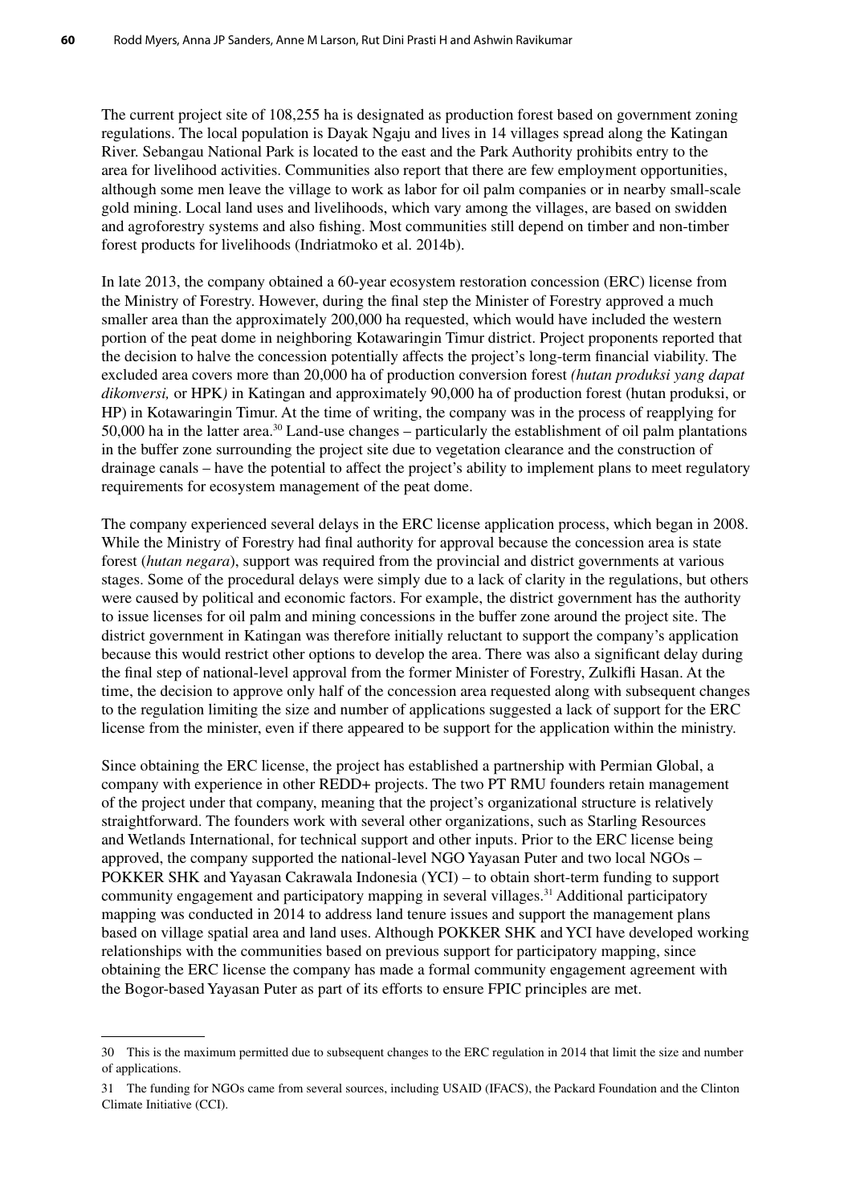The current project site of 108,255 ha is designated as production forest based on government zoning regulations. The local population is Dayak Ngaju and lives in 14 villages spread along the Katingan River. Sebangau National Park is located to the east and the Park Authority prohibits entry to the area for livelihood activities. Communities also report that there are few employment opportunities, although some men leave the village to work as labor for oil palm companies or in nearby small-scale gold mining. Local land uses and livelihoods, which vary among the villages, are based on swidden and agroforestry systems and also fishing. Most communities still depend on timber and non-timber forest products for livelihoods (Indriatmoko et al. 2014b).

In late 2013, the company obtained a 60-year ecosystem restoration concession (ERC) license from the Ministry of Forestry. However, during the final step the Minister of Forestry approved a much smaller area than the approximately 200,000 ha requested, which would have included the western portion of the peat dome in neighboring Kotawaringin Timur district. Project proponents reported that the decision to halve the concession potentially affects the project's long-term financial viability. The excluded area covers more than 20,000 ha of production conversion forest *(hutan produksi yang dapat dikonversi,* or HPK*)* in Katingan and approximately 90,000 ha of production forest (hutan produksi, or HP) in Kotawaringin Timur. At the time of writing, the company was in the process of reapplying for 50,000 ha in the latter area.[30] Land-use changes – particularly the establishment of oil palm plantations in the buffer zone surrounding the project site due to vegetation clearance and the construction of drainage canals – have the potential to affect the project's ability to implement plans to meet regulatory requirements for ecosystem management of the peat dome.

The company experienced several delays in the ERC license application process, which began in 2008. While the Ministry of Forestry had final authority for approval because the concession area is state forest (*hutan negara*), support was required from the provincial and district governments at various stages. Some of the procedural delays were simply due to a lack of clarity in the regulations, but others were caused by political and economic factors. For example, the district government has the authority to issue licenses for oil palm and mining concessions in the buffer zone around the project site. The district government in Katingan was therefore initially reluctant to support the company's application because this would restrict other options to develop the area. There was also a significant delay during the final step of national-level approval from the former Minister of Forestry, Zulkifli Hasan. At the time, the decision to approve only half of the concession area requested along with subsequent changes to the regulation limiting the size and number of applications suggested a lack of support for the ERC license from the minister, even if there appeared to be support for the application within the ministry.

Since obtaining the ERC license, the project has established a partnership with Permian Global, a company with experience in other REDD+ projects. The two PT RMU founders retain management of the project under that company, meaning that the project's organizational structure is relatively straightforward. The founders work with several other organizations, such as Starling Resources and Wetlands International, for technical support and other inputs. Prior to the ERC license being approved, the company supported the national-level NGO Yayasan Puter and two local NGOs – POKKER SHK and Yayasan Cakrawala Indonesia (YCI) – to obtain short-term funding to support community engagement and participatory mapping in several villages.[31] Additional participatory mapping was conducted in 2014 to address land tenure issues and support the management plans based on village spatial area and land uses. Although POKKER SHK and YCI have developed working relationships with the communities based on previous support for participatory mapping, since obtaining the ERC license the company has made a formal community engagement agreement with the Bogor-based Yayasan Puter as part of its efforts to ensure FPIC principles are met.

---

30 This is the maximum permitted due to subsequent changes to the ERC regulation in 2014 that limit the size and number of applications.

31 The funding for NGOs came from several sources, including USAID (IFACS), the Packard Foundation and the Clinton Climate Initiative (CCI).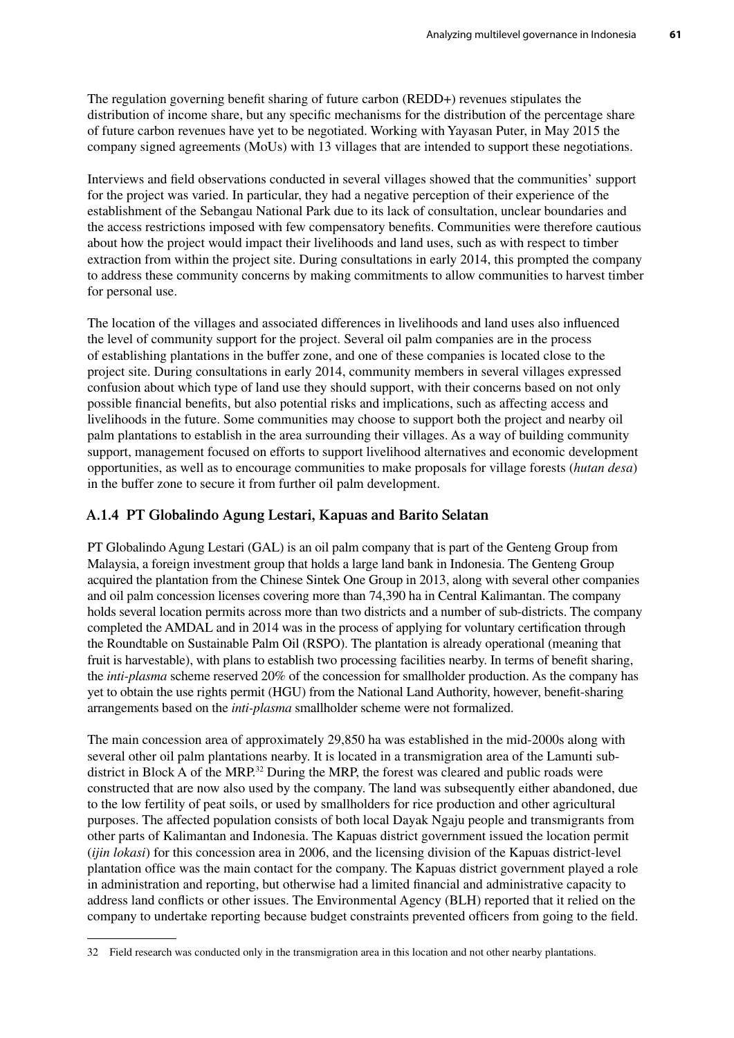The regulation governing benefit sharing of future carbon (REDD+) revenues stipulates the distribution of income share, but any specific mechanisms for the distribution of the percentage share of future carbon revenues have yet to be negotiated. Working with Yayasan Puter, in May 2015 the company signed agreements (MoUs) with 13 villages that are intended to support these negotiations.

Interviews and field observations conducted in several villages showed that the communities' support for the project was varied. In particular, they had a negative perception of their experience of the establishment of the Sebangau National Park due to its lack of consultation, unclear boundaries and the access restrictions imposed with few compensatory benefits. Communities were therefore cautious about how the project would impact their livelihoods and land uses, such as with respect to timber extraction from within the project site. During consultations in early 2014, this prompted the company to address these community concerns by making commitments to allow communities to harvest timber for personal use.

The location of the villages and associated differences in livelihoods and land uses also influenced the level of community support for the project. Several oil palm companies are in the process of establishing plantations in the buffer zone, and one of these companies is located close to the project site. During consultations in early 2014, community members in several villages expressed confusion about which type of land use they should support, with their concerns based on not only possible financial benefits, but also potential risks and implications, such as affecting access and livelihoods in the future. Some communities may choose to support both the project and nearby oil palm plantations to establish in the area surrounding their villages. As a way of building community support, management focused on efforts to support livelihood alternatives and economic development opportunities, as well as to encourage communities to make proposals for village forests (*hutan desa*) in the buffer zone to secure it from further oil palm development.

### A.1.4 PT Globalindo Agung Lestari, Kapuas and Barito Selatan

PT Globalindo Agung Lestari (GAL) is an oil palm company that is part of the Genteng Group from Malaysia, a foreign investment group that holds a large land bank in Indonesia. The Genteng Group acquired the plantation from the Chinese Sintek One Group in 2013, along with several other companies and oil palm concession licenses covering more than 74,390 ha in Central Kalimantan. The company holds several location permits across more than two districts and a number of sub-districts. The company completed the AMDAL and in 2014 was in the process of applying for voluntary certification through the Roundtable on Sustainable Palm Oil (RSPO). The plantation is already operational (meaning that fruit is harvestable), with plans to establish two processing facilities nearby. In terms of benefit sharing, the *inti-plasma* scheme reserved 20% of the concession for smallholder production. As the company has yet to obtain the use rights permit (HGU) from the National Land Authority, however, benefit-sharing arrangements based on the *inti-plasma* smallholder scheme were not formalized.

The main concession area of approximately 29,850 ha was established in the mid-2000s along with several other oil palm plantations nearby. It is located in a transmigration area of the Lamunti sub-district in Block A of the MRP.[32] During the MRP, the forest was cleared and public roads were constructed that are now also used by the company. The land was subsequently either abandoned, due to the low fertility of peat soils, or used by smallholders for rice production and other agricultural purposes. The affected population consists of both local Dayak Ngaju people and transmigrants from other parts of Kalimantan and Indonesia. The Kapuas district government issued the location permit (*ijin lokasi*) for this concession area in 2006, and the licensing division of the Kapuas district-level plantation office was the main contact for the company. The Kapuas district government played a role in administration and reporting, but otherwise had a limited financial and administrative capacity to address land conflicts or other issues. The Environmental Agency (BLH) reported that it relied on the company to undertake reporting because budget constraints prevented officers from going to the field.

---

32 Field research was conducted only in the transmigration area in this location and not other nearby plantations.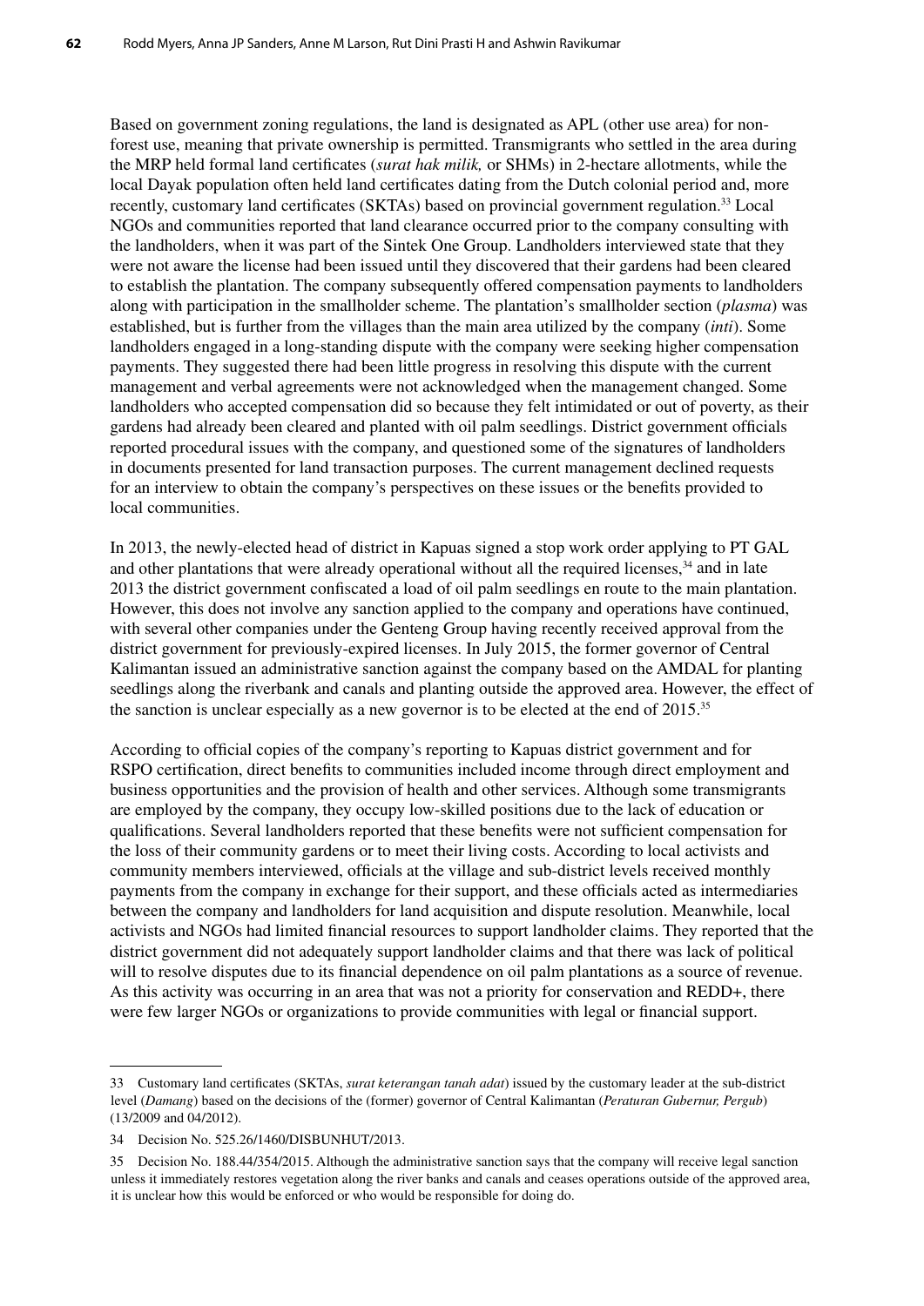Based on government zoning regulations, the land is designated as APL (other use area) for non-forest use, meaning that private ownership is permitted. Transmigrants who settled in the area during the MRP held formal land certificates (*surat hak milik,* or SHMs) in 2-hectare allotments, while the local Dayak population often held land certificates dating from the Dutch colonial period and, more recently, customary land certificates (SKTAs) based on provincial government regulation.[33] Local NGOs and communities reported that land clearance occurred prior to the company consulting with the landholders, when it was part of the Sintek One Group. Landholders interviewed state that they were not aware the license had been issued until they discovered that their gardens had been cleared to establish the plantation. The company subsequently offered compensation payments to landholders along with participation in the smallholder scheme. The plantation's smallholder section (*plasma*) was established, but is further from the villages than the main area utilized by the company (*inti*). Some landholders engaged in a long-standing dispute with the company were seeking higher compensation payments. They suggested there had been little progress in resolving this dispute with the current management and verbal agreements were not acknowledged when the management changed. Some landholders who accepted compensation did so because they felt intimidated or out of poverty, as their gardens had already been cleared and planted with oil palm seedlings. District government officials reported procedural issues with the company, and questioned some of the signatures of landholders in documents presented for land transaction purposes. The current management declined requests for an interview to obtain the company's perspectives on these issues or the benefits provided to local communities.

In 2013, the newly-elected head of district in Kapuas signed a stop work order applying to PT GAL and other plantations that were already operational without all the required licenses,[34] and in late 2013 the district government confiscated a load of oil palm seedlings en route to the main plantation. However, this does not involve any sanction applied to the company and operations have continued, with several other companies under the Genteng Group having recently received approval from the district government for previously-expired licenses. In July 2015, the former governor of Central Kalimantan issued an administrative sanction against the company based on the AMDAL for planting seedlings along the riverbank and canals and planting outside the approved area. However, the effect of the sanction is unclear especially as a new governor is to be elected at the end of 2015.[35]

According to official copies of the company's reporting to Kapuas district government and for RSPO certification, direct benefits to communities included income through direct employment and business opportunities and the provision of health and other services. Although some transmigrants are employed by the company, they occupy low-skilled positions due to the lack of education or qualifications. Several landholders reported that these benefits were not sufficient compensation for the loss of their community gardens or to meet their living costs. According to local activists and community members interviewed, officials at the village and sub-district levels received monthly payments from the company in exchange for their support, and these officials acted as intermediaries between the company and landholders for land acquisition and dispute resolution. Meanwhile, local activists and NGOs had limited financial resources to support landholder claims. They reported that the district government did not adequately support landholder claims and that there was lack of political will to resolve disputes due to its financial dependence on oil palm plantations as a source of revenue. As this activity was occurring in an area that was not a priority for conservation and REDD+, there were few larger NGOs or organizations to provide communities with legal or financial support.

---

33 Customary land certificates (SKTAs, *surat keterangan tanah adat*) issued by the customary leader at the sub-district level (*Damang*) based on the decisions of the (former) governor of Central Kalimantan (*Peraturan Gubernur, Pergub*) (13/2009 and 04/2012).

34 Decision No. 525.26/1460/DISBUNHUT/2013.

35 Decision No. 188.44/354/2015. Although the administrative sanction says that the company will receive legal sanction unless it immediately restores vegetation along the river banks and canals and ceases operations outside of the approved area, it is unclear how this would be enforced or who would be responsible for doing do.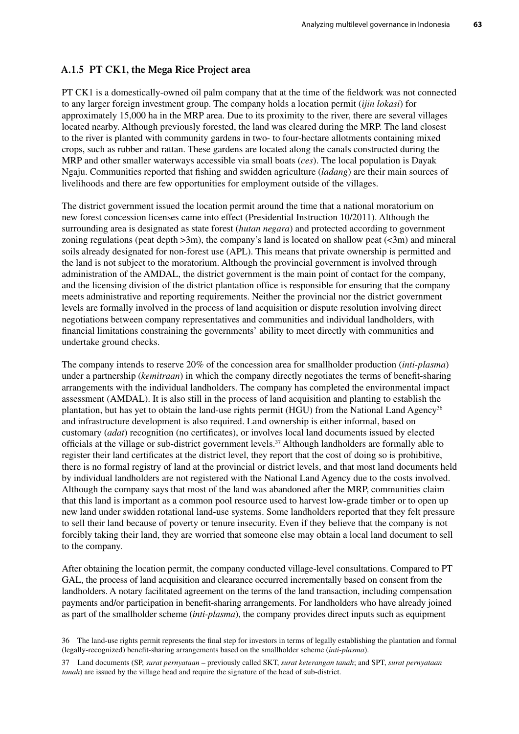### A.1.5 PT CK1, the Mega Rice Project area

PT CK1 is a domestically-owned oil palm company that at the time of the fieldwork was not connected to any larger foreign investment group. The company holds a location permit (*ijin lokasi*) for approximately 15,000 ha in the MRP area. Due to its proximity to the river, there are several villages located nearby. Although previously forested, the land was cleared during the MRP. The land closest to the river is planted with community gardens in two- to four-hectare allotments containing mixed crops, such as rubber and rattan. These gardens are located along the canals constructed during the MRP and other smaller waterways accessible via small boats (*ces*). The local population is Dayak Ngaju. Communities reported that fishing and swidden agriculture (*ladang*) are their main sources of livelihoods and there are few opportunities for employment outside of the villages.

The district government issued the location permit around the time that a national moratorium on new forest concession licenses came into effect (Presidential Instruction 10/2011). Although the surrounding area is designated as state forest (*hutan negara*) and protected according to government zoning regulations (peat depth >3m), the company's land is located on shallow peat (<3m) and mineral soils already designated for non-forest use (APL). This means that private ownership is permitted and the land is not subject to the moratorium. Although the provincial government is involved through administration of the AMDAL, the district government is the main point of contact for the company, and the licensing division of the district plantation office is responsible for ensuring that the company meets administrative and reporting requirements. Neither the provincial nor the district government levels are formally involved in the process of land acquisition or dispute resolution involving direct negotiations between company representatives and communities and individual landholders, with financial limitations constraining the governments' ability to meet directly with communities and undertake ground checks.

The company intends to reserve 20% of the concession area for smallholder production (*inti-plasma*) under a partnership (*kemitraan*) in which the company directly negotiates the terms of benefit-sharing arrangements with the individual landholders. The company has completed the environmental impact assessment (AMDAL). It is also still in the process of land acquisition and planting to establish the plantation, but has yet to obtain the land-use rights permit (HGU) from the National Land Agency[36] and infrastructure development is also required. Land ownership is either informal, based on customary (*adat*) recognition (no certificates), or involves local land documents issued by elected officials at the village or sub-district government levels.[37] Although landholders are formally able to register their land certificates at the district level, they report that the cost of doing so is prohibitive, there is no formal registry of land at the provincial or district levels, and that most land documents held by individual landholders are not registered with the National Land Agency due to the costs involved. Although the company says that most of the land was abandoned after the MRP, communities claim that this land is important as a common pool resource used to harvest low-grade timber or to open up new land under swidden rotational land-use systems. Some landholders reported that they felt pressure to sell their land because of poverty or tenure insecurity. Even if they believe that the company is not forcibly taking their land, they are worried that someone else may obtain a local land document to sell to the company.

After obtaining the location permit, the company conducted village-level consultations. Compared to PT GAL, the process of land acquisition and clearance occurred incrementally based on consent from the landholders. A notary facilitated agreement on the terms of the land transaction, including compensation payments and/or participation in benefit-sharing arrangements. For landholders who have already joined as part of the smallholder scheme (*inti-plasma*), the company provides direct inputs such as equipment

---

36 The land-use rights permit represents the final step for investors in terms of legally establishing the plantation and formal (legally-recognized) benefit-sharing arrangements based on the smallholder scheme (*inti-plasma*).

37 Land documents (SP, *surat pernyataan* – previously called SKT, *surat keterangan tanah*; and SPT, *surat pernyataan tanah*) are issued by the village head and require the signature of the head of sub-district.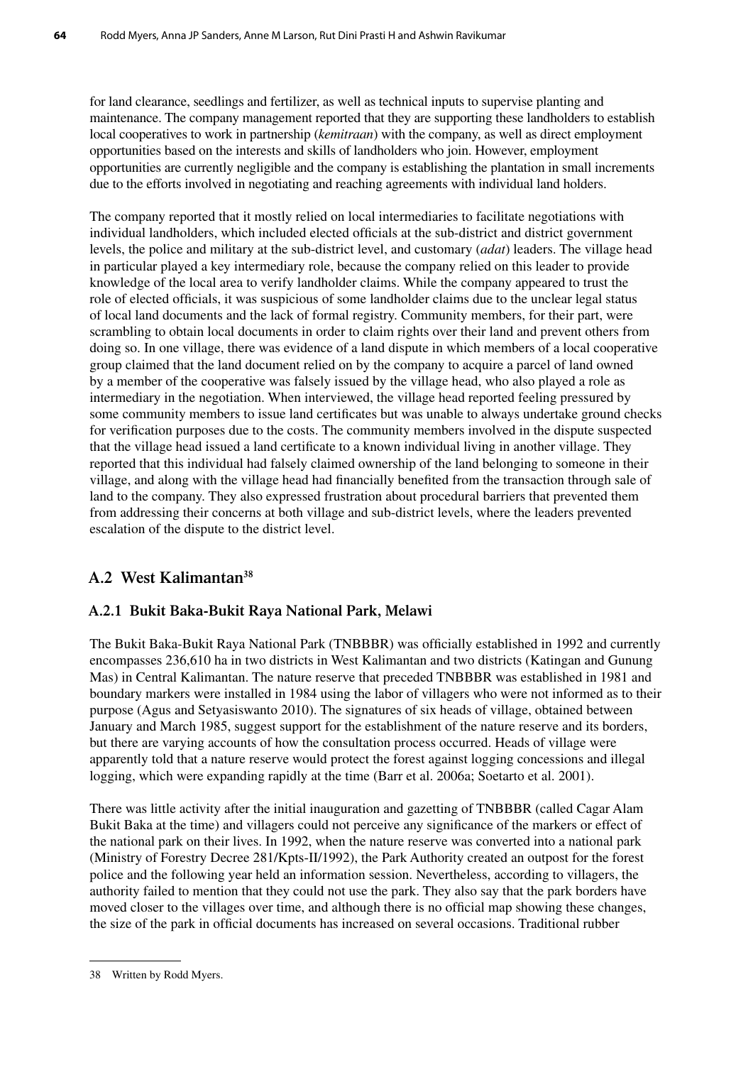for land clearance, seedlings and fertilizer, as well as technical inputs to supervise planting and maintenance. The company management reported that they are supporting these landholders to establish local cooperatives to work in partnership (*kemitraan*) with the company, as well as direct employment opportunities based on the interests and skills of landholders who join. However, employment opportunities are currently negligible and the company is establishing the plantation in small increments due to the efforts involved in negotiating and reaching agreements with individual land holders.

The company reported that it mostly relied on local intermediaries to facilitate negotiations with individual landholders, which included elected officials at the sub-district and district government levels, the police and military at the sub-district level, and customary (*adat*) leaders. The village head in particular played a key intermediary role, because the company relied on this leader to provide knowledge of the local area to verify landholder claims. While the company appeared to trust the role of elected officials, it was suspicious of some landholder claims due to the unclear legal status of local land documents and the lack of formal registry. Community members, for their part, were scrambling to obtain local documents in order to claim rights over their land and prevent others from doing so. In one village, there was evidence of a land dispute in which members of a local cooperative group claimed that the land document relied on by the company to acquire a parcel of land owned by a member of the cooperative was falsely issued by the village head, who also played a role as intermediary in the negotiation. When interviewed, the village head reported feeling pressured by some community members to issue land certificates but was unable to always undertake ground checks for verification purposes due to the costs. The community members involved in the dispute suspected that the village head issued a land certificate to a known individual living in another village. They reported that this individual had falsely claimed ownership of the land belonging to someone in their village, and along with the village head had financially benefited from the transaction through sale of land to the company. They also expressed frustration about procedural barriers that prevented them from addressing their concerns at both village and sub-district levels, where the leaders prevented escalation of the dispute to the district level.

## A.2 West Kalimantan[38]

### A.2.1 Bukit Baka-Bukit Raya National Park, Melawi

The Bukit Baka-Bukit Raya National Park (TNBBBR) was officially established in 1992 and currently encompasses 236,610 ha in two districts in West Kalimantan and two districts (Katingan and Gunung Mas) in Central Kalimantan. The nature reserve that preceded TNBBBR was established in 1981 and boundary markers were installed in 1984 using the labor of villagers who were not informed as to their purpose (Agus and Setyasiswanto 2010). The signatures of six heads of village, obtained between January and March 1985, suggest support for the establishment of the nature reserve and its borders, but there are varying accounts of how the consultation process occurred. Heads of village were apparently told that a nature reserve would protect the forest against logging concessions and illegal logging, which were expanding rapidly at the time (Barr et al. 2006a; Soetarto et al. 2001).

There was little activity after the initial inauguration and gazetting of TNBBBR (called Cagar Alam Bukit Baka at the time) and villagers could not perceive any significance of the markers or effect of the national park on their lives. In 1992, when the nature reserve was converted into a national park (Ministry of Forestry Decree 281/Kpts-II/1992), the Park Authority created an outpost for the forest police and the following year held an information session. Nevertheless, according to villagers, the authority failed to mention that they could not use the park. They also say that the park borders have moved closer to the villages over time, and although there is no official map showing these changes, the size of the park in official documents has increased on several occasions. Traditional rubber

38 Written by Rodd Myers.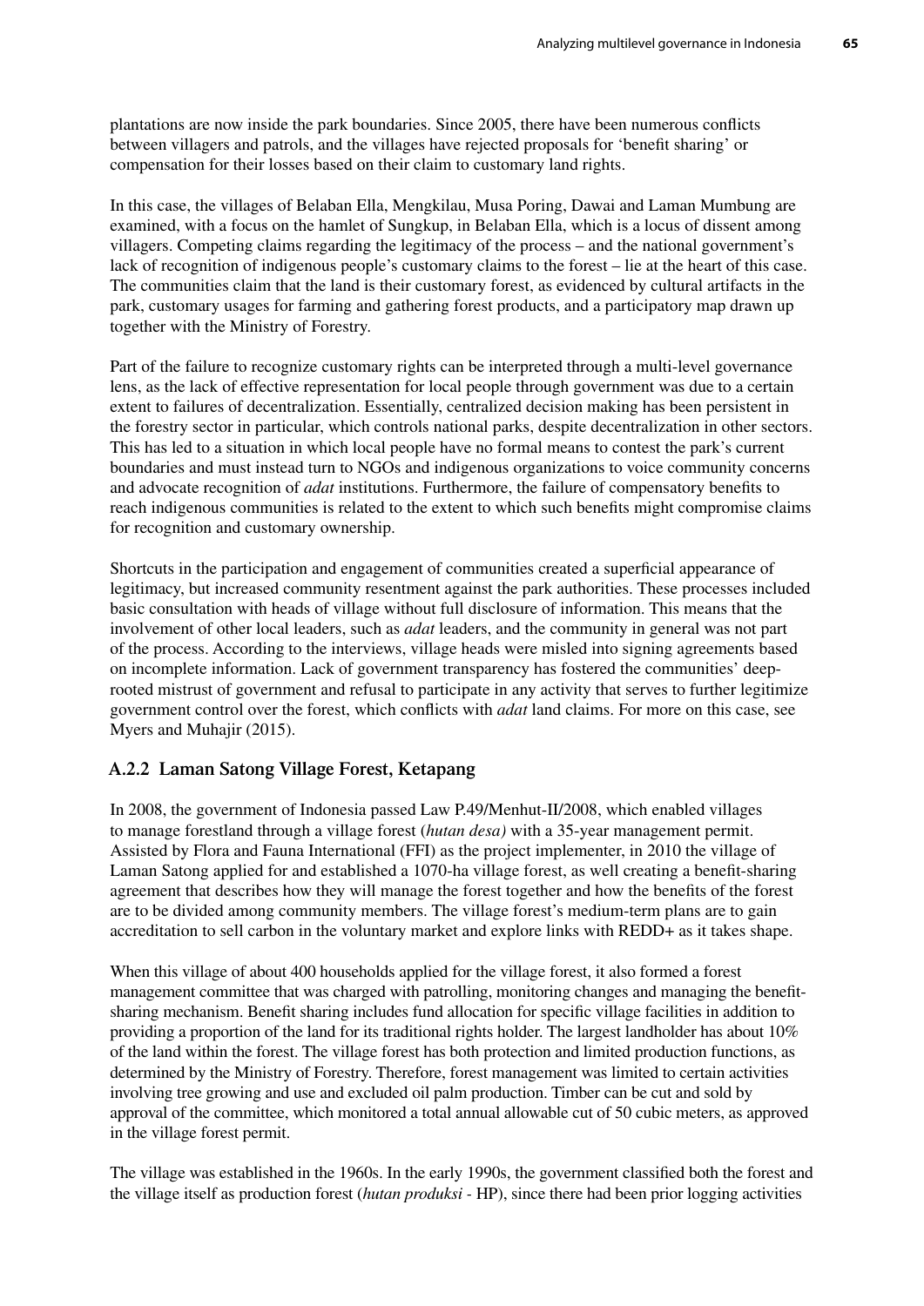plantations are now inside the park boundaries. Since 2005, there have been numerous conflicts between villagers and patrols, and the villages have rejected proposals for 'benefit sharing' or compensation for their losses based on their claim to customary land rights.

In this case, the villages of Belaban Ella, Mengkilau, Musa Poring, Dawai and Laman Mumbung are examined, with a focus on the hamlet of Sungkup, in Belaban Ella, which is a locus of dissent among villagers. Competing claims regarding the legitimacy of the process – and the national government's lack of recognition of indigenous people's customary claims to the forest – lie at the heart of this case. The communities claim that the land is their customary forest, as evidenced by cultural artifacts in the park, customary usages for farming and gathering forest products, and a participatory map drawn up together with the Ministry of Forestry.

Part of the failure to recognize customary rights can be interpreted through a multi-level governance lens, as the lack of effective representation for local people through government was due to a certain extent to failures of decentralization. Essentially, centralized decision making has been persistent in the forestry sector in particular, which controls national parks, despite decentralization in other sectors. This has led to a situation in which local people have no formal means to contest the park's current boundaries and must instead turn to NGOs and indigenous organizations to voice community concerns and advocate recognition of *adat* institutions. Furthermore, the failure of compensatory benefits to reach indigenous communities is related to the extent to which such benefits might compromise claims for recognition and customary ownership.

Shortcuts in the participation and engagement of communities created a superficial appearance of legitimacy, but increased community resentment against the park authorities. These processes included basic consultation with heads of village without full disclosure of information. This means that the involvement of other local leaders, such as *adat* leaders, and the community in general was not part of the process. According to the interviews, village heads were misled into signing agreements based on incomplete information. Lack of government transparency has fostered the communities' deep-rooted mistrust of government and refusal to participate in any activity that serves to further legitimize government control over the forest, which conflicts with *adat* land claims. For more on this case, see Myers and Muhajir (2015).

### A.2.2 Laman Satong Village Forest, Ketapang

In 2008, the government of Indonesia passed Law P.49/Menhut-II/2008, which enabled villages to manage forestland through a village forest (*hutan desa)* with a 35-year management permit. Assisted by Flora and Fauna International (FFI) as the project implementer, in 2010 the village of Laman Satong applied for and established a 1070-ha village forest, as well creating a benefit-sharing agreement that describes how they will manage the forest together and how the benefits of the forest are to be divided among community members. The village forest's medium-term plans are to gain accreditation to sell carbon in the voluntary market and explore links with REDD+ as it takes shape.

When this village of about 400 households applied for the village forest, it also formed a forest management committee that was charged with patrolling, monitoring changes and managing the benefit-sharing mechanism. Benefit sharing includes fund allocation for specific village facilities in addition to providing a proportion of the land for its traditional rights holder. The largest landholder has about 10% of the land within the forest. The village forest has both protection and limited production functions, as determined by the Ministry of Forestry. Therefore, forest management was limited to certain activities involving tree growing and use and excluded oil palm production. Timber can be cut and sold by approval of the committee, which monitored a total annual allowable cut of 50 cubic meters, as approved in the village forest permit.

The village was established in the 1960s. In the early 1990s, the government classified both the forest and the village itself as production forest (*hutan produksi* - HP), since there had been prior logging activities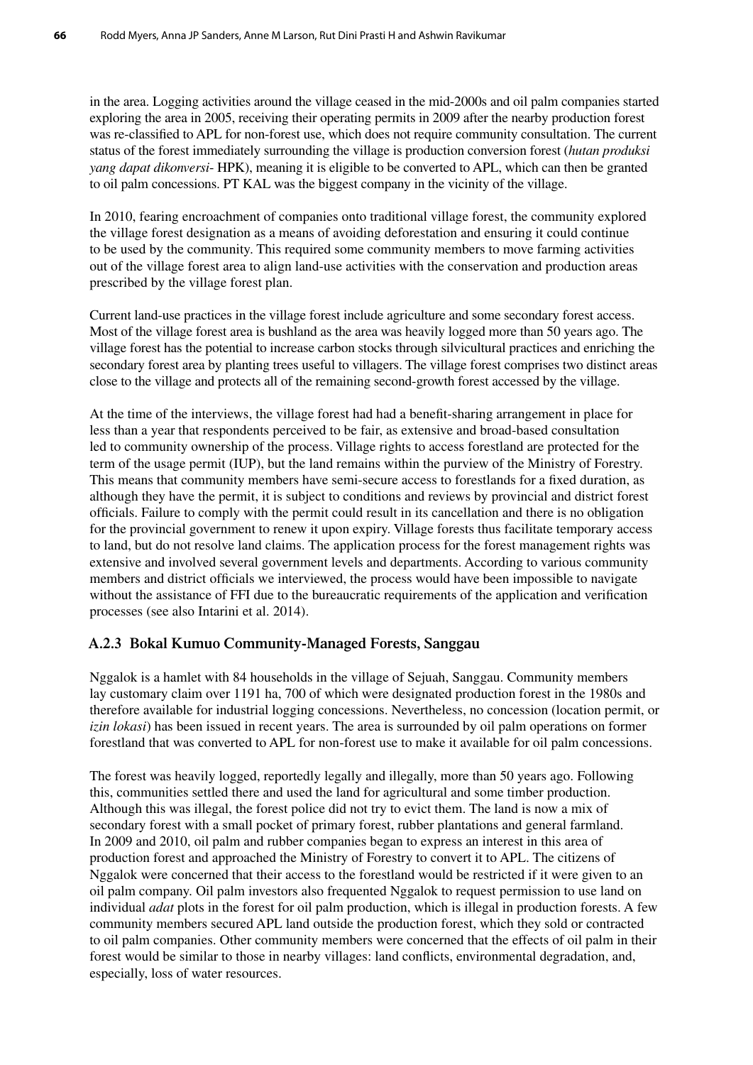in the area. Logging activities around the village ceased in the mid-2000s and oil palm companies started exploring the area in 2005, receiving their operating permits in 2009 after the nearby production forest was re-classified to APL for non-forest use, which does not require community consultation. The current status of the forest immediately surrounding the village is production conversion forest (*hutan produksi yang dapat dikonversi*- HPK), meaning it is eligible to be converted to APL, which can then be granted to oil palm concessions. PT KAL was the biggest company in the vicinity of the village.

In 2010, fearing encroachment of companies onto traditional village forest, the community explored the village forest designation as a means of avoiding deforestation and ensuring it could continue to be used by the community. This required some community members to move farming activities out of the village forest area to align land-use activities with the conservation and production areas prescribed by the village forest plan.

Current land-use practices in the village forest include agriculture and some secondary forest access. Most of the village forest area is bushland as the area was heavily logged more than 50 years ago. The village forest has the potential to increase carbon stocks through silvicultural practices and enriching the secondary forest area by planting trees useful to villagers. The village forest comprises two distinct areas close to the village and protects all of the remaining second-growth forest accessed by the village.

At the time of the interviews, the village forest had had a benefit-sharing arrangement in place for less than a year that respondents perceived to be fair, as extensive and broad-based consultation led to community ownership of the process. Village rights to access forestland are protected for the term of the usage permit (IUP), but the land remains within the purview of the Ministry of Forestry. This means that community members have semi-secure access to forestlands for a fixed duration, as although they have the permit, it is subject to conditions and reviews by provincial and district forest officials. Failure to comply with the permit could result in its cancellation and there is no obligation for the provincial government to renew it upon expiry. Village forests thus facilitate temporary access to land, but do not resolve land claims. The application process for the forest management rights was extensive and involved several government levels and departments. According to various community members and district officials we interviewed, the process would have been impossible to navigate without the assistance of FFI due to the bureaucratic requirements of the application and verification processes (see also Intarini et al. 2014).

### A.2.3 Bokal Kumuo Community-Managed Forests, Sanggau

Nggalok is a hamlet with 84 households in the village of Sejuah, Sanggau. Community members lay customary claim over 1191 ha, 700 of which were designated production forest in the 1980s and therefore available for industrial logging concessions. Nevertheless, no concession (location permit, or *izin lokasi*) has been issued in recent years. The area is surrounded by oil palm operations on former forestland that was converted to APL for non-forest use to make it available for oil palm concessions.

The forest was heavily logged, reportedly legally and illegally, more than 50 years ago. Following this, communities settled there and used the land for agricultural and some timber production. Although this was illegal, the forest police did not try to evict them. The land is now a mix of secondary forest with a small pocket of primary forest, rubber plantations and general farmland. In 2009 and 2010, oil palm and rubber companies began to express an interest in this area of production forest and approached the Ministry of Forestry to convert it to APL. The citizens of Nggalok were concerned that their access to the forestland would be restricted if it were given to an oil palm company. Oil palm investors also frequented Nggalok to request permission to use land on individual *adat* plots in the forest for oil palm production, which is illegal in production forests. A few community members secured APL land outside the production forest, which they sold or contracted to oil palm companies. Other community members were concerned that the effects of oil palm in their forest would be similar to those in nearby villages: land conflicts, environmental degradation, and, especially, loss of water resources.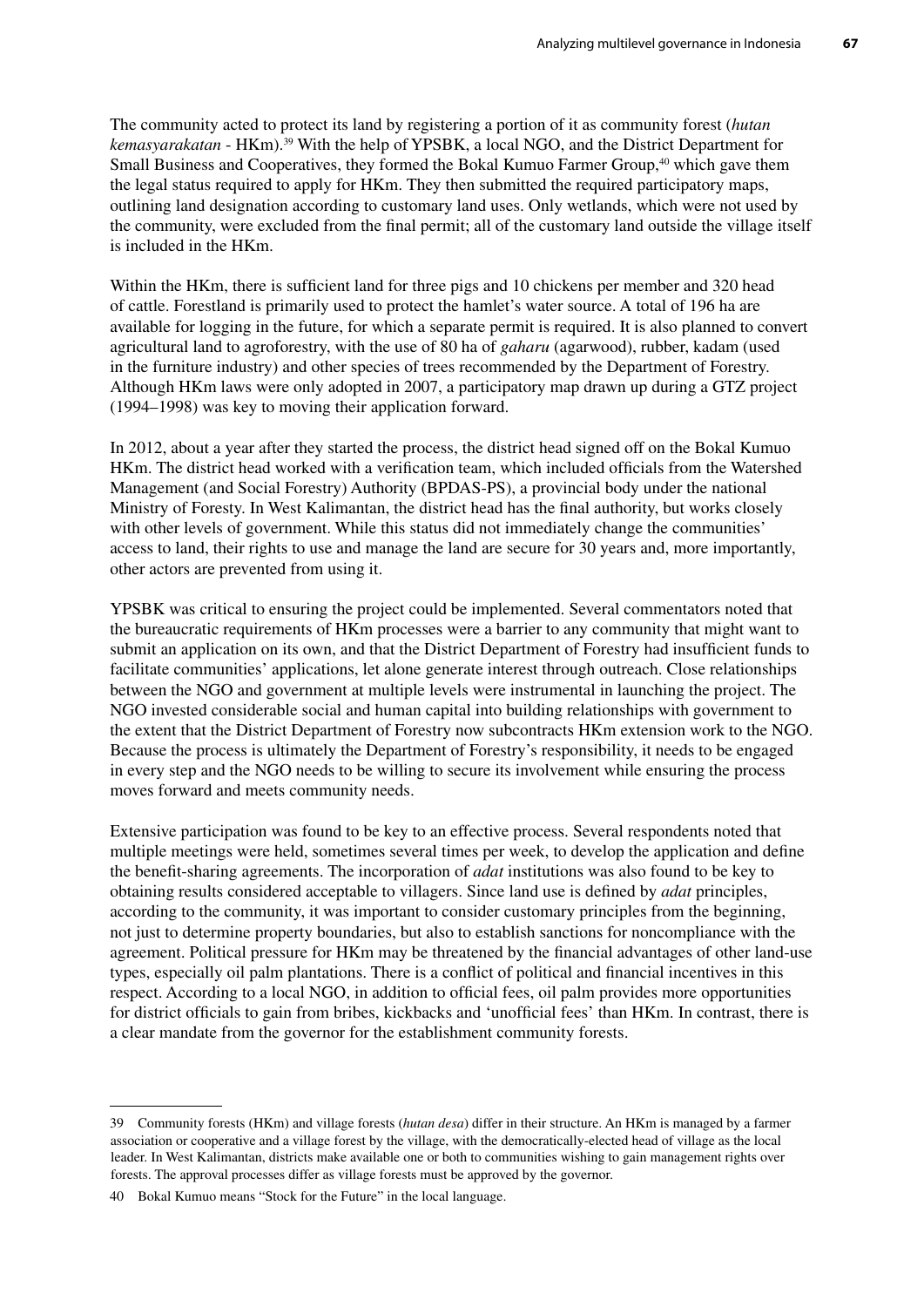The community acted to protect its land by registering a portion of it as community forest (*hutan kemasyarakatan* - HKm).[39] With the help of YPSBK, a local NGO, and the District Department for Small Business and Cooperatives, they formed the Bokal Kumuo Farmer Group,[40] which gave them the legal status required to apply for HKm. They then submitted the required participatory maps, outlining land designation according to customary land uses. Only wetlands, which were not used by the community, were excluded from the final permit; all of the customary land outside the village itself is included in the HKm.

Within the HKm, there is sufficient land for three pigs and 10 chickens per member and 320 head of cattle. Forestland is primarily used to protect the hamlet's water source. A total of 196 ha are available for logging in the future, for which a separate permit is required. It is also planned to convert agricultural land to agroforestry, with the use of 80 ha of *gaharu* (agarwood), rubber, kadam (used in the furniture industry) and other species of trees recommended by the Department of Forestry. Although HKm laws were only adopted in 2007, a participatory map drawn up during a GTZ project (1994–1998) was key to moving their application forward.

In 2012, about a year after they started the process, the district head signed off on the Bokal Kumuo HKm. The district head worked with a verification team, which included officials from the Watershed Management (and Social Forestry) Authority (BPDAS-PS), a provincial body under the national Ministry of Foresty. In West Kalimantan, the district head has the final authority, but works closely with other levels of government. While this status did not immediately change the communities' access to land, their rights to use and manage the land are secure for 30 years and, more importantly, other actors are prevented from using it.

YPSBK was critical to ensuring the project could be implemented. Several commentators noted that the bureaucratic requirements of HKm processes were a barrier to any community that might want to submit an application on its own, and that the District Department of Forestry had insufficient funds to facilitate communities' applications, let alone generate interest through outreach. Close relationships between the NGO and government at multiple levels were instrumental in launching the project. The NGO invested considerable social and human capital into building relationships with government to the extent that the District Department of Forestry now subcontracts HKm extension work to the NGO. Because the process is ultimately the Department of Forestry's responsibility, it needs to be engaged in every step and the NGO needs to be willing to secure its involvement while ensuring the process moves forward and meets community needs.

Extensive participation was found to be key to an effective process. Several respondents noted that multiple meetings were held, sometimes several times per week, to develop the application and define the benefit-sharing agreements. The incorporation of *adat* institutions was also found to be key to obtaining results considered acceptable to villagers. Since land use is defined by *adat* principles, according to the community, it was important to consider customary principles from the beginning, not just to determine property boundaries, but also to establish sanctions for noncompliance with the agreement. Political pressure for HKm may be threatened by the financial advantages of other land-use types, especially oil palm plantations. There is a conflict of political and financial incentives in this respect. According to a local NGO, in addition to official fees, oil palm provides more opportunities for district officials to gain from bribes, kickbacks and 'unofficial fees' than HKm. In contrast, there is a clear mandate from the governor for the establishment community forests.

---

39 Community forests (HKm) and village forests (*hutan desa*) differ in their structure. An HKm is managed by a farmer association or cooperative and a village forest by the village, with the democratically-elected head of village as the local leader. In West Kalimantan, districts make available one or both to communities wishing to gain management rights over forests. The approval processes differ as village forests must be approved by the governor.

40 Bokal Kumuo means "Stock for the Future" in the local language.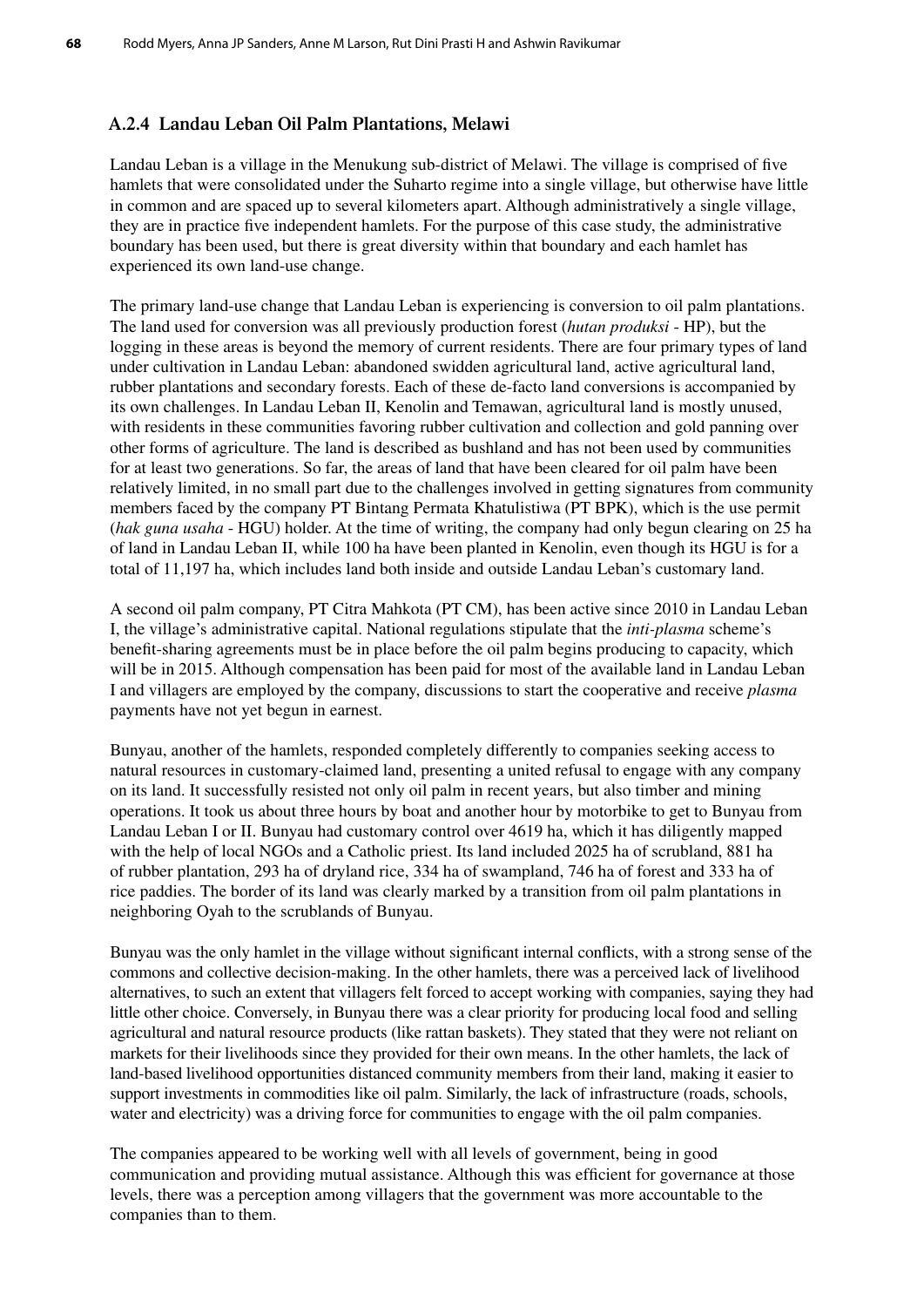### A.2.4 Landau Leban Oil Palm Plantations, Melawi

Landau Leban is a village in the Menukung sub-district of Melawi. The village is comprised of five hamlets that were consolidated under the Suharto regime into a single village, but otherwise have little in common and are spaced up to several kilometers apart. Although administratively a single village, they are in practice five independent hamlets. For the purpose of this case study, the administrative boundary has been used, but there is great diversity within that boundary and each hamlet has experienced its own land-use change.

The primary land-use change that Landau Leban is experiencing is conversion to oil palm plantations. The land used for conversion was all previously production forest (*hutan produksi* - HP), but the logging in these areas is beyond the memory of current residents. There are four primary types of land under cultivation in Landau Leban: abandoned swidden agricultural land, active agricultural land, rubber plantations and secondary forests. Each of these de-facto land conversions is accompanied by its own challenges. In Landau Leban II, Kenolin and Temawan, agricultural land is mostly unused, with residents in these communities favoring rubber cultivation and collection and gold panning over other forms of agriculture. The land is described as bushland and has not been used by communities for at least two generations. So far, the areas of land that have been cleared for oil palm have been relatively limited, in no small part due to the challenges involved in getting signatures from community members faced by the company PT Bintang Permata Khatulistiwa (PT BPK), which is the use permit (*hak guna usaha* - HGU) holder. At the time of writing, the company had only begun clearing on 25 ha of land in Landau Leban II, while 100 ha have been planted in Kenolin, even though its HGU is for a total of 11,197 ha, which includes land both inside and outside Landau Leban's customary land.

A second oil palm company, PT Citra Mahkota (PT CM), has been active since 2010 in Landau Leban I, the village's administrative capital. National regulations stipulate that the *inti-plasma* scheme's benefit-sharing agreements must be in place before the oil palm begins producing to capacity, which will be in 2015. Although compensation has been paid for most of the available land in Landau Leban I and villagers are employed by the company, discussions to start the cooperative and receive *plasma* payments have not yet begun in earnest.

Bunyau, another of the hamlets, responded completely differently to companies seeking access to natural resources in customary-claimed land, presenting a united refusal to engage with any company on its land. It successfully resisted not only oil palm in recent years, but also timber and mining operations. It took us about three hours by boat and another hour by motorbike to get to Bunyau from Landau Leban I or II. Bunyau had customary control over 4619 ha, which it has diligently mapped with the help of local NGOs and a Catholic priest. Its land included 2025 ha of scrubland, 881 ha of rubber plantation, 293 ha of dryland rice, 334 ha of swampland, 746 ha of forest and 333 ha of rice paddies. The border of its land was clearly marked by a transition from oil palm plantations in neighboring Oyah to the scrublands of Bunyau.

Bunyau was the only hamlet in the village without significant internal conflicts, with a strong sense of the commons and collective decision-making. In the other hamlets, there was a perceived lack of livelihood alternatives, to such an extent that villagers felt forced to accept working with companies, saying they had little other choice. Conversely, in Bunyau there was a clear priority for producing local food and selling agricultural and natural resource products (like rattan baskets). They stated that they were not reliant on markets for their livelihoods since they provided for their own means. In the other hamlets, the lack of land-based livelihood opportunities distanced community members from their land, making it easier to support investments in commodities like oil palm. Similarly, the lack of infrastructure (roads, schools, water and electricity) was a driving force for communities to engage with the oil palm companies.

The companies appeared to be working well with all levels of government, being in good communication and providing mutual assistance. Although this was efficient for governance at those levels, there was a perception among villagers that the government was more accountable to the companies than to them.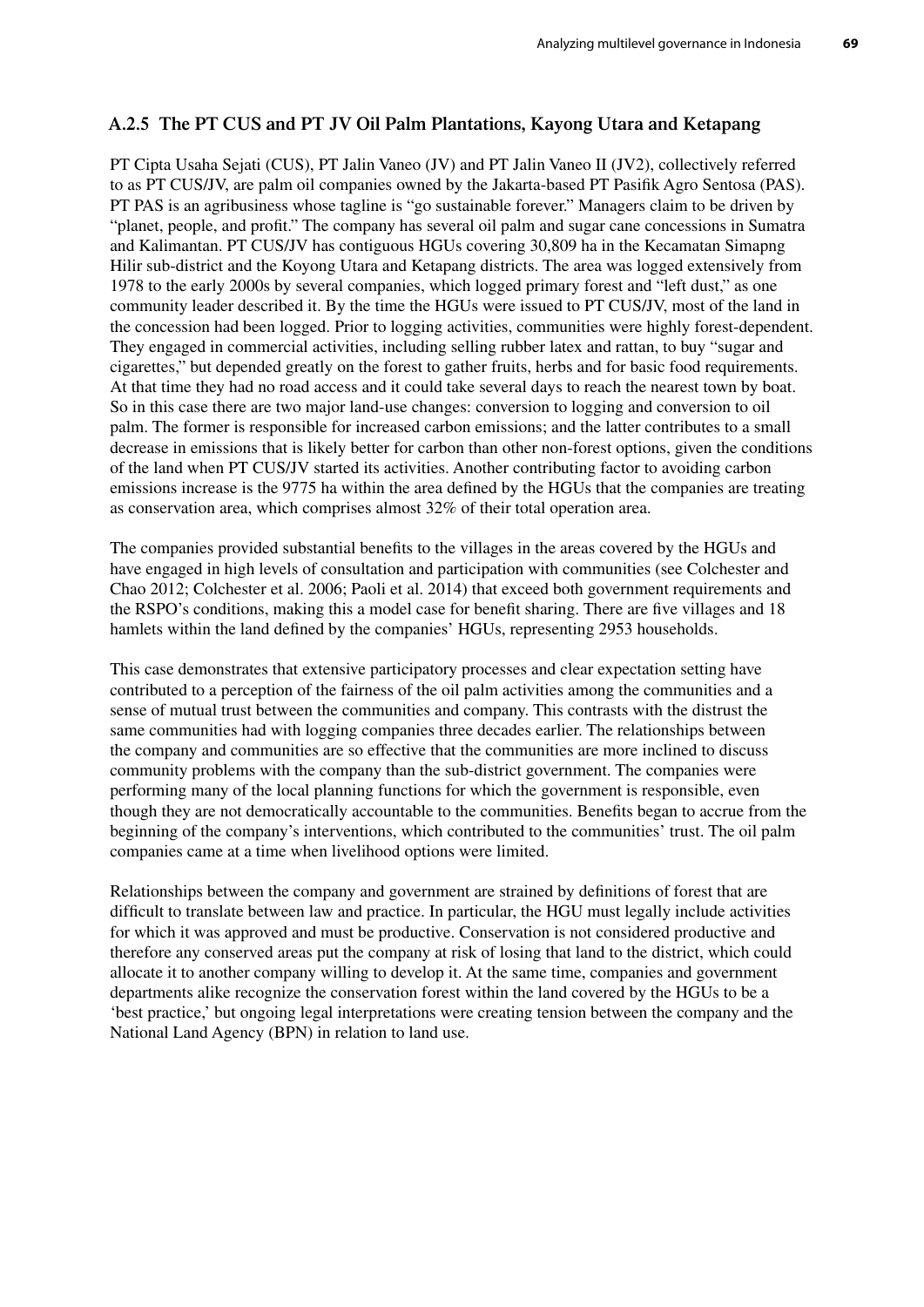### A.2.5 The PT CUS and PT JV Oil Palm Plantations, Kayong Utara and Ketapang

PT Cipta Usaha Sejati (CUS), PT Jalin Vaneo (JV) and PT Jalin Vaneo II (JV2), collectively referred to as PT CUS/JV, are palm oil companies owned by the Jakarta-based PT Pasifik Agro Sentosa (PAS). PT PAS is an agribusiness whose tagline is "go sustainable forever." Managers claim to be driven by "planet, people, and profit." The company has several oil palm and sugar cane concessions in Sumatra and Kalimantan. PT CUS/JV has contiguous HGUs covering 30,809 ha in the Kecamatan Simapng Hilir sub-district and the Koyong Utara and Ketapang districts. The area was logged extensively from 1978 to the early 2000s by several companies, which logged primary forest and "left dust," as one community leader described it. By the time the HGUs were issued to PT CUS/JV, most of the land in the concession had been logged. Prior to logging activities, communities were highly forest-dependent. They engaged in commercial activities, including selling rubber latex and rattan, to buy "sugar and cigarettes," but depended greatly on the forest to gather fruits, herbs and for basic food requirements. At that time they had no road access and it could take several days to reach the nearest town by boat. So in this case there are two major land-use changes: conversion to logging and conversion to oil palm. The former is responsible for increased carbon emissions; and the latter contributes to a small decrease in emissions that is likely better for carbon than other non-forest options, given the conditions of the land when PT CUS/JV started its activities. Another contributing factor to avoiding carbon emissions increase is the 9775 ha within the area defined by the HGUs that the companies are treating as conservation area, which comprises almost 32% of their total operation area.

The companies provided substantial benefits to the villages in the areas covered by the HGUs and have engaged in high levels of consultation and participation with communities (see Colchester and Chao 2012; Colchester et al. 2006; Paoli et al. 2014) that exceed both government requirements and the RSPO's conditions, making this a model case for benefit sharing. There are five villages and 18 hamlets within the land defined by the companies' HGUs, representing 2953 households.

This case demonstrates that extensive participatory processes and clear expectation setting have contributed to a perception of the fairness of the oil palm activities among the communities and a sense of mutual trust between the communities and company. This contrasts with the distrust the same communities had with logging companies three decades earlier. The relationships between the company and communities are so effective that the communities are more inclined to discuss community problems with the company than the sub-district government. The companies were performing many of the local planning functions for which the government is responsible, even though they are not democratically accountable to the communities. Benefits began to accrue from the beginning of the company's interventions, which contributed to the communities' trust. The oil palm companies came at a time when livelihood options were limited.

Relationships between the company and government are strained by definitions of forest that are difficult to translate between law and practice. In particular, the HGU must legally include activities for which it was approved and must be productive. Conservation is not considered productive and therefore any conserved areas put the company at risk of losing that land to the district, which could allocate it to another company willing to develop it. At the same time, companies and government departments alike recognize the conservation forest within the land covered by the HGUs to be a 'best practice,' but ongoing legal interpretations were creating tension between the company and the National Land Agency (BPN) in relation to land use.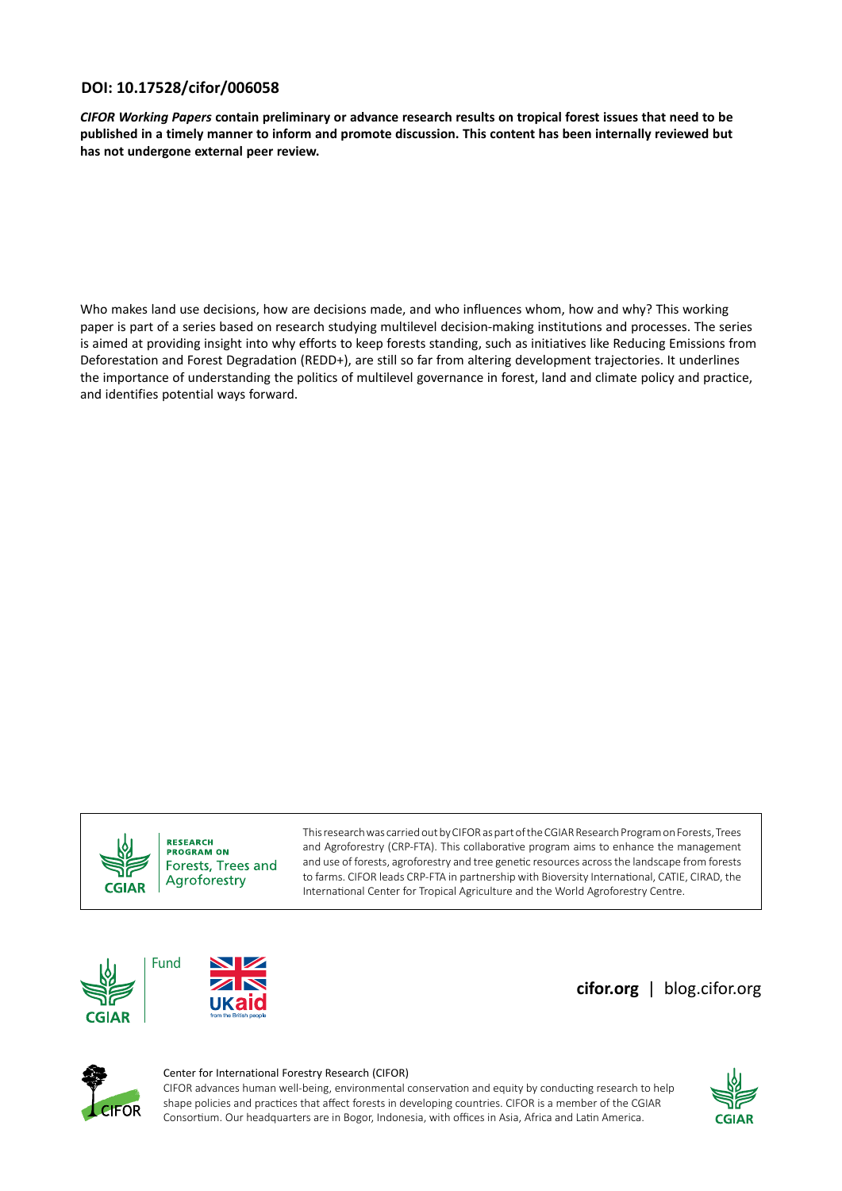**DOI: 10.17528/cifor/006058**

***CIFOR Working Papers*** **contain preliminary or advance research results on tropical forest issues that need to be published in a timely manner to inform and promote discussion. This content has been internally reviewed but has not undergone external peer review.**

Who makes land use decisions, how are decisions made, and who influences whom, how and why? This working paper is part of a series based on research studying multilevel decision-making institutions and processes. The series is aimed at providing insight into why efforts to keep forests standing, such as initiatives like Reducing Emissions from Deforestation and Forest Degradation (REDD+), are still so far from altering development trajectories. It underlines the importance of understanding the politics of multilevel governance in forest, land and climate policy and practice, and identifies potential ways forward.

RESEARCH PROGRAM ON
Forests, Trees and Agroforestry

This research was carried out by CIFOR as part of the CGIAR Research Program on Forests, Trees and Agroforestry (CRP-FTA). This collaborative program aims to enhance the management and use of forests, agroforestry and tree genetic resources across the landscape from forests to farms. CIFOR leads CRP-FTA in partnership with Bioversity International, CATIE, CIRAD, the International Center for Tropical Agriculture and the World Agroforestry Centre.

CGIAR Fund

UKaid from the British people

**cifor.org** | blog.cifor.org

Center for International Forestry Research (CIFOR)
CIFOR advances human well-being, environmental conservation and equity by conducting research to help shape policies and practices that affect forests in developing countries. CIFOR is a member of the CGIAR Consortium. Our headquarters are in Bogor, Indonesia, with offices in Asia, Africa and Latin America.